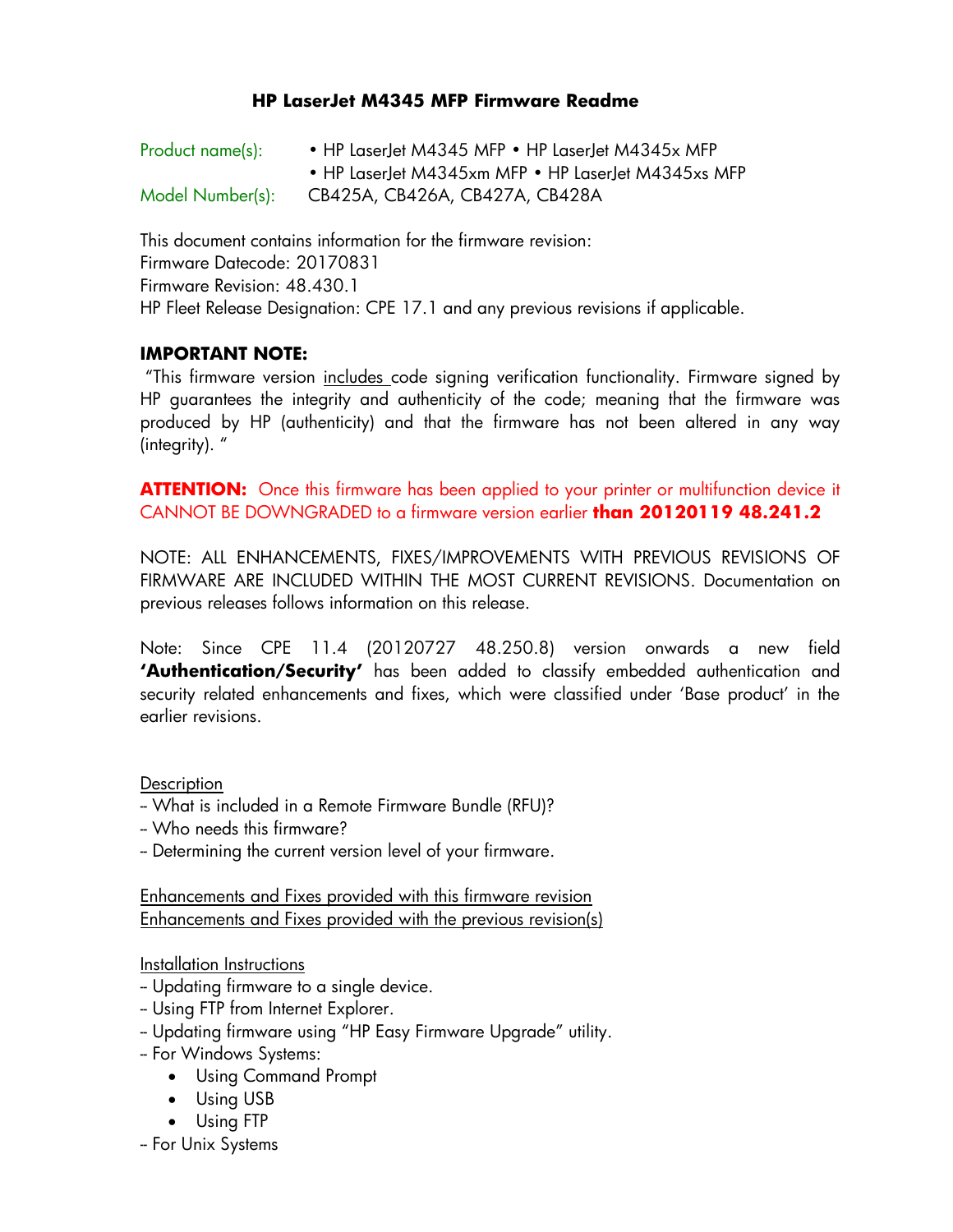# HP LaserJet M4345 MFP Firmware Readme

Product name(s): • HP LaserJet M4345 MFP • HP LaserJet M4345x MFP
• HP LaserJet M4345xm MFP • HP LaserJet M4345xs MFP

Model Number(s): CB425A, CB426A, CB427A, CB428A

This document contains information for the firmware revision:
Firmware Datecode: 20170831
Firmware Revision: 48.430.1
HP Fleet Release Designation: CPE 17.1 and any previous revisions if applicable.

**IMPORTANT NOTE:**

"This firmware version includes code signing verification functionality. Firmware signed by HP guarantees the integrity and authenticity of the code; meaning that the firmware was produced by HP (authenticity) and that the firmware has not been altered in any way (integrity). "

**ATTENTION:** Once this firmware has been applied to your printer or multifunction device it CANNOT BE DOWNGRADED to a firmware version earlier **than 20120119 48.241.2**

NOTE: ALL ENHANCEMENTS, FIXES/IMPROVEMENTS WITH PREVIOUS REVISIONS OF FIRMWARE ARE INCLUDED WITHIN THE MOST CURRENT REVISIONS. Documentation on previous releases follows information on this release.

Note: Since CPE 11.4 (20120727 48.250.8) version onwards a new field **'Authentication/Security'** has been added to classify embedded authentication and security related enhancements and fixes, which were classified under 'Base product' in the earlier revisions.

Description
-- What is included in a Remote Firmware Bundle (RFU)?
-- Who needs this firmware?
-- Determining the current version level of your firmware.

Enhancements and Fixes provided with this firmware revision
Enhancements and Fixes provided with the previous revision(s)

Installation Instructions
-- Updating firmware to a single device.
-- Using FTP from Internet Explorer.
-- Updating firmware using "HP Easy Firmware Upgrade" utility.
-- For Windows Systems:
- Using Command Prompt
- Using USB
- Using FTP

-- For Unix Systems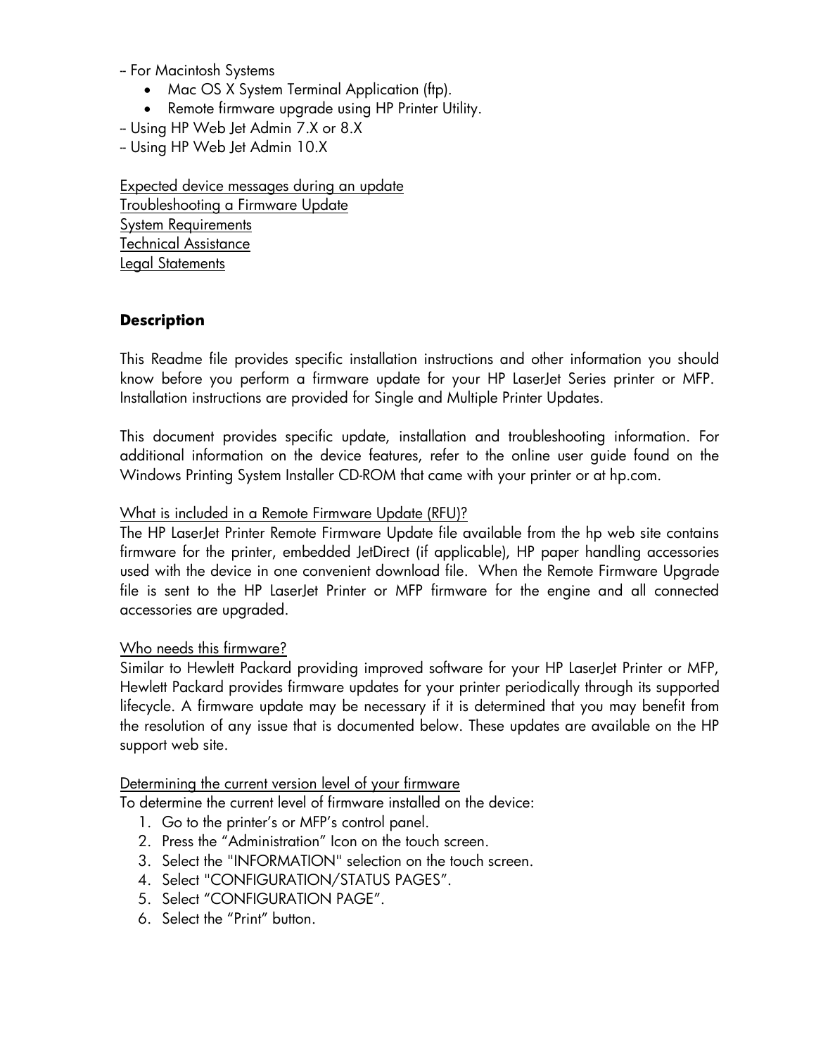– For Macintosh Systems

- Mac OS X System Terminal Application (ftp).
- Remote firmware upgrade using HP Printer Utility.

– Using HP Web Jet Admin 7.X or 8.X

– Using HP Web Jet Admin 10.X

Expected device messages during an update
Troubleshooting a Firmware Update
System Requirements
Technical Assistance
Legal Statements

## Description

This Readme file provides specific installation instructions and other information you should know before you perform a firmware update for your HP LaserJet Series printer or MFP. Installation instructions are provided for Single and Multiple Printer Updates.

This document provides specific update, installation and troubleshooting information. For additional information on the device features, refer to the online user guide found on the Windows Printing System Installer CD-ROM that came with your printer or at hp.com.

What is included in a Remote Firmware Update (RFU)?
The HP LaserJet Printer Remote Firmware Update file available from the hp web site contains firmware for the printer, embedded JetDirect (if applicable), HP paper handling accessories used with the device in one convenient download file. When the Remote Firmware Upgrade file is sent to the HP LaserJet Printer or MFP firmware for the engine and all connected accessories are upgraded.

Who needs this firmware?
Similar to Hewlett Packard providing improved software for your HP LaserJet Printer or MFP, Hewlett Packard provides firmware updates for your printer periodically through its supported lifecycle. A firmware update may be necessary if it is determined that you may benefit from the resolution of any issue that is documented below. These updates are available on the HP support web site.

Determining the current version level of your firmware
To determine the current level of firmware installed on the device:

1. Go to the printer's or MFP's control panel.
2. Press the "Administration" Icon on the touch screen.
3. Select the "INFORMATION" selection on the touch screen.
4. Select "CONFIGURATION/STATUS PAGES".
5. Select "CONFIGURATION PAGE".
6. Select the "Print" button.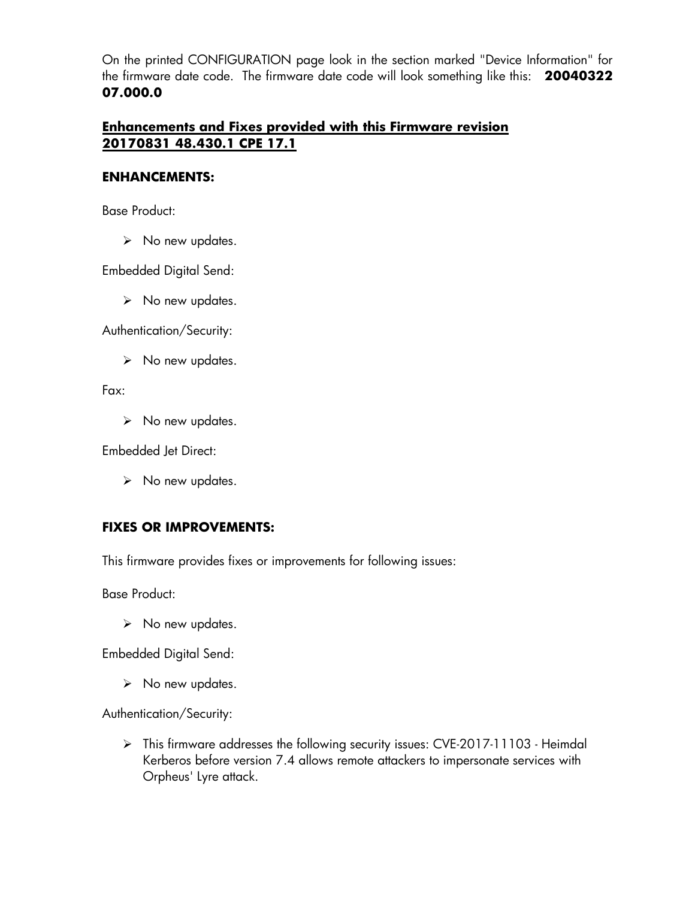On the printed CONFIGURATION page look in the section marked "Device Information" for the firmware date code. The firmware date code will look something like this: **20040322 07.000.0**

## Enhancements and Fixes provided with this Firmware revision 20170831 48.430.1 CPE 17.1

### ENHANCEMENTS:

Base Product:

- No new updates.

Embedded Digital Send:

- No new updates.

Authentication/Security:

- No new updates.

Fax:

- No new updates.

Embedded Jet Direct:

- No new updates.

### FIXES OR IMPROVEMENTS:

This firmware provides fixes or improvements for following issues:

Base Product:

- No new updates.

Embedded Digital Send:

- No new updates.

Authentication/Security:

- This firmware addresses the following security issues: CVE-2017-11103 - Heimdal Kerberos before version 7.4 allows remote attackers to impersonate services with Orpheus' Lyre attack.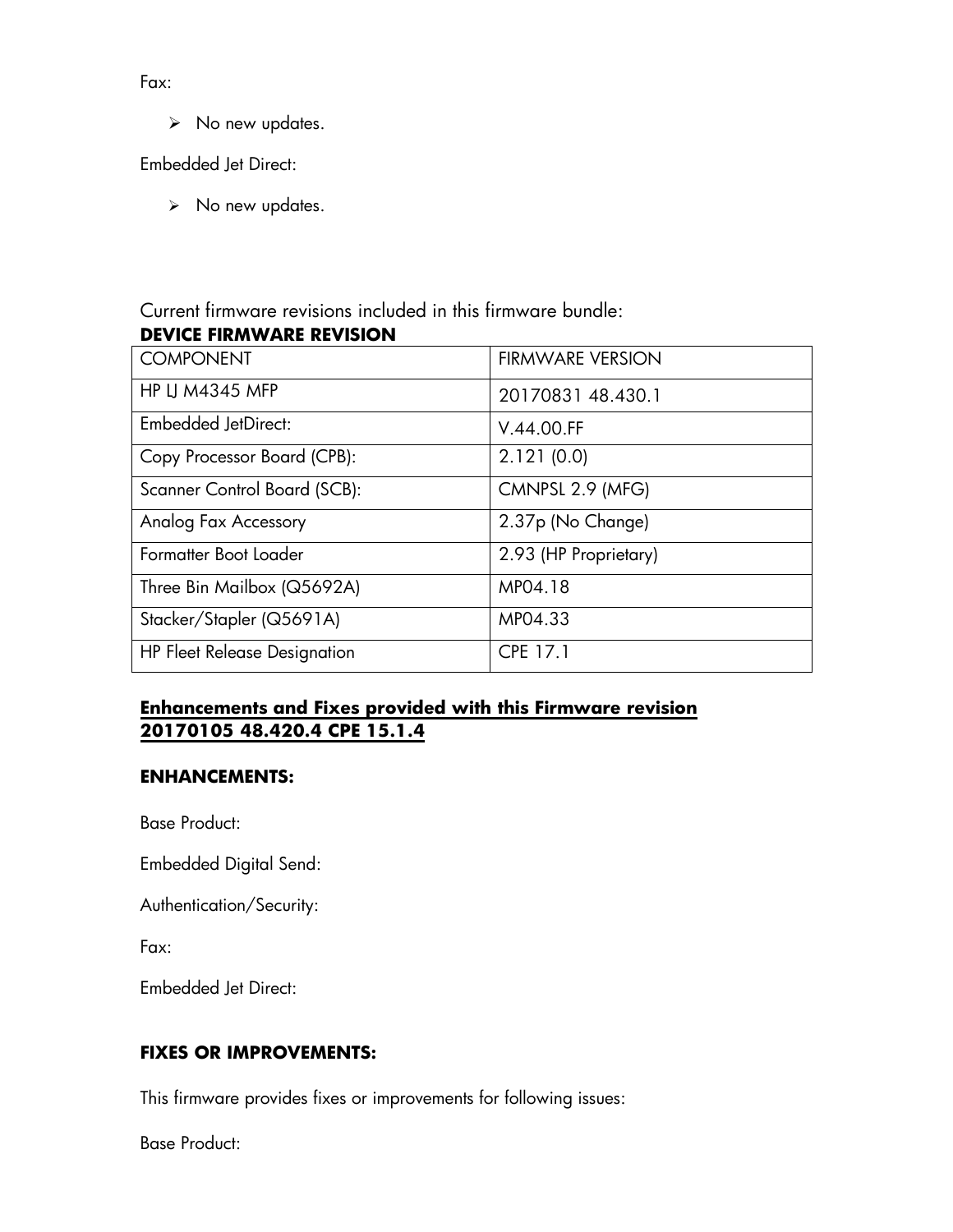Fax:

- No new updates.

Embedded Jet Direct:

- No new updates.

Current firmware revisions included in this firmware bundle:

**DEVICE FIRMWARE REVISION**

| COMPONENT | FIRMWARE VERSION |
|---|---|
| HP LJ M4345 MFP | 20170831 48.430.1 |
| Embedded JetDirect: | V.44.00.FF |
| Copy Processor Board (CPB): | 2.121 (0.0) |
| Scanner Control Board (SCB): | CMNPSL 2.9 (MFG) |
| Analog Fax Accessory | 2.37p (No Change) |
| Formatter Boot Loader | 2.93 (HP Proprietary) |
| Three Bin Mailbox (Q5692A) | MP04.18 |
| Stacker/Stapler (Q5691A) | MP04.33 |
| HP Fleet Release Designation | CPE 17.1 |

## Enhancements and Fixes provided with this Firmware revision 20170105 48.420.4 CPE 15.1.4

### ENHANCEMENTS:

Base Product:

Embedded Digital Send:

Authentication/Security:

Fax:

Embedded Jet Direct:

### FIXES OR IMPROVEMENTS:

This firmware provides fixes or improvements for following issues:

Base Product: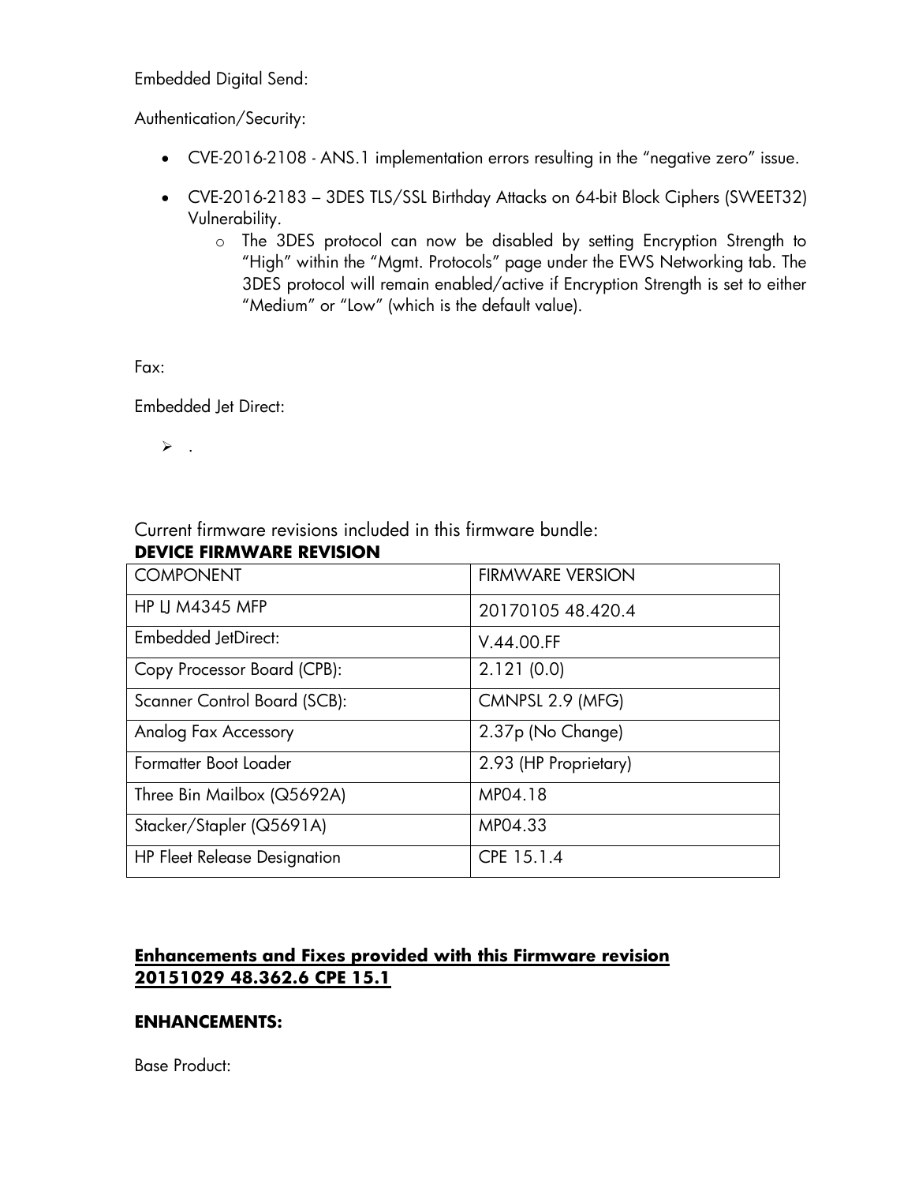Embedded Digital Send:

Authentication/Security:

- CVE-2016-2108 - ANS.1 implementation errors resulting in the “negative zero” issue.
- CVE-2016-2183 – 3DES TLS/SSL Birthday Attacks on 64-bit Block Ciphers (SWEET32) Vulnerability.
    - The 3DES protocol can now be disabled by setting Encryption Strength to “High” within the “Mgmt. Protocols” page under the EWS Networking tab. The 3DES protocol will remain enabled/active if Encryption Strength is set to either “Medium” or “Low” (which is the default value).

Fax:

Embedded Jet Direct:

- .

Current firmware revisions included in this firmware bundle:

**DEVICE FIRMWARE REVISION**

| COMPONENT | FIRMWARE VERSION |
|---|---|
| HP LJ M4345 MFP | 20170105 48.420.4 |
| Embedded JetDirect: | V.44.00.FF |
| Copy Processor Board (CPB): | 2.121 (0.0) |
| Scanner Control Board (SCB): | CMNPSL 2.9 (MFG) |
| Analog Fax Accessory | 2.37p (No Change) |
| Formatter Boot Loader | 2.93 (HP Proprietary) |
| Three Bin Mailbox (Q5692A) | MP04.18 |
| Stacker/Stapler (Q5691A) | MP04.33 |
| HP Fleet Release Designation | CPE 15.1.4 |

## Enhancements and Fixes provided with this Firmware revision 20151029 48.362.6 CPE 15.1

### ENHANCEMENTS:

Base Product: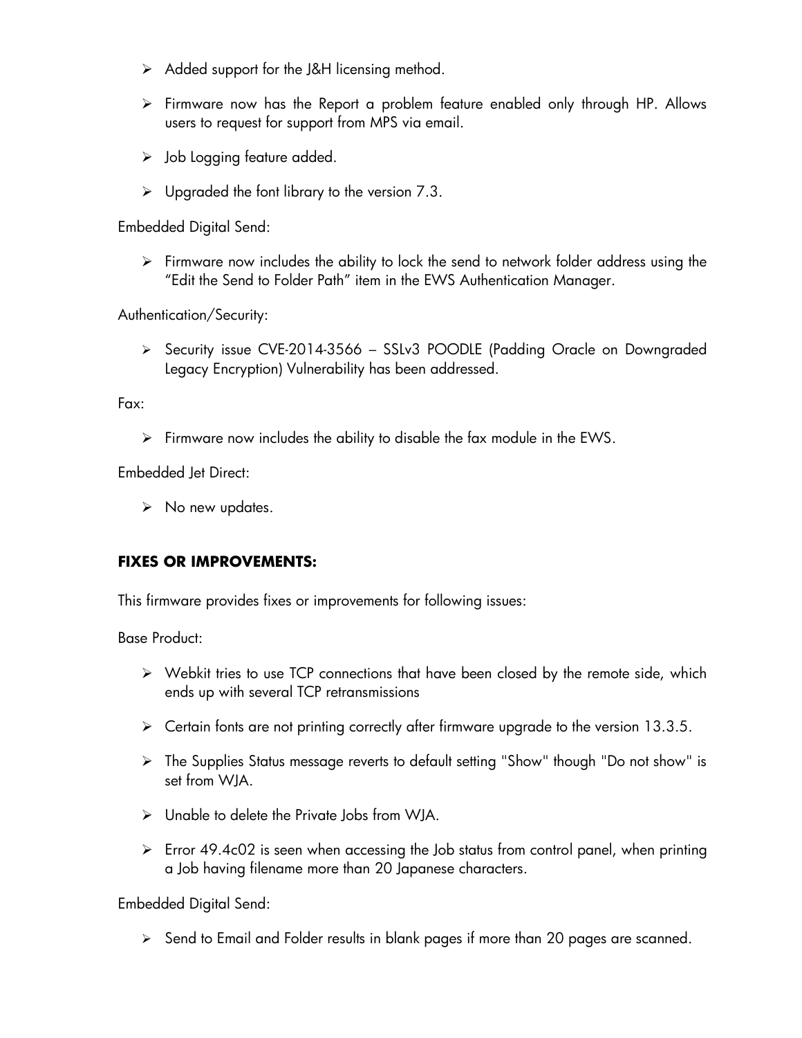- Added support for the J&H licensing method.
- Firmware now has the Report a problem feature enabled only through HP. Allows users to request for support from MPS via email.
- Job Logging feature added.
- Upgraded the font library to the version 7.3.

Embedded Digital Send:

- Firmware now includes the ability to lock the send to network folder address using the "Edit the Send to Folder Path" item in the EWS Authentication Manager.

Authentication/Security:

- Security issue CVE-2014-3566 – SSLv3 POODLE (Padding Oracle on Downgraded Legacy Encryption) Vulnerability has been addressed.

Fax:

- Firmware now includes the ability to disable the fax module in the EWS.

Embedded Jet Direct:

- No new updates.

**FIXES OR IMPROVEMENTS:**

This firmware provides fixes or improvements for following issues:

Base Product:

- Webkit tries to use TCP connections that have been closed by the remote side, which ends up with several TCP retransmissions
- Certain fonts are not printing correctly after firmware upgrade to the version 13.3.5.
- The Supplies Status message reverts to default setting "Show" though "Do not show" is set from WJA.
- Unable to delete the Private Jobs from WJA.
- Error 49.4c02 is seen when accessing the Job status from control panel, when printing a Job having filename more than 20 Japanese characters.

Embedded Digital Send:

- Send to Email and Folder results in blank pages if more than 20 pages are scanned.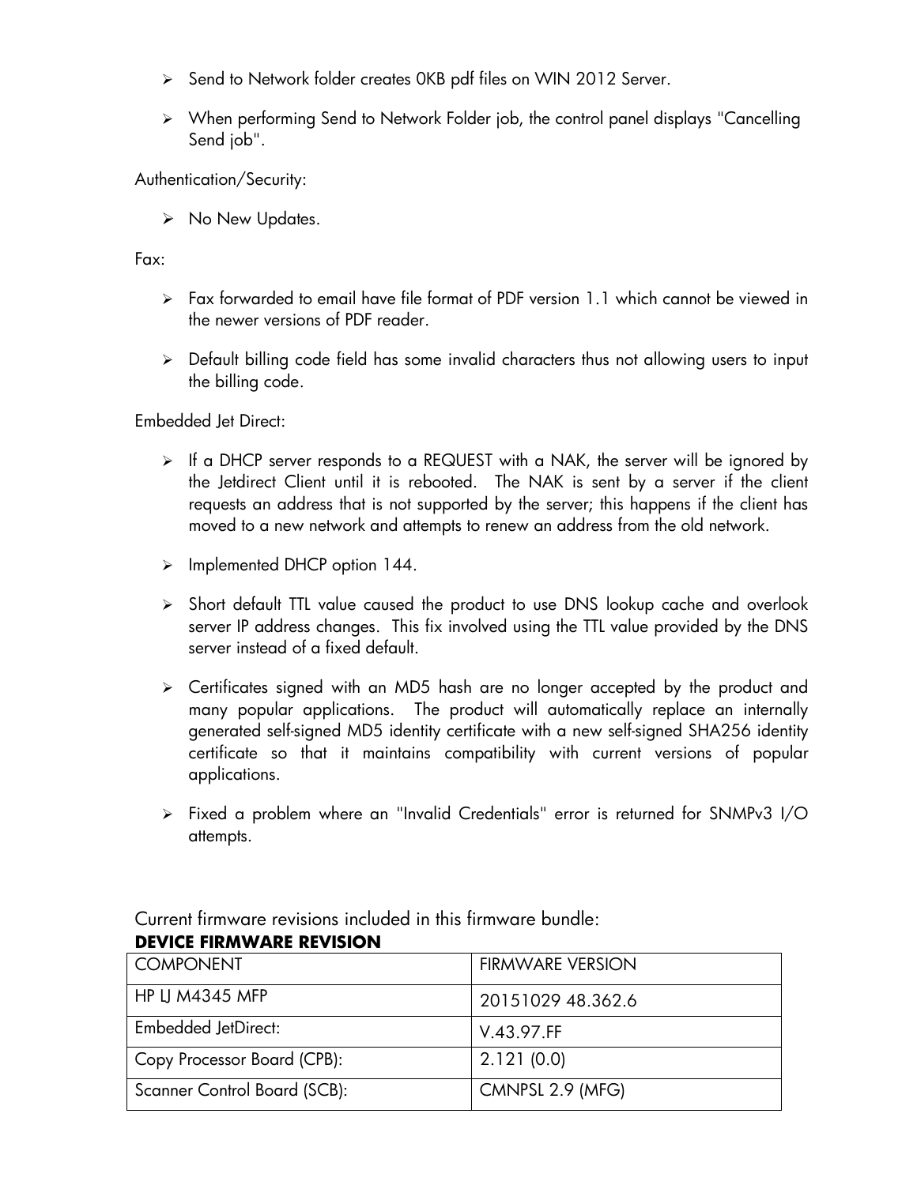- Send to Network folder creates 0KB pdf files on WIN 2012 Server.
- When performing Send to Network Folder job, the control panel displays "Cancelling Send job".

Authentication/Security:

- No New Updates.

Fax:

- Fax forwarded to email have file format of PDF version 1.1 which cannot be viewed in the newer versions of PDF reader.
- Default billing code field has some invalid characters thus not allowing users to input the billing code.

Embedded Jet Direct:

- If a DHCP server responds to a REQUEST with a NAK, the server will be ignored by the Jetdirect Client until it is rebooted. The NAK is sent by a server if the client requests an address that is not supported by the server; this happens if the client has moved to a new network and attempts to renew an address from the old network.
- Implemented DHCP option 144.
- Short default TTL value caused the product to use DNS lookup cache and overlook server IP address changes. This fix involved using the TTL value provided by the DNS server instead of a fixed default.
- Certificates signed with an MD5 hash are no longer accepted by the product and many popular applications. The product will automatically replace an internally generated self-signed MD5 identity certificate with a new self-signed SHA256 identity certificate so that it maintains compatibility with current versions of popular applications.
- Fixed a problem where an "Invalid Credentials" error is returned for SNMPv3 I/O attempts.

Current firmware revisions included in this firmware bundle:

**DEVICE FIRMWARE REVISION**

| COMPONENT | FIRMWARE VERSION |
|---|---|
| HP LJ M4345 MFP | 20151029 48.362.6 |
| Embedded JetDirect: | V.43.97.FF |
| Copy Processor Board (CPB): | 2.121 (0.0) |
| Scanner Control Board (SCB): | CMNPSL 2.9 (MFG) |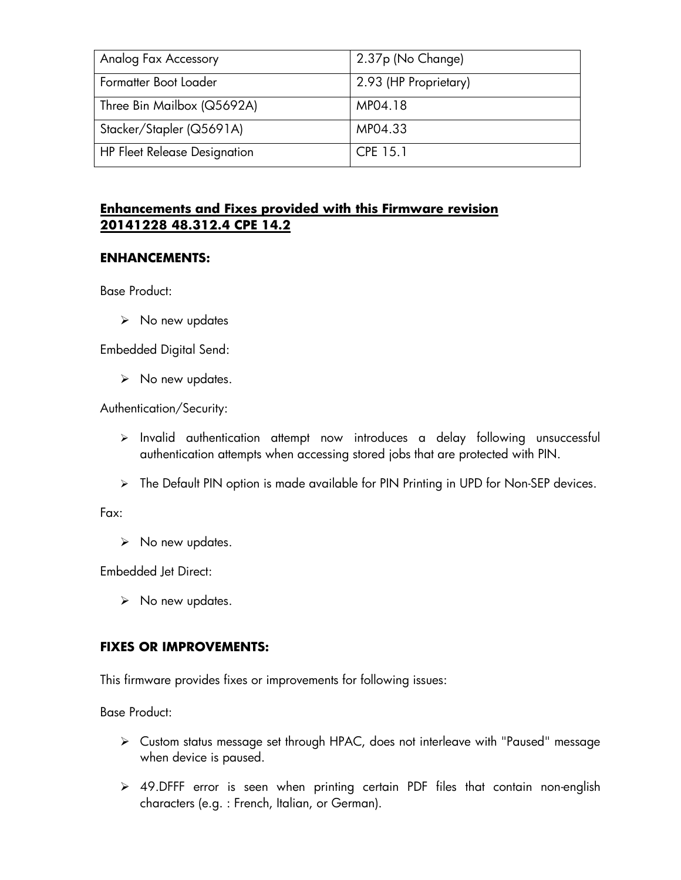| Analog Fax Accessory | 2.37p (No Change) |
| --- | --- |
| Formatter Boot Loader | 2.93 (HP Proprietary) |
| Three Bin Mailbox (Q5692A) | MP04.18 |
| Stacker/Stapler (Q5691A) | MP04.33 |
| HP Fleet Release Designation | CPE 15.1 |

## Enhancements and Fixes provided with this Firmware revision 20141228 48.312.4 CPE 14.2

### ENHANCEMENTS:

Base Product:

- No new updates

Embedded Digital Send:

- No new updates.

Authentication/Security:

- Invalid authentication attempt now introduces a delay following unsuccessful authentication attempts when accessing stored jobs that are protected with PIN.
- The Default PIN option is made available for PIN Printing in UPD for Non-SEP devices.

Fax:

- No new updates.

Embedded Jet Direct:

- No new updates.

### FIXES OR IMPROVEMENTS:

This firmware provides fixes or improvements for following issues:

Base Product:

- Custom status message set through HPAC, does not interleave with "Paused" message when device is paused.
- 49.DFFF error is seen when printing certain PDF files that contain non-english characters (e.g. : French, Italian, or German).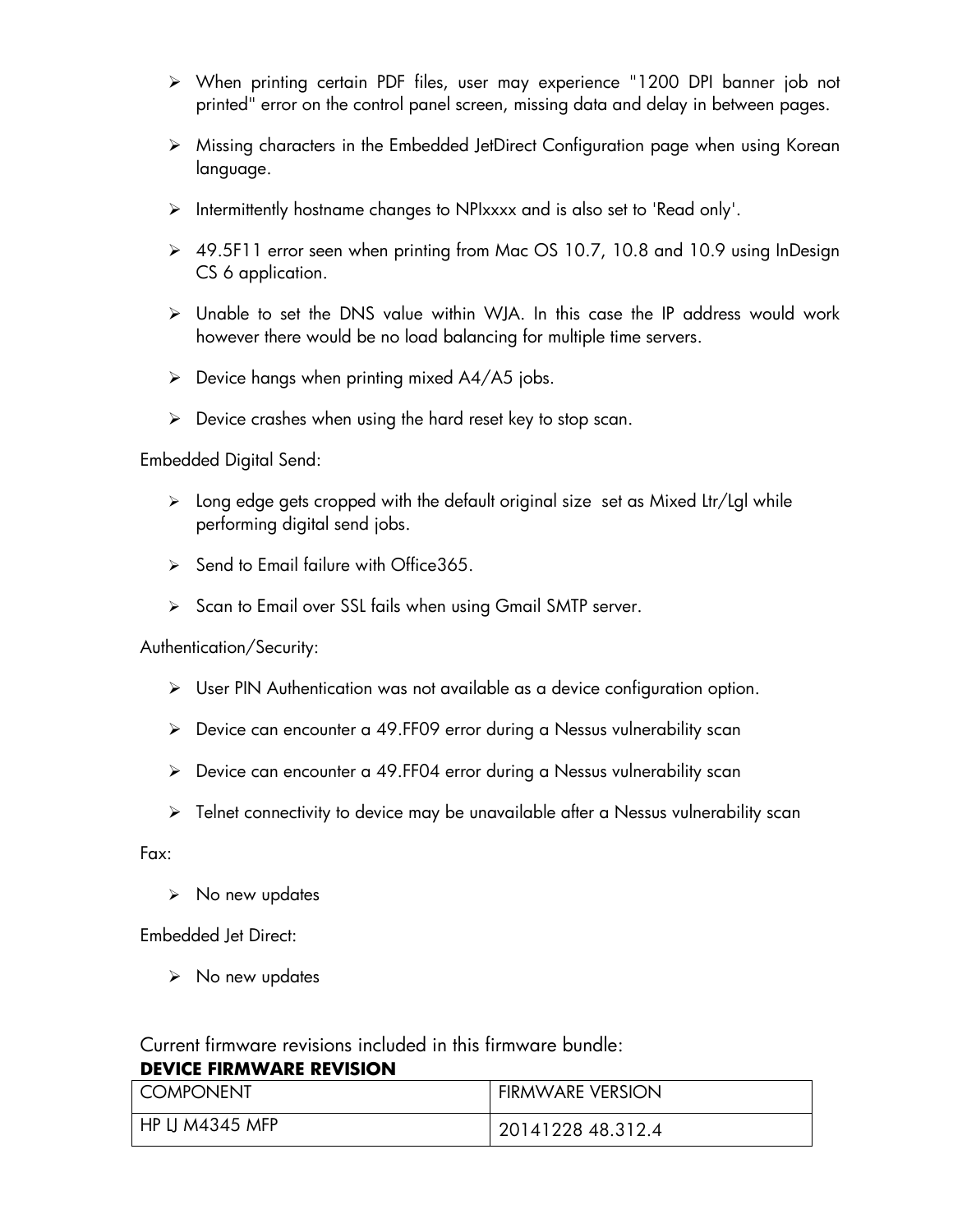- When printing certain PDF files, user may experience "1200 DPI banner job not printed" error on the control panel screen, missing data and delay in between pages.
- Missing characters in the Embedded JetDirect Configuration page when using Korean language.
- Intermittently hostname changes to NPIxxxx and is also set to 'Read only'.
- 49.5F11 error seen when printing from Mac OS 10.7, 10.8 and 10.9 using InDesign CS 6 application.
- Unable to set the DNS value within WJA. In this case the IP address would work however there would be no load balancing for multiple time servers.
- Device hangs when printing mixed A4/A5 jobs.
- Device crashes when using the hard reset key to stop scan.

Embedded Digital Send:

- Long edge gets cropped with the default original size set as Mixed Ltr/Lgl while performing digital send jobs.
- Send to Email failure with Office365.
- Scan to Email over SSL fails when using Gmail SMTP server.

Authentication/Security:

- User PIN Authentication was not available as a device configuration option.
- Device can encounter a 49.FF09 error during a Nessus vulnerability scan
- Device can encounter a 49.FF04 error during a Nessus vulnerability scan
- Telnet connectivity to device may be unavailable after a Nessus vulnerability scan

Fax:

- No new updates

Embedded Jet Direct:

- No new updates

Current firmware revisions included in this firmware bundle:

**DEVICE FIRMWARE REVISION**

| COMPONENT | FIRMWARE VERSION |
|---|---|
| HP LJ M4345 MFP | 20141228 48.312.4 |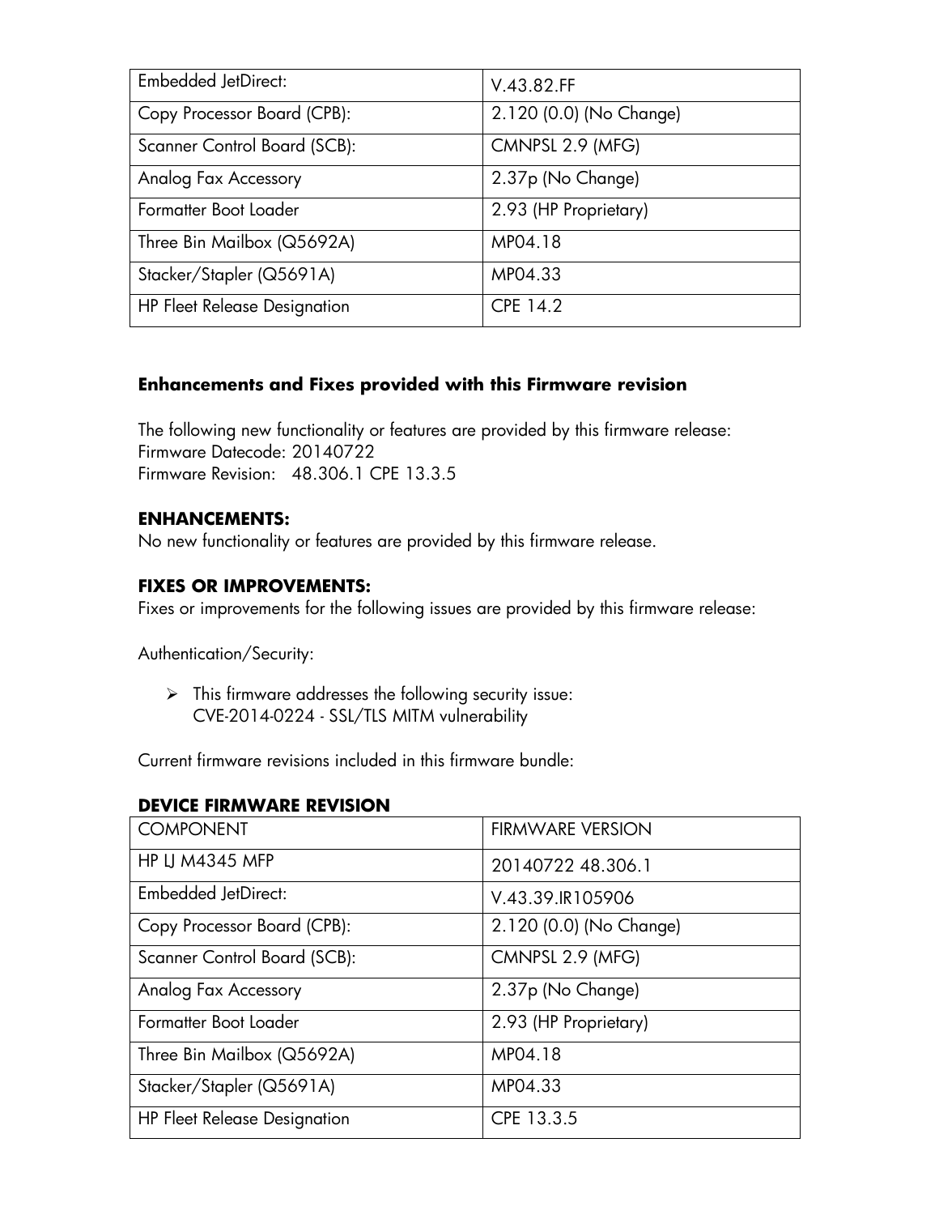| Embedded JetDirect: | V.43.82.FF |
| --- | --- |
| Copy Processor Board (CPB): | 2.120 (0.0) (No Change) |
| Scanner Control Board (SCB): | CMNPSL 2.9 (MFG) |
| Analog Fax Accessory | 2.37p (No Change) |
| Formatter Boot Loader | 2.93 (HP Proprietary) |
| Three Bin Mailbox (Q5692A) | MP04.18 |
| Stacker/Stapler (Q5691A) | MP04.33 |
| HP Fleet Release Designation | CPE 14.2 |

### Enhancements and Fixes provided with this Firmware revision

The following new functionality or features are provided by this firmware release:
Firmware Datecode: 20140722
Firmware Revision: 48.306.1 CPE 13.3.5

#### ENHANCEMENTS:

No new functionality or features are provided by this firmware release.

#### FIXES OR IMPROVEMENTS:

Fixes or improvements for the following issues are provided by this firmware release:

Authentication/Security:

- This firmware addresses the following security issue:
  CVE-2014-0224 - SSL/TLS MITM vulnerability

Current firmware revisions included in this firmware bundle:

#### DEVICE FIRMWARE REVISION

| COMPONENT | FIRMWARE VERSION |
| --- | --- |
| HP LJ M4345 MFP | 20140722 48.306.1 |
| Embedded JetDirect: | V.43.39.IR105906 |
| Copy Processor Board (CPB): | 2.120 (0.0) (No Change) |
| Scanner Control Board (SCB): | CMNPSL 2.9 (MFG) |
| Analog Fax Accessory | 2.37p (No Change) |
| Formatter Boot Loader | 2.93 (HP Proprietary) |
| Three Bin Mailbox (Q5692A) | MP04.18 |
| Stacker/Stapler (Q5691A) | MP04.33 |
| HP Fleet Release Designation | CPE 13.3.5 |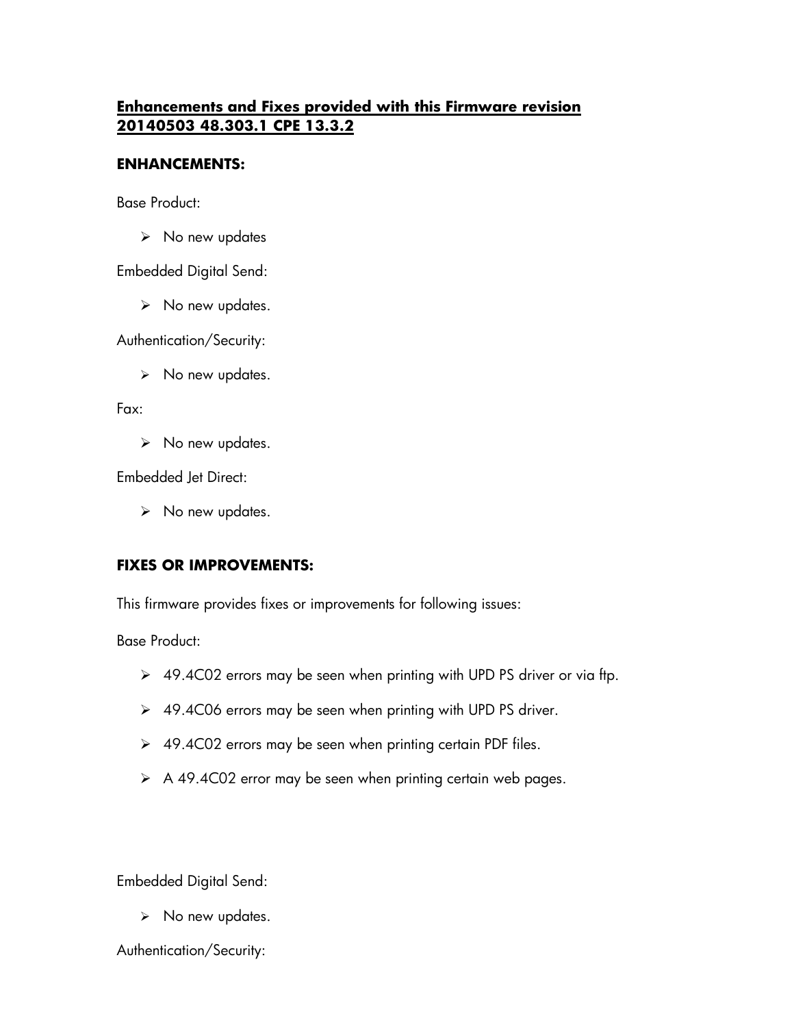## Enhancements and Fixes provided with this Firmware revision 20140503 48.303.1 CPE 13.3.2

### ENHANCEMENTS:

Base Product:

- No new updates

Embedded Digital Send:

- No new updates.

Authentication/Security:

- No new updates.

Fax:

- No new updates.

Embedded Jet Direct:

- No new updates.

### FIXES OR IMPROVEMENTS:

This firmware provides fixes or improvements for following issues:

Base Product:

- 49.4C02 errors may be seen when printing with UPD PS driver or via ftp.
- 49.4C06 errors may be seen when printing with UPD PS driver.
- 49.4C02 errors may be seen when printing certain PDF files.
- A 49.4C02 error may be seen when printing certain web pages.

Embedded Digital Send:

- No new updates.

Authentication/Security: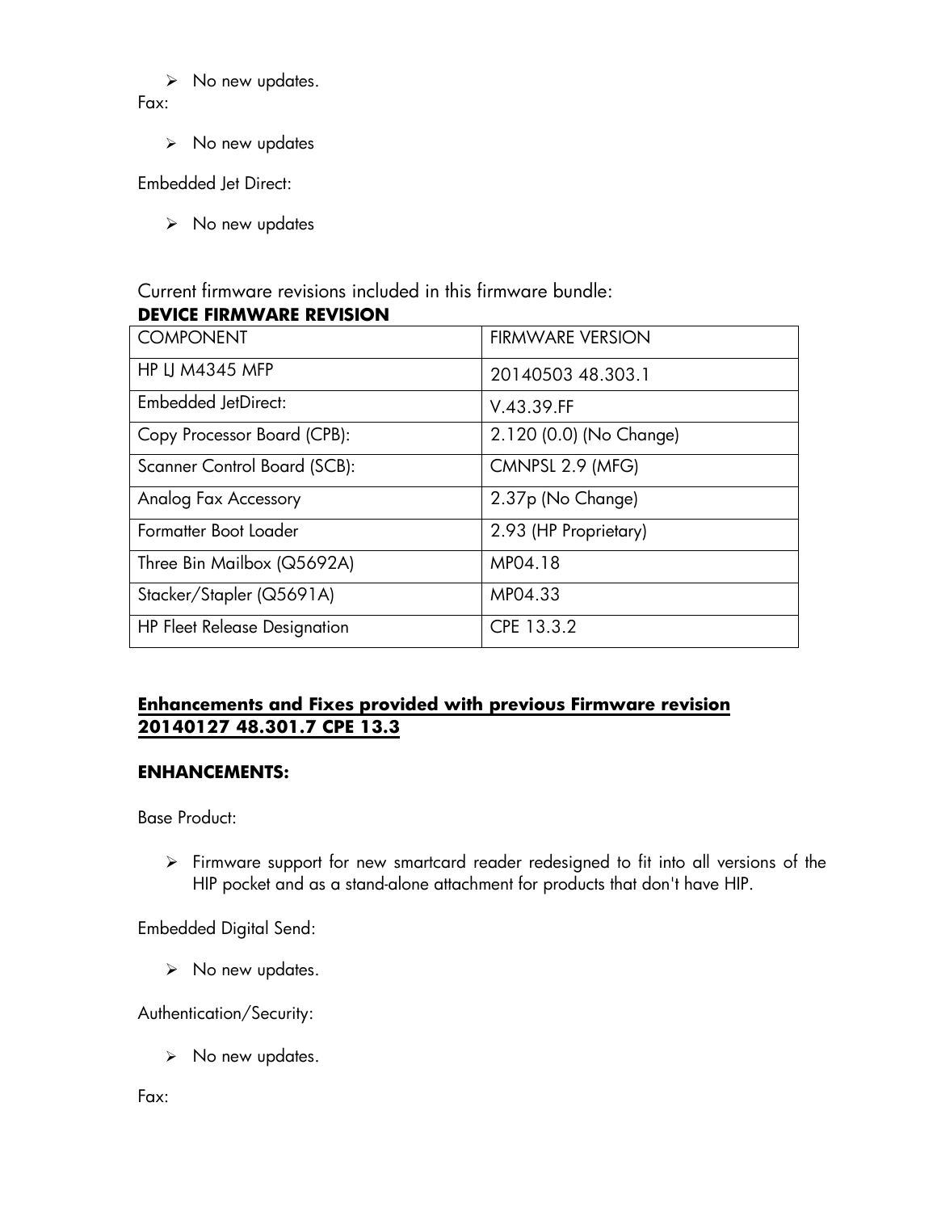- No new updates.

Fax:

- No new updates

Embedded Jet Direct:

- No new updates

Current firmware revisions included in this firmware bundle:

**DEVICE FIRMWARE REVISION**

| COMPONENT | FIRMWARE VERSION |
|---|---|
| HP LJ M4345 MFP | 20140503 48.303.1 |
| Embedded JetDirect: | V.43.39.FF |
| Copy Processor Board (CPB): | 2.120 (0.0) (No Change) |
| Scanner Control Board (SCB): | CMNPSL 2.9 (MFG) |
| Analog Fax Accessory | 2.37p (No Change) |
| Formatter Boot Loader | 2.93 (HP Proprietary) |
| Three Bin Mailbox (Q5692A) | MP04.18 |
| Stacker/Stapler (Q5691A) | MP04.33 |
| HP Fleet Release Designation | CPE 13.3.2 |

## Enhancements and Fixes provided with previous Firmware revision 20140127 48.301.7 CPE 13.3

### ENHANCEMENTS:

Base Product:

- Firmware support for new smartcard reader redesigned to fit into all versions of the HIP pocket and as a stand-alone attachment for products that don't have HIP.

Embedded Digital Send:

- No new updates.

Authentication/Security:

- No new updates.

Fax: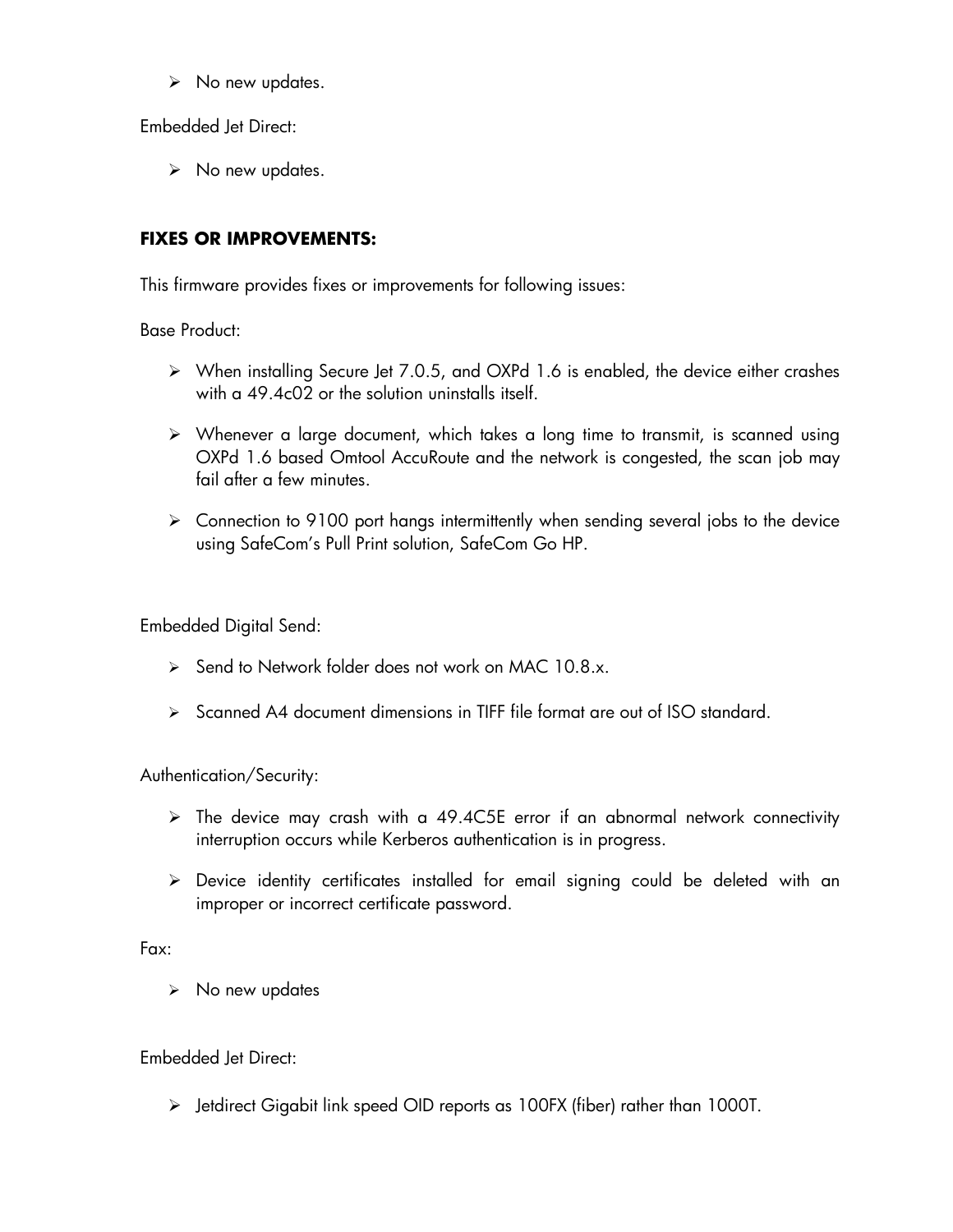- No new updates.

Embedded Jet Direct:

- No new updates.

**FIXES OR IMPROVEMENTS:**

This firmware provides fixes or improvements for following issues:

Base Product:

- When installing Secure Jet 7.0.5, and OXPd 1.6 is enabled, the device either crashes with a 49.4c02 or the solution uninstalls itself.
- Whenever a large document, which takes a long time to transmit, is scanned using OXPd 1.6 based Omtool AccuRoute and the network is congested, the scan job may fail after a few minutes.
- Connection to 9100 port hangs intermittently when sending several jobs to the device using SafeCom's Pull Print solution, SafeCom Go HP.

Embedded Digital Send:

- Send to Network folder does not work on MAC 10.8.x.
- Scanned A4 document dimensions in TIFF file format are out of ISO standard.

Authentication/Security:

- The device may crash with a 49.4C5E error if an abnormal network connectivity interruption occurs while Kerberos authentication is in progress.
- Device identity certificates installed for email signing could be deleted with an improper or incorrect certificate password.

Fax:

- No new updates

Embedded Jet Direct:

- Jetdirect Gigabit link speed OID reports as 100FX (fiber) rather than 1000T.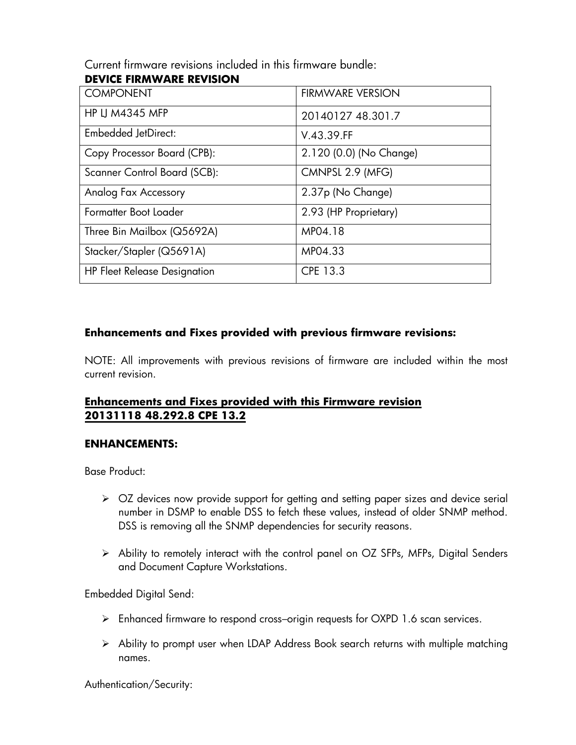Current firmware revisions included in this firmware bundle:

**DEVICE FIRMWARE REVISION**

| COMPONENT | FIRMWARE VERSION |
|---|---|
| HP LJ M4345 MFP | 20140127 48.301.7 |
| Embedded JetDirect: | V.43.39.FF |
| Copy Processor Board (CPB): | 2.120 (0.0) (No Change) |
| Scanner Control Board (SCB): | CMNPSL 2.9 (MFG) |
| Analog Fax Accessory | 2.37p (No Change) |
| Formatter Boot Loader | 2.93 (HP Proprietary) |
| Three Bin Mailbox (Q5692A) | MP04.18 |
| Stacker/Stapler (Q5691A) | MP04.33 |
| HP Fleet Release Designation | CPE 13.3 |

### **Enhancements and Fixes provided with previous firmware revisions:**

NOTE: All improvements with previous revisions of firmware are included within the most current revision.

### **Enhancements and Fixes provided with this Firmware revision 20131118 48.292.8 CPE 13.2**

### **ENHANCEMENTS:**

Base Product:

- OZ devices now provide support for getting and setting paper sizes and device serial number in DSMP to enable DSS to fetch these values, instead of older SNMP method. DSS is removing all the SNMP dependencies for security reasons.
- Ability to remotely interact with the control panel on OZ SFPs, MFPs, Digital Senders and Document Capture Workstations.

Embedded Digital Send:

- Enhanced firmware to respond cross–origin requests for OXPD 1.6 scan services.
- Ability to prompt user when LDAP Address Book search returns with multiple matching names.

Authentication/Security: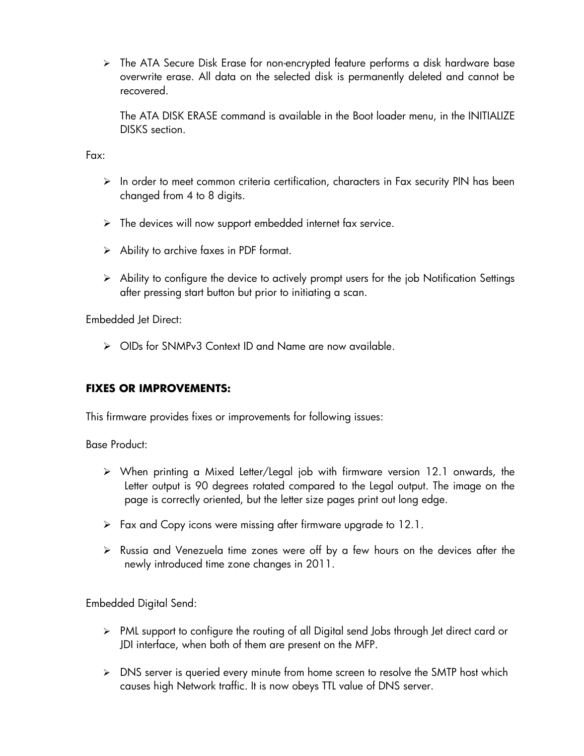- The ATA Secure Disk Erase for non-encrypted feature performs a disk hardware base overwrite erase. All data on the selected disk is permanently deleted and cannot be recovered.

  The ATA DISK ERASE command is available in the Boot loader menu, in the INITIALIZE DISKS section.

Fax:

- In order to meet common criteria certification, characters in Fax security PIN has been changed from 4 to 8 digits.
- The devices will now support embedded internet fax service.
- Ability to archive faxes in PDF format.
- Ability to configure the device to actively prompt users for the job Notification Settings after pressing start button but prior to initiating a scan.

Embedded Jet Direct:

- OIDs for SNMPv3 Context ID and Name are now available.

**FIXES OR IMPROVEMENTS:**

This firmware provides fixes or improvements for following issues:

Base Product:

- When printing a Mixed Letter/Legal job with firmware version 12.1 onwards, the Letter output is 90 degrees rotated compared to the Legal output. The image on the page is correctly oriented, but the letter size pages print out long edge.
- Fax and Copy icons were missing after firmware upgrade to 12.1.
- Russia and Venezuela time zones were off by a few hours on the devices after the newly introduced time zone changes in 2011.

Embedded Digital Send:

- PML support to configure the routing of all Digital send Jobs through Jet direct card or JDI interface, when both of them are present on the MFP.
- DNS server is queried every minute from home screen to resolve the SMTP host which causes high Network traffic. It is now obeys TTL value of DNS server.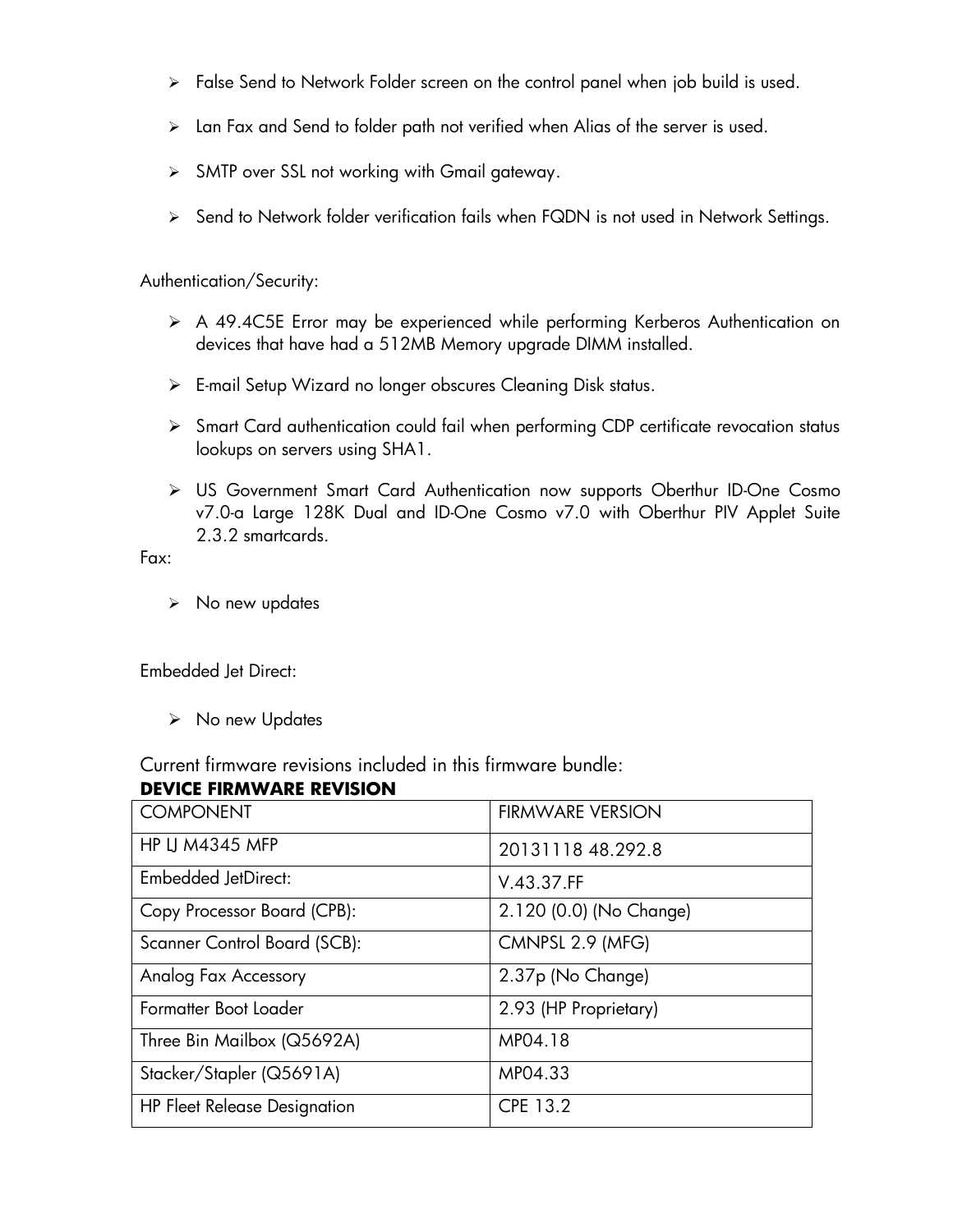- False Send to Network Folder screen on the control panel when job build is used.
- Lan Fax and Send to folder path not verified when Alias of the server is used.
- SMTP over SSL not working with Gmail gateway.
- Send to Network folder verification fails when FQDN is not used in Network Settings.

Authentication/Security:

- A 49.4C5E Error may be experienced while performing Kerberos Authentication on devices that have had a 512MB Memory upgrade DIMM installed.
- E-mail Setup Wizard no longer obscures Cleaning Disk status.
- Smart Card authentication could fail when performing CDP certificate revocation status lookups on servers using SHA1.
- US Government Smart Card Authentication now supports Oberthur ID-One Cosmo v7.0-a Large 128K Dual and ID-One Cosmo v7.0 with Oberthur PIV Applet Suite 2.3.2 smartcards.

Fax:

- No new updates

Embedded Jet Direct:

- No new Updates

Current firmware revisions included in this firmware bundle:

**DEVICE FIRMWARE REVISION**

| COMPONENT | FIRMWARE VERSION |
|---|---|
| HP LJ M4345 MFP | 20131118 48.292.8 |
| Embedded JetDirect: | V.43.37.FF |
| Copy Processor Board (CPB): | 2.120 (0.0) (No Change) |
| Scanner Control Board (SCB): | CMNPSL 2.9 (MFG) |
| Analog Fax Accessory | 2.37p (No Change) |
| Formatter Boot Loader | 2.93 (HP Proprietary) |
| Three Bin Mailbox (Q5692A) | MP04.18 |
| Stacker/Stapler (Q5691A) | MP04.33 |
| HP Fleet Release Designation | CPE 13.2 |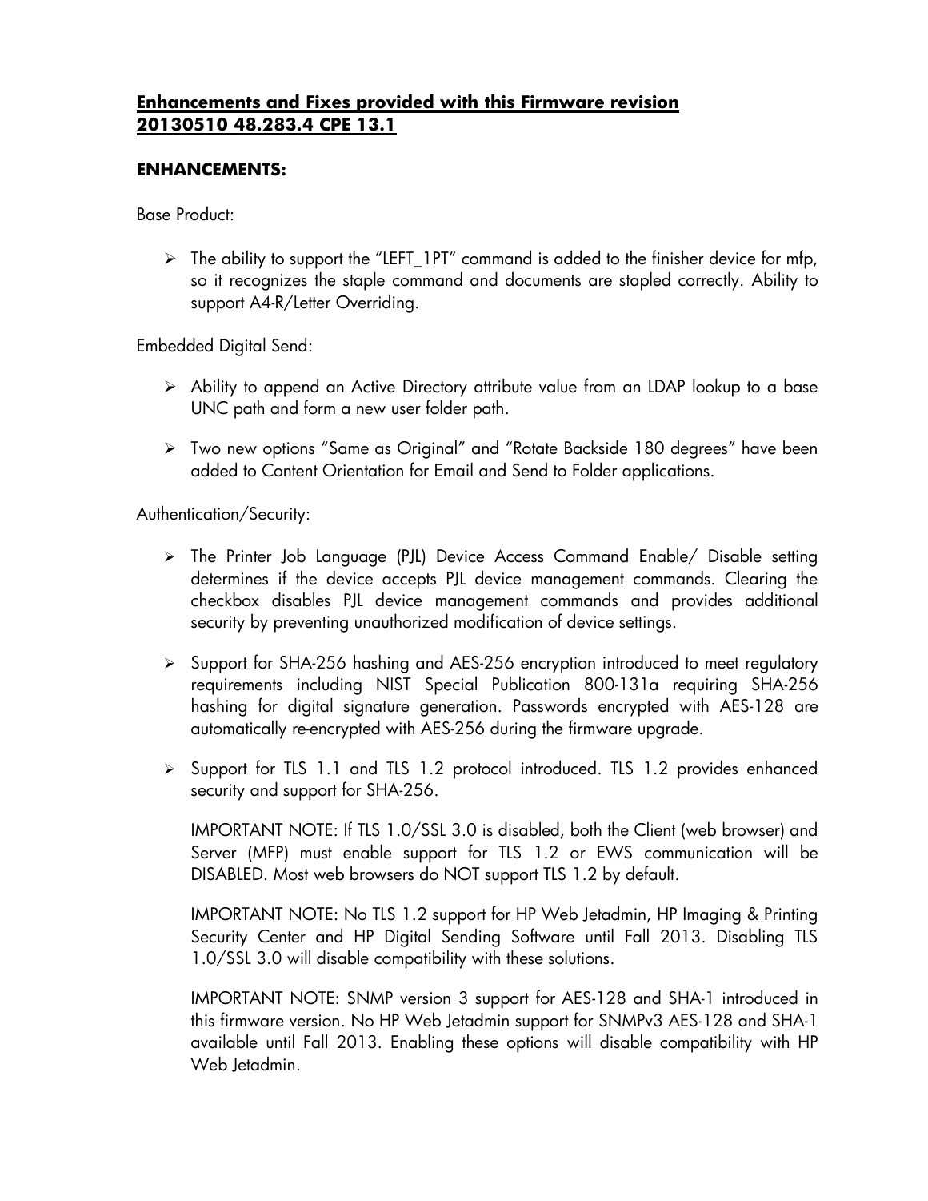## **Enhancements and Fixes provided with this Firmware revision 20130510 48.283.4 CPE 13.1**

### **ENHANCEMENTS:**

Base Product:

- The ability to support the "LEFT_1PT" command is added to the finisher device for mfp, so it recognizes the staple command and documents are stapled correctly. Ability to support A4-R/Letter Overriding.

Embedded Digital Send:

- Ability to append an Active Directory attribute value from an LDAP lookup to a base UNC path and form a new user folder path.
- Two new options "Same as Original" and "Rotate Backside 180 degrees" have been added to Content Orientation for Email and Send to Folder applications.

Authentication/Security:

- The Printer Job Language (PJL) Device Access Command Enable/ Disable setting determines if the device accepts PJL device management commands. Clearing the checkbox disables PJL device management commands and provides additional security by preventing unauthorized modification of device settings.
- Support for SHA-256 hashing and AES-256 encryption introduced to meet regulatory requirements including NIST Special Publication 800-131a requiring SHA-256 hashing for digital signature generation. Passwords encrypted with AES-128 are automatically re-encrypted with AES-256 during the firmware upgrade.
- Support for TLS 1.1 and TLS 1.2 protocol introduced. TLS 1.2 provides enhanced security and support for SHA-256.

  IMPORTANT NOTE: If TLS 1.0/SSL 3.0 is disabled, both the Client (web browser) and Server (MFP) must enable support for TLS 1.2 or EWS communication will be DISABLED. Most web browsers do NOT support TLS 1.2 by default.

  IMPORTANT NOTE: No TLS 1.2 support for HP Web Jetadmin, HP Imaging & Printing Security Center and HP Digital Sending Software until Fall 2013. Disabling TLS 1.0/SSL 3.0 will disable compatibility with these solutions.

  IMPORTANT NOTE: SNMP version 3 support for AES-128 and SHA-1 introduced in this firmware version. No HP Web Jetadmin support for SNMPv3 AES-128 and SHA-1 available until Fall 2013. Enabling these options will disable compatibility with HP Web Jetadmin.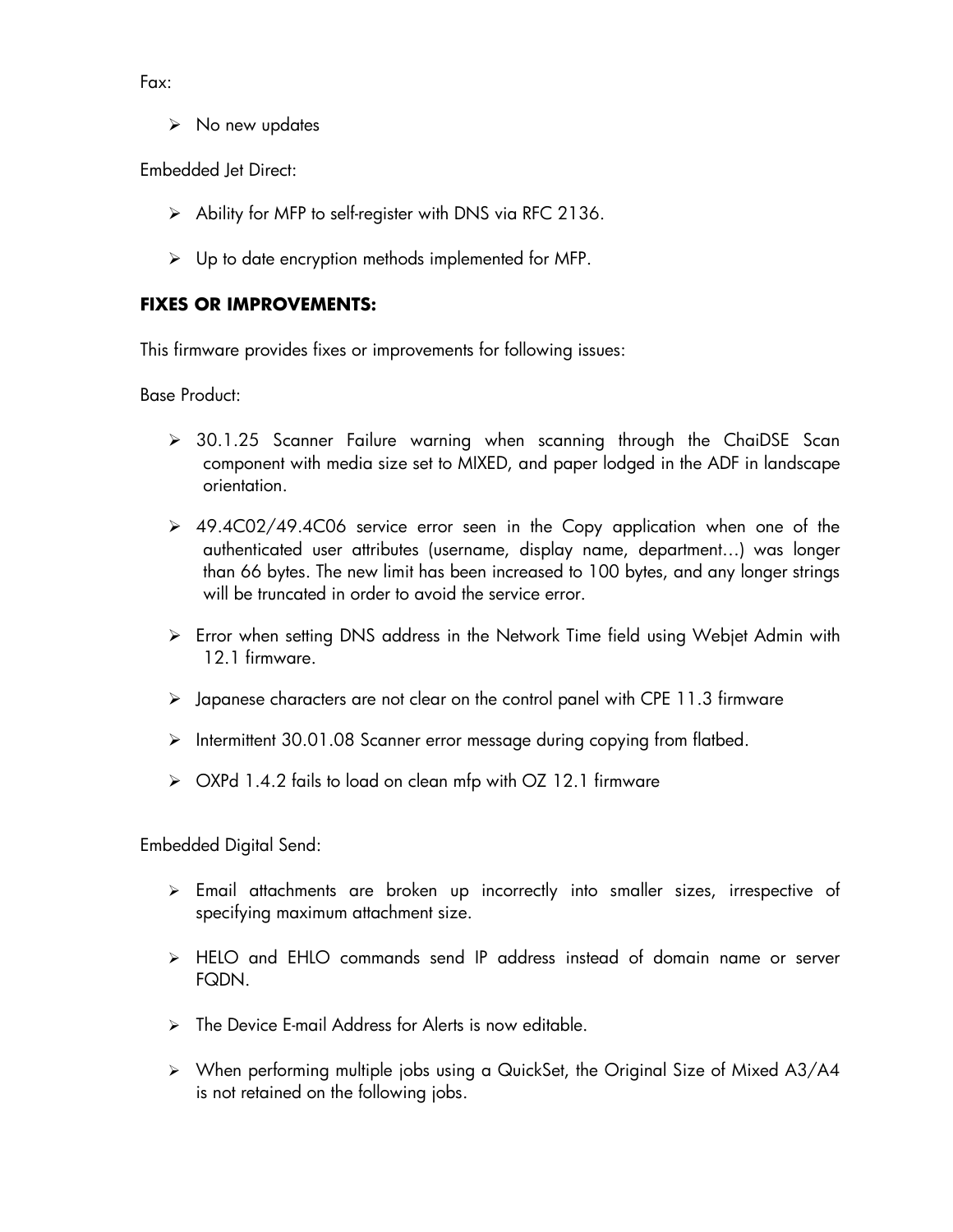Fax:

- No new updates

Embedded Jet Direct:

- Ability for MFP to self-register with DNS via RFC 2136.
- Up to date encryption methods implemented for MFP.

**FIXES OR IMPROVEMENTS:**

This firmware provides fixes or improvements for following issues:

Base Product:

- 30.1.25 Scanner Failure warning when scanning through the ChaiDSE Scan component with media size set to MIXED, and paper lodged in the ADF in landscape orientation.
- 49.4C02/49.4C06 service error seen in the Copy application when one of the authenticated user attributes (username, display name, department…) was longer than 66 bytes. The new limit has been increased to 100 bytes, and any longer strings will be truncated in order to avoid the service error.
- Error when setting DNS address in the Network Time field using Webjet Admin with 12.1 firmware.
- Japanese characters are not clear on the control panel with CPE 11.3 firmware
- Intermittent 30.01.08 Scanner error message during copying from flatbed.
- OXPd 1.4.2 fails to load on clean mfp with OZ 12.1 firmware

Embedded Digital Send:

- Email attachments are broken up incorrectly into smaller sizes, irrespective of specifying maximum attachment size.
- HELO and EHLO commands send IP address instead of domain name or server FQDN.
- The Device E-mail Address for Alerts is now editable.
- When performing multiple jobs using a QuickSet, the Original Size of Mixed A3/A4 is not retained on the following jobs.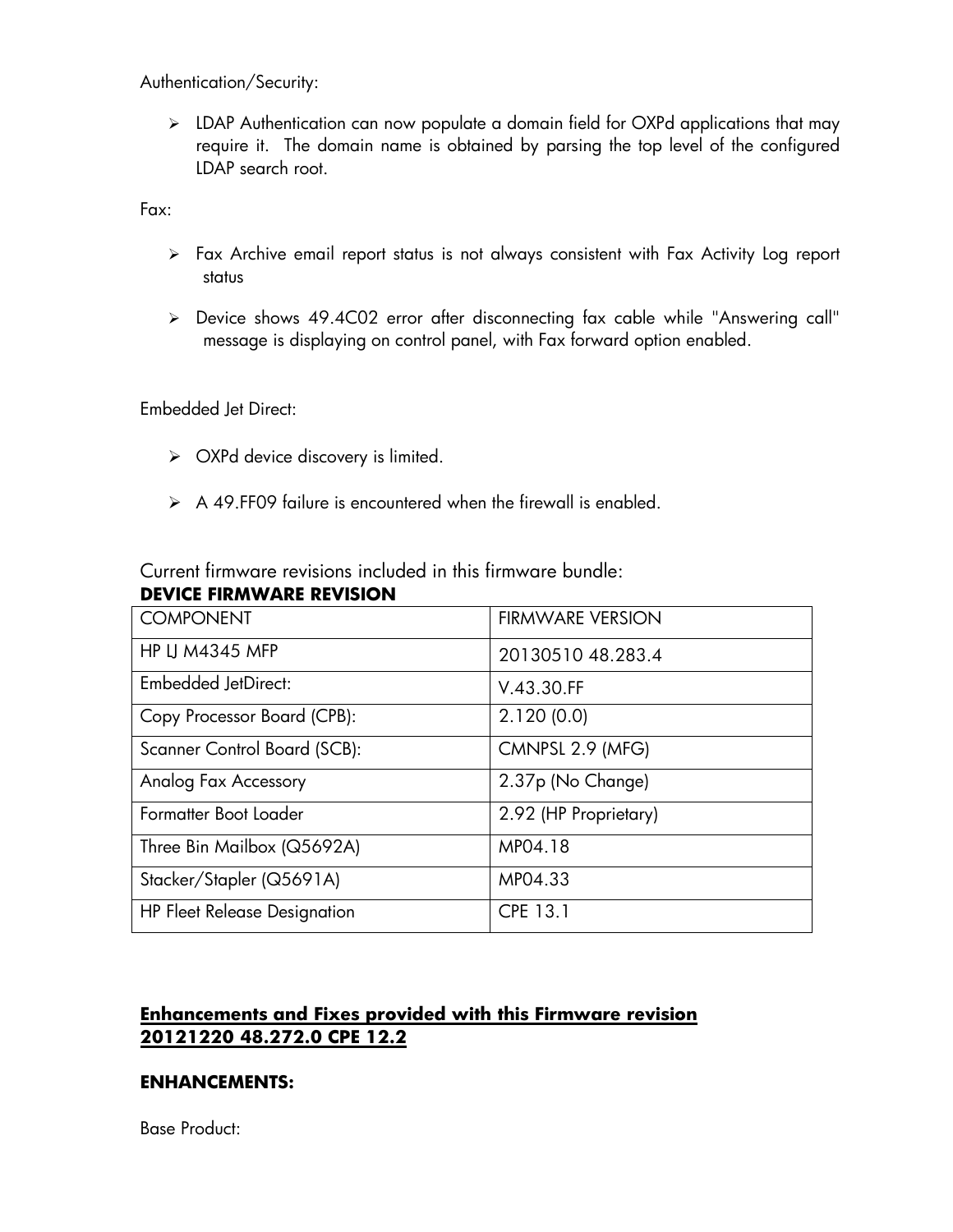Authentication/Security:

- LDAP Authentication can now populate a domain field for OXPd applications that may require it. The domain name is obtained by parsing the top level of the configured LDAP search root.

Fax:

- Fax Archive email report status is not always consistent with Fax Activity Log report status
- Device shows 49.4C02 error after disconnecting fax cable while "Answering call" message is displaying on control panel, with Fax forward option enabled.

Embedded Jet Direct:

- OXPd device discovery is limited.
- A 49.FF09 failure is encountered when the firewall is enabled.

Current firmware revisions included in this firmware bundle:

**DEVICE FIRMWARE REVISION**

| COMPONENT | FIRMWARE VERSION |
|---|---|
| HP LJ M4345 MFP | 20130510 48.283.4 |
| Embedded JetDirect: | V.43.30.FF |
| Copy Processor Board (CPB): | 2.120 (0.0) |
| Scanner Control Board (SCB): | CMNPSL 2.9 (MFG) |
| Analog Fax Accessory | 2.37p (No Change) |
| Formatter Boot Loader | 2.92 (HP Proprietary) |
| Three Bin Mailbox (Q5692A) | MP04.18 |
| Stacker/Stapler (Q5691A) | MP04.33 |
| HP Fleet Release Designation | CPE 13.1 |

## Enhancements and Fixes provided with this Firmware revision 20121220 48.272.0 CPE 12.2

### ENHANCEMENTS:

Base Product: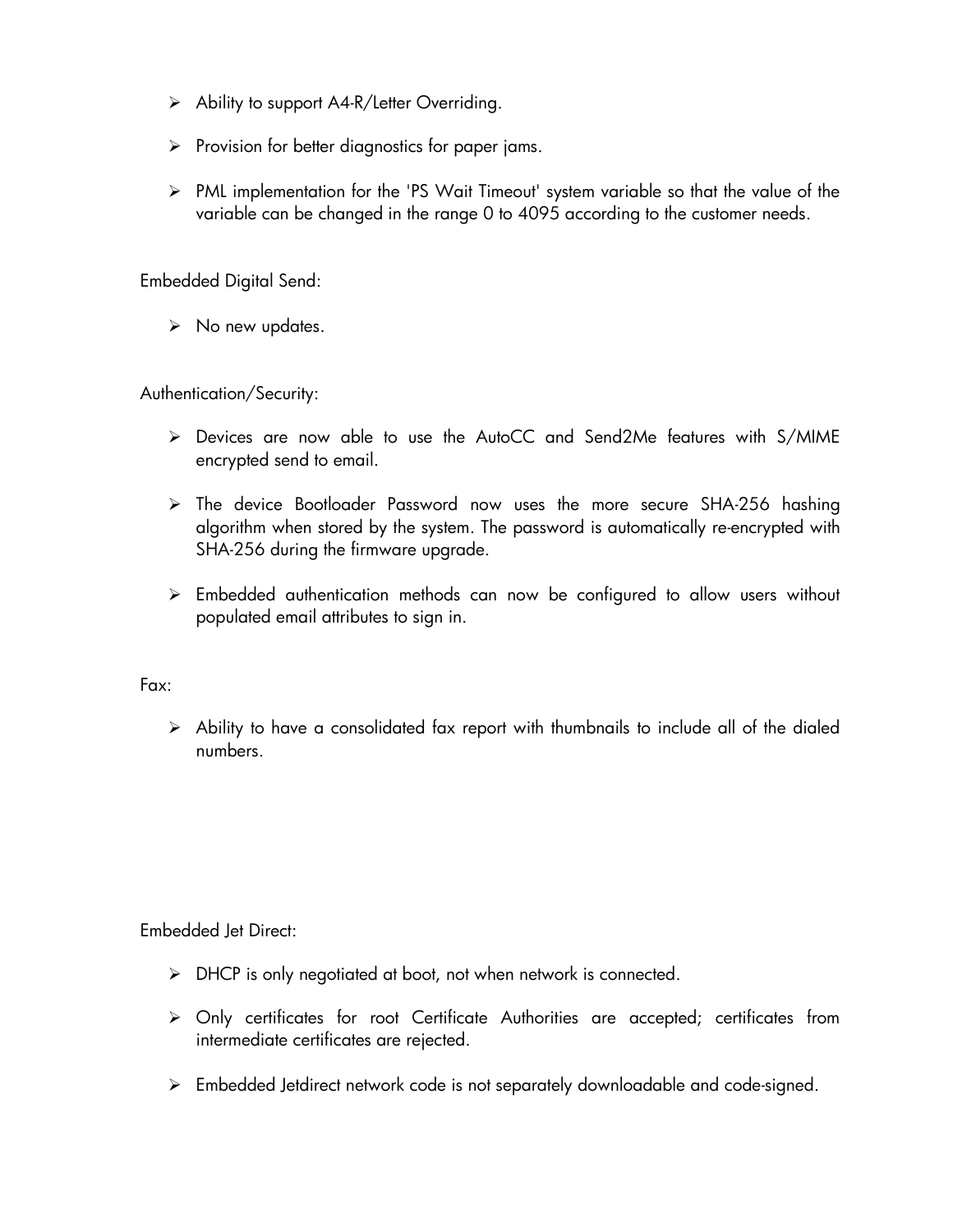- Ability to support A4-R/Letter Overriding.

- Provision for better diagnostics for paper jams.

- PML implementation for the 'PS Wait Timeout' system variable so that the value of the variable can be changed in the range 0 to 4095 according to the customer needs.

Embedded Digital Send:

- No new updates.

Authentication/Security:

- Devices are now able to use the AutoCC and Send2Me features with S/MIME encrypted send to email.

- The device Bootloader Password now uses the more secure SHA-256 hashing algorithm when stored by the system. The password is automatically re-encrypted with SHA-256 during the firmware upgrade.

- Embedded authentication methods can now be configured to allow users without populated email attributes to sign in.

Fax:

- Ability to have a consolidated fax report with thumbnails to include all of the dialed numbers.

Embedded Jet Direct:

- DHCP is only negotiated at boot, not when network is connected.

- Only certificates for root Certificate Authorities are accepted; certificates from intermediate certificates are rejected.

- Embedded Jetdirect network code is not separately downloadable and code-signed.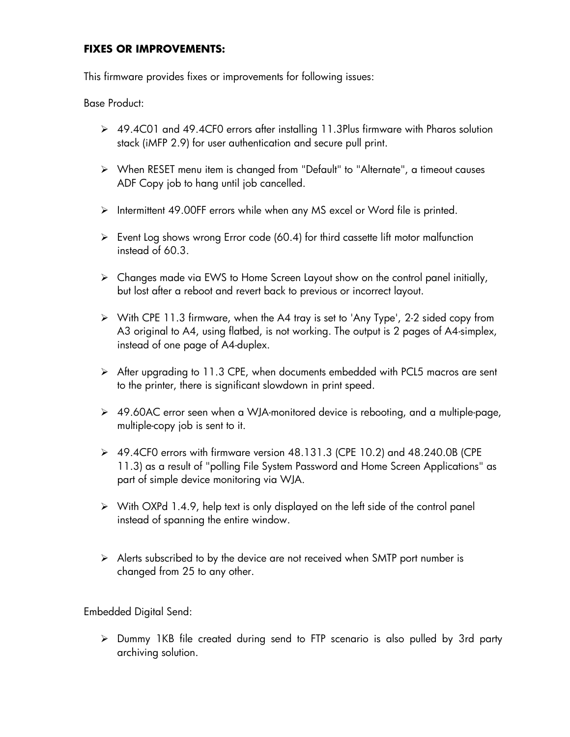**FIXES OR IMPROVEMENTS:**

This firmware provides fixes or improvements for following issues:

Base Product:

- 49.4C01 and 49.4CF0 errors after installing 11.3Plus firmware with Pharos solution stack (iMFP 2.9) for user authentication and secure pull print.
- When RESET menu item is changed from "Default" to "Alternate", a timeout causes ADF Copy job to hang until job cancelled.
- Intermittent 49.00FF errors while when any MS excel or Word file is printed.
- Event Log shows wrong Error code (60.4) for third cassette lift motor malfunction instead of 60.3.
- Changes made via EWS to Home Screen Layout show on the control panel initially, but lost after a reboot and revert back to previous or incorrect layout.
- With CPE 11.3 firmware, when the A4 tray is set to 'Any Type', 2-2 sided copy from A3 original to A4, using flatbed, is not working. The output is 2 pages of A4-simplex, instead of one page of A4-duplex.
- After upgrading to 11.3 CPE, when documents embedded with PCL5 macros are sent to the printer, there is significant slowdown in print speed.
- 49.60AC error seen when a WJA-monitored device is rebooting, and a multiple-page, multiple-copy job is sent to it.
- 49.4CF0 errors with firmware version 48.131.3 (CPE 10.2) and 48.240.0B (CPE 11.3) as a result of "polling File System Password and Home Screen Applications" as part of simple device monitoring via WJA.
- With OXPd 1.4.9, help text is only displayed on the left side of the control panel instead of spanning the entire window.
- Alerts subscribed to by the device are not received when SMTP port number is changed from 25 to any other.

Embedded Digital Send:

- Dummy 1KB file created during send to FTP scenario is also pulled by 3rd party archiving solution.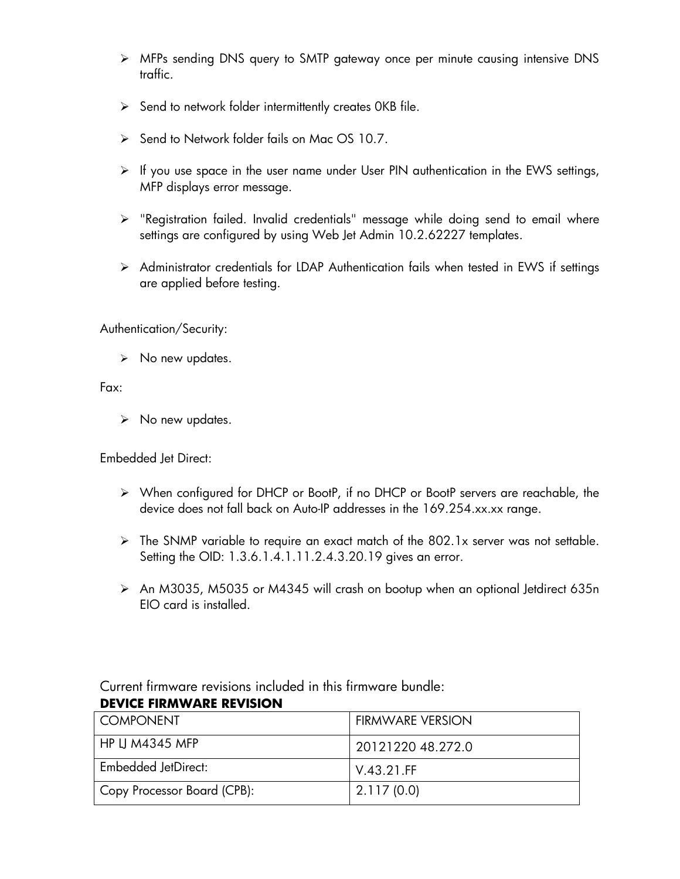- MFPs sending DNS query to SMTP gateway once per minute causing intensive DNS traffic.

- Send to network folder intermittently creates 0KB file.

- Send to Network folder fails on Mac OS 10.7.

- If you use space in the user name under User PIN authentication in the EWS settings, MFP displays error message.

- "Registration failed. Invalid credentials" message while doing send to email where settings are configured by using Web Jet Admin 10.2.62227 templates.

- Administrator credentials for LDAP Authentication fails when tested in EWS if settings are applied before testing.

Authentication/Security:

- No new updates.

Fax:

- No new updates.

Embedded Jet Direct:

- When configured for DHCP or BootP, if no DHCP or BootP servers are reachable, the device does not fall back on Auto-IP addresses in the 169.254.xx.xx range.

- The SNMP variable to require an exact match of the 802.1x server was not settable. Setting the OID: 1.3.6.1.4.1.11.2.4.3.20.19 gives an error.

- An M3035, M5035 or M4345 will crash on bootup when an optional Jetdirect 635n EIO card is installed.

Current firmware revisions included in this firmware bundle:

**DEVICE FIRMWARE REVISION**

| COMPONENT | FIRMWARE VERSION |
|---|---|
| HP LJ M4345 MFP | 20121220 48.272.0 |
| Embedded JetDirect: | V.43.21.FF |
| Copy Processor Board (CPB): | 2.117 (0.0) |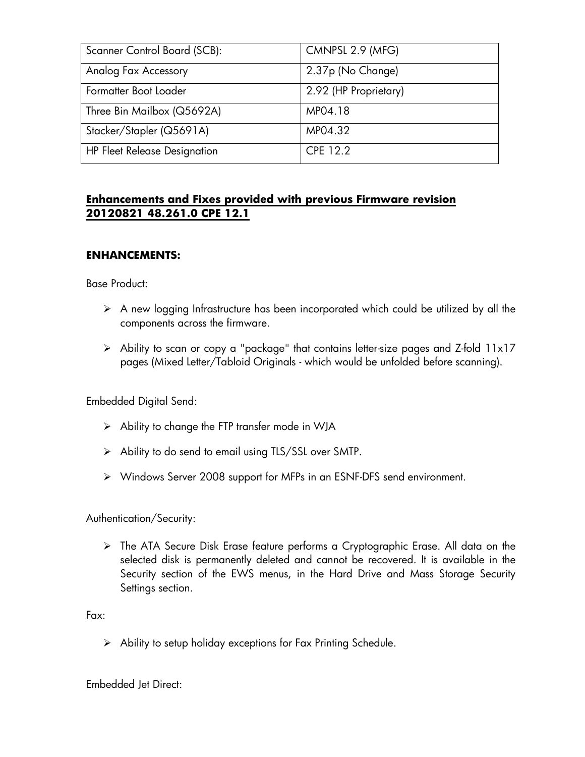| Scanner Control Board (SCB): | CMNPSL 2.9 (MFG) |
|---|---|
| Analog Fax Accessory | 2.37p (No Change) |
| Formatter Boot Loader | 2.92 (HP Proprietary) |
| Three Bin Mailbox (Q5692A) | MP04.18 |
| Stacker/Stapler (Q5691A) | MP04.32 |
| HP Fleet Release Designation | CPE 12.2 |

## **Enhancements and Fixes provided with previous Firmware revision 20120821 48.261.0 CPE 12.1**

### **ENHANCEMENTS:**

Base Product:

- A new logging Infrastructure has been incorporated which could be utilized by all the components across the firmware.
- Ability to scan or copy a "package" that contains letter-size pages and Z-fold 11x17 pages (Mixed Letter/Tabloid Originals - which would be unfolded before scanning).

Embedded Digital Send:

- Ability to change the FTP transfer mode in WJA
- Ability to do send to email using TLS/SSL over SMTP.
- Windows Server 2008 support for MFPs in an ESNF-DFS send environment.

Authentication/Security:

- The ATA Secure Disk Erase feature performs a Cryptographic Erase. All data on the selected disk is permanently deleted and cannot be recovered. It is available in the Security section of the EWS menus, in the Hard Drive and Mass Storage Security Settings section.

Fax:

- Ability to setup holiday exceptions for Fax Printing Schedule.

Embedded Jet Direct: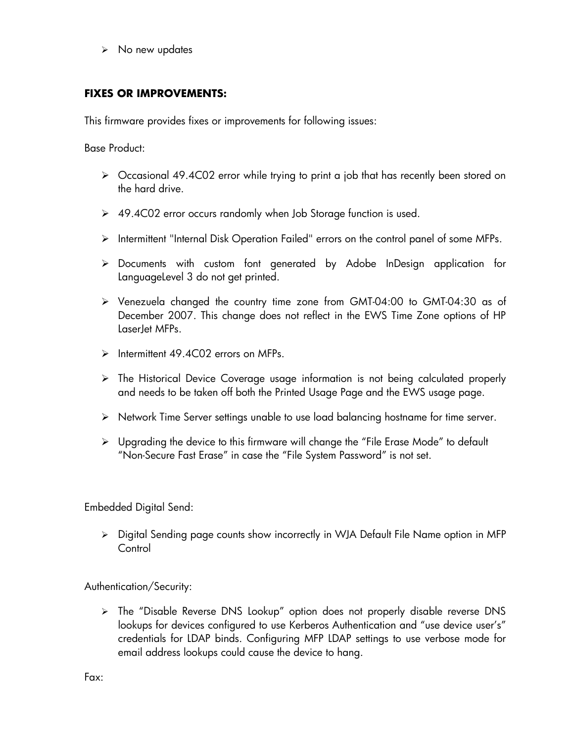- No new updates

**FIXES OR IMPROVEMENTS:**

This firmware provides fixes or improvements for following issues:

Base Product:

- Occasional 49.4C02 error while trying to print a job that has recently been stored on the hard drive.
- 49.4C02 error occurs randomly when Job Storage function is used.
- Intermittent "Internal Disk Operation Failed" errors on the control panel of some MFPs.
- Documents with custom font generated by Adobe InDesign application for LanguageLevel 3 do not get printed.
- Venezuela changed the country time zone from GMT-04:00 to GMT-04:30 as of December 2007. This change does not reflect in the EWS Time Zone options of HP LaserJet MFPs.
- Intermittent 49.4C02 errors on MFPs.
- The Historical Device Coverage usage information is not being calculated properly and needs to be taken off both the Printed Usage Page and the EWS usage page.
- Network Time Server settings unable to use load balancing hostname for time server.
- Upgrading the device to this firmware will change the “File Erase Mode” to default “Non-Secure Fast Erase” in case the “File System Password” is not set.

Embedded Digital Send:

- Digital Sending page counts show incorrectly in WJA Default File Name option in MFP Control

Authentication/Security:

- The “Disable Reverse DNS Lookup” option does not properly disable reverse DNS lookups for devices configured to use Kerberos Authentication and “use device user’s” credentials for LDAP binds. Configuring MFP LDAP settings to use verbose mode for email address lookups could cause the device to hang.

Fax: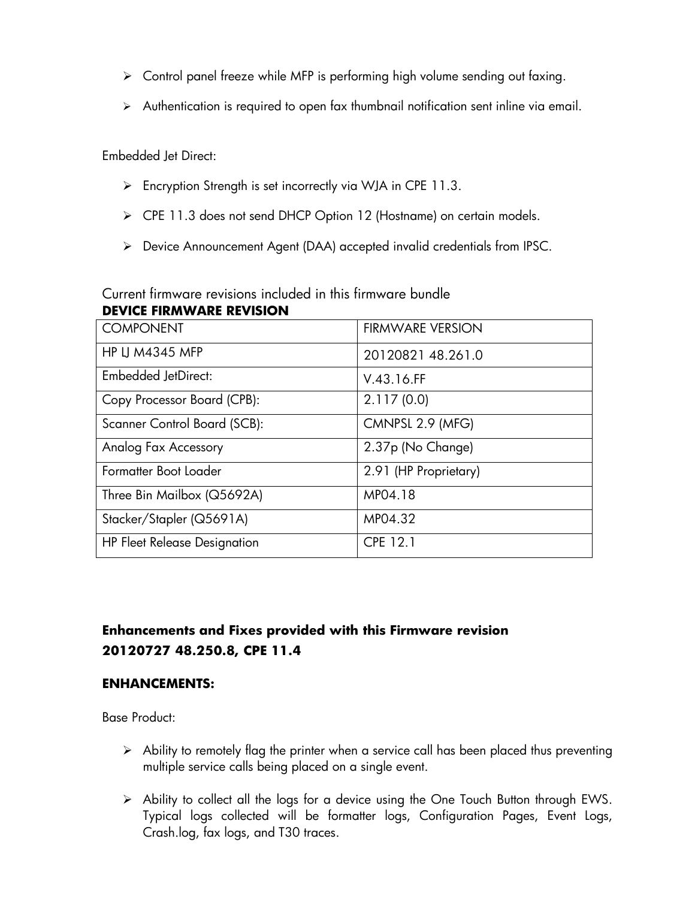- Control panel freeze while MFP is performing high volume sending out faxing.
- Authentication is required to open fax thumbnail notification sent inline via email.

Embedded Jet Direct:

- Encryption Strength is set incorrectly via WJA in CPE 11.3.
- CPE 11.3 does not send DHCP Option 12 (Hostname) on certain models.
- Device Announcement Agent (DAA) accepted invalid credentials from IPSC.

Current firmware revisions included in this firmware bundle

**DEVICE FIRMWARE REVISION**

| COMPONENT | FIRMWARE VERSION |
| --- | --- |
| HP LJ M4345 MFP | 20120821 48.261.0 |
| Embedded JetDirect: | V.43.16.FF |
| Copy Processor Board (CPB): | 2.117 (0.0) |
| Scanner Control Board (SCB): | CMNPSL 2.9 (MFG) |
| Analog Fax Accessory | 2.37p (No Change) |
| Formatter Boot Loader | 2.91 (HP Proprietary) |
| Three Bin Mailbox (Q5692A) | MP04.18 |
| Stacker/Stapler (Q5691A) | MP04.32 |
| HP Fleet Release Designation | CPE 12.1 |

**Enhancements and Fixes provided with this Firmware revision 20120727 48.250.8, CPE 11.4**

**ENHANCEMENTS:**

Base Product:

- Ability to remotely flag the printer when a service call has been placed thus preventing multiple service calls being placed on a single event.
- Ability to collect all the logs for a device using the One Touch Button through EWS. Typical logs collected will be formatter logs, Configuration Pages, Event Logs, Crash.log, fax logs, and T30 traces.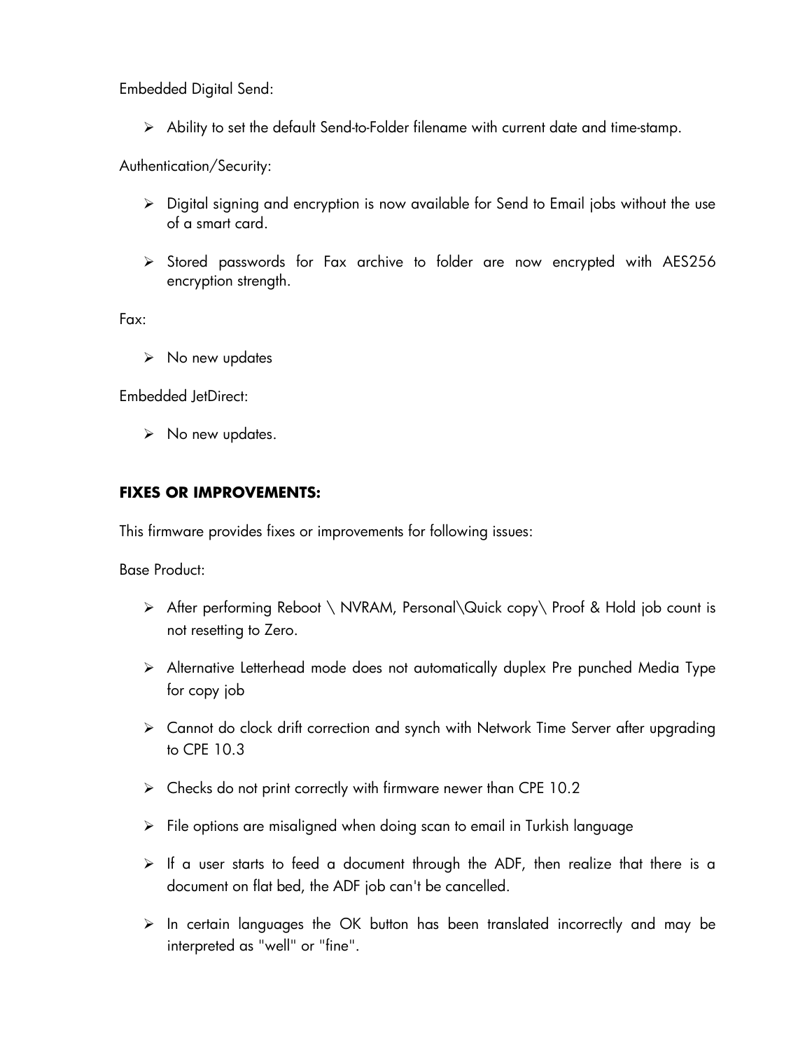Embedded Digital Send:

- Ability to set the default Send-to-Folder filename with current date and time-stamp.

Authentication/Security:

- Digital signing and encryption is now available for Send to Email jobs without the use of a smart card.
- Stored passwords for Fax archive to folder are now encrypted with AES256 encryption strength.

Fax:

- No new updates

Embedded JetDirect:

- No new updates.

**FIXES OR IMPROVEMENTS:**

This firmware provides fixes or improvements for following issues:

Base Product:

- After performing Reboot \ NVRAM, Personal\Quick copy\ Proof & Hold job count is not resetting to Zero.
- Alternative Letterhead mode does not automatically duplex Pre punched Media Type for copy job
- Cannot do clock drift correction and synch with Network Time Server after upgrading to CPE 10.3
- Checks do not print correctly with firmware newer than CPE 10.2
- File options are misaligned when doing scan to email in Turkish language
- If a user starts to feed a document through the ADF, then realize that there is a document on flat bed, the ADF job can't be cancelled.
- In certain languages the OK button has been translated incorrectly and may be interpreted as "well" or "fine".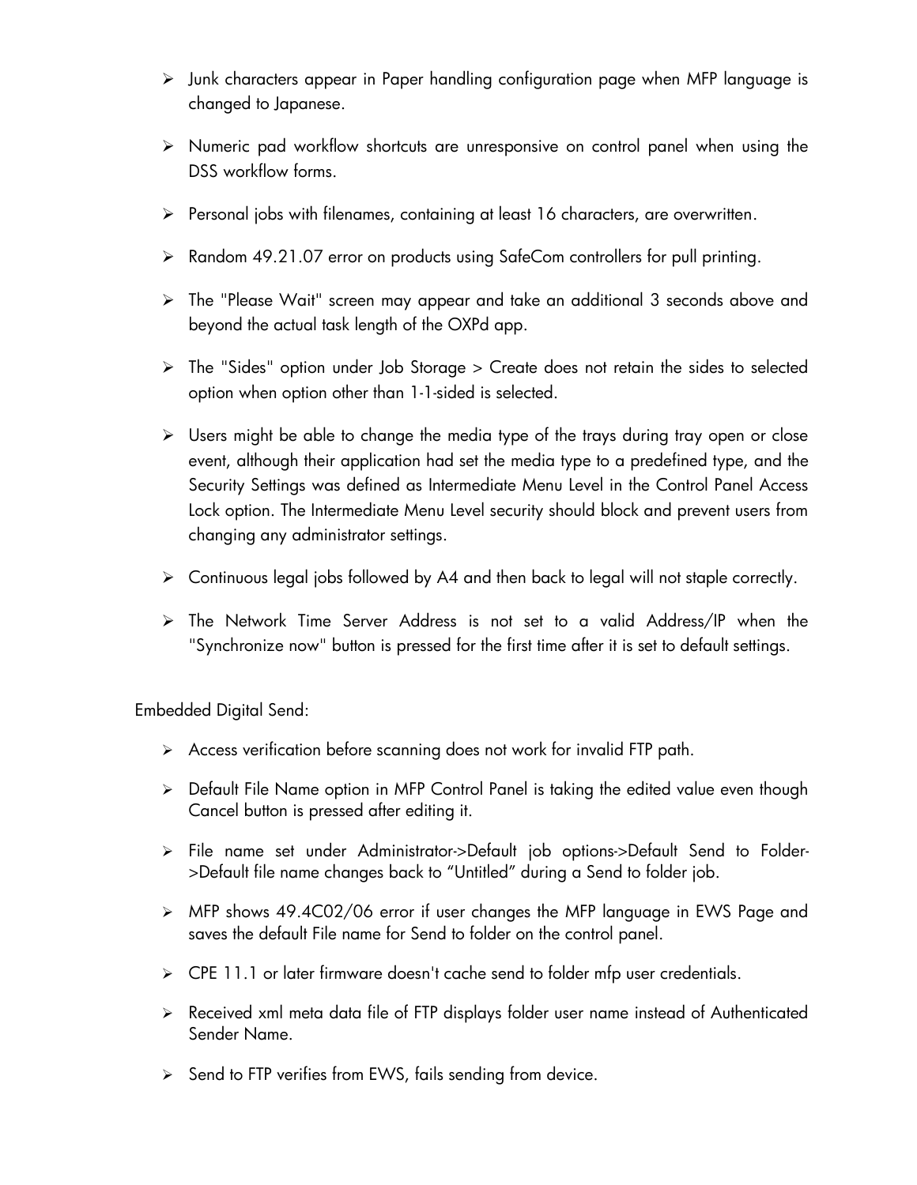- Junk characters appear in Paper handling configuration page when MFP language is changed to Japanese.
- Numeric pad workflow shortcuts are unresponsive on control panel when using the DSS workflow forms.
- Personal jobs with filenames, containing at least 16 characters, are overwritten.
- Random 49.21.07 error on products using SafeCom controllers for pull printing.
- The "Please Wait" screen may appear and take an additional 3 seconds above and beyond the actual task length of the OXPd app.
- The "Sides" option under Job Storage > Create does not retain the sides to selected option when option other than 1-1-sided is selected.
- Users might be able to change the media type of the trays during tray open or close event, although their application had set the media type to a predefined type, and the Security Settings was defined as Intermediate Menu Level in the Control Panel Access Lock option. The Intermediate Menu Level security should block and prevent users from changing any administrator settings.
- Continuous legal jobs followed by A4 and then back to legal will not staple correctly.
- The Network Time Server Address is not set to a valid Address/IP when the "Synchronize now" button is pressed for the first time after it is set to default settings.

Embedded Digital Send:

- Access verification before scanning does not work for invalid FTP path.
- Default File Name option in MFP Control Panel is taking the edited value even though Cancel button is pressed after editing it.
- File name set under Administrator->Default job options->Default Send to Folder->Default file name changes back to “Untitled” during a Send to folder job.
- MFP shows 49.4C02/06 error if user changes the MFP language in EWS Page and saves the default File name for Send to folder on the control panel.
- CPE 11.1 or later firmware doesn't cache send to folder mfp user credentials.
- Received xml meta data file of FTP displays folder user name instead of Authenticated Sender Name.
- Send to FTP verifies from EWS, fails sending from device.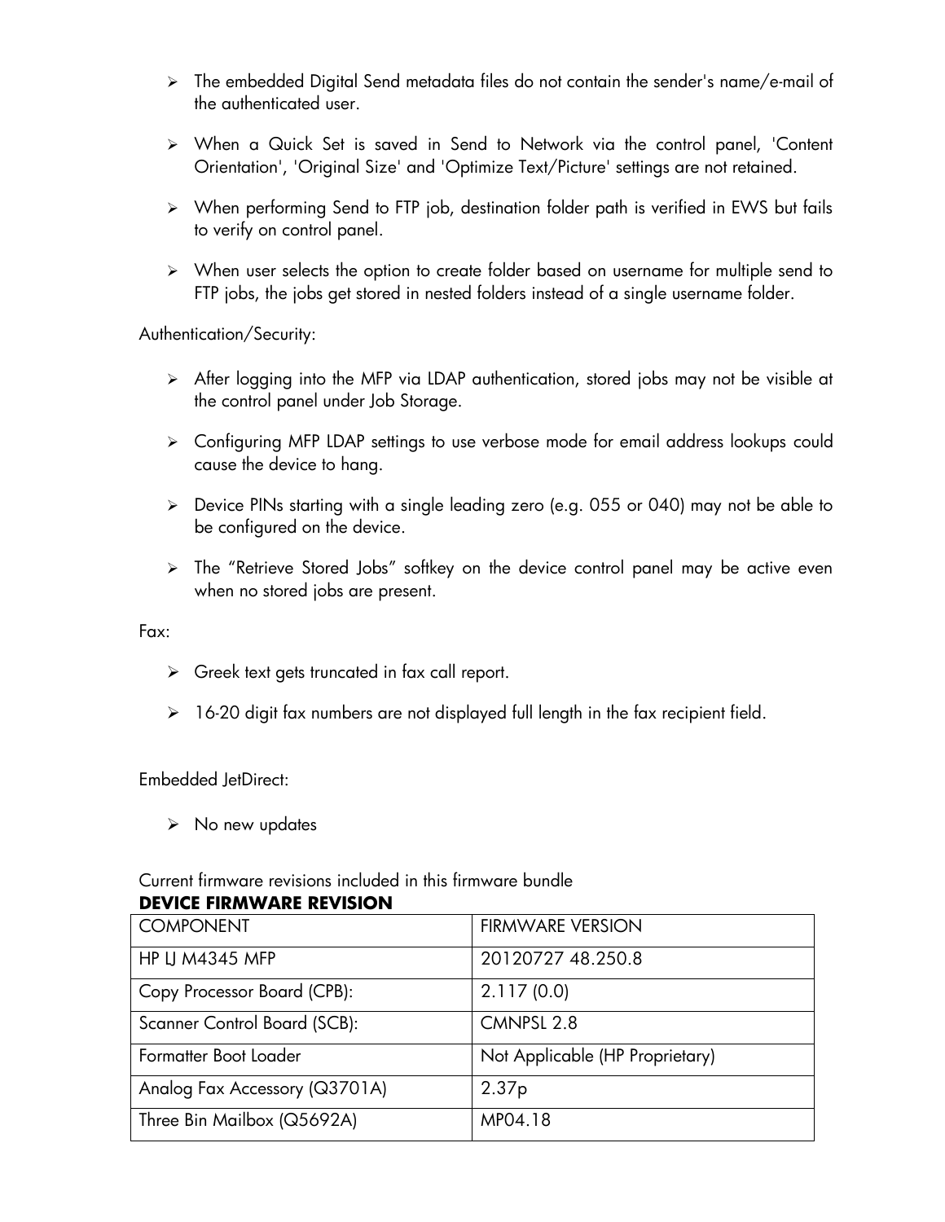- The embedded Digital Send metadata files do not contain the sender's name/e-mail of the authenticated user.
- When a Quick Set is saved in Send to Network via the control panel, 'Content Orientation', 'Original Size' and 'Optimize Text/Picture' settings are not retained.
- When performing Send to FTP job, destination folder path is verified in EWS but fails to verify on control panel.
- When user selects the option to create folder based on username for multiple send to FTP jobs, the jobs get stored in nested folders instead of a single username folder.

Authentication/Security:

- After logging into the MFP via LDAP authentication, stored jobs may not be visible at the control panel under Job Storage.
- Configuring MFP LDAP settings to use verbose mode for email address lookups could cause the device to hang.
- Device PINs starting with a single leading zero (e.g. 055 or 040) may not be able to be configured on the device.
- The "Retrieve Stored Jobs" softkey on the device control panel may be active even when no stored jobs are present.

Fax:

- Greek text gets truncated in fax call report.
- 16-20 digit fax numbers are not displayed full length in the fax recipient field.

Embedded JetDirect:

- No new updates

Current firmware revisions included in this firmware bundle

**DEVICE FIRMWARE REVISION**

| COMPONENT | FIRMWARE VERSION |
|---|---|
| HP LJ M4345 MFP | 20120727 48.250.8 |
| Copy Processor Board (CPB): | 2.117 (0.0) |
| Scanner Control Board (SCB): | CMNPSL 2.8 |
| Formatter Boot Loader | Not Applicable (HP Proprietary) |
| Analog Fax Accessory (Q3701A) | 2.37p |
| Three Bin Mailbox (Q5692A) | MP04.18 |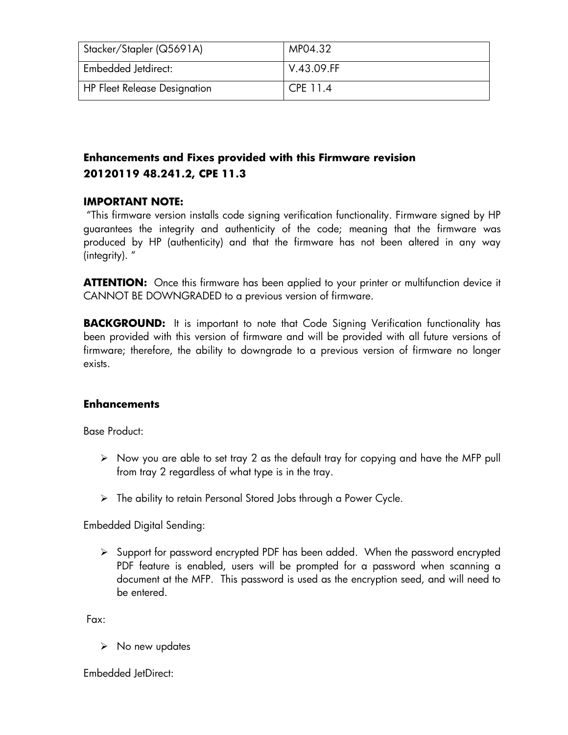| Stacker/Stapler (Q5691A) | MP04.32 |
| --- | --- |
| Embedded Jetdirect: | V.43.09.FF |
| HP Fleet Release Designation | CPE 11.4 |

## Enhancements and Fixes provided with this Firmware revision 20120119 48.241.2, CPE 11.3

**IMPORTANT NOTE:**

"This firmware version installs code signing verification functionality. Firmware signed by HP guarantees the integrity and authenticity of the code; meaning that the firmware was produced by HP (authenticity) and that the firmware has not been altered in any way (integrity). "

**ATTENTION:** Once this firmware has been applied to your printer or multifunction device it CANNOT BE DOWNGRADED to a previous version of firmware.

**BACKGROUND:** It is important to note that Code Signing Verification functionality has been provided with this version of firmware and will be provided with all future versions of firmware; therefore, the ability to downgrade to a previous version of firmware no longer exists.

### Enhancements

Base Product:

- Now you are able to set tray 2 as the default tray for copying and have the MFP pull from tray 2 regardless of what type is in the tray.
- The ability to retain Personal Stored Jobs through a Power Cycle.

Embedded Digital Sending:

- Support for password encrypted PDF has been added. When the password encrypted PDF feature is enabled, users will be prompted for a password when scanning a document at the MFP. This password is used as the encryption seed, and will need to be entered.

Fax:

- No new updates

Embedded JetDirect: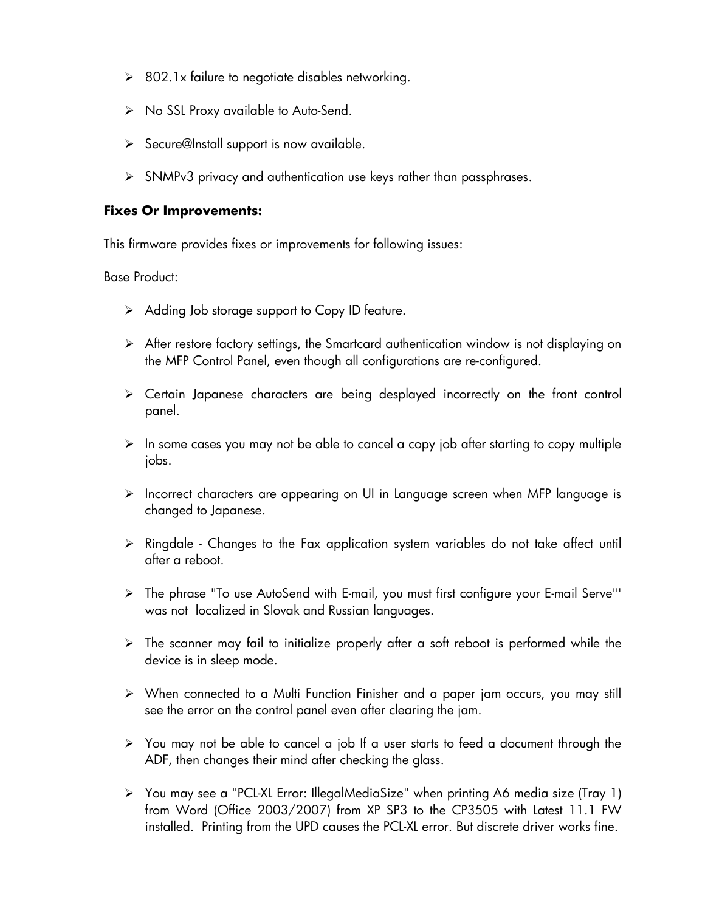- 802.1x failure to negotiate disables networking.
- No SSL Proxy available to Auto-Send.
- Secure@Install support is now available.
- SNMPv3 privacy and authentication use keys rather than passphrases.

**Fixes Or Improvements:**

This firmware provides fixes or improvements for following issues:

Base Product:

- Adding Job storage support to Copy ID feature.
- After restore factory settings, the Smartcard authentication window is not displaying on the MFP Control Panel, even though all configurations are re-configured.
- Certain Japanese characters are being desplayed incorrectly on the front control panel.
- In some cases you may not be able to cancel a copy job after starting to copy multiple jobs.
- Incorrect characters are appearing on UI in Language screen when MFP language is changed to Japanese.
- Ringdale - Changes to the Fax application system variables do not take affect until after a reboot.
- The phrase "To use AutoSend with E-mail, you must first configure your E-mail Serve"' was not localized in Slovak and Russian languages.
- The scanner may fail to initialize properly after a soft reboot is performed while the device is in sleep mode.
- When connected to a Multi Function Finisher and a paper jam occurs, you may still see the error on the control panel even after clearing the jam.
- You may not be able to cancel a job If a user starts to feed a document through the ADF, then changes their mind after checking the glass.
- You may see a "PCL-XL Error: IllegalMediaSize" when printing A6 media size (Tray 1) from Word (Office 2003/2007) from XP SP3 to the CP3505 with Latest 11.1 FW installed. Printing from the UPD causes the PCL-XL error. But discrete driver works fine.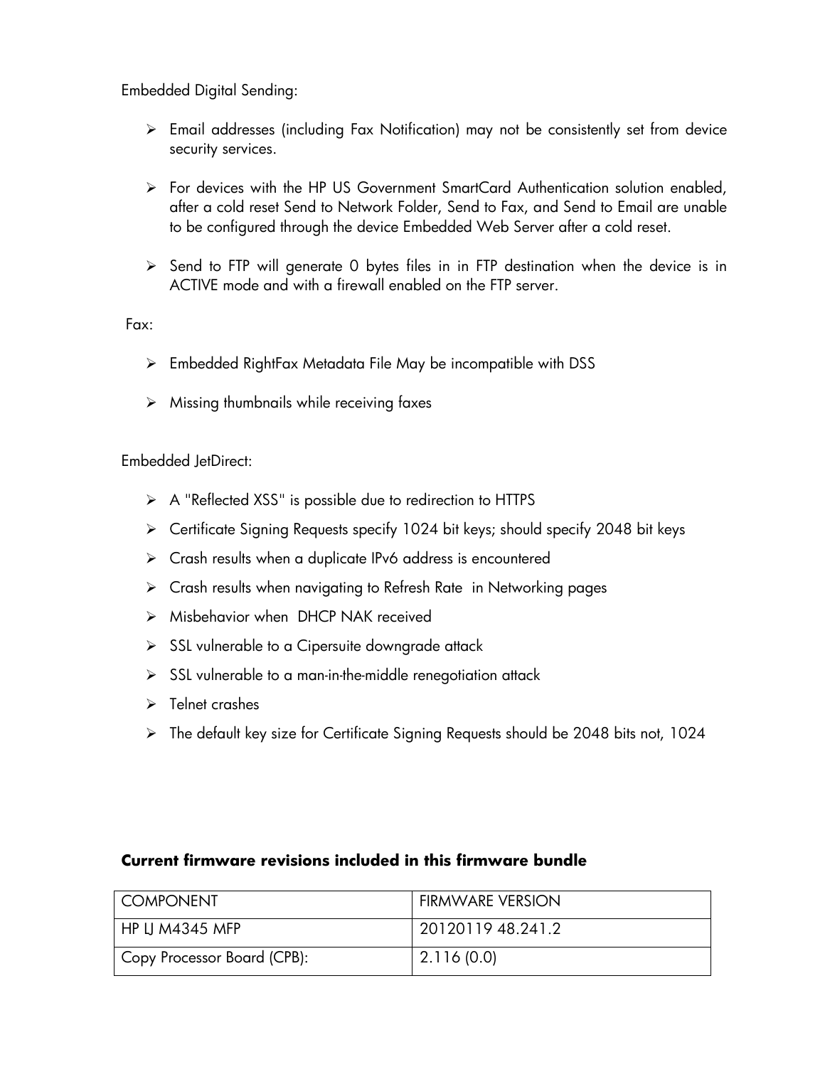Embedded Digital Sending:

- Email addresses (including Fax Notification) may not be consistently set from device security services.

- For devices with the HP US Government SmartCard Authentication solution enabled, after a cold reset Send to Network Folder, Send to Fax, and Send to Email are unable to be configured through the device Embedded Web Server after a cold reset.

- Send to FTP will generate 0 bytes files in in FTP destination when the device is in ACTIVE mode and with a firewall enabled on the FTP server.

Fax:

- Embedded RightFax Metadata File May be incompatible with DSS

- Missing thumbnails while receiving faxes

Embedded JetDirect:

- A "Reflected XSS" is possible due to redirection to HTTPS
- Certificate Signing Requests specify 1024 bit keys; should specify 2048 bit keys
- Crash results when a duplicate IPv6 address is encountered
- Crash results when navigating to Refresh Rate in Networking pages
- Misbehavior when DHCP NAK received
- SSL vulnerable to a Cipersuite downgrade attack
- SSL vulnerable to a man-in-the-middle renegotiation attack
- Telnet crashes
- The default key size for Certificate Signing Requests should be 2048 bits not, 1024

**Current firmware revisions included in this firmware bundle**

| COMPONENT | FIRMWARE VERSION |
|---|---|
| HP LJ M4345 MFP | 20120119 48.241.2 |
| Copy Processor Board (CPB): | 2.116 (0.0) |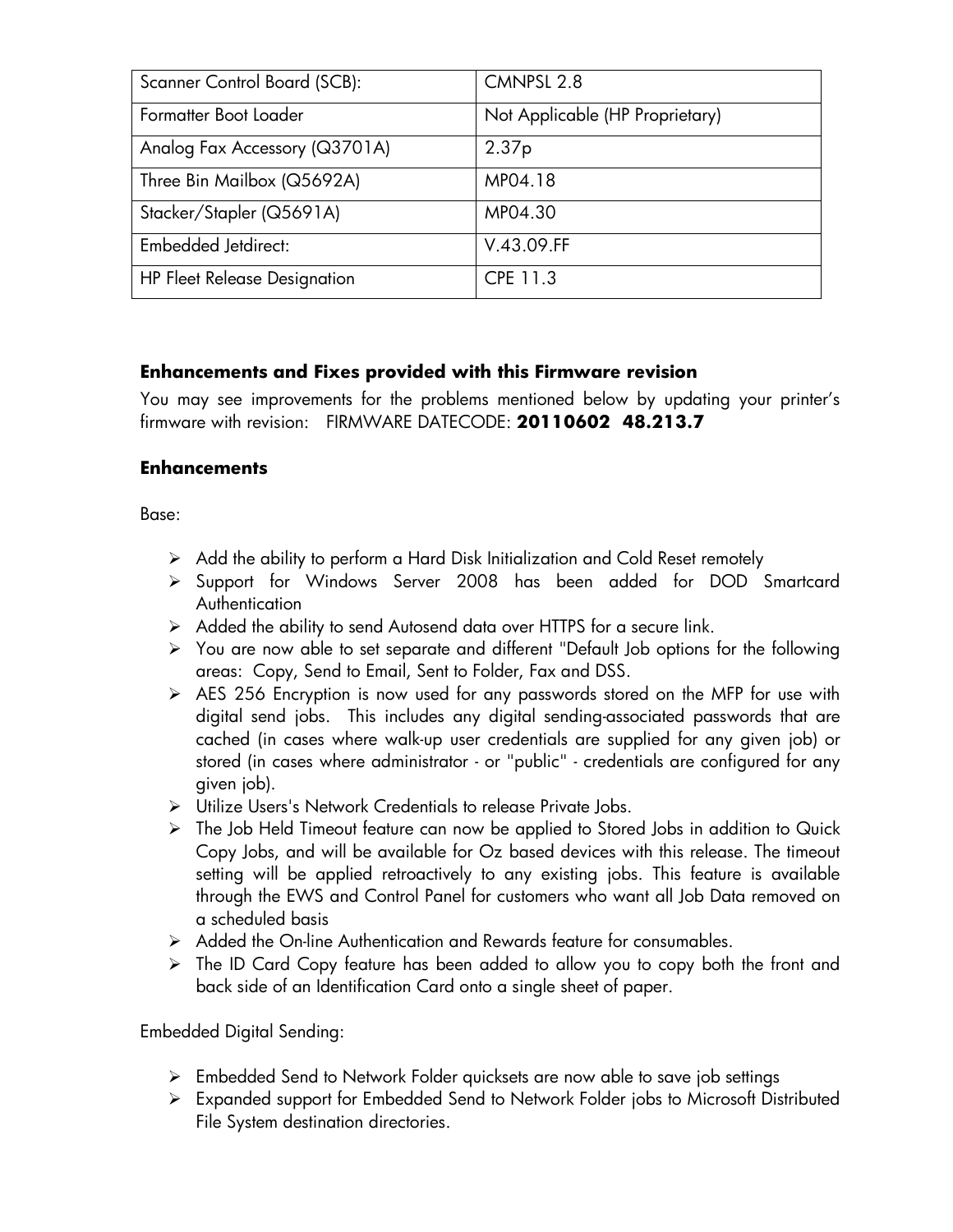| Scanner Control Board (SCB): | CMNPSL 2.8 |
|---|---|
| Formatter Boot Loader | Not Applicable (HP Proprietary) |
| Analog Fax Accessory (Q3701A) | 2.37p |
| Three Bin Mailbox (Q5692A) | MP04.18 |
| Stacker/Stapler (Q5691A) | MP04.30 |
| Embedded Jetdirect: | V.43.09.FF |
| HP Fleet Release Designation | CPE 11.3 |

## Enhancements and Fixes provided with this Firmware revision

You may see improvements for the problems mentioned below by updating your printer's firmware with revision: FIRMWARE DATECODE: **20110602 48.213.7**

### Enhancements

Base:

- Add the ability to perform a Hard Disk Initialization and Cold Reset remotely
- Support for Windows Server 2008 has been added for DOD Smartcard Authentication
- Added the ability to send Autosend data over HTTPS for a secure link.
- You are now able to set separate and different "Default Job options for the following areas: Copy, Send to Email, Sent to Folder, Fax and DSS.
- AES 256 Encryption is now used for any passwords stored on the MFP for use with digital send jobs. This includes any digital sending-associated passwords that are cached (in cases where walk-up user credentials are supplied for any given job) or stored (in cases where administrator - or "public" - credentials are configured for any given job).
- Utilize Users's Network Credentials to release Private Jobs.
- The Job Held Timeout feature can now be applied to Stored Jobs in addition to Quick Copy Jobs, and will be available for Oz based devices with this release. The timeout setting will be applied retroactively to any existing jobs. This feature is available through the EWS and Control Panel for customers who want all Job Data removed on a scheduled basis
- Added the On-line Authentication and Rewards feature for consumables.
- The ID Card Copy feature has been added to allow you to copy both the front and back side of an Identification Card onto a single sheet of paper.

Embedded Digital Sending:

- Embedded Send to Network Folder quicksets are now able to save job settings
- Expanded support for Embedded Send to Network Folder jobs to Microsoft Distributed File System destination directories.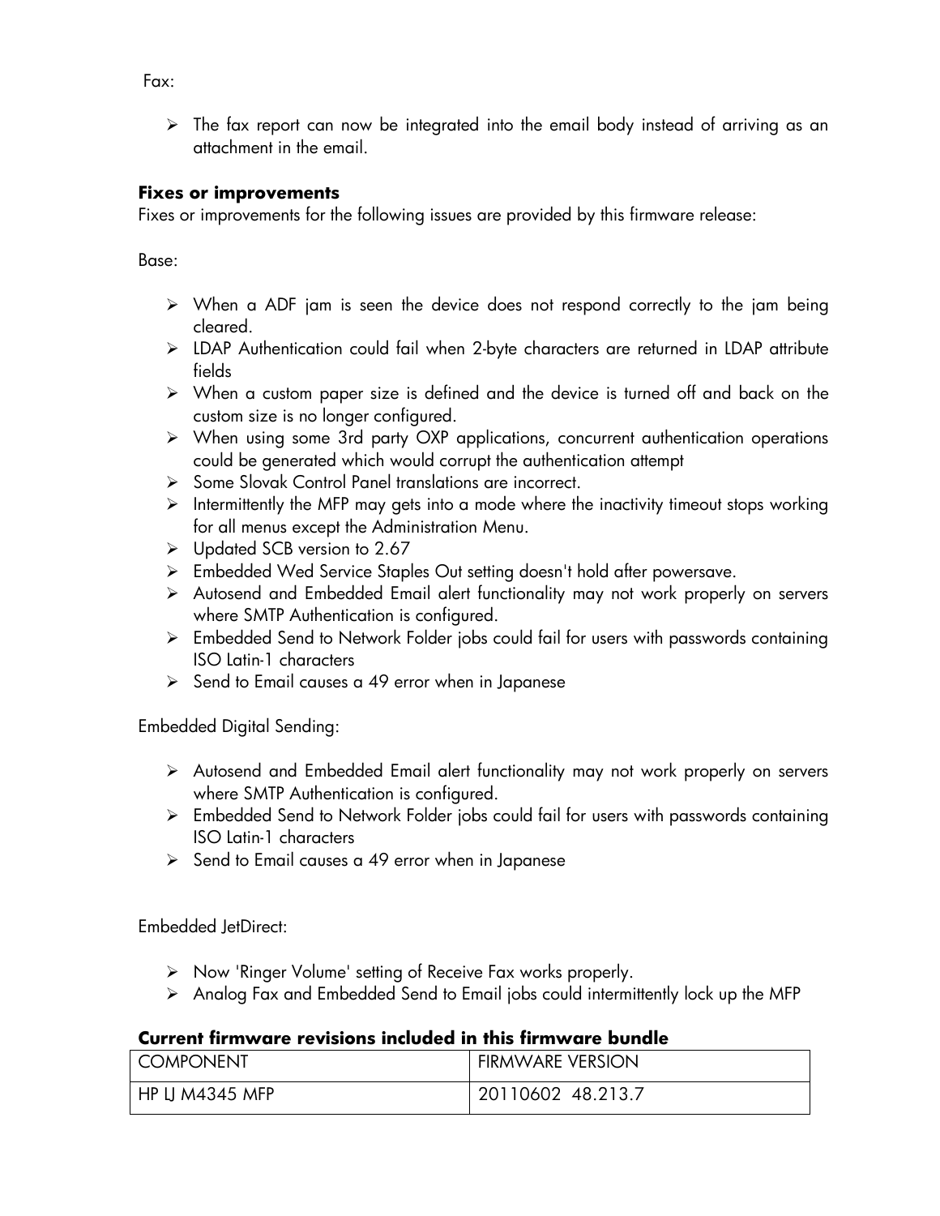Fax:

- The fax report can now be integrated into the email body instead of arriving as an attachment in the email.

**Fixes or improvements**

Fixes or improvements for the following issues are provided by this firmware release:

Base:

- When a ADF jam is seen the device does not respond correctly to the jam being cleared.
- LDAP Authentication could fail when 2-byte characters are returned in LDAP attribute fields
- When a custom paper size is defined and the device is turned off and back on the custom size is no longer configured.
- When using some 3rd party OXP applications, concurrent authentication operations could be generated which would corrupt the authentication attempt
- Some Slovak Control Panel translations are incorrect.
- Intermittently the MFP may gets into a mode where the inactivity timeout stops working for all menus except the Administration Menu.
- Updated SCB version to 2.67
- Embedded Wed Service Staples Out setting doesn't hold after powersave.
- Autosend and Embedded Email alert functionality may not work properly on servers where SMTP Authentication is configured.
- Embedded Send to Network Folder jobs could fail for users with passwords containing ISO Latin-1 characters
- Send to Email causes a 49 error when in Japanese

Embedded Digital Sending:

- Autosend and Embedded Email alert functionality may not work properly on servers where SMTP Authentication is configured.
- Embedded Send to Network Folder jobs could fail for users with passwords containing ISO Latin-1 characters
- Send to Email causes a 49 error when in Japanese

Embedded JetDirect:

- Now 'Ringer Volume' setting of Receive Fax works properly.
- Analog Fax and Embedded Send to Email jobs could intermittently lock up the MFP

**Current firmware revisions included in this firmware bundle**

| COMPONENT | FIRMWARE VERSION |
|---|---|
| HP LJ M4345 MFP | 20110602 48.213.7 |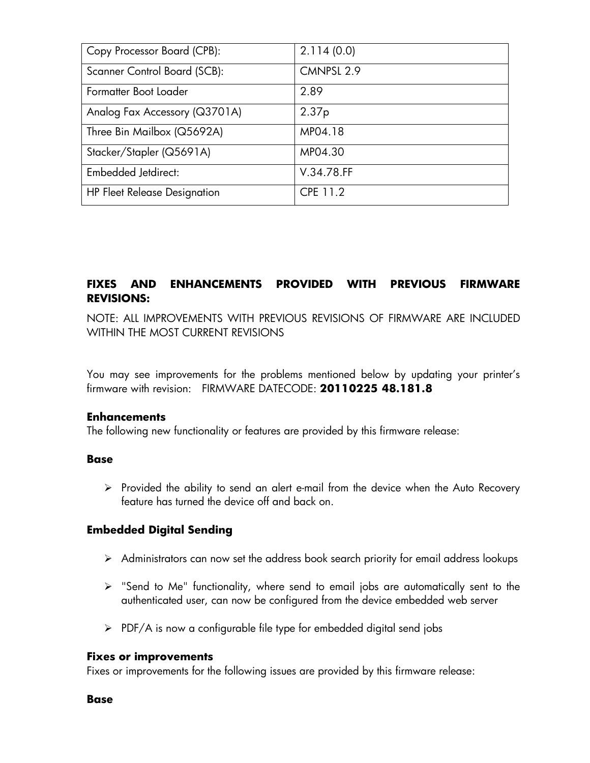| Copy Processor Board (CPB): | 2.114 (0.0) |
|---|---|
| Scanner Control Board (SCB): | CMNPSL 2.9 |
| Formatter Boot Loader | 2.89 |
| Analog Fax Accessory (Q3701A) | 2.37p |
| Three Bin Mailbox (Q5692A) | MP04.18 |
| Stacker/Stapler (Q5691A) | MP04.30 |
| Embedded Jetdirect: | V.34.78.FF |
| HP Fleet Release Designation | CPE 11.2 |

## FIXES AND ENHANCEMENTS PROVIDED WITH PREVIOUS FIRMWARE REVISIONS:

NOTE: ALL IMPROVEMENTS WITH PREVIOUS REVISIONS OF FIRMWARE ARE INCLUDED WITHIN THE MOST CURRENT REVISIONS

You may see improvements for the problems mentioned below by updating your printer's firmware with revision: FIRMWARE DATECODE: **20110225 48.181.8**

**Enhancements**

The following new functionality or features are provided by this firmware release:

**Base**

- Provided the ability to send an alert e-mail from the device when the Auto Recovery feature has turned the device off and back on.

**Embedded Digital Sending**

- Administrators can now set the address book search priority for email address lookups
- "Send to Me" functionality, where send to email jobs are automatically sent to the authenticated user, can now be configured from the device embedded web server
- PDF/A is now a configurable file type for embedded digital send jobs

**Fixes or improvements**

Fixes or improvements for the following issues are provided by this firmware release:

**Base**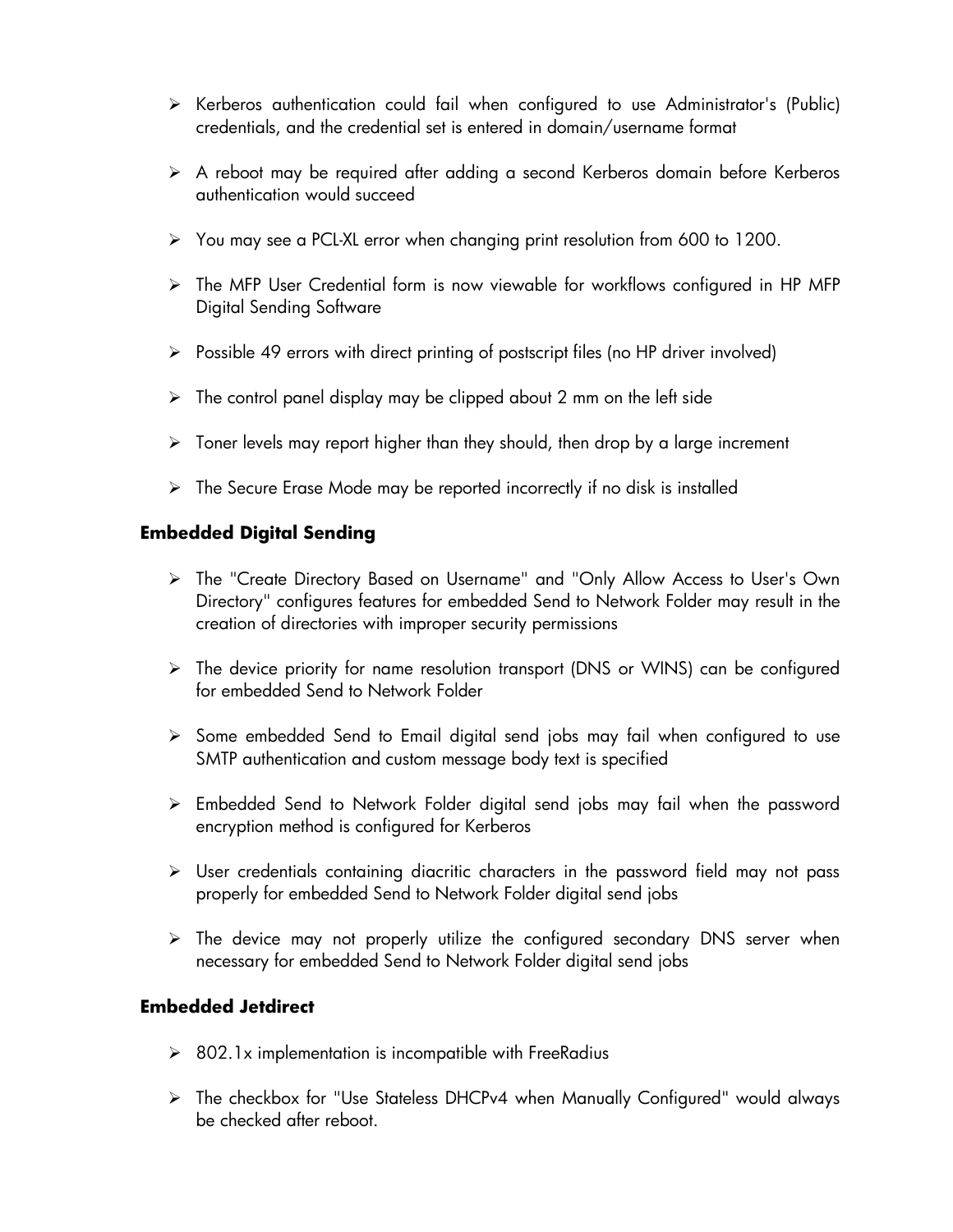- Kerberos authentication could fail when configured to use Administrator's (Public) credentials, and the credential set is entered in domain/username format
- A reboot may be required after adding a second Kerberos domain before Kerberos authentication would succeed
- You may see a PCL-XL error when changing print resolution from 600 to 1200.
- The MFP User Credential form is now viewable for workflows configured in HP MFP Digital Sending Software
- Possible 49 errors with direct printing of postscript files (no HP driver involved)
- The control panel display may be clipped about 2 mm on the left side
- Toner levels may report higher than they should, then drop by a large increment
- The Secure Erase Mode may be reported incorrectly if no disk is installed

### Embedded Digital Sending

- The "Create Directory Based on Username" and "Only Allow Access to User's Own Directory" configures features for embedded Send to Network Folder may result in the creation of directories with improper security permissions
- The device priority for name resolution transport (DNS or WINS) can be configured for embedded Send to Network Folder
- Some embedded Send to Email digital send jobs may fail when configured to use SMTP authentication and custom message body text is specified
- Embedded Send to Network Folder digital send jobs may fail when the password encryption method is configured for Kerberos
- User credentials containing diacritic characters in the password field may not pass properly for embedded Send to Network Folder digital send jobs
- The device may not properly utilize the configured secondary DNS server when necessary for embedded Send to Network Folder digital send jobs

### Embedded Jetdirect

- 802.1x implementation is incompatible with FreeRadius
- The checkbox for "Use Stateless DHCPv4 when Manually Configured" would always be checked after reboot.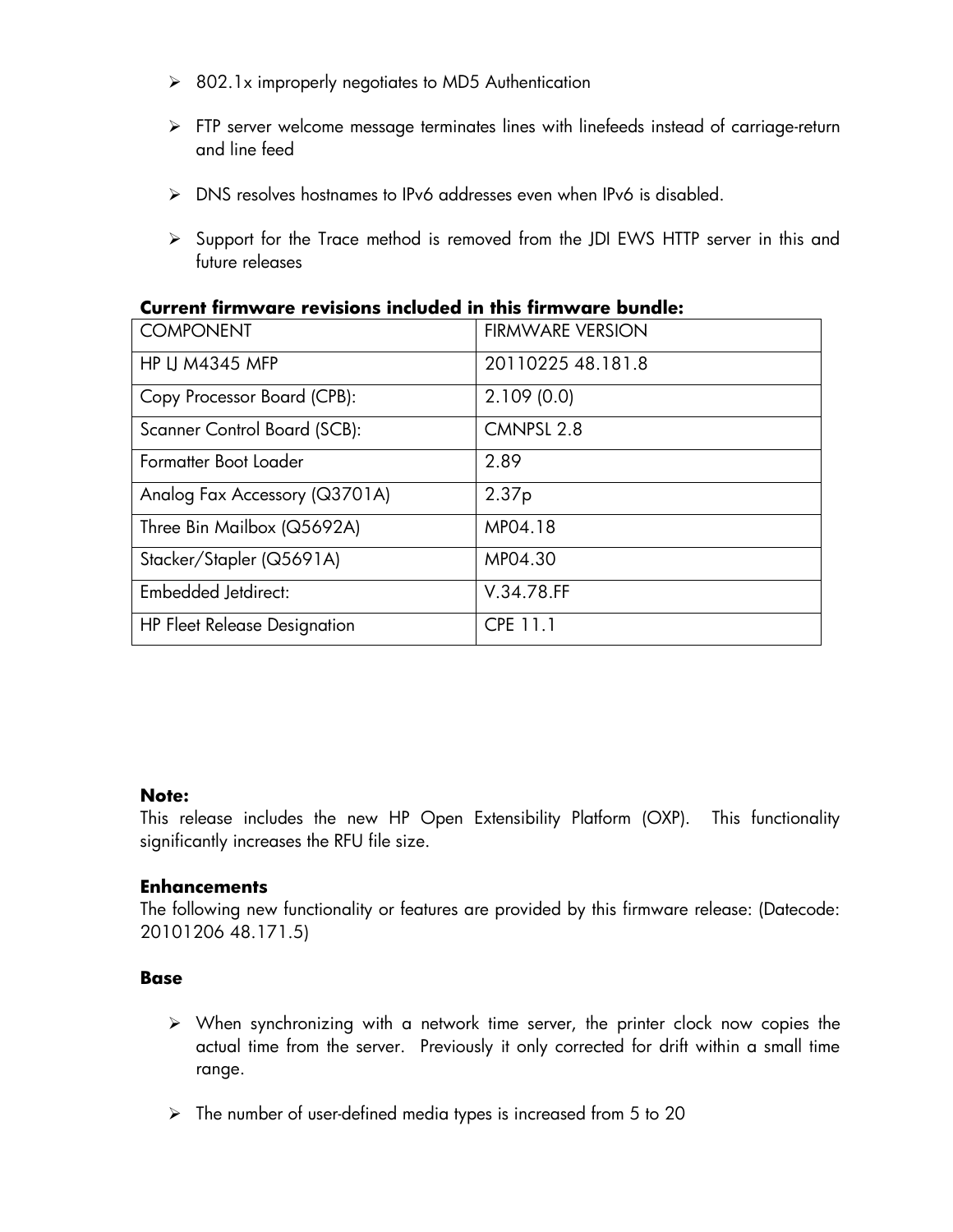- 802.1x improperly negotiates to MD5 Authentication
- FTP server welcome message terminates lines with linefeeds instead of carriage-return and line feed
- DNS resolves hostnames to IPv6 addresses even when IPv6 is disabled.
- Support for the Trace method is removed from the JDI EWS HTTP server in this and future releases

**Current firmware revisions included in this firmware bundle:**

| COMPONENT | FIRMWARE VERSION |
|---|---|
| HP LJ M4345 MFP | 20110225 48.181.8 |
| Copy Processor Board (CPB): | 2.109 (0.0) |
| Scanner Control Board (SCB): | CMNPSL 2.8 |
| Formatter Boot Loader | 2.89 |
| Analog Fax Accessory (Q3701A) | 2.37p |
| Three Bin Mailbox (Q5692A) | MP04.18 |
| Stacker/Stapler (Q5691A) | MP04.30 |
| Embedded Jetdirect: | V.34.78.FF |
| HP Fleet Release Designation | CPE 11.1 |

**Note:**
This release includes the new HP Open Extensibility Platform (OXP). This functionality significantly increases the RFU file size.

**Enhancements**
The following new functionality or features are provided by this firmware release: (Datecode: 20101206 48.171.5)

**Base**

- When synchronizing with a network time server, the printer clock now copies the actual time from the server. Previously it only corrected for drift within a small time range.
- The number of user-defined media types is increased from 5 to 20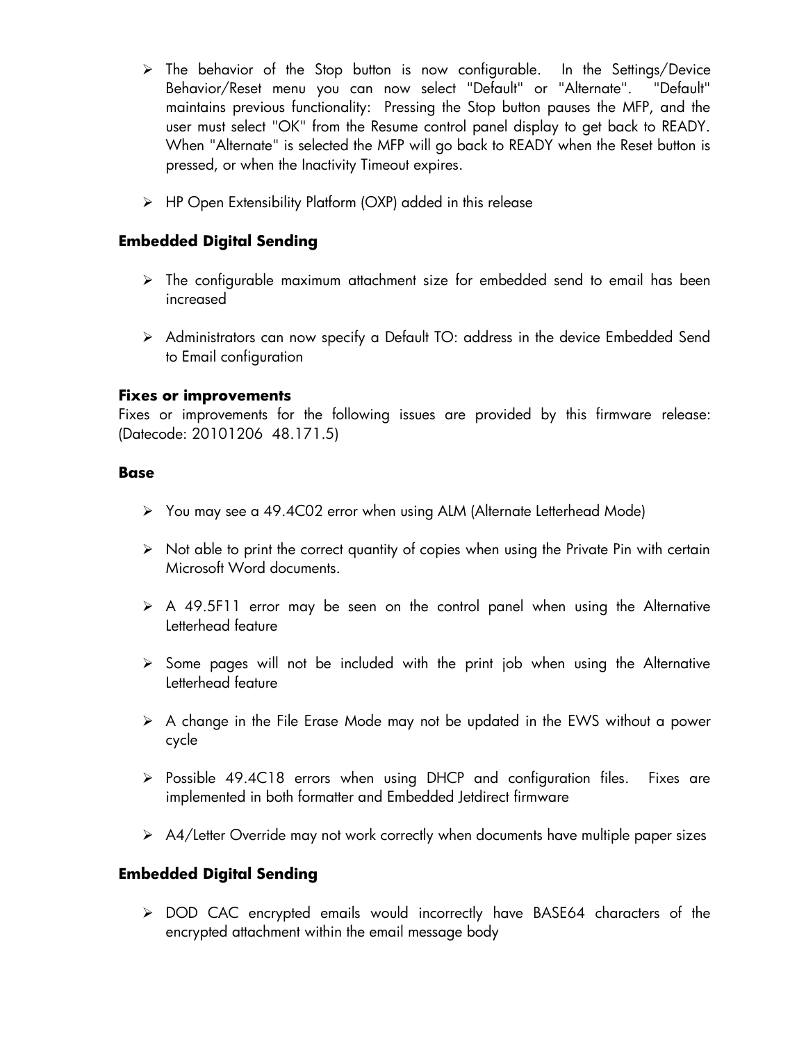- The behavior of the Stop button is now configurable. In the Settings/Device Behavior/Reset menu you can now select "Default" or "Alternate". "Default" maintains previous functionality: Pressing the Stop button pauses the MFP, and the user must select "OK" from the Resume control panel display to get back to READY. When "Alternate" is selected the MFP will go back to READY when the Reset button is pressed, or when the Inactivity Timeout expires.
- HP Open Extensibility Platform (OXP) added in this release

### Embedded Digital Sending

- The configurable maximum attachment size for embedded send to email has been increased
- Administrators can now specify a Default TO: address in the device Embedded Send to Email configuration

**Fixes or improvements**

Fixes or improvements for the following issues are provided by this firmware release: (Datecode: 20101206 48.171.5)

**Base**

- You may see a 49.4C02 error when using ALM (Alternate Letterhead Mode)
- Not able to print the correct quantity of copies when using the Private Pin with certain Microsoft Word documents.
- A 49.5F11 error may be seen on the control panel when using the Alternative Letterhead feature
- Some pages will not be included with the print job when using the Alternative Letterhead feature
- A change in the File Erase Mode may not be updated in the EWS without a power cycle
- Possible 49.4C18 errors when using DHCP and configuration files. Fixes are implemented in both formatter and Embedded Jetdirect firmware
- A4/Letter Override may not work correctly when documents have multiple paper sizes

### Embedded Digital Sending

- DOD CAC encrypted emails would incorrectly have BASE64 characters of the encrypted attachment within the email message body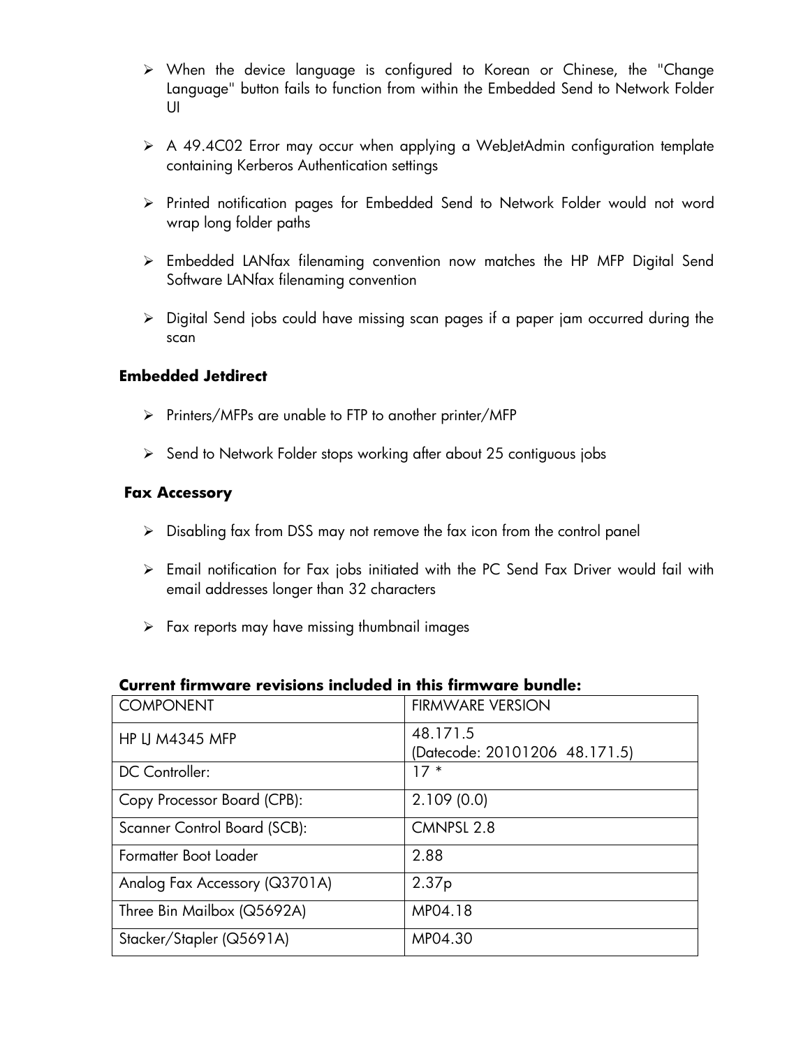- When the device language is configured to Korean or Chinese, the "Change Language" button fails to function from within the Embedded Send to Network Folder UI

- A 49.4C02 Error may occur when applying a WebJetAdmin configuration template containing Kerberos Authentication settings

- Printed notification pages for Embedded Send to Network Folder would not word wrap long folder paths

- Embedded LANfax filenaming convention now matches the HP MFP Digital Send Software LANfax filenaming convention

- Digital Send jobs could have missing scan pages if a paper jam occurred during the scan

**Embedded Jetdirect**

- Printers/MFPs are unable to FTP to another printer/MFP

- Send to Network Folder stops working after about 25 contiguous jobs

**Fax Accessory**

- Disabling fax from DSS may not remove the fax icon from the control panel

- Email notification for Fax jobs initiated with the PC Send Fax Driver would fail with email addresses longer than 32 characters

- Fax reports may have missing thumbnail images

**Current firmware revisions included in this firmware bundle:**

| COMPONENT | FIRMWARE VERSION |
|---|---|
| HP LJ M4345 MFP | 48.171.5<br>(Datecode: 20101206 48.171.5) |
| DC Controller: | 17 * |
| Copy Processor Board (CPB): | 2.109 (0.0) |
| Scanner Control Board (SCB): | CMNPSL 2.8 |
| Formatter Boot Loader | 2.88 |
| Analog Fax Accessory (Q3701A) | 2.37p |
| Three Bin Mailbox (Q5692A) | MP04.18 |
| Stacker/Stapler (Q5691A) | MP04.30 |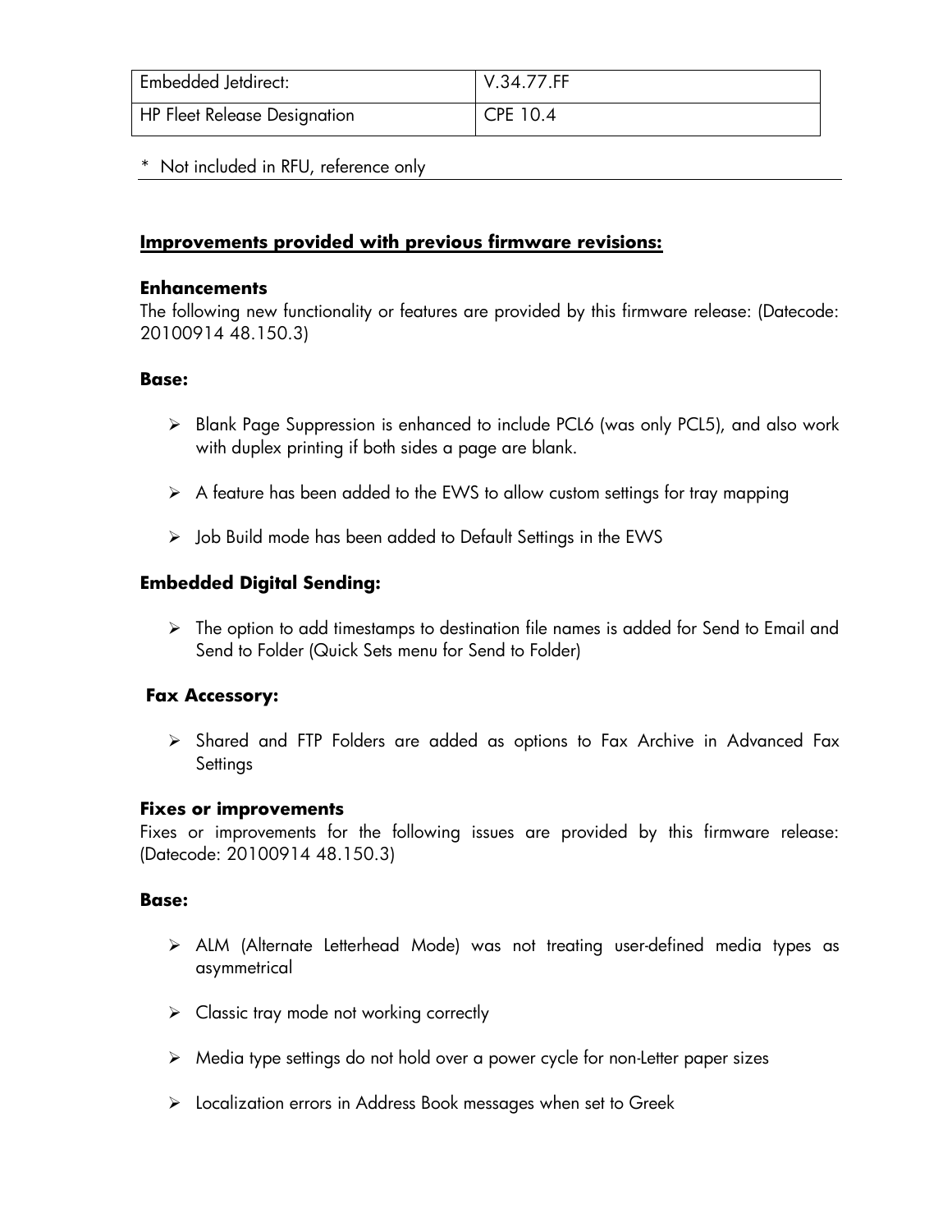| Embedded Jetdirect: | V.34.77.FF |
| --- | --- |
| HP Fleet Release Designation | CPE 10.4 |

* Not included in RFU, reference only

## Improvements provided with previous firmware revisions:

### Enhancements

The following new functionality or features are provided by this firmware release: (Datecode: 20100914 48.150.3)

#### Base:

- Blank Page Suppression is enhanced to include PCL6 (was only PCL5), and also work with duplex printing if both sides a page are blank.
- A feature has been added to the EWS to allow custom settings for tray mapping
- Job Build mode has been added to Default Settings in the EWS

#### Embedded Digital Sending:

- The option to add timestamps to destination file names is added for Send to Email and Send to Folder (Quick Sets menu for Send to Folder)

#### Fax Accessory:

- Shared and FTP Folders are added as options to Fax Archive in Advanced Fax Settings

### Fixes or improvements

Fixes or improvements for the following issues are provided by this firmware release: (Datecode: 20100914 48.150.3)

#### Base:

- ALM (Alternate Letterhead Mode) was not treating user-defined media types as asymmetrical
- Classic tray mode not working correctly
- Media type settings do not hold over a power cycle for non-Letter paper sizes
- Localization errors in Address Book messages when set to Greek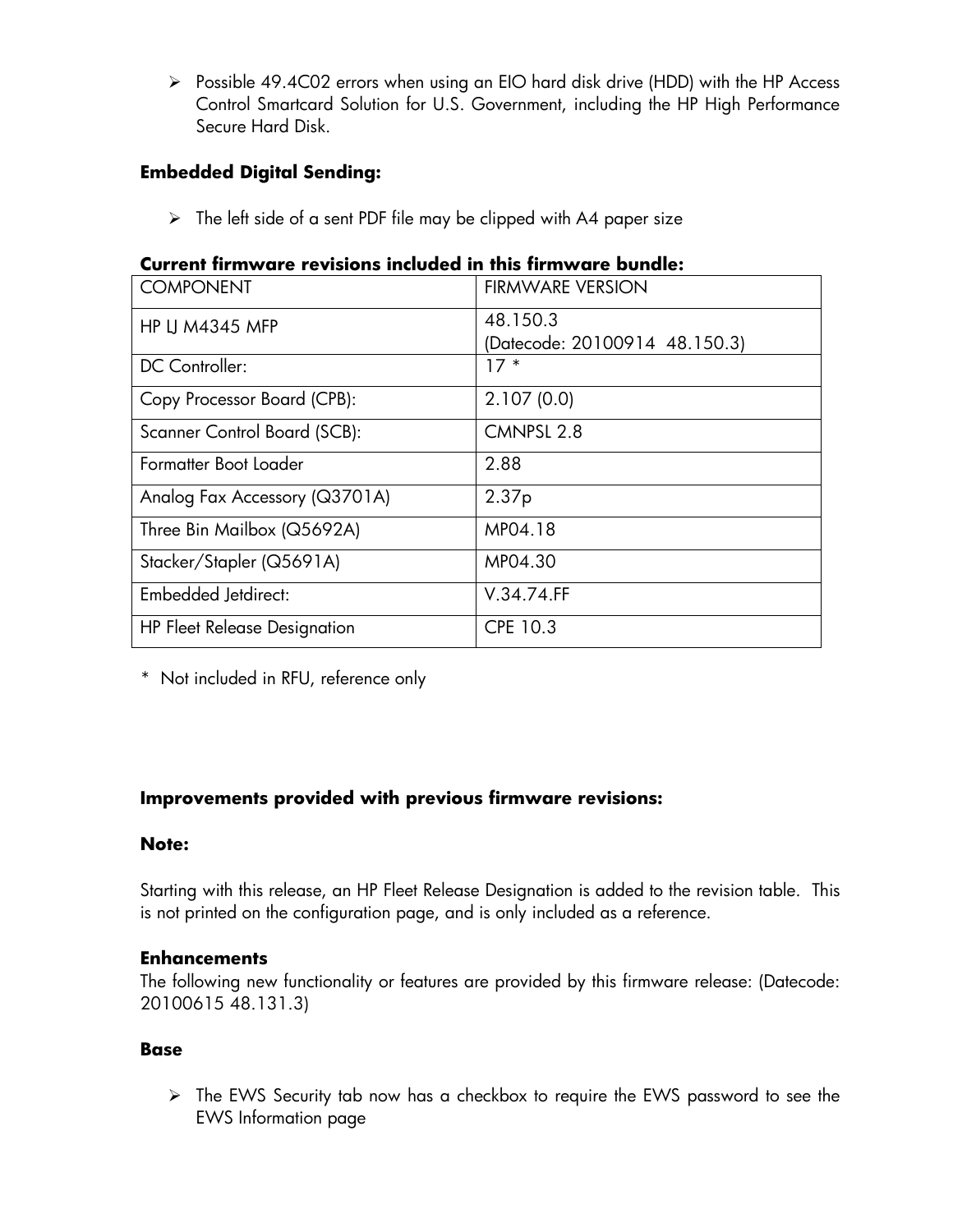- Possible 49.4C02 errors when using an EIO hard disk drive (HDD) with the HP Access Control Smartcard Solution for U.S. Government, including the HP High Performance Secure Hard Disk.

**Embedded Digital Sending:**

- The left side of a sent PDF file may be clipped with A4 paper size

**Current firmware revisions included in this firmware bundle:**

| COMPONENT | FIRMWARE VERSION |
|---|---|
| HP LJ M4345 MFP | 48.150.3 (Datecode: 20100914 48.150.3) |
| DC Controller: | 17 * |
| Copy Processor Board (CPB): | 2.107 (0.0) |
| Scanner Control Board (SCB): | CMNPSL 2.8 |
| Formatter Boot Loader | 2.88 |
| Analog Fax Accessory (Q3701A) | 2.37p |
| Three Bin Mailbox (Q5692A) | MP04.18 |
| Stacker/Stapler (Q5691A) | MP04.30 |
| Embedded Jetdirect: | V.34.74.FF |
| HP Fleet Release Designation | CPE 10.3 |

\* Not included in RFU, reference only

**Improvements provided with previous firmware revisions:**

**Note:**

Starting with this release, an HP Fleet Release Designation is added to the revision table. This is not printed on the configuration page, and is only included as a reference.

**Enhancements**

The following new functionality or features are provided by this firmware release: (Datecode: 20100615 48.131.3)

**Base**

- The EWS Security tab now has a checkbox to require the EWS password to see the EWS Information page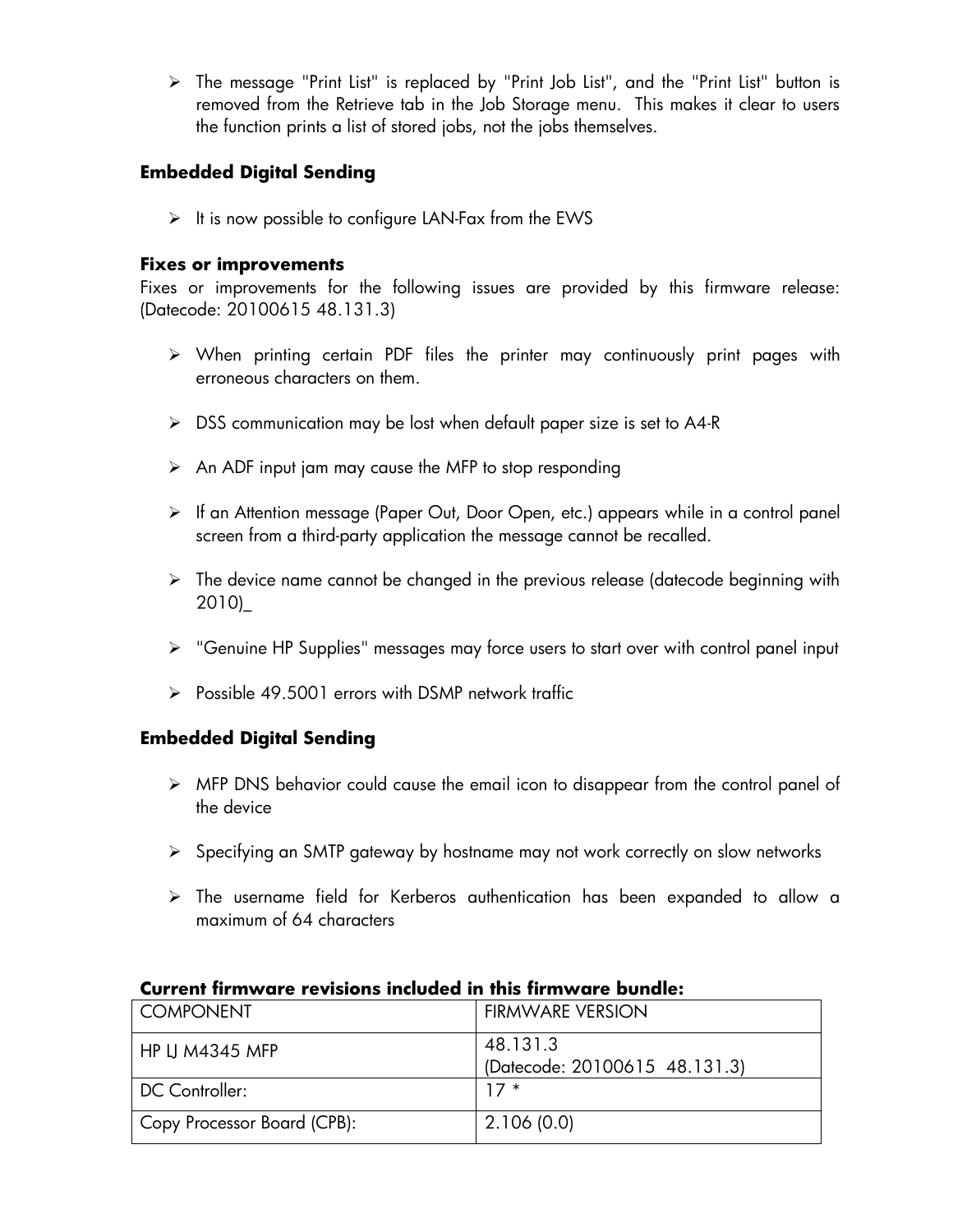- The message "Print List" is replaced by "Print Job List", and the "Print List" button is removed from the Retrieve tab in the Job Storage menu. This makes it clear to users the function prints a list of stored jobs, not the jobs themselves.

### Embedded Digital Sending

- It is now possible to configure LAN-Fax from the EWS

### Fixes or improvements

Fixes or improvements for the following issues are provided by this firmware release: (Datecode: 20100615 48.131.3)

- When printing certain PDF files the printer may continuously print pages with erroneous characters on them.
- DSS communication may be lost when default paper size is set to A4-R
- An ADF input jam may cause the MFP to stop responding
- If an Attention message (Paper Out, Door Open, etc.) appears while in a control panel screen from a third-party application the message cannot be recalled.
- The device name cannot be changed in the previous release (datecode beginning with 2010)_
- "Genuine HP Supplies" messages may force users to start over with control panel input
- Possible 49.5001 errors with DSMP network traffic

### Embedded Digital Sending

- MFP DNS behavior could cause the email icon to disappear from the control panel of the device
- Specifying an SMTP gateway by hostname may not work correctly on slow networks
- The username field for Kerberos authentication has been expanded to allow a maximum of 64 characters

### Current firmware revisions included in this firmware bundle:

| COMPONENT | FIRMWARE VERSION |
|---|---|
| HP LJ M4345 MFP | 48.131.3<br>(Datecode: 20100615 48.131.3) |
| DC Controller: | 17 * |
| Copy Processor Board (CPB): | 2.106 (0.0) |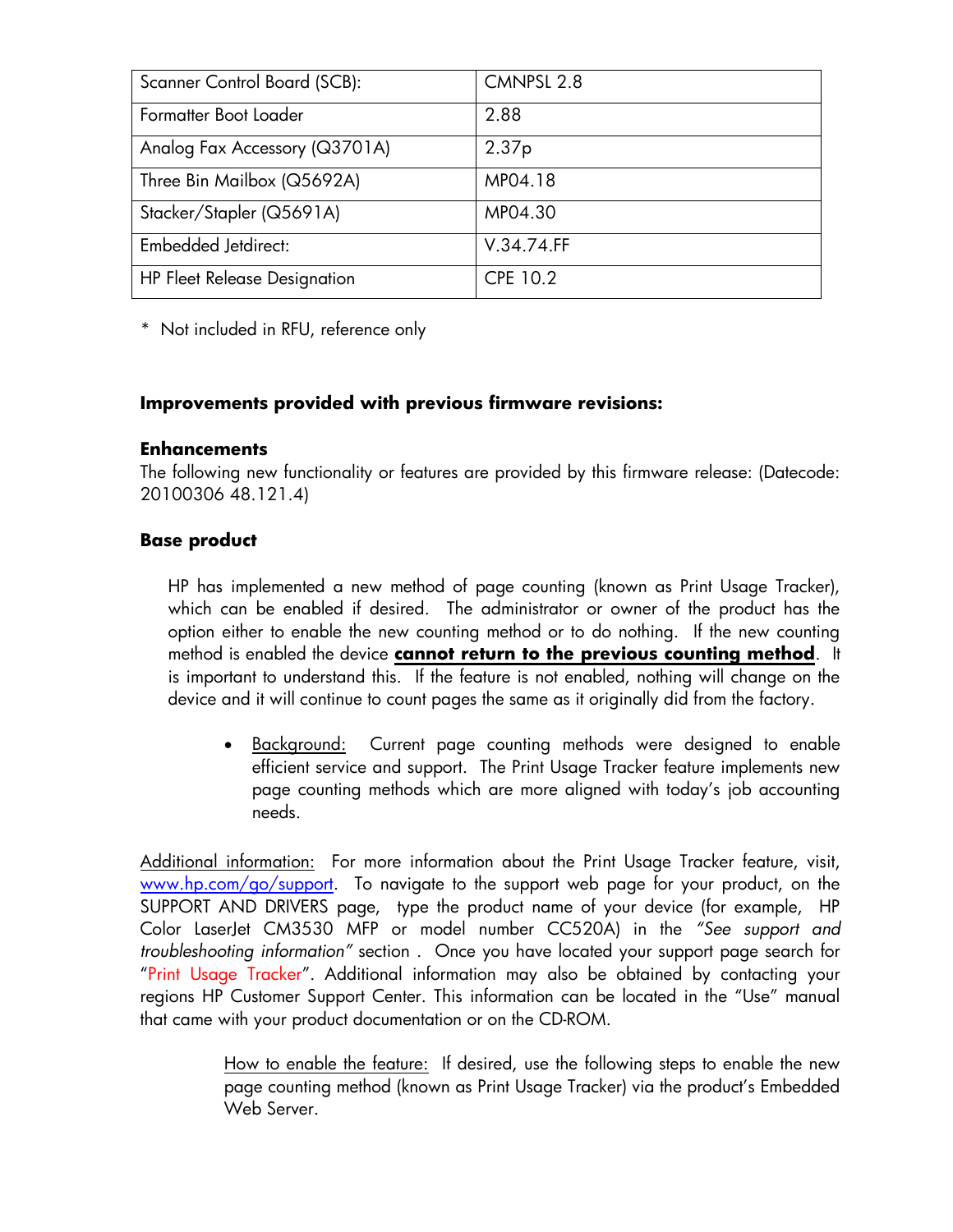| Scanner Control Board (SCB): | CMNPSL 2.8 |
| --- | --- |
| Formatter Boot Loader | 2.88 |
| Analog Fax Accessory (Q3701A) | 2.37p |
| Three Bin Mailbox (Q5692A) | MP04.18 |
| Stacker/Stapler (Q5691A) | MP04.30 |
| Embedded Jetdirect: | V.34.74.FF |
| HP Fleet Release Designation | CPE 10.2 |

\* Not included in RFU, reference only

**Improvements provided with previous firmware revisions:**

**Enhancements**

The following new functionality or features are provided by this firmware release: (Datecode: 20100306 48.121.4)

**Base product**

HP has implemented a new method of page counting (known as Print Usage Tracker), which can be enabled if desired. The administrator or owner of the product has the option either to enable the new counting method or to do nothing. If the new counting method is enabled the device **cannot return to the previous counting method**. It is important to understand this. If the feature is not enabled, nothing will change on the device and it will continue to count pages the same as it originally did from the factory.

- Background: Current page counting methods were designed to enable efficient service and support. The Print Usage Tracker feature implements new page counting methods which are more aligned with today's job accounting needs.

Additional information: For more information about the Print Usage Tracker feature, visit, www.hp.com/go/support. To navigate to the support web page for your product, on the SUPPORT AND DRIVERS page, type the product name of your device (for example, HP Color LaserJet CM3530 MFP or model number CC520A) in the *"See support and troubleshooting information"* section . Once you have located your support page search for "Print Usage Tracker". Additional information may also be obtained by contacting your regions HP Customer Support Center. This information can be located in the "Use" manual that came with your product documentation or on the CD-ROM.

How to enable the feature: If desired, use the following steps to enable the new page counting method (known as Print Usage Tracker) via the product's Embedded Web Server.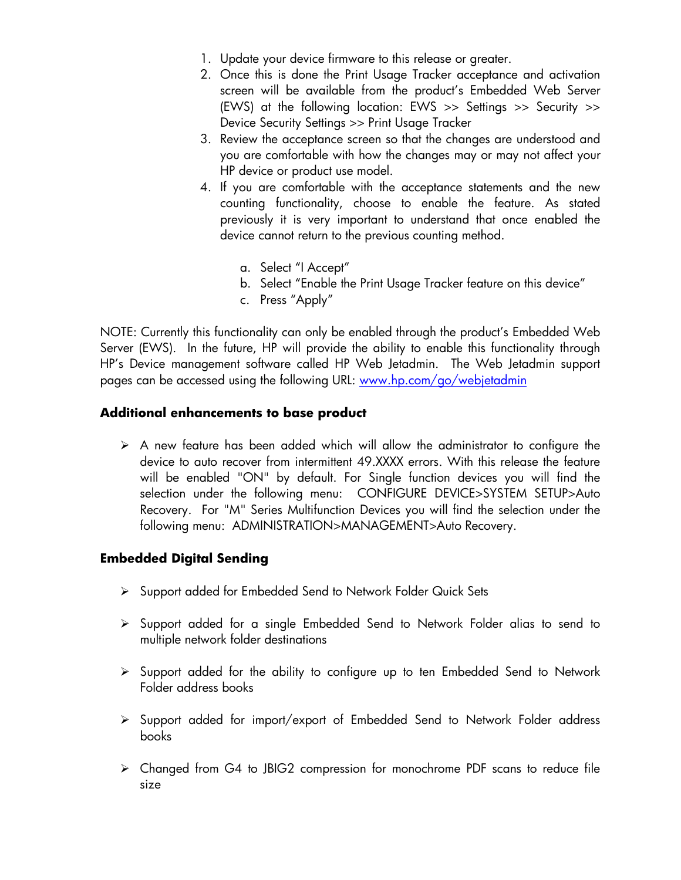1. Update your device firmware to this release or greater.
2. Once this is done the Print Usage Tracker acceptance and activation screen will be available from the product's Embedded Web Server (EWS) at the following location: EWS >> Settings >> Security >> Device Security Settings >> Print Usage Tracker
3. Review the acceptance screen so that the changes are understood and you are comfortable with how the changes may or may not affect your HP device or product use model.
4. If you are comfortable with the acceptance statements and the new counting functionality, choose to enable the feature. As stated previously it is very important to understand that once enabled the device cannot return to the previous counting method.

    a. Select "I Accept"
    b. Select "Enable the Print Usage Tracker feature on this device"
    c. Press "Apply"

NOTE: Currently this functionality can only be enabled through the product's Embedded Web Server (EWS). In the future, HP will provide the ability to enable this functionality through HP's Device management software called HP Web Jetadmin. The Web Jetadmin support pages can be accessed using the following URL: www.hp.com/go/webjetadmin

**Additional enhancements to base product**

- A new feature has been added which will allow the administrator to configure the device to auto recover from intermittent 49.XXXX errors. With this release the feature will be enabled "ON" by default. For Single function devices you will find the selection under the following menu: CONFIGURE DEVICE>SYSTEM SETUP>Auto Recovery. For "M" Series Multifunction Devices you will find the selection under the following menu: ADMINISTRATION>MANAGEMENT>Auto Recovery.

**Embedded Digital Sending**

- Support added for Embedded Send to Network Folder Quick Sets
- Support added for a single Embedded Send to Network Folder alias to send to multiple network folder destinations
- Support added for the ability to configure up to ten Embedded Send to Network Folder address books
- Support added for import/export of Embedded Send to Network Folder address books
- Changed from G4 to JBIG2 compression for monochrome PDF scans to reduce file size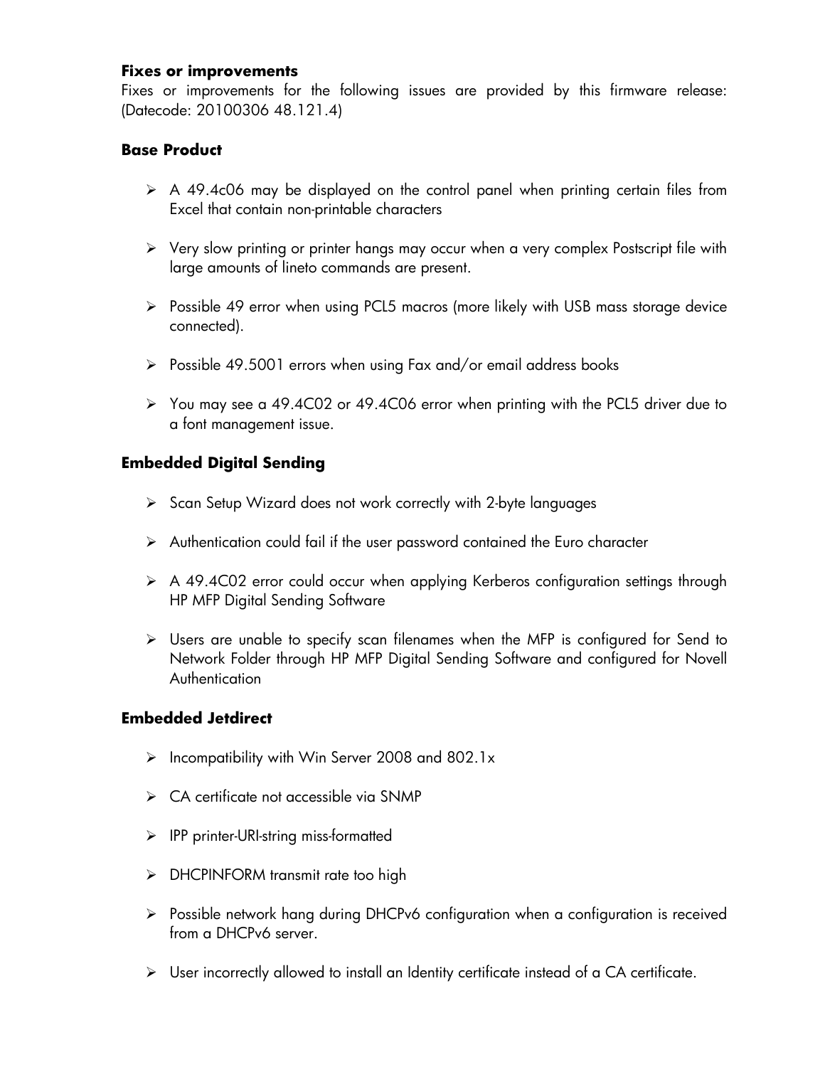**Fixes or improvements**

Fixes or improvements for the following issues are provided by this firmware release: (Datecode: 20100306 48.121.4)

### Base Product

- A 49.4c06 may be displayed on the control panel when printing certain files from Excel that contain non-printable characters
- Very slow printing or printer hangs may occur when a very complex Postscript file with large amounts of lineto commands are present.
- Possible 49 error when using PCL5 macros (more likely with USB mass storage device connected).
- Possible 49.5001 errors when using Fax and/or email address books
- You may see a 49.4C02 or 49.4C06 error when printing with the PCL5 driver due to a font management issue.

### Embedded Digital Sending

- Scan Setup Wizard does not work correctly with 2-byte languages
- Authentication could fail if the user password contained the Euro character
- A 49.4C02 error could occur when applying Kerberos configuration settings through HP MFP Digital Sending Software
- Users are unable to specify scan filenames when the MFP is configured for Send to Network Folder through HP MFP Digital Sending Software and configured for Novell Authentication

### Embedded Jetdirect

- Incompatibility with Win Server 2008 and 802.1x
- CA certificate not accessible via SNMP
- IPP printer-URI-string miss-formatted
- DHCPINFORM transmit rate too high
- Possible network hang during DHCPv6 configuration when a configuration is received from a DHCPv6 server.
- User incorrectly allowed to install an Identity certificate instead of a CA certificate.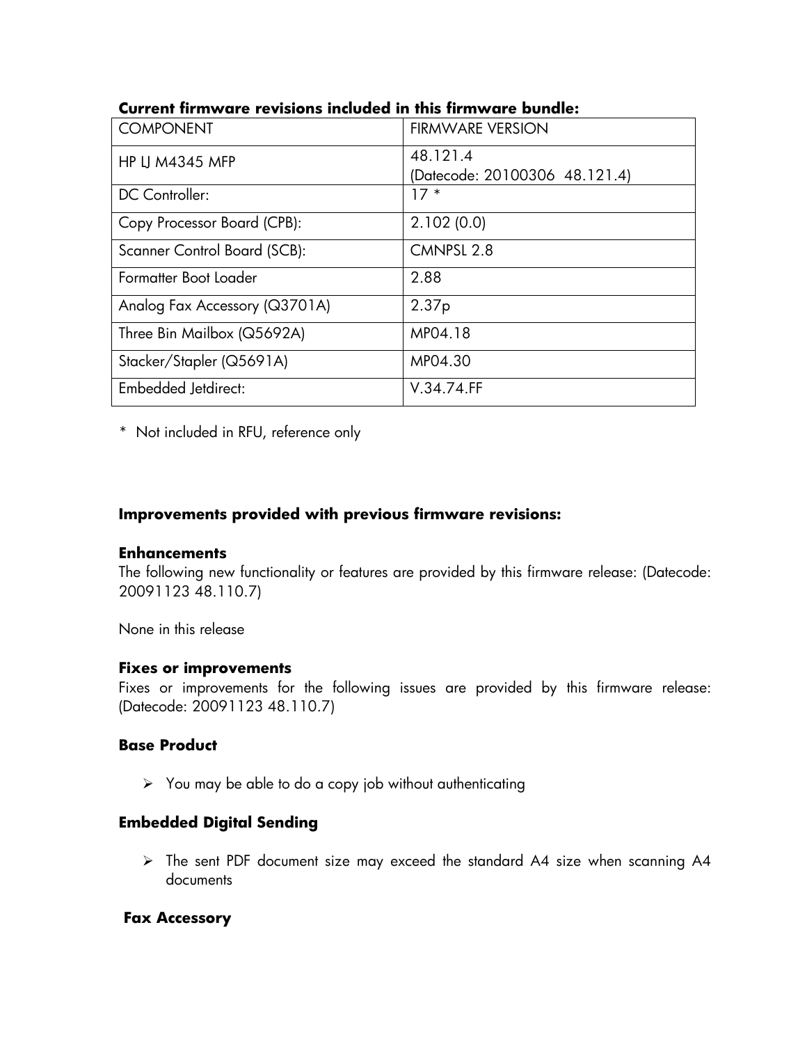**Current firmware revisions included in this firmware bundle:**

| COMPONENT | FIRMWARE VERSION |
| --- | --- |
| HP LJ M4345 MFP | 48.121.4 (Datecode: 20100306 48.121.4) |
| DC Controller: | 17 * |
| Copy Processor Board (CPB): | 2.102 (0.0) |
| Scanner Control Board (SCB): | CMNPSL 2.8 |
| Formatter Boot Loader | 2.88 |
| Analog Fax Accessory (Q3701A) | 2.37p |
| Three Bin Mailbox (Q5692A) | MP04.18 |
| Stacker/Stapler (Q5691A) | MP04.30 |
| Embedded Jetdirect: | V.34.74.FF |

* Not included in RFU, reference only

### Improvements provided with previous firmware revisions:

#### Enhancements

The following new functionality or features are provided by this firmware release: (Datecode: 20091123 48.110.7)

None in this release

#### Fixes or improvements

Fixes or improvements for the following issues are provided by this firmware release: (Datecode: 20091123 48.110.7)

#### Base Product

- You may be able to do a copy job without authenticating

#### Embedded Digital Sending

- The sent PDF document size may exceed the standard A4 size when scanning A4 documents

#### Fax Accessory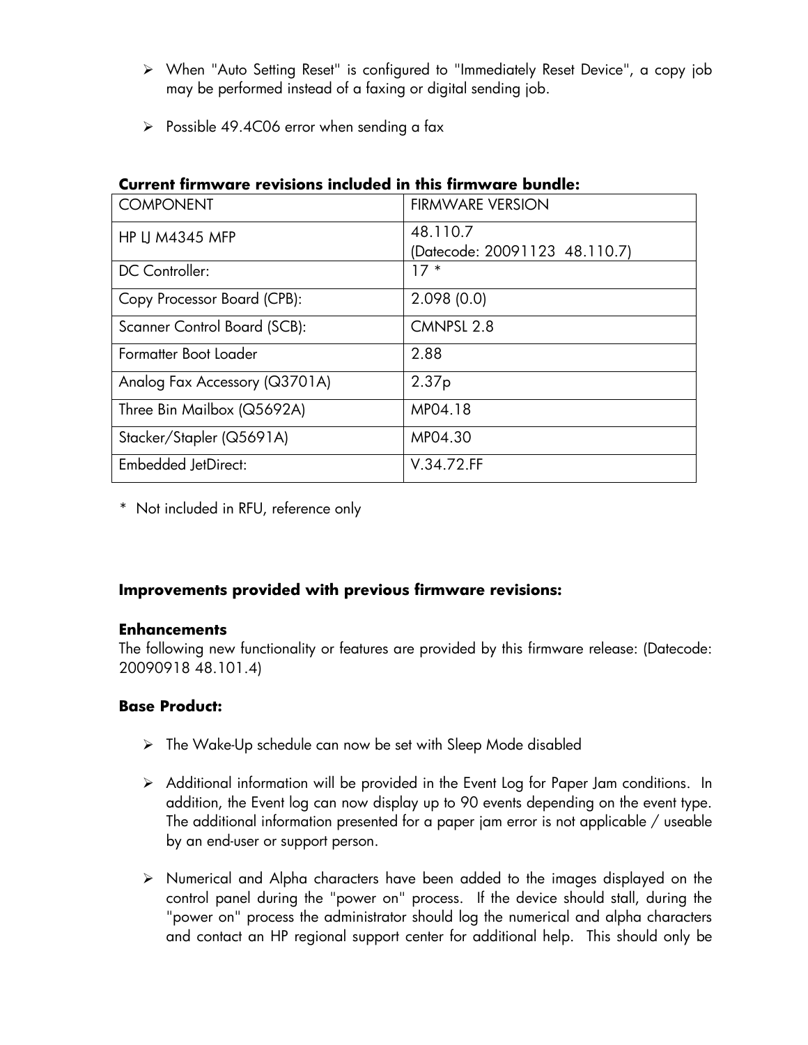- When "Auto Setting Reset" is configured to "Immediately Reset Device", a copy job may be performed instead of a faxing or digital sending job.

- Possible 49.4C06 error when sending a fax

**Current firmware revisions included in this firmware bundle:**

| COMPONENT | FIRMWARE VERSION |
|---|---|
| HP LJ M4345 MFP | 48.110.7 (Datecode: 20091123 48.110.7) |
| DC Controller: | 17 * |
| Copy Processor Board (CPB): | 2.098 (0.0) |
| Scanner Control Board (SCB): | CMNPSL 2.8 |
| Formatter Boot Loader | 2.88 |
| Analog Fax Accessory (Q3701A) | 2.37p |
| Three Bin Mailbox (Q5692A) | MP04.18 |
| Stacker/Stapler (Q5691A) | MP04.30 |
| Embedded JetDirect: | V.34.72.FF |

* Not included in RFU, reference only

**Improvements provided with previous firmware revisions:**

**Enhancements**

The following new functionality or features are provided by this firmware release: (Datecode: 20090918 48.101.4)

**Base Product:**

- The Wake-Up schedule can now be set with Sleep Mode disabled

- Additional information will be provided in the Event Log for Paper Jam conditions. In addition, the Event log can now display up to 90 events depending on the event type. The additional information presented for a paper jam error is not applicable / useable by an end-user or support person.

- Numerical and Alpha characters have been added to the images displayed on the control panel during the "power on" process. If the device should stall, during the "power on" process the administrator should log the numerical and alpha characters and contact an HP regional support center for additional help. This should only be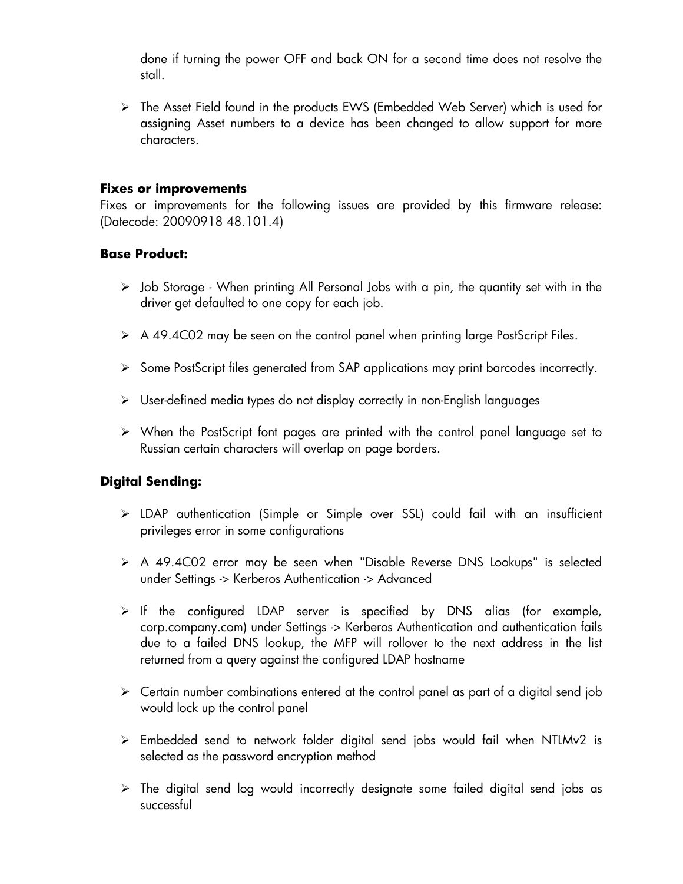done if turning the power OFF and back ON for a second time does not resolve the stall.

- The Asset Field found in the products EWS (Embedded Web Server) which is used for assigning Asset numbers to a device has been changed to allow support for more characters.

**Fixes or improvements**

Fixes or improvements for the following issues are provided by this firmware release: (Datecode: 20090918 48.101.4)

**Base Product:**

- Job Storage - When printing All Personal Jobs with a pin, the quantity set with in the driver get defaulted to one copy for each job.
- A 49.4C02 may be seen on the control panel when printing large PostScript Files.
- Some PostScript files generated from SAP applications may print barcodes incorrectly.
- User-defined media types do not display correctly in non-English languages
- When the PostScript font pages are printed with the control panel language set to Russian certain characters will overlap on page borders.

**Digital Sending:**

- LDAP authentication (Simple or Simple over SSL) could fail with an insufficient privileges error in some configurations
- A 49.4C02 error may be seen when "Disable Reverse DNS Lookups" is selected under Settings -> Kerberos Authentication -> Advanced
- If the configured LDAP server is specified by DNS alias (for example, corp.company.com) under Settings -> Kerberos Authentication and authentication fails due to a failed DNS lookup, the MFP will rollover to the next address in the list returned from a query against the configured LDAP hostname
- Certain number combinations entered at the control panel as part of a digital send job would lock up the control panel
- Embedded send to network folder digital send jobs would fail when NTLMv2 is selected as the password encryption method
- The digital send log would incorrectly designate some failed digital send jobs as successful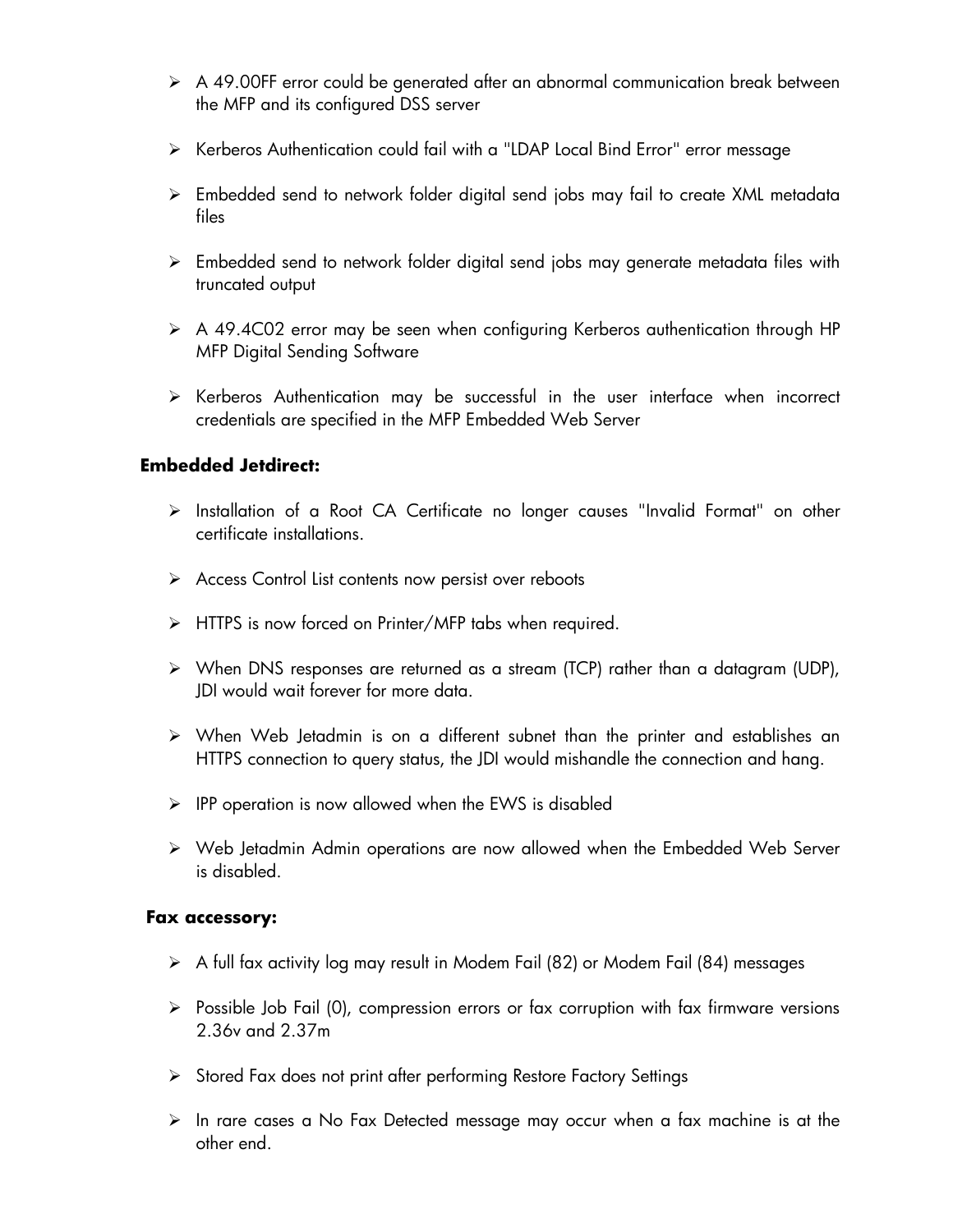- A 49.00FF error could be generated after an abnormal communication break between the MFP and its configured DSS server
- Kerberos Authentication could fail with a "LDAP Local Bind Error" error message
- Embedded send to network folder digital send jobs may fail to create XML metadata files
- Embedded send to network folder digital send jobs may generate metadata files with truncated output
- A 49.4C02 error may be seen when configuring Kerberos authentication through HP MFP Digital Sending Software
- Kerberos Authentication may be successful in the user interface when incorrect credentials are specified in the MFP Embedded Web Server

**Embedded Jetdirect:**

- Installation of a Root CA Certificate no longer causes "Invalid Format" on other certificate installations.
- Access Control List contents now persist over reboots
- HTTPS is now forced on Printer/MFP tabs when required.
- When DNS responses are returned as a stream (TCP) rather than a datagram (UDP), JDI would wait forever for more data.
- When Web Jetadmin is on a different subnet than the printer and establishes an HTTPS connection to query status, the JDI would mishandle the connection and hang.
- IPP operation is now allowed when the EWS is disabled
- Web Jetadmin Admin operations are now allowed when the Embedded Web Server is disabled.

**Fax accessory:**

- A full fax activity log may result in Modem Fail (82) or Modem Fail (84) messages
- Possible Job Fail (0), compression errors or fax corruption with fax firmware versions 2.36v and 2.37m
- Stored Fax does not print after performing Restore Factory Settings
- In rare cases a No Fax Detected message may occur when a fax machine is at the other end.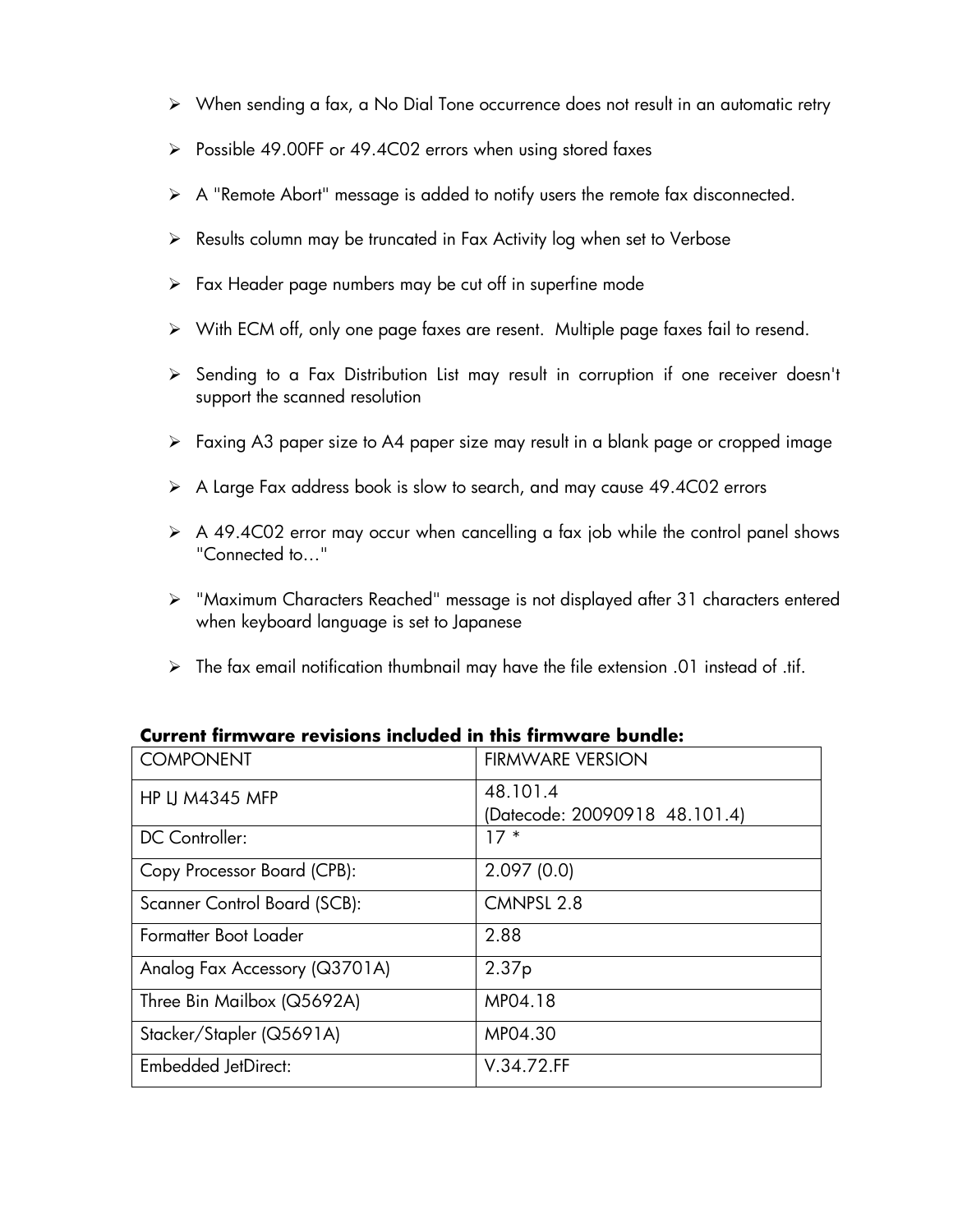- When sending a fax, a No Dial Tone occurrence does not result in an automatic retry
- Possible 49.00FF or 49.4C02 errors when using stored faxes
- A "Remote Abort" message is added to notify users the remote fax disconnected.
- Results column may be truncated in Fax Activity log when set to Verbose
- Fax Header page numbers may be cut off in superfine mode
- With ECM off, only one page faxes are resent. Multiple page faxes fail to resend.
- Sending to a Fax Distribution List may result in corruption if one receiver doesn't support the scanned resolution
- Faxing A3 paper size to A4 paper size may result in a blank page or cropped image
- A Large Fax address book is slow to search, and may cause 49.4C02 errors
- A 49.4C02 error may occur when cancelling a fax job while the control panel shows "Connected to…"
- "Maximum Characters Reached" message is not displayed after 31 characters entered when keyboard language is set to Japanese
- The fax email notification thumbnail may have the file extension .01 instead of .tif.

**Current firmware revisions included in this firmware bundle:**

| COMPONENT | FIRMWARE VERSION |
|---|---|
| HP LJ M4345 MFP | 48.101.4 (Datecode: 20090918 48.101.4) |
| DC Controller: | 17 * |
| Copy Processor Board (CPB): | 2.097 (0.0) |
| Scanner Control Board (SCB): | CMNPSL 2.8 |
| Formatter Boot Loader | 2.88 |
| Analog Fax Accessory (Q3701A) | 2.37p |
| Three Bin Mailbox (Q5692A) | MP04.18 |
| Stacker/Stapler (Q5691A) | MP04.30 |
| Embedded JetDirect: | V.34.72.FF |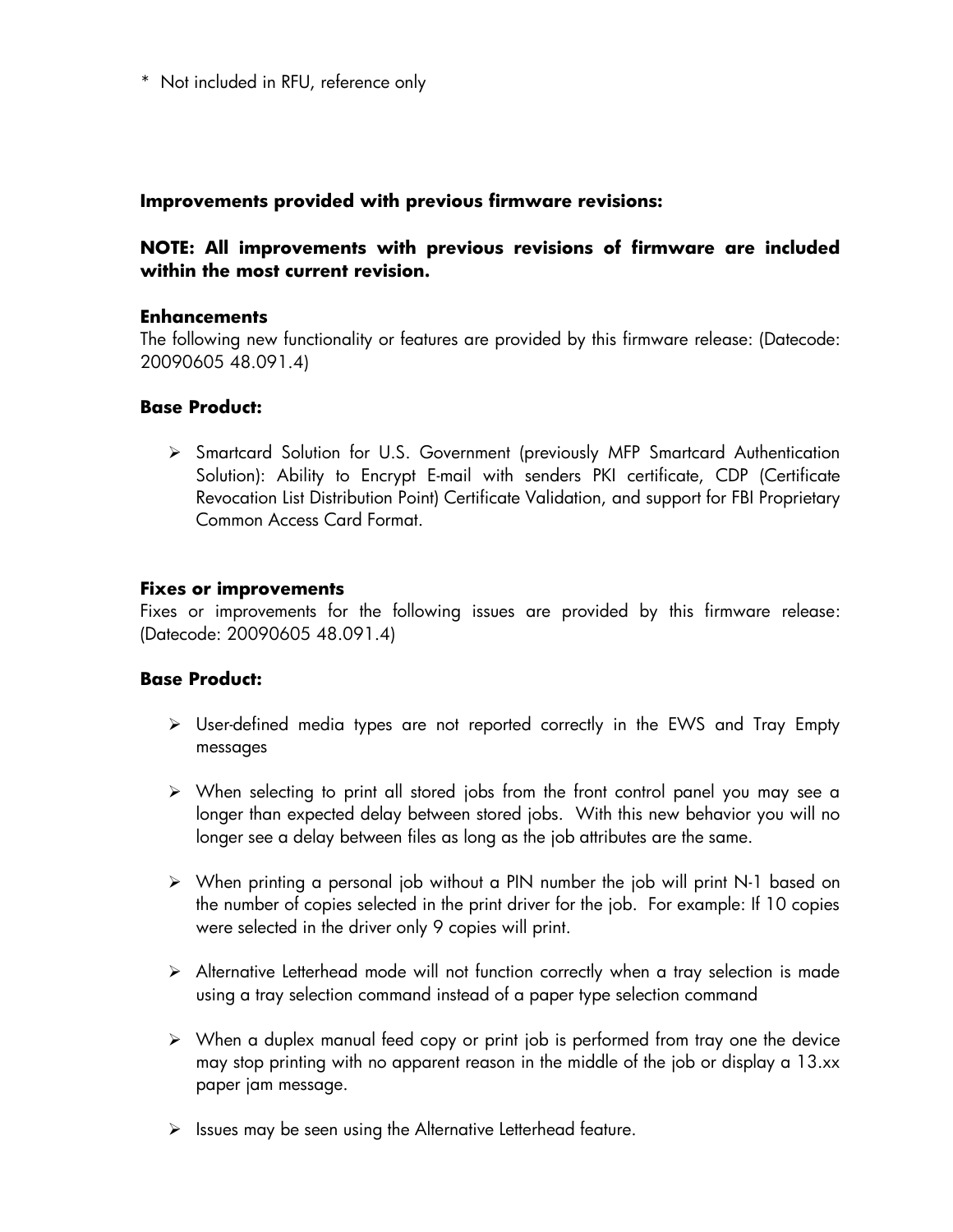\* Not included in RFU, reference only

**Improvements provided with previous firmware revisions:**

**NOTE: All improvements with previous revisions of firmware are included within the most current revision.**

**Enhancements**

The following new functionality or features are provided by this firmware release: (Datecode: 20090605 48.091.4)

**Base Product:**

- Smartcard Solution for U.S. Government (previously MFP Smartcard Authentication Solution): Ability to Encrypt E-mail with senders PKI certificate, CDP (Certificate Revocation List Distribution Point) Certificate Validation, and support for FBI Proprietary Common Access Card Format.

**Fixes or improvements**

Fixes or improvements for the following issues are provided by this firmware release: (Datecode: 20090605 48.091.4)

**Base Product:**

- User-defined media types are not reported correctly in the EWS and Tray Empty messages
- When selecting to print all stored jobs from the front control panel you may see a longer than expected delay between stored jobs. With this new behavior you will no longer see a delay between files as long as the job attributes are the same.
- When printing a personal job without a PIN number the job will print N-1 based on the number of copies selected in the print driver for the job. For example: If 10 copies were selected in the driver only 9 copies will print.
- Alternative Letterhead mode will not function correctly when a tray selection is made using a tray selection command instead of a paper type selection command
- When a duplex manual feed copy or print job is performed from tray one the device may stop printing with no apparent reason in the middle of the job or display a 13.xx paper jam message.
- Issues may be seen using the Alternative Letterhead feature.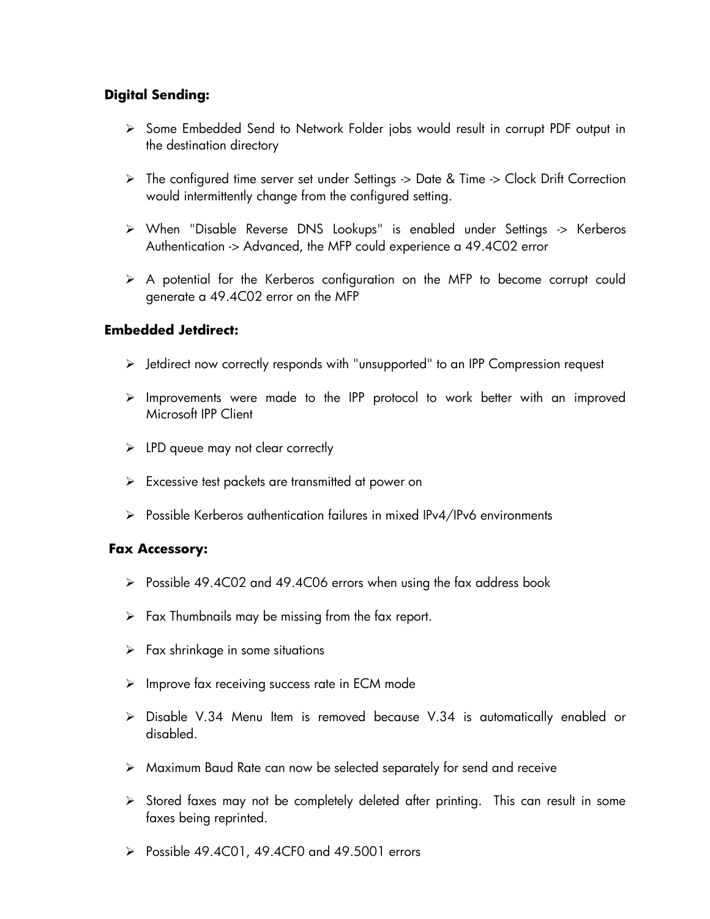**Digital Sending:**

- Some Embedded Send to Network Folder jobs would result in corrupt PDF output in the destination directory
- The configured time server set under Settings -> Date & Time -> Clock Drift Correction would intermittently change from the configured setting.
- When "Disable Reverse DNS Lookups" is enabled under Settings -> Kerberos Authentication -> Advanced, the MFP could experience a 49.4C02 error
- A potential for the Kerberos configuration on the MFP to become corrupt could generate a 49.4C02 error on the MFP

**Embedded Jetdirect:**

- Jetdirect now correctly responds with "unsupported" to an IPP Compression request
- Improvements were made to the IPP protocol to work better with an improved Microsoft IPP Client
- LPD queue may not clear correctly
- Excessive test packets are transmitted at power on
- Possible Kerberos authentication failures in mixed IPv4/IPv6 environments

**Fax Accessory:**

- Possible 49.4C02 and 49.4C06 errors when using the fax address book
- Fax Thumbnails may be missing from the fax report.
- Fax shrinkage in some situations
- Improve fax receiving success rate in ECM mode
- Disable V.34 Menu Item is removed because V.34 is automatically enabled or disabled.
- Maximum Baud Rate can now be selected separately for send and receive
- Stored faxes may not be completely deleted after printing. This can result in some faxes being reprinted.
- Possible 49.4C01, 49.4CF0 and 49.5001 errors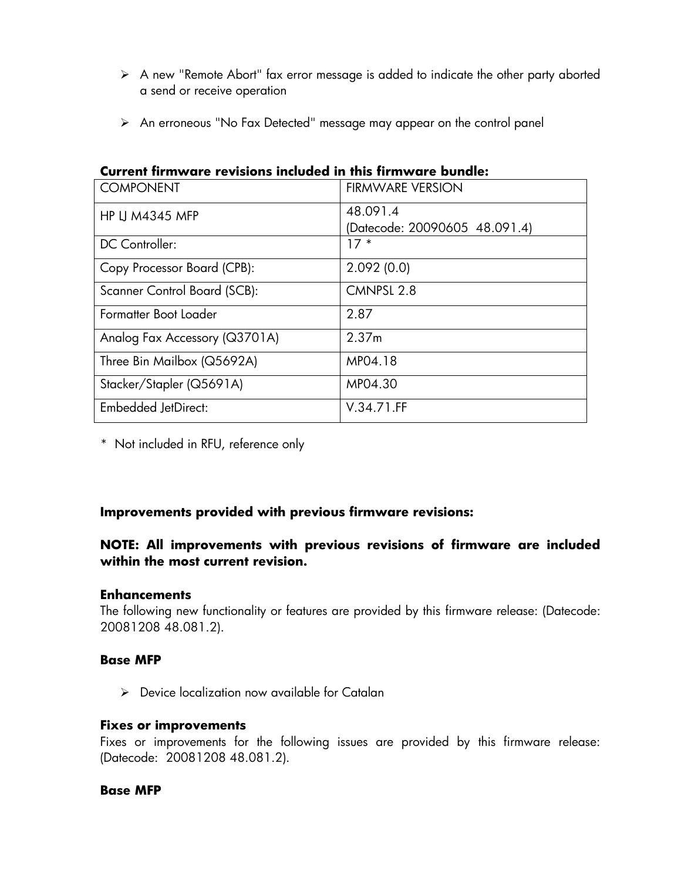- A new "Remote Abort" fax error message is added to indicate the other party aborted a send or receive operation
- An erroneous "No Fax Detected" message may appear on the control panel

**Current firmware revisions included in this firmware bundle:**

| COMPONENT | FIRMWARE VERSION |
|---|---|
| HP LJ M4345 MFP | 48.091.4<br>(Datecode: 20090605 48.091.4) |
| DC Controller: | 17 * |
| Copy Processor Board (CPB): | 2.092 (0.0) |
| Scanner Control Board (SCB): | CMNPSL 2.8 |
| Formatter Boot Loader | 2.87 |
| Analog Fax Accessory (Q3701A) | 2.37m |
| Three Bin Mailbox (Q5692A) | MP04.18 |
| Stacker/Stapler (Q5691A) | MP04.30 |
| Embedded JetDirect: | V.34.71.FF |

* Not included in RFU, reference only

**Improvements provided with previous firmware revisions:**

**NOTE: All improvements with previous revisions of firmware are included within the most current revision.**

**Enhancements**

The following new functionality or features are provided by this firmware release: (Datecode: 20081208 48.081.2).

**Base MFP**

- Device localization now available for Catalan

**Fixes or improvements**

Fixes or improvements for the following issues are provided by this firmware release: (Datecode: 20081208 48.081.2).

**Base MFP**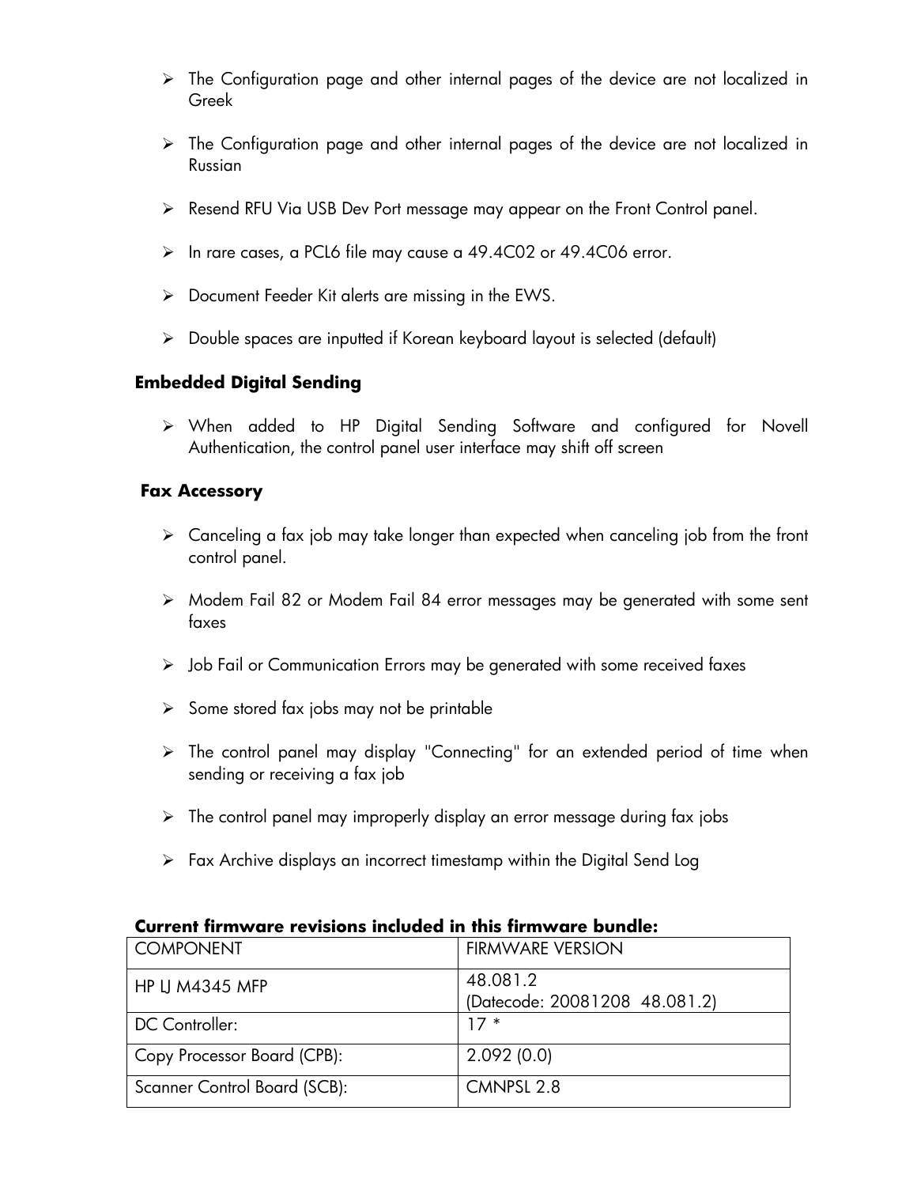- The Configuration page and other internal pages of the device are not localized in Greek
- The Configuration page and other internal pages of the device are not localized in Russian
- Resend RFU Via USB Dev Port message may appear on the Front Control panel.
- In rare cases, a PCL6 file may cause a 49.4C02 or 49.4C06 error.
- Document Feeder Kit alerts are missing in the EWS.
- Double spaces are inputted if Korean keyboard layout is selected (default)

**Embedded Digital Sending**

- When added to HP Digital Sending Software and configured for Novell Authentication, the control panel user interface may shift off screen

**Fax Accessory**

- Canceling a fax job may take longer than expected when canceling job from the front control panel.
- Modem Fail 82 or Modem Fail 84 error messages may be generated with some sent faxes
- Job Fail or Communication Errors may be generated with some received faxes
- Some stored fax jobs may not be printable
- The control panel may display "Connecting" for an extended period of time when sending or receiving a fax job
- The control panel may improperly display an error message during fax jobs
- Fax Archive displays an incorrect timestamp within the Digital Send Log

**Current firmware revisions included in this firmware bundle:**

| COMPONENT | FIRMWARE VERSION |
|---|---|
| HP LJ M4345 MFP | 48.081.2 (Datecode: 20081208 48.081.2) |
| DC Controller: | 17 * |
| Copy Processor Board (CPB): | 2.092 (0.0) |
| Scanner Control Board (SCB): | CMNPSL 2.8 |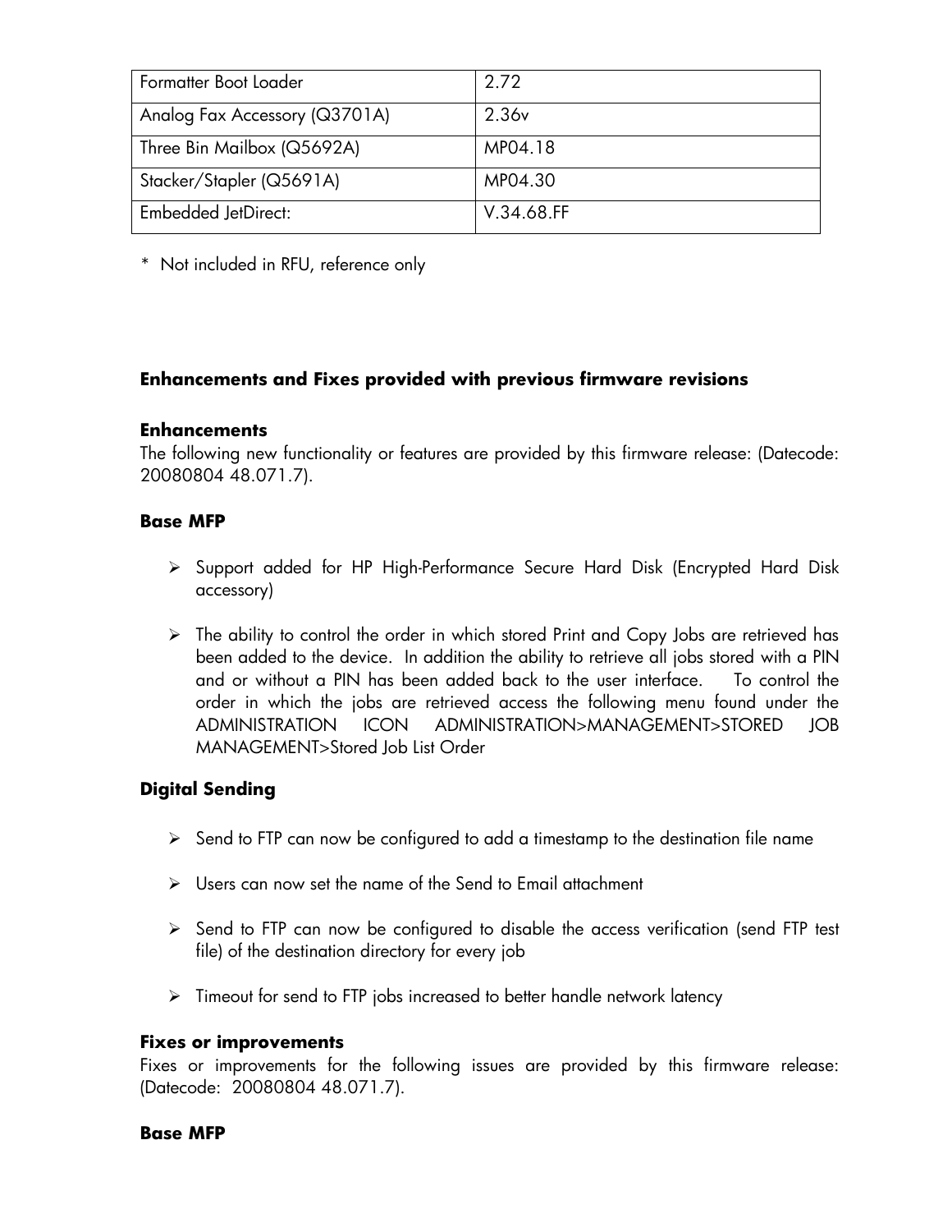| Formatter Boot Loader | 2.72 |
|---|---|
| Analog Fax Accessory (Q3701A) | 2.36v |
| Three Bin Mailbox (Q5692A) | MP04.18 |
| Stacker/Stapler (Q5691A) | MP04.30 |
| Embedded JetDirect: | V.34.68.FF |

* Not included in RFU, reference only

## Enhancements and Fixes provided with previous firmware revisions

### Enhancements

The following new functionality or features are provided by this firmware release: (Datecode: 20080804 48.071.7).

### Base MFP

- Support added for HP High-Performance Secure Hard Disk (Encrypted Hard Disk accessory)
- The ability to control the order in which stored Print and Copy Jobs are retrieved has been added to the device. In addition the ability to retrieve all jobs stored with a PIN and or without a PIN has been added back to the user interface. To control the order in which the jobs are retrieved access the following menu found under the ADMINISTRATION ICON ADMINISTRATION>MANAGEMENT>STORED JOB MANAGEMENT>Stored Job List Order

### Digital Sending

- Send to FTP can now be configured to add a timestamp to the destination file name
- Users can now set the name of the Send to Email attachment
- Send to FTP can now be configured to disable the access verification (send FTP test file) of the destination directory for every job
- Timeout for send to FTP jobs increased to better handle network latency

### Fixes or improvements

Fixes or improvements for the following issues are provided by this firmware release: (Datecode: 20080804 48.071.7).

### Base MFP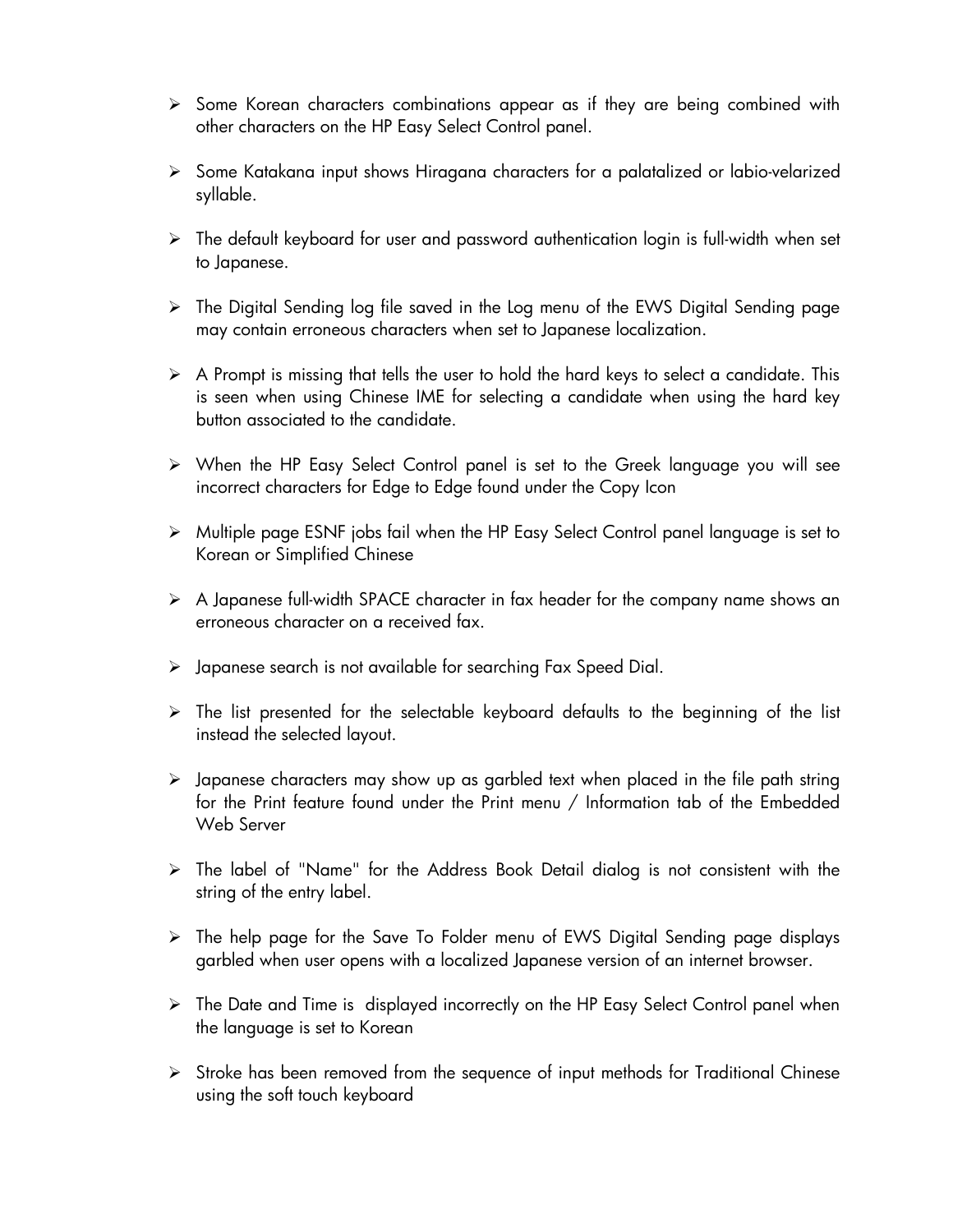- Some Korean characters combinations appear as if they are being combined with other characters on the HP Easy Select Control panel.

- Some Katakana input shows Hiragana characters for a palatalized or labio-velarized syllable.

- The default keyboard for user and password authentication login is full-width when set to Japanese.

- The Digital Sending log file saved in the Log menu of the EWS Digital Sending page may contain erroneous characters when set to Japanese localization.

- A Prompt is missing that tells the user to hold the hard keys to select a candidate. This is seen when using Chinese IME for selecting a candidate when using the hard key button associated to the candidate.

- When the HP Easy Select Control panel is set to the Greek language you will see incorrect characters for Edge to Edge found under the Copy Icon

- Multiple page ESNF jobs fail when the HP Easy Select Control panel language is set to Korean or Simplified Chinese

- A Japanese full-width SPACE character in fax header for the company name shows an erroneous character on a received fax.

- Japanese search is not available for searching Fax Speed Dial.

- The list presented for the selectable keyboard defaults to the beginning of the list instead the selected layout.

- Japanese characters may show up as garbled text when placed in the file path string for the Print feature found under the Print menu / Information tab of the Embedded Web Server

- The label of "Name" for the Address Book Detail dialog is not consistent with the string of the entry label.

- The help page for the Save To Folder menu of EWS Digital Sending page displays garbled when user opens with a localized Japanese version of an internet browser.

- The Date and Time is displayed incorrectly on the HP Easy Select Control panel when the language is set to Korean

- Stroke has been removed from the sequence of input methods for Traditional Chinese using the soft touch keyboard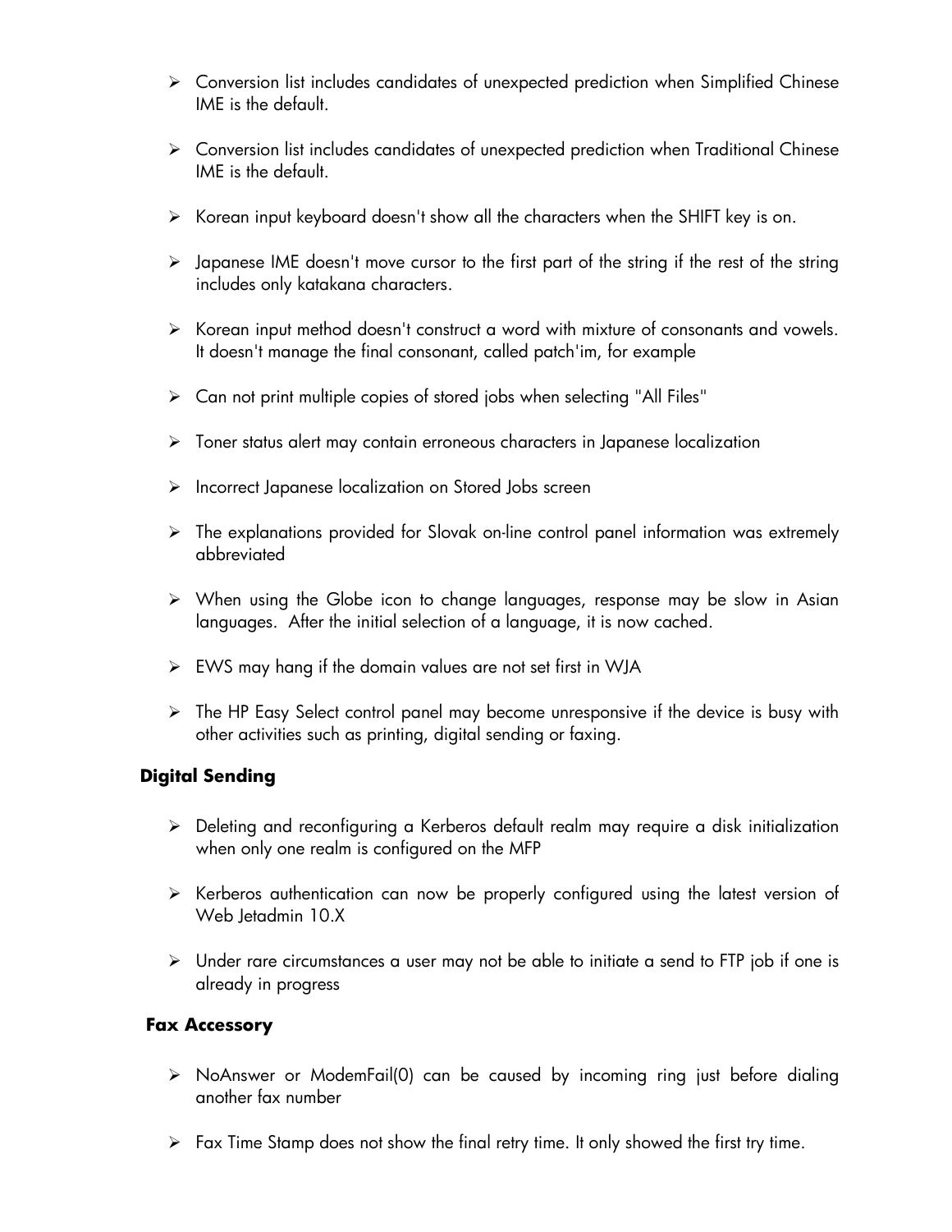- Conversion list includes candidates of unexpected prediction when Simplified Chinese IME is the default.
- Conversion list includes candidates of unexpected prediction when Traditional Chinese IME is the default.
- Korean input keyboard doesn't show all the characters when the SHIFT key is on.
- Japanese IME doesn't move cursor to the first part of the string if the rest of the string includes only katakana characters.
- Korean input method doesn't construct a word with mixture of consonants and vowels. It doesn't manage the final consonant, called patch'im, for example
- Can not print multiple copies of stored jobs when selecting "All Files"
- Toner status alert may contain erroneous characters in Japanese localization
- Incorrect Japanese localization on Stored Jobs screen
- The explanations provided for Slovak on-line control panel information was extremely abbreviated
- When using the Globe icon to change languages, response may be slow in Asian languages. After the initial selection of a language, it is now cached.
- EWS may hang if the domain values are not set first in WJA
- The HP Easy Select control panel may become unresponsive if the device is busy with other activities such as printing, digital sending or faxing.

### Digital Sending

- Deleting and reconfiguring a Kerberos default realm may require a disk initialization when only one realm is configured on the MFP
- Kerberos authentication can now be properly configured using the latest version of Web Jetadmin 10.X
- Under rare circumstances a user may not be able to initiate a send to FTP job if one is already in progress

### Fax Accessory

- NoAnswer or ModemFail(0) can be caused by incoming ring just before dialing another fax number
- Fax Time Stamp does not show the final retry time. It only showed the first try time.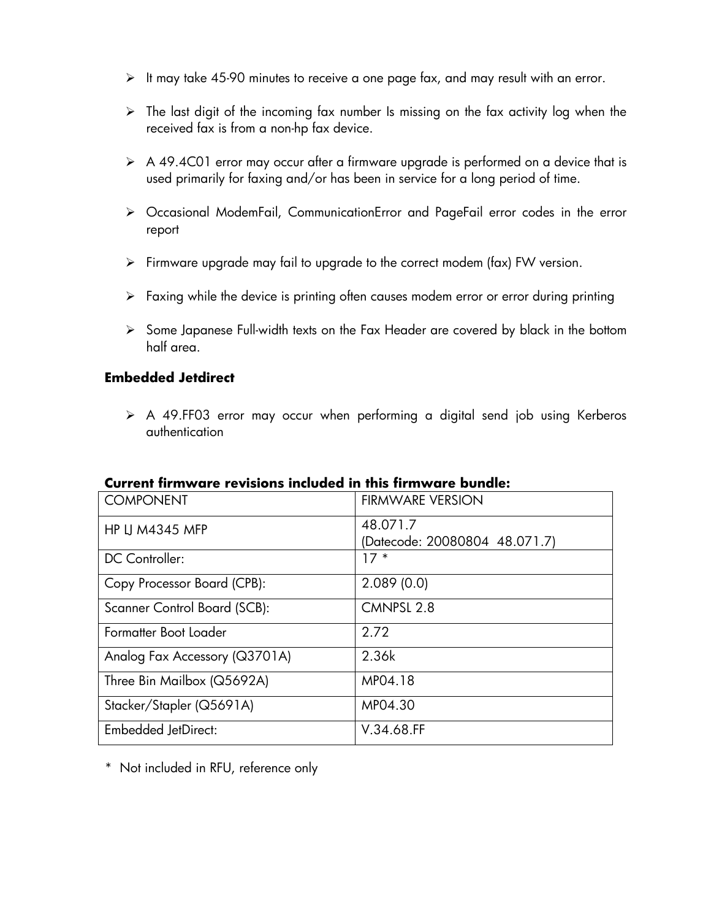- It may take 45-90 minutes to receive a one page fax, and may result with an error.
- The last digit of the incoming fax number Is missing on the fax activity log when the received fax is from a non-hp fax device.
- A 49.4C01 error may occur after a firmware upgrade is performed on a device that is used primarily for faxing and/or has been in service for a long period of time.
- Occasional ModemFail, CommunicationError and PageFail error codes in the error report
- Firmware upgrade may fail to upgrade to the correct modem (fax) FW version.
- Faxing while the device is printing often causes modem error or error during printing
- Some Japanese Full-width texts on the Fax Header are covered by black in the bottom half area.

**Embedded Jetdirect**

- A 49.FF03 error may occur when performing a digital send job using Kerberos authentication

**Current firmware revisions included in this firmware bundle:**

| COMPONENT | FIRMWARE VERSION |
|---|---|
| HP LJ M4345 MFP | 48.071.7<br>(Datecode: 20080804 48.071.7) |
| DC Controller: | 17 * |
| Copy Processor Board (CPB): | 2.089 (0.0) |
| Scanner Control Board (SCB): | CMNPSL 2.8 |
| Formatter Boot Loader | 2.72 |
| Analog Fax Accessory (Q3701A) | 2.36k |
| Three Bin Mailbox (Q5692A) | MP04.18 |
| Stacker/Stapler (Q5691A) | MP04.30 |
| Embedded JetDirect: | V.34.68.FF |

\* Not included in RFU, reference only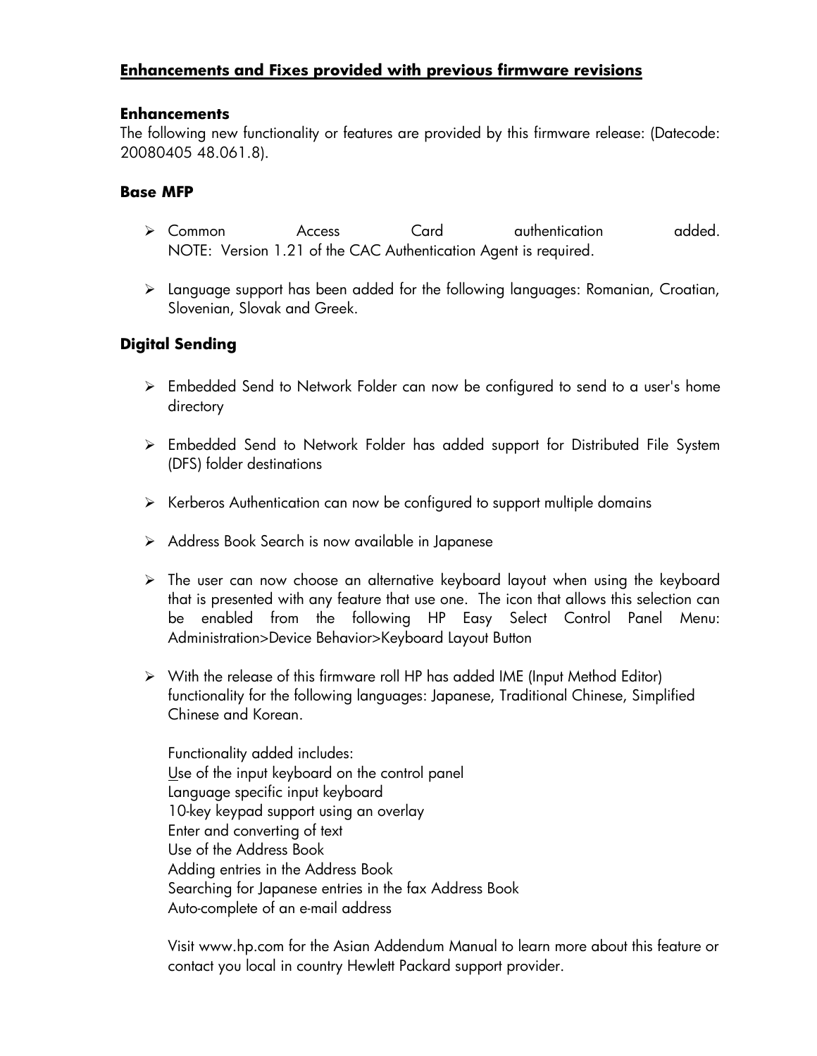## Enhancements and Fixes provided with previous firmware revisions

### Enhancements

The following new functionality or features are provided by this firmware release: (Datecode: 20080405 48.061.8).

### Base MFP

- Common Access Card authentication added.
  NOTE: Version 1.21 of the CAC Authentication Agent is required.

- Language support has been added for the following languages: Romanian, Croatian, Slovenian, Slovak and Greek.

### Digital Sending

- Embedded Send to Network Folder can now be configured to send to a user's home directory

- Embedded Send to Network Folder has added support for Distributed File System (DFS) folder destinations

- Kerberos Authentication can now be configured to support multiple domains

- Address Book Search is now available in Japanese

- The user can now choose an alternative keyboard layout when using the keyboard that is presented with any feature that use one. The icon that allows this selection can be enabled from the following HP Easy Select Control Panel Menu: Administration>Device Behavior>Keyboard Layout Button

- With the release of this firmware roll HP has added IME (Input Method Editor) functionality for the following languages: Japanese, Traditional Chinese, Simplified Chinese and Korean.

  Functionality added includes:
  Use of the input keyboard on the control panel
  Language specific input keyboard
  10-key keypad support using an overlay
  Enter and converting of text
  Use of the Address Book
  Adding entries in the Address Book
  Searching for Japanese entries in the fax Address Book
  Auto-complete of an e-mail address

  Visit www.hp.com for the Asian Addendum Manual to learn more about this feature or contact you local in country Hewlett Packard support provider.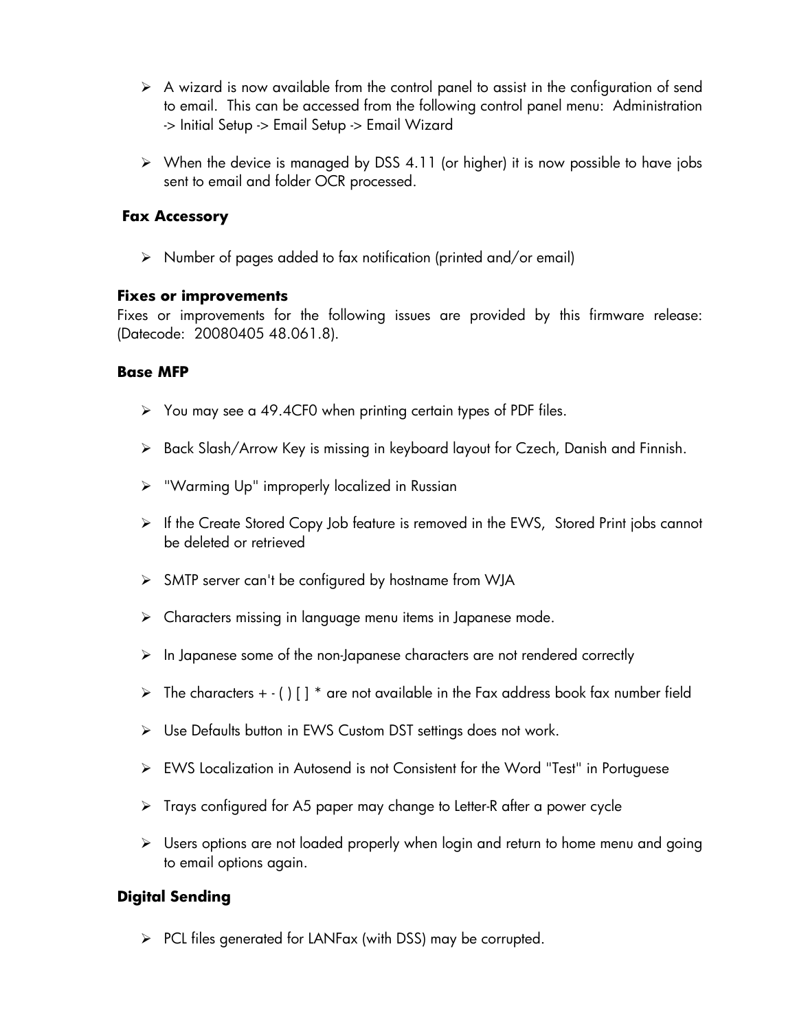- A wizard is now available from the control panel to assist in the configuration of send to email. This can be accessed from the following control panel menu: Administration -> Initial Setup -> Email Setup -> Email Wizard

- When the device is managed by DSS 4.11 (or higher) it is now possible to have jobs sent to email and folder OCR processed.

**Fax Accessory**

- Number of pages added to fax notification (printed and/or email)

**Fixes or improvements**

Fixes or improvements for the following issues are provided by this firmware release: (Datecode: 20080405 48.061.8).

**Base MFP**

- You may see a 49.4CF0 when printing certain types of PDF files.

- Back Slash/Arrow Key is missing in keyboard layout for Czech, Danish and Finnish.

- "Warming Up" improperly localized in Russian

- If the Create Stored Copy Job feature is removed in the EWS, Stored Print jobs cannot be deleted or retrieved

- SMTP server can't be configured by hostname from WJA

- Characters missing in language menu items in Japanese mode.

- In Japanese some of the non-Japanese characters are not rendered correctly

- The characters + - ( ) [ ] * are not available in the Fax address book fax number field

- Use Defaults button in EWS Custom DST settings does not work.

- EWS Localization in Autosend is not Consistent for the Word "Test" in Portuguese

- Trays configured for A5 paper may change to Letter-R after a power cycle

- Users options are not loaded properly when login and return to home menu and going to email options again.

**Digital Sending**

- PCL files generated for LANFax (with DSS) may be corrupted.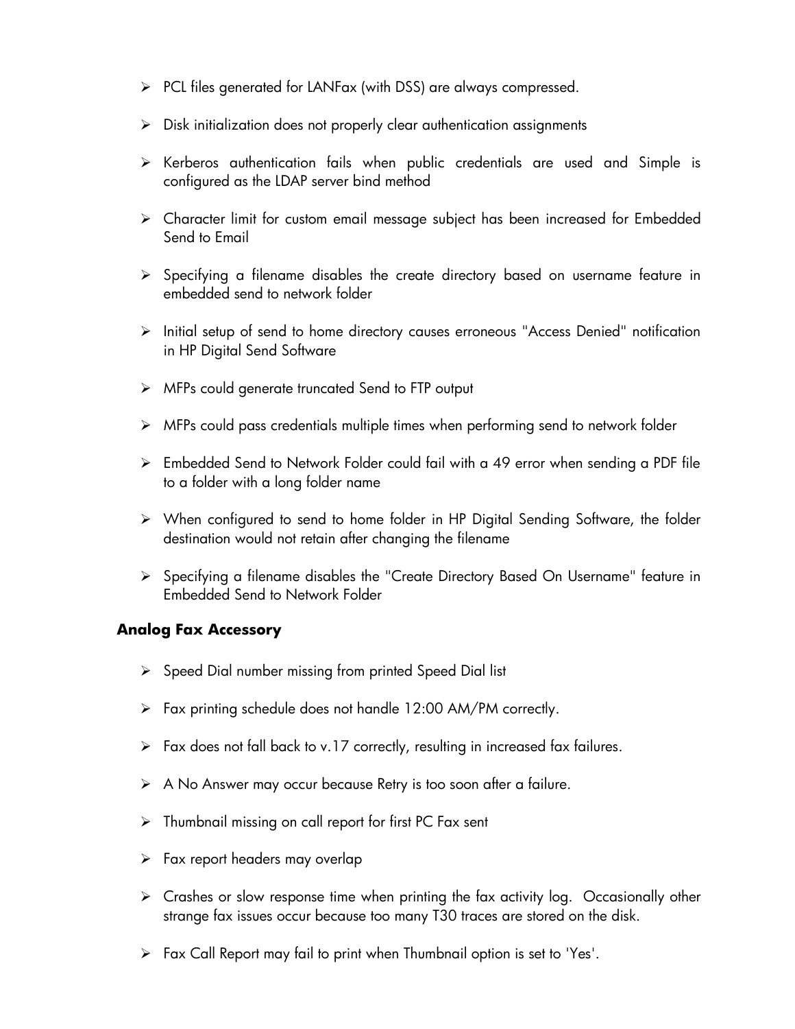- PCL files generated for LANFax (with DSS) are always compressed.
- Disk initialization does not properly clear authentication assignments
- Kerberos authentication fails when public credentials are used and Simple is configured as the LDAP server bind method
- Character limit for custom email message subject has been increased for Embedded Send to Email
- Specifying a filename disables the create directory based on username feature in embedded send to network folder
- Initial setup of send to home directory causes erroneous "Access Denied" notification in HP Digital Send Software
- MFPs could generate truncated Send to FTP output
- MFPs could pass credentials multiple times when performing send to network folder
- Embedded Send to Network Folder could fail with a 49 error when sending a PDF file to a folder with a long folder name
- When configured to send to home folder in HP Digital Sending Software, the folder destination would not retain after changing the filename
- Specifying a filename disables the "Create Directory Based On Username" feature in Embedded Send to Network Folder

**Analog Fax Accessory**

- Speed Dial number missing from printed Speed Dial list
- Fax printing schedule does not handle 12:00 AM/PM correctly.
- Fax does not fall back to v.17 correctly, resulting in increased fax failures.
- A No Answer may occur because Retry is too soon after a failure.
- Thumbnail missing on call report for first PC Fax sent
- Fax report headers may overlap
- Crashes or slow response time when printing the fax activity log. Occasionally other strange fax issues occur because too many T30 traces are stored on the disk.
- Fax Call Report may fail to print when Thumbnail option is set to 'Yes'.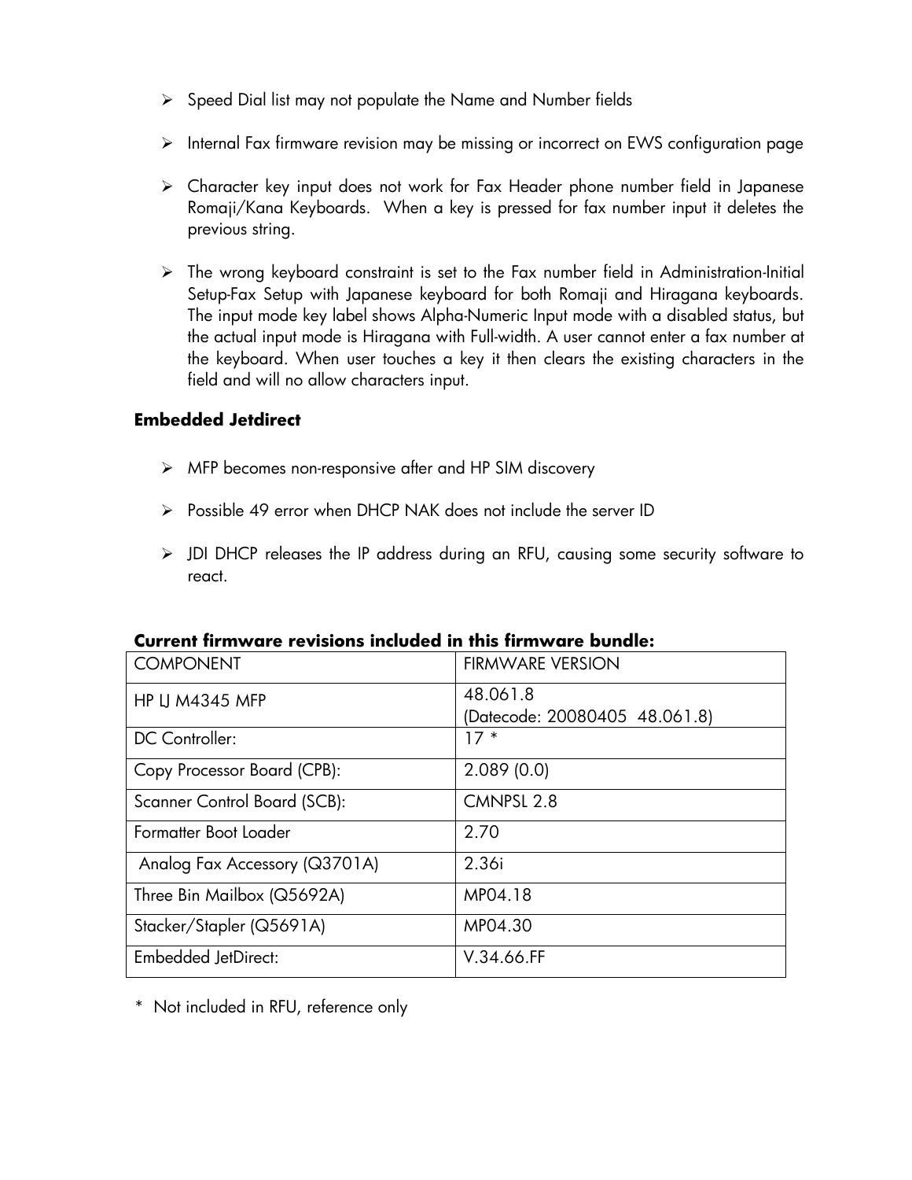- Speed Dial list may not populate the Name and Number fields
- Internal Fax firmware revision may be missing or incorrect on EWS configuration page
- Character key input does not work for Fax Header phone number field in Japanese Romaji/Kana Keyboards. When a key is pressed for fax number input it deletes the previous string.
- The wrong keyboard constraint is set to the Fax number field in Administration-Initial Setup-Fax Setup with Japanese keyboard for both Romaji and Hiragana keyboards. The input mode key label shows Alpha-Numeric Input mode with a disabled status, but the actual input mode is Hiragana with Full-width. A user cannot enter a fax number at the keyboard. When user touches a key it then clears the existing characters in the field and will no allow characters input.

**Embedded Jetdirect**

- MFP becomes non-responsive after and HP SIM discovery
- Possible 49 error when DHCP NAK does not include the server ID
- JDI DHCP releases the IP address during an RFU, causing some security software to react.

**Current firmware revisions included in this firmware bundle:**

| COMPONENT | FIRMWARE VERSION |
|---|---|
| HP LJ M4345 MFP | 48.061.8 (Datecode: 20080405 48.061.8) |
| DC Controller: | 17 * |
| Copy Processor Board (CPB): | 2.089 (0.0) |
| Scanner Control Board (SCB): | CMNPSL 2.8 |
| Formatter Boot Loader | 2.70 |
| Analog Fax Accessory (Q3701A) | 2.36i |
| Three Bin Mailbox (Q5692A) | MP04.18 |
| Stacker/Stapler (Q5691A) | MP04.30 |
| Embedded JetDirect: | V.34.66.FF |

* Not included in RFU, reference only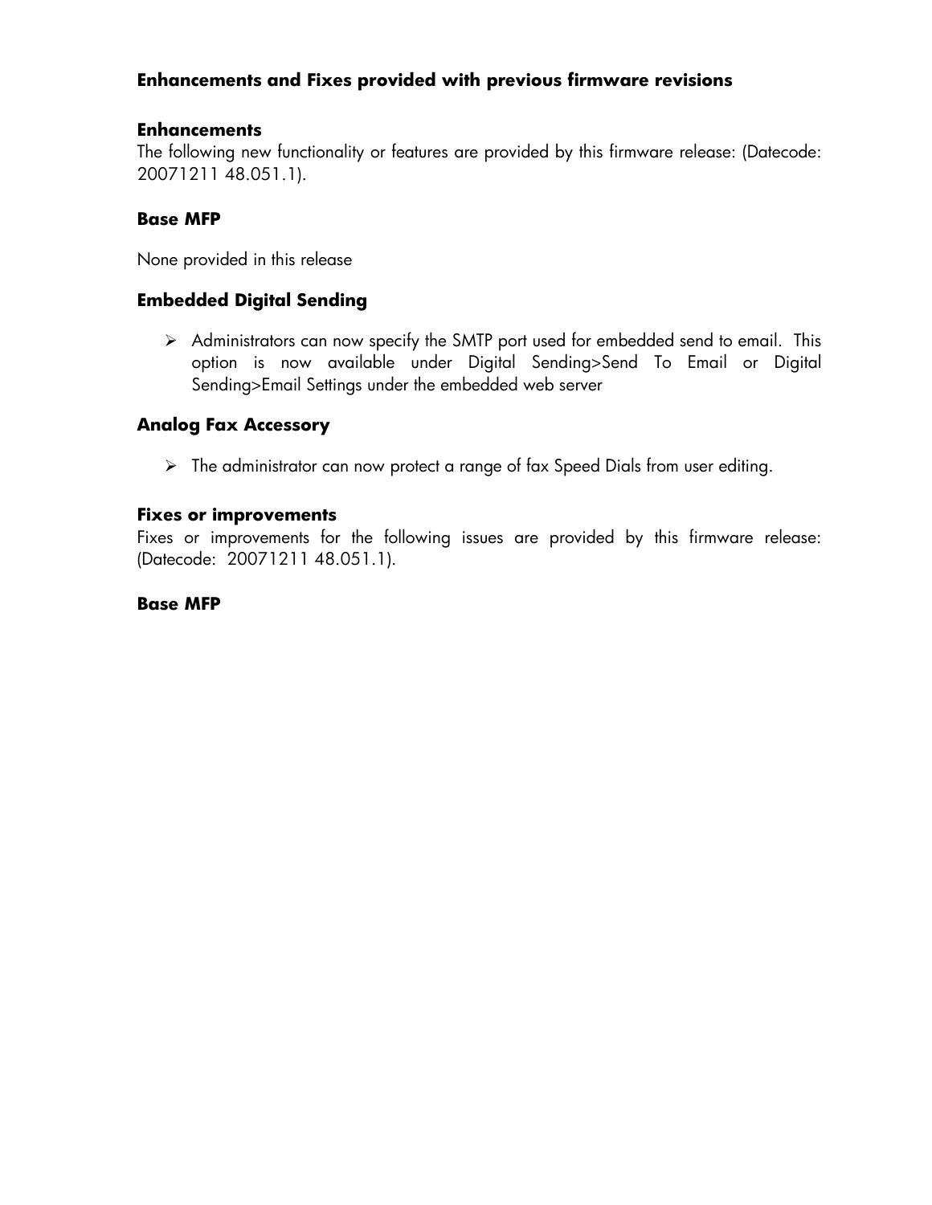## Enhancements and Fixes provided with previous firmware revisions

### Enhancements

The following new functionality or features are provided by this firmware release: (Datecode: 20071211 48.051.1).

### Base MFP

None provided in this release

### Embedded Digital Sending

- Administrators can now specify the SMTP port used for embedded send to email. This option is now available under Digital Sending>Send To Email or Digital Sending>Email Settings under the embedded web server

### Analog Fax Accessory

- The administrator can now protect a range of fax Speed Dials from user editing.

### Fixes or improvements

Fixes or improvements for the following issues are provided by this firmware release: (Datecode: 20071211 48.051.1).

### Base MFP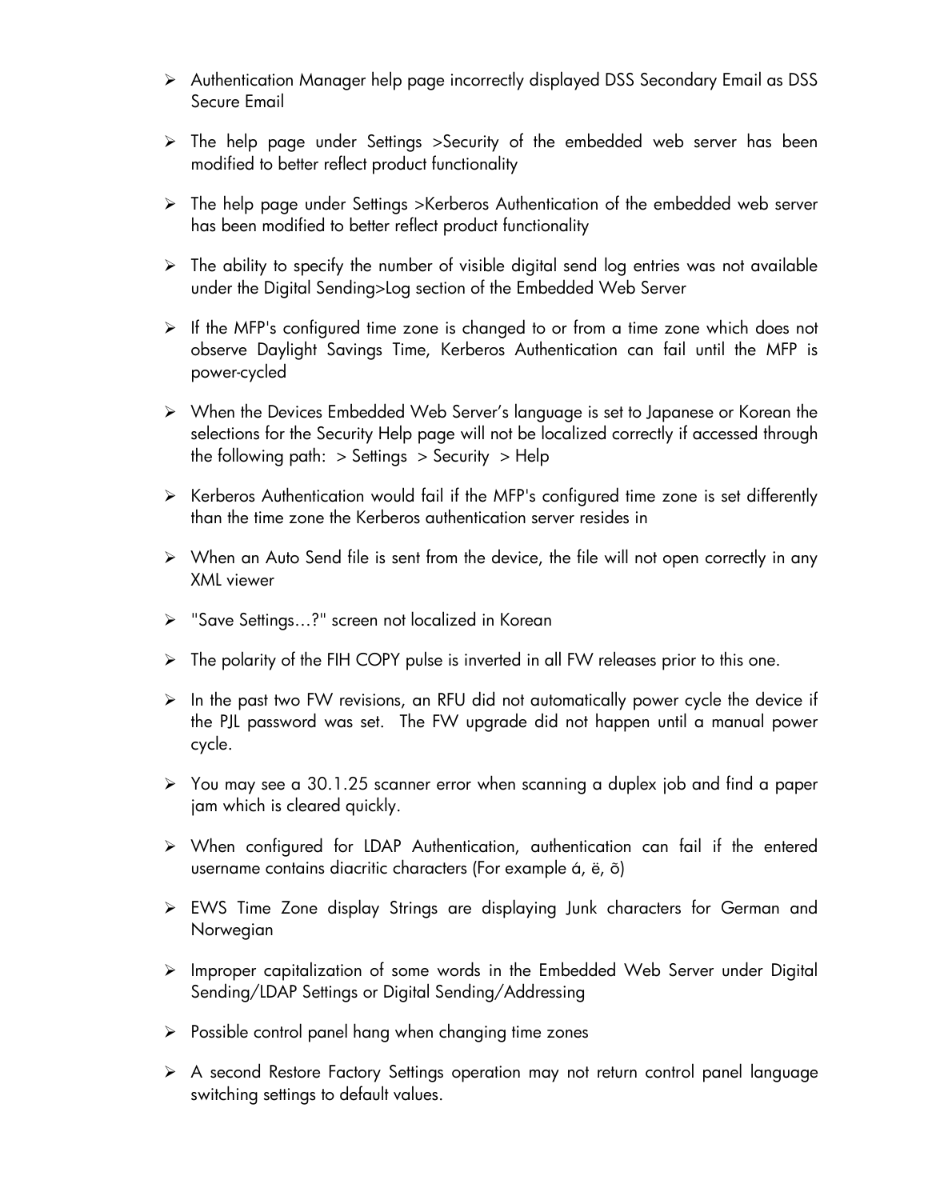- Authentication Manager help page incorrectly displayed DSS Secondary Email as DSS Secure Email

- The help page under Settings >Security of the embedded web server has been modified to better reflect product functionality

- The help page under Settings >Kerberos Authentication of the embedded web server has been modified to better reflect product functionality

- The ability to specify the number of visible digital send log entries was not available under the Digital Sending>Log section of the Embedded Web Server

- If the MFP's configured time zone is changed to or from a time zone which does not observe Daylight Savings Time, Kerberos Authentication can fail until the MFP is power-cycled

- When the Devices Embedded Web Server's language is set to Japanese or Korean the selections for the Security Help page will not be localized correctly if accessed through the following path: > Settings > Security > Help

- Kerberos Authentication would fail if the MFP's configured time zone is set differently than the time zone the Kerberos authentication server resides in

- When an Auto Send file is sent from the device, the file will not open correctly in any XML viewer

- "Save Settings…?" screen not localized in Korean

- The polarity of the FIH COPY pulse is inverted in all FW releases prior to this one.

- In the past two FW revisions, an RFU did not automatically power cycle the device if the PJL password was set. The FW upgrade did not happen until a manual power cycle.

- You may see a 30.1.25 scanner error when scanning a duplex job and find a paper jam which is cleared quickly.

- When configured for LDAP Authentication, authentication can fail if the entered username contains diacritic characters (For example á, ë, õ)

- EWS Time Zone display Strings are displaying Junk characters for German and Norwegian

- Improper capitalization of some words in the Embedded Web Server under Digital Sending/LDAP Settings or Digital Sending/Addressing

- Possible control panel hang when changing time zones

- A second Restore Factory Settings operation may not return control panel language switching settings to default values.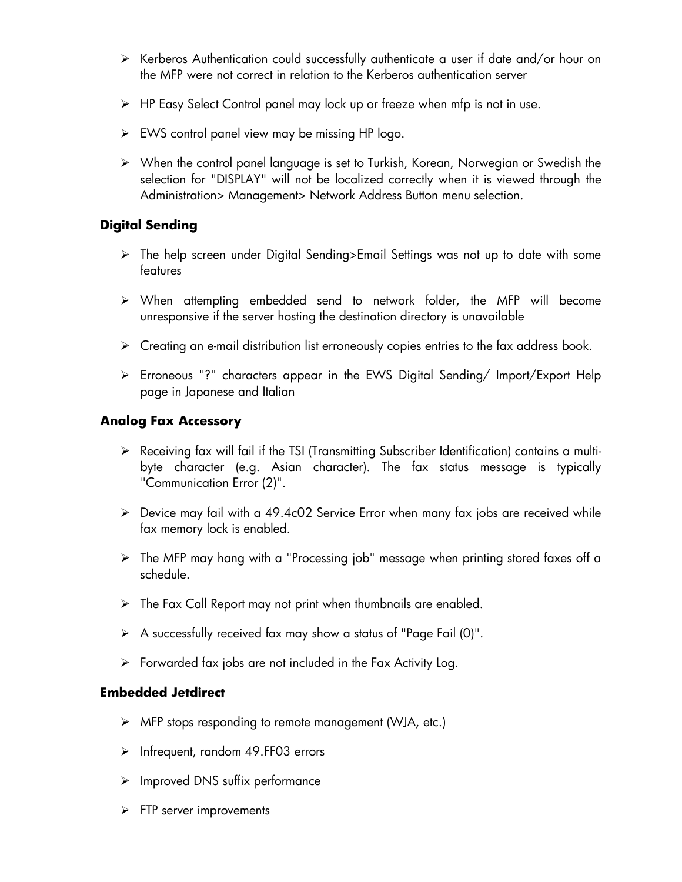- Kerberos Authentication could successfully authenticate a user if date and/or hour on the MFP were not correct in relation to the Kerberos authentication server
- HP Easy Select Control panel may lock up or freeze when mfp is not in use.
- EWS control panel view may be missing HP logo.
- When the control panel language is set to Turkish, Korean, Norwegian or Swedish the selection for "DISPLAY" will not be localized correctly when it is viewed through the Administration> Management> Network Address Button menu selection.

### Digital Sending

- The help screen under Digital Sending>Email Settings was not up to date with some features
- When attempting embedded send to network folder, the MFP will become unresponsive if the server hosting the destination directory is unavailable
- Creating an e-mail distribution list erroneously copies entries to the fax address book.
- Erroneous "?" characters appear in the EWS Digital Sending/ Import/Export Help page in Japanese and Italian

### Analog Fax Accessory

- Receiving fax will fail if the TSI (Transmitting Subscriber Identification) contains a multi-byte character (e.g. Asian character). The fax status message is typically "Communication Error (2)".
- Device may fail with a 49.4c02 Service Error when many fax jobs are received while fax memory lock is enabled.
- The MFP may hang with a "Processing job" message when printing stored faxes off a schedule.
- The Fax Call Report may not print when thumbnails are enabled.
- A successfully received fax may show a status of "Page Fail (0)".
- Forwarded fax jobs are not included in the Fax Activity Log.

### Embedded Jetdirect

- MFP stops responding to remote management (WJA, etc.)
- Infrequent, random 49.FF03 errors
- Improved DNS suffix performance
- FTP server improvements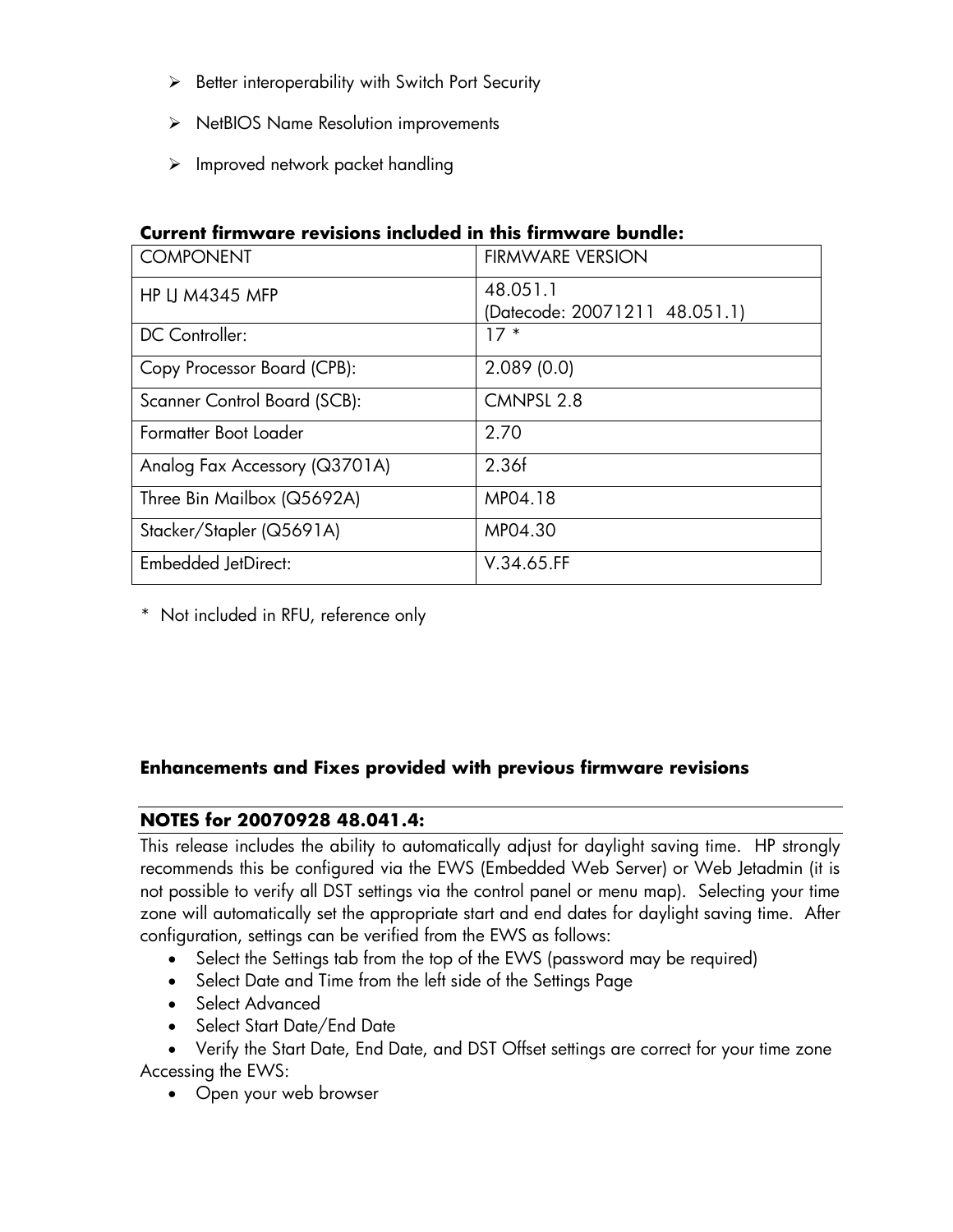- Better interoperability with Switch Port Security
- NetBIOS Name Resolution improvements
- Improved network packet handling

**Current firmware revisions included in this firmware bundle:**

| COMPONENT | FIRMWARE VERSION |
|---|---|
| HP LJ M4345 MFP | 48.051.1<br>(Datecode: 20071211 48.051.1) |
| DC Controller: | 17 * |
| Copy Processor Board (CPB): | 2.089 (0.0) |
| Scanner Control Board (SCB): | CMNPSL 2.8 |
| Formatter Boot Loader | 2.70 |
| Analog Fax Accessory (Q3701A) | 2.36f |
| Three Bin Mailbox (Q5692A) | MP04.18 |
| Stacker/Stapler (Q5691A) | MP04.30 |
| Embedded JetDirect: | V.34.65.FF |

\* Not included in RFU, reference only

**Enhancements and Fixes provided with previous firmware revisions**

**NOTES for 20070928 48.041.4:**

This release includes the ability to automatically adjust for daylight saving time. HP strongly recommends this be configured via the EWS (Embedded Web Server) or Web Jetadmin (it is not possible to verify all DST settings via the control panel or menu map). Selecting your time zone will automatically set the appropriate start and end dates for daylight saving time. After configuration, settings can be verified from the EWS as follows:

- Select the Settings tab from the top of the EWS (password may be required)
- Select Date and Time from the left side of the Settings Page
- Select Advanced
- Select Start Date/End Date
- Verify the Start Date, End Date, and DST Offset settings are correct for your time zone

Accessing the EWS:

- Open your web browser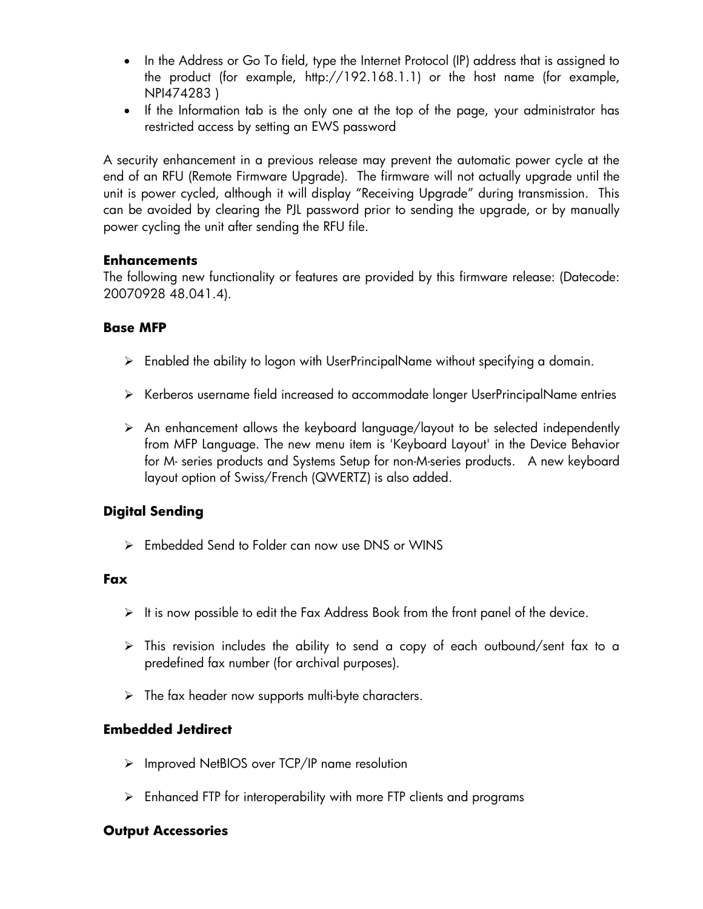- In the Address or Go To field, type the Internet Protocol (IP) address that is assigned to the product (for example, http://192.168.1.1) or the host name (for example, NPI474283 )
- If the Information tab is the only one at the top of the page, your administrator has restricted access by setting an EWS password

A security enhancement in a previous release may prevent the automatic power cycle at the end of an RFU (Remote Firmware Upgrade). The firmware will not actually upgrade until the unit is power cycled, although it will display "Receiving Upgrade" during transmission. This can be avoided by clearing the PJL password prior to sending the upgrade, or by manually power cycling the unit after sending the RFU file.

**Enhancements**

The following new functionality or features are provided by this firmware release: (Datecode: 20070928 48.041.4).

### Base MFP

- Enabled the ability to logon with UserPrincipalName without specifying a domain.
- Kerberos username field increased to accommodate longer UserPrincipalName entries
- An enhancement allows the keyboard language/layout to be selected independently from MFP Language. The new menu item is 'Keyboard Layout' in the Device Behavior for M- series products and Systems Setup for non-M-series products. A new keyboard layout option of Swiss/French (QWERTZ) is also added.

### Digital Sending

- Embedded Send to Folder can now use DNS or WINS

### Fax

- It is now possible to edit the Fax Address Book from the front panel of the device.
- This revision includes the ability to send a copy of each outbound/sent fax to a predefined fax number (for archival purposes).
- The fax header now supports multi-byte characters.

### Embedded Jetdirect

- Improved NetBIOS over TCP/IP name resolution
- Enhanced FTP for interoperability with more FTP clients and programs

### Output Accessories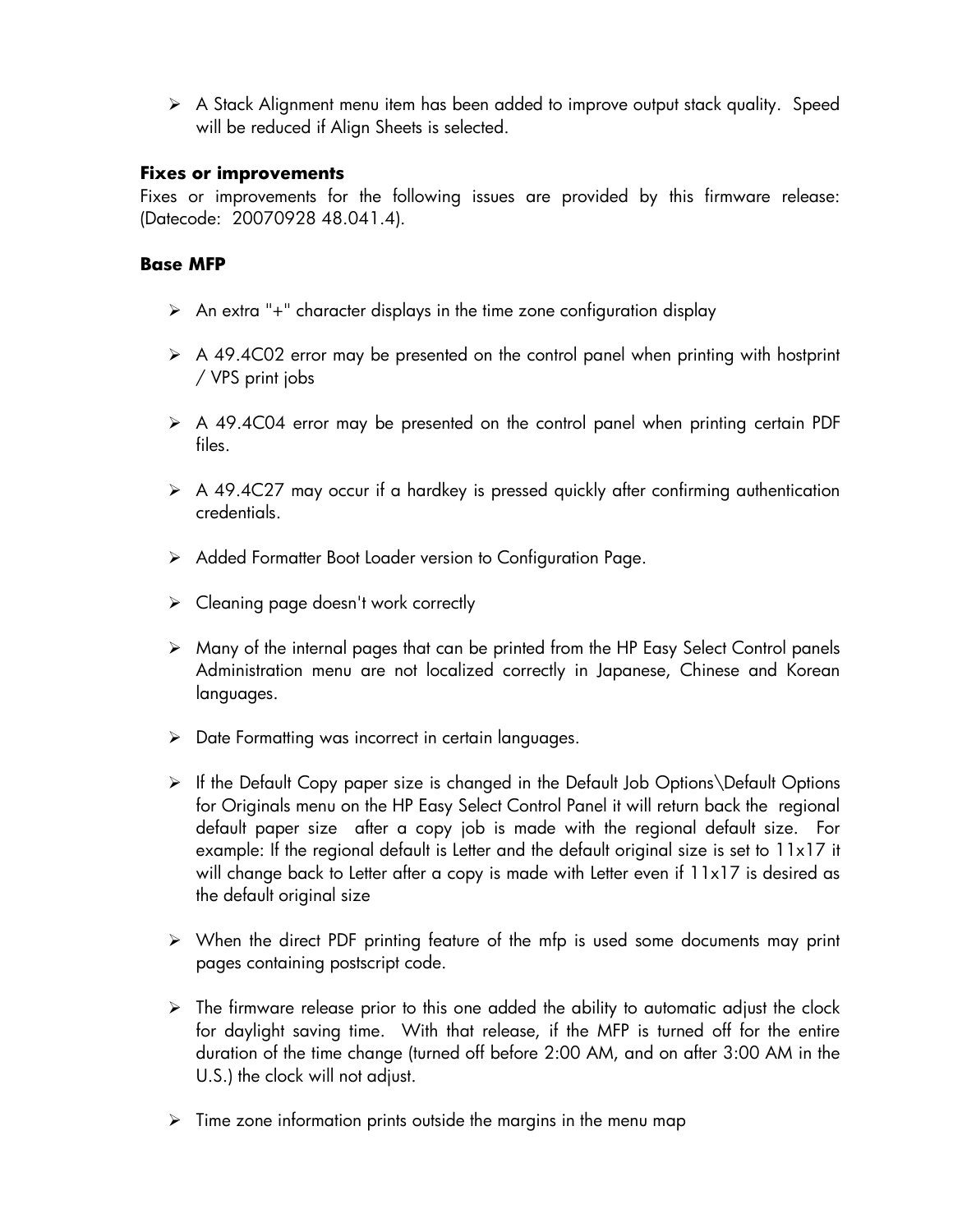- A Stack Alignment menu item has been added to improve output stack quality. Speed will be reduced if Align Sheets is selected.

**Fixes or improvements**

Fixes or improvements for the following issues are provided by this firmware release: (Datecode: 20070928 48.041.4).

**Base MFP**

- An extra "+" character displays in the time zone configuration display
- A 49.4C02 error may be presented on the control panel when printing with hostprint / VPS print jobs
- A 49.4C04 error may be presented on the control panel when printing certain PDF files.
- A 49.4C27 may occur if a hardkey is pressed quickly after confirming authentication credentials.
- Added Formatter Boot Loader version to Configuration Page.
- Cleaning page doesn't work correctly
- Many of the internal pages that can be printed from the HP Easy Select Control panels Administration menu are not localized correctly in Japanese, Chinese and Korean languages.
- Date Formatting was incorrect in certain languages.
- If the Default Copy paper size is changed in the Default Job Options\Default Options for Originals menu on the HP Easy Select Control Panel it will return back the regional default paper size after a copy job is made with the regional default size. For example: If the regional default is Letter and the default original size is set to 11x17 it will change back to Letter after a copy is made with Letter even if 11x17 is desired as the default original size
- When the direct PDF printing feature of the mfp is used some documents may print pages containing postscript code.
- The firmware release prior to this one added the ability to automatic adjust the clock for daylight saving time. With that release, if the MFP is turned off for the entire duration of the time change (turned off before 2:00 AM, and on after 3:00 AM in the U.S.) the clock will not adjust.
- Time zone information prints outside the margins in the menu map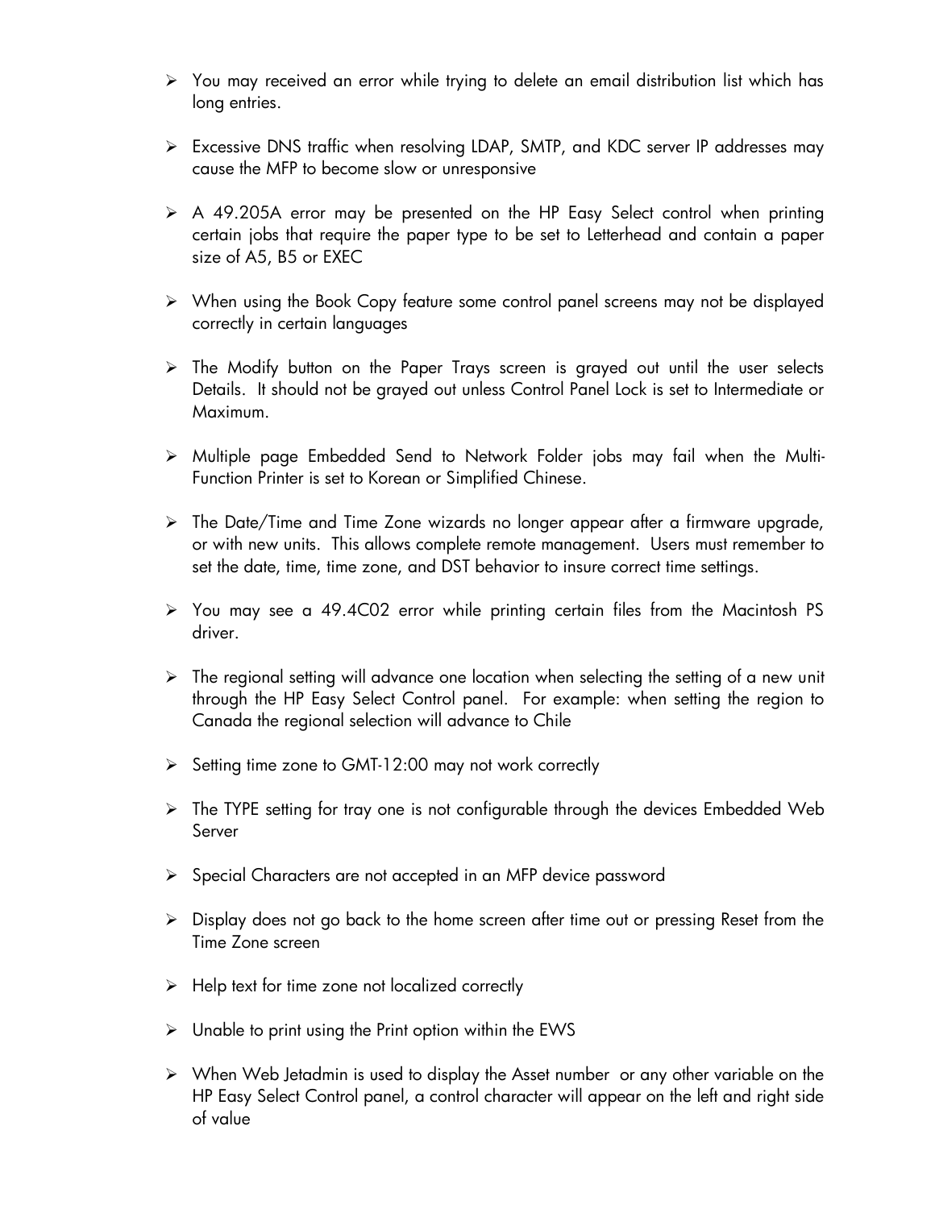- You may received an error while trying to delete an email distribution list which has long entries.

- Excessive DNS traffic when resolving LDAP, SMTP, and KDC server IP addresses may cause the MFP to become slow or unresponsive

- A 49.205A error may be presented on the HP Easy Select control when printing certain jobs that require the paper type to be set to Letterhead and contain a paper size of A5, B5 or EXEC

- When using the Book Copy feature some control panel screens may not be displayed correctly in certain languages

- The Modify button on the Paper Trays screen is grayed out until the user selects Details. It should not be grayed out unless Control Panel Lock is set to Intermediate or Maximum.

- Multiple page Embedded Send to Network Folder jobs may fail when the Multi-Function Printer is set to Korean or Simplified Chinese.

- The Date/Time and Time Zone wizards no longer appear after a firmware upgrade, or with new units. This allows complete remote management. Users must remember to set the date, time, time zone, and DST behavior to insure correct time settings.

- You may see a 49.4C02 error while printing certain files from the Macintosh PS driver.

- The regional setting will advance one location when selecting the setting of a new unit through the HP Easy Select Control panel. For example: when setting the region to Canada the regional selection will advance to Chile

- Setting time zone to GMT-12:00 may not work correctly

- The TYPE setting for tray one is not configurable through the devices Embedded Web Server

- Special Characters are not accepted in an MFP device password

- Display does not go back to the home screen after time out or pressing Reset from the Time Zone screen

- Help text for time zone not localized correctly

- Unable to print using the Print option within the EWS

- When Web Jetadmin is used to display the Asset number or any other variable on the HP Easy Select Control panel, a control character will appear on the left and right side of value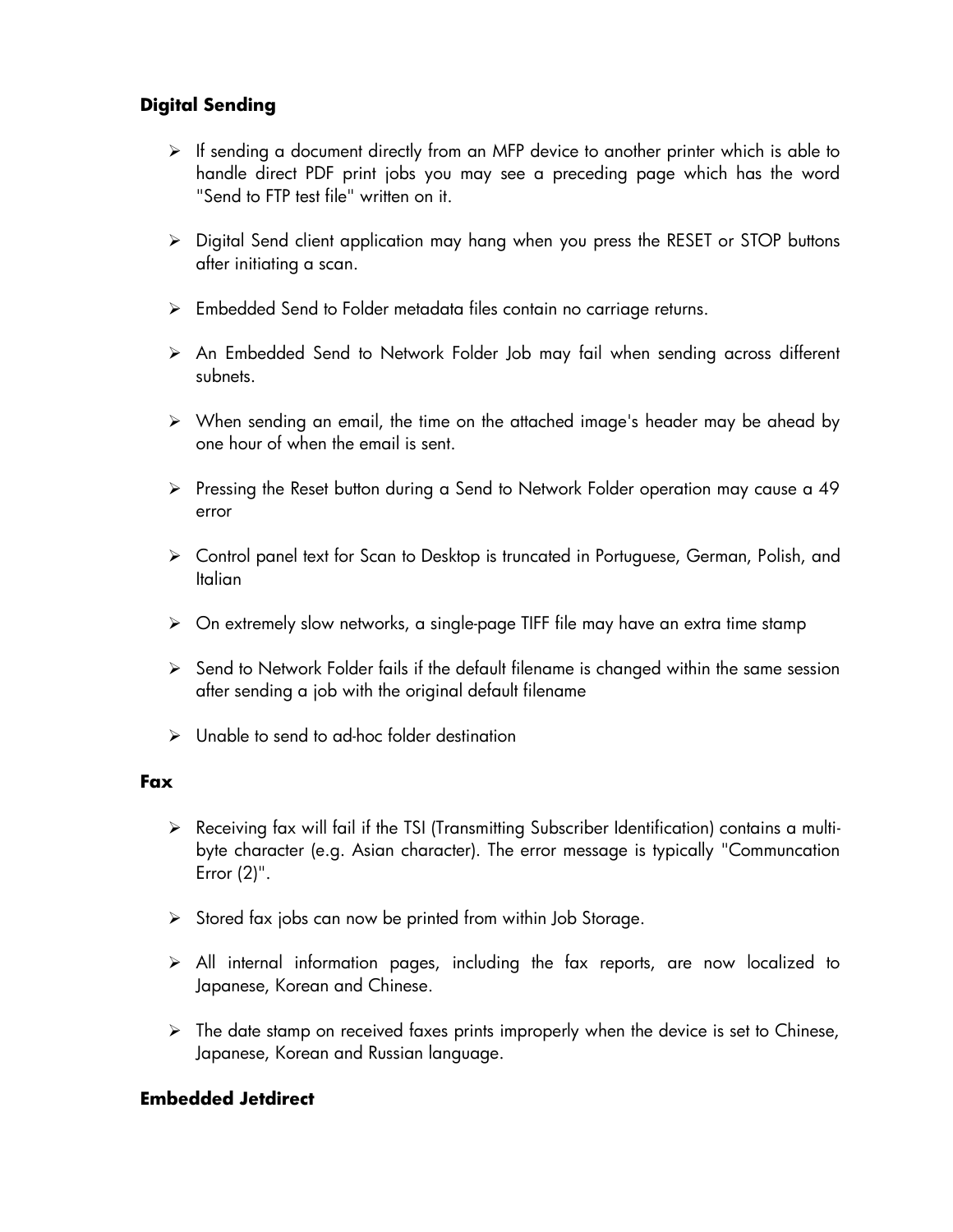### Digital Sending

- If sending a document directly from an MFP device to another printer which is able to handle direct PDF print jobs you may see a preceding page which has the word "Send to FTP test file" written on it.
- Digital Send client application may hang when you press the RESET or STOP buttons after initiating a scan.
- Embedded Send to Folder metadata files contain no carriage returns.
- An Embedded Send to Network Folder Job may fail when sending across different subnets.
- When sending an email, the time on the attached image's header may be ahead by one hour of when the email is sent.
- Pressing the Reset button during a Send to Network Folder operation may cause a 49 error
- Control panel text for Scan to Desktop is truncated in Portuguese, German, Polish, and Italian
- On extremely slow networks, a single-page TIFF file may have an extra time stamp
- Send to Network Folder fails if the default filename is changed within the same session after sending a job with the original default filename
- Unable to send to ad-hoc folder destination

### Fax

- Receiving fax will fail if the TSI (Transmitting Subscriber Identification) contains a multi-byte character (e.g. Asian character). The error message is typically "Communcation Error (2)".
- Stored fax jobs can now be printed from within Job Storage.
- All internal information pages, including the fax reports, are now localized to Japanese, Korean and Chinese.
- The date stamp on received faxes prints improperly when the device is set to Chinese, Japanese, Korean and Russian language.

### Embedded Jetdirect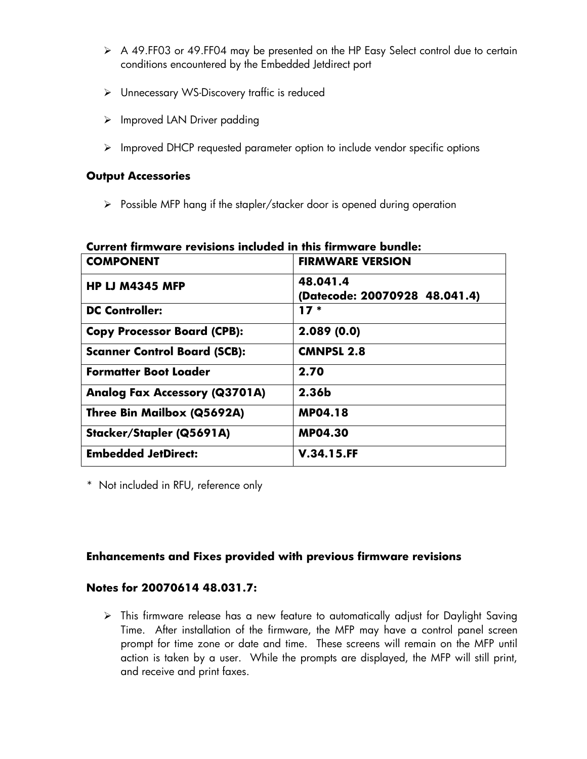- A 49.FF03 or 49.FF04 may be presented on the HP Easy Select control due to certain conditions encountered by the Embedded Jetdirect port
- Unnecessary WS-Discovery traffic is reduced
- Improved LAN Driver padding
- Improved DHCP requested parameter option to include vendor specific options

**Output Accessories**

- Possible MFP hang if the stapler/stacker door is opened during operation

**Current firmware revisions included in this firmware bundle:**

| COMPONENT | FIRMWARE VERSION |
|---|---|
| HP LJ M4345 MFP | 48.041.4 (Datecode: 20070928 48.041.4) |
| DC Controller: | 17 * |
| Copy Processor Board (CPB): | 2.089 (0.0) |
| Scanner Control Board (SCB): | CMNPSL 2.8 |
| Formatter Boot Loader | 2.70 |
| Analog Fax Accessory (Q3701A) | 2.36b |
| Three Bin Mailbox (Q5692A) | MP04.18 |
| Stacker/Stapler (Q5691A) | MP04.30 |
| Embedded JetDirect: | V.34.15.FF |

* Not included in RFU, reference only

**Enhancements and Fixes provided with previous firmware revisions**

**Notes for 20070614 48.031.7:**

- This firmware release has a new feature to automatically adjust for Daylight Saving Time. After installation of the firmware, the MFP may have a control panel screen prompt for time zone or date and time. These screens will remain on the MFP until action is taken by a user. While the prompts are displayed, the MFP will still print, and receive and print faxes.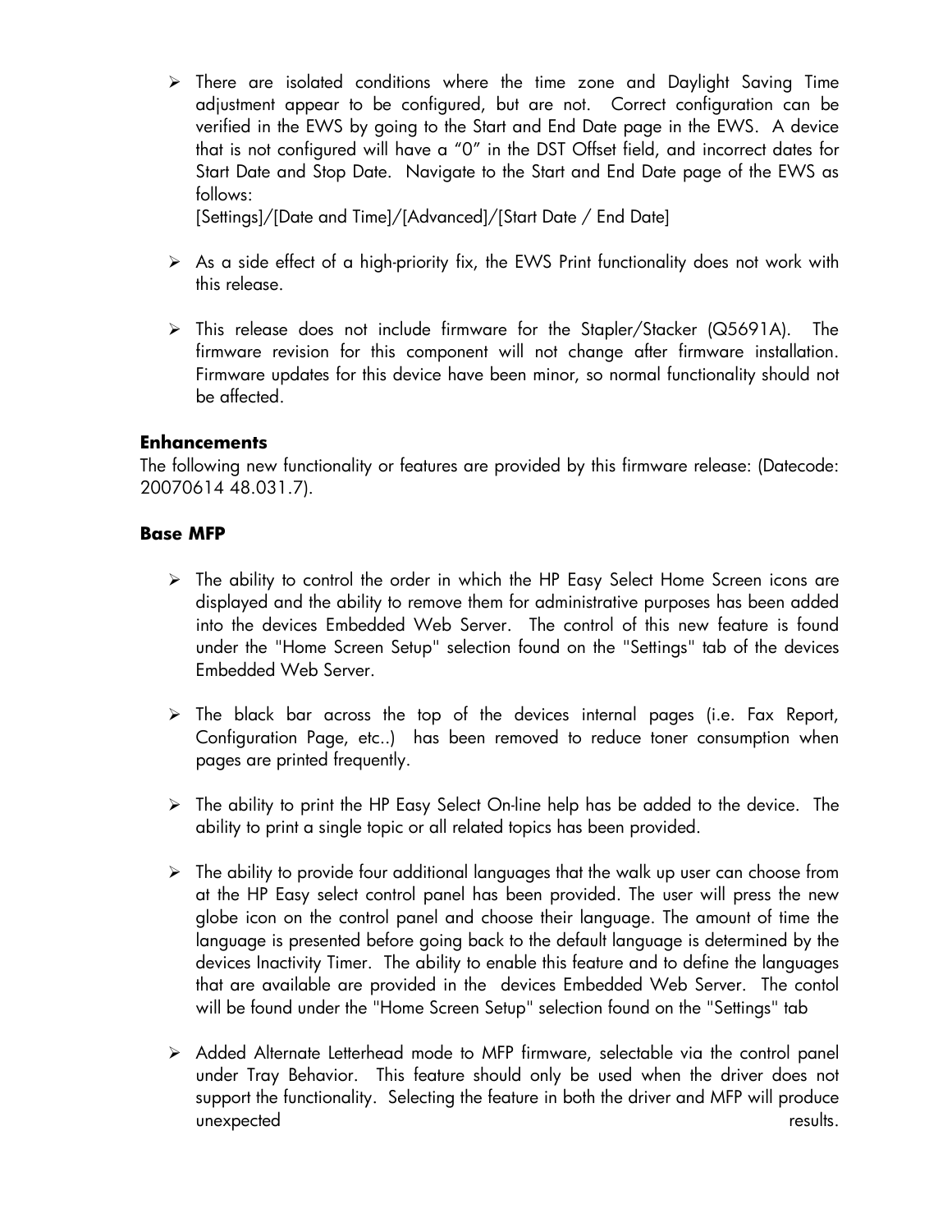- There are isolated conditions where the time zone and Daylight Saving Time adjustment appear to be configured, but are not. Correct configuration can be verified in the EWS by going to the Start and End Date page in the EWS. A device that is not configured will have a "0" in the DST Offset field, and incorrect dates for Start Date and Stop Date. Navigate to the Start and End Date page of the EWS as follows:
  [Settings]/[Date and Time]/[Advanced]/[Start Date / End Date]

- As a side effect of a high-priority fix, the EWS Print functionality does not work with this release.

- This release does not include firmware for the Stapler/Stacker (Q5691A). The firmware revision for this component will not change after firmware installation. Firmware updates for this device have been minor, so normal functionality should not be affected.

**Enhancements**

The following new functionality or features are provided by this firmware release: (Datecode: 20070614 48.031.7).

**Base MFP**

- The ability to control the order in which the HP Easy Select Home Screen icons are displayed and the ability to remove them for administrative purposes has been added into the devices Embedded Web Server. The control of this new feature is found under the "Home Screen Setup" selection found on the "Settings" tab of the devices Embedded Web Server.

- The black bar across the top of the devices internal pages (i.e. Fax Report, Configuration Page, etc..) has been removed to reduce toner consumption when pages are printed frequently.

- The ability to print the HP Easy Select On-line help has be added to the device. The ability to print a single topic or all related topics has been provided.

- The ability to provide four additional languages that the walk up user can choose from at the HP Easy select control panel has been provided. The user will press the new globe icon on the control panel and choose their language. The amount of time the language is presented before going back to the default language is determined by the devices Inactivity Timer. The ability to enable this feature and to define the languages that are available are provided in the devices Embedded Web Server. The contol will be found under the "Home Screen Setup" selection found on the "Settings" tab

- Added Alternate Letterhead mode to MFP firmware, selectable via the control panel under Tray Behavior. This feature should only be used when the driver does not support the functionality. Selecting the feature in both the driver and MFP will produce unexpected results.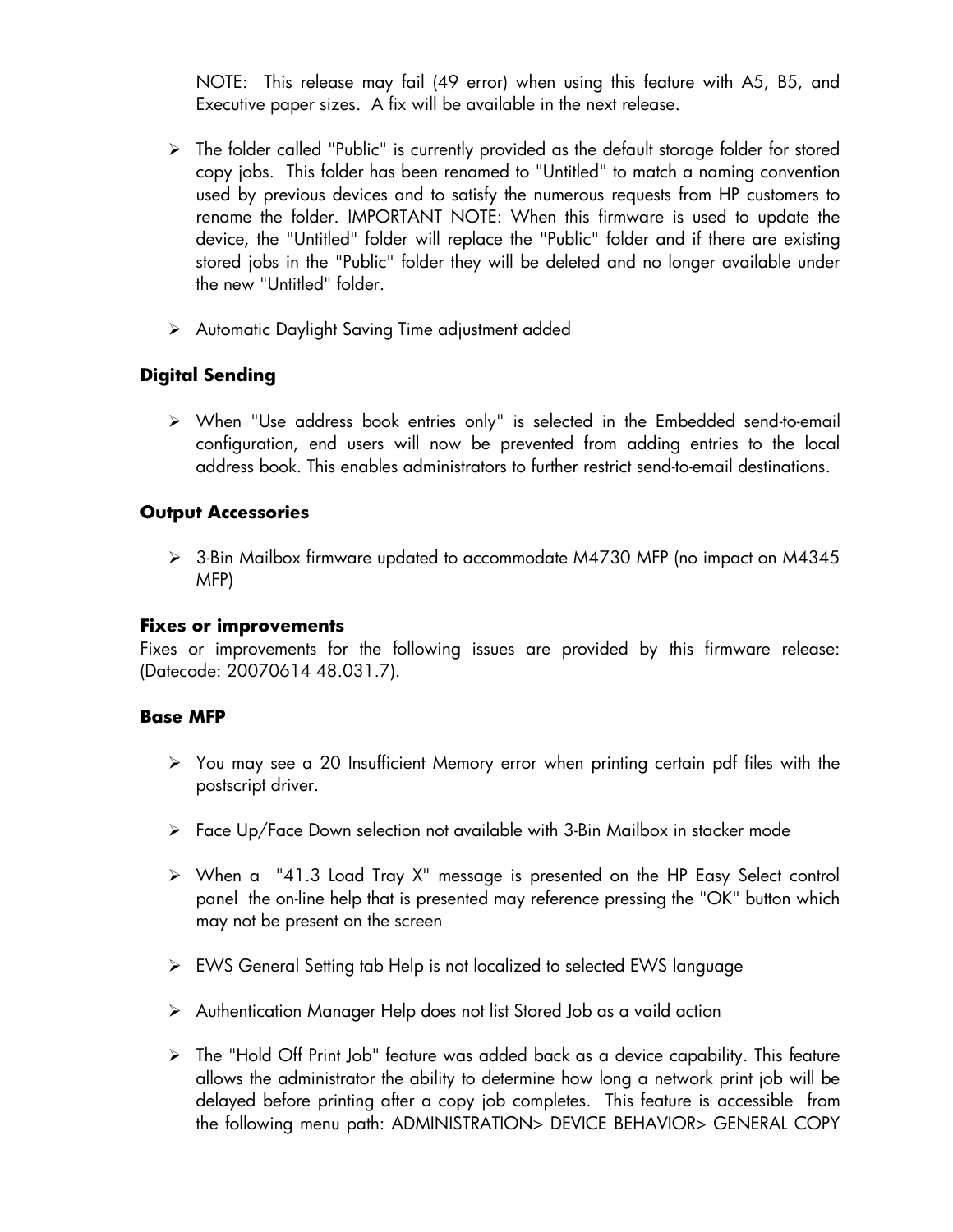NOTE: This release may fail (49 error) when using this feature with A5, B5, and Executive paper sizes. A fix will be available in the next release.

- The folder called "Public" is currently provided as the default storage folder for stored copy jobs. This folder has been renamed to "Untitled" to match a naming convention used by previous devices and to satisfy the numerous requests from HP customers to rename the folder. IMPORTANT NOTE: When this firmware is used to update the device, the "Untitled" folder will replace the "Public" folder and if there are existing stored jobs in the "Public" folder they will be deleted and no longer available under the new "Untitled" folder.

- Automatic Daylight Saving Time adjustment added

### Digital Sending

- When "Use address book entries only" is selected in the Embedded send-to-email configuration, end users will now be prevented from adding entries to the local address book. This enables administrators to further restrict send-to-email destinations.

### Output Accessories

- 3-Bin Mailbox firmware updated to accommodate M4730 MFP (no impact on M4345 MFP)

### Fixes or improvements

Fixes or improvements for the following issues are provided by this firmware release: (Datecode: 20070614 48.031.7).

### Base MFP

- You may see a 20 Insufficient Memory error when printing certain pdf files with the postscript driver.

- Face Up/Face Down selection not available with 3-Bin Mailbox in stacker mode

- When a "41.3 Load Tray X" message is presented on the HP Easy Select control panel the on-line help that is presented may reference pressing the "OK" button which may not be present on the screen

- EWS General Setting tab Help is not localized to selected EWS language

- Authentication Manager Help does not list Stored Job as a vaild action

- The "Hold Off Print Job" feature was added back as a device capability. This feature allows the administrator the ability to determine how long a network print job will be delayed before printing after a copy job completes. This feature is accessible from the following menu path: ADMINISTRATION> DEVICE BEHAVIOR> GENERAL COPY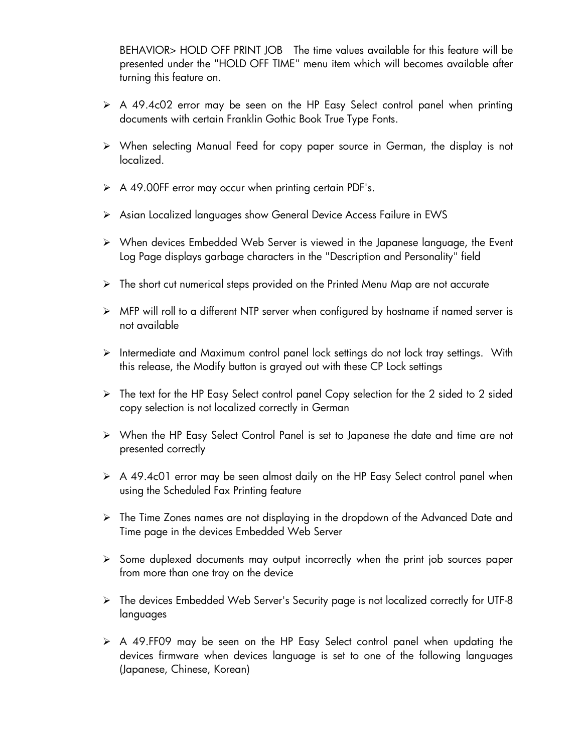BEHAVIOR> HOLD OFF PRINT JOB The time values available for this feature will be presented under the "HOLD OFF TIME" menu item which will becomes available after turning this feature on.

- A 49.4c02 error may be seen on the HP Easy Select control panel when printing documents with certain Franklin Gothic Book True Type Fonts.
- When selecting Manual Feed for copy paper source in German, the display is not localized.
- A 49.00FF error may occur when printing certain PDF's.
- Asian Localized languages show General Device Access Failure in EWS
- When devices Embedded Web Server is viewed in the Japanese language, the Event Log Page displays garbage characters in the "Description and Personality" field
- The short cut numerical steps provided on the Printed Menu Map are not accurate
- MFP will roll to a different NTP server when configured by hostname if named server is not available
- Intermediate and Maximum control panel lock settings do not lock tray settings. With this release, the Modify button is grayed out with these CP Lock settings
- The text for the HP Easy Select control panel Copy selection for the 2 sided to 2 sided copy selection is not localized correctly in German
- When the HP Easy Select Control Panel is set to Japanese the date and time are not presented correctly
- A 49.4c01 error may be seen almost daily on the HP Easy Select control panel when using the Scheduled Fax Printing feature
- The Time Zones names are not displaying in the dropdown of the Advanced Date and Time page in the devices Embedded Web Server
- Some duplexed documents may output incorrectly when the print job sources paper from more than one tray on the device
- The devices Embedded Web Server's Security page is not localized correctly for UTF-8 languages
- A 49.FF09 may be seen on the HP Easy Select control panel when updating the devices firmware when devices language is set to one of the following languages (Japanese, Chinese, Korean)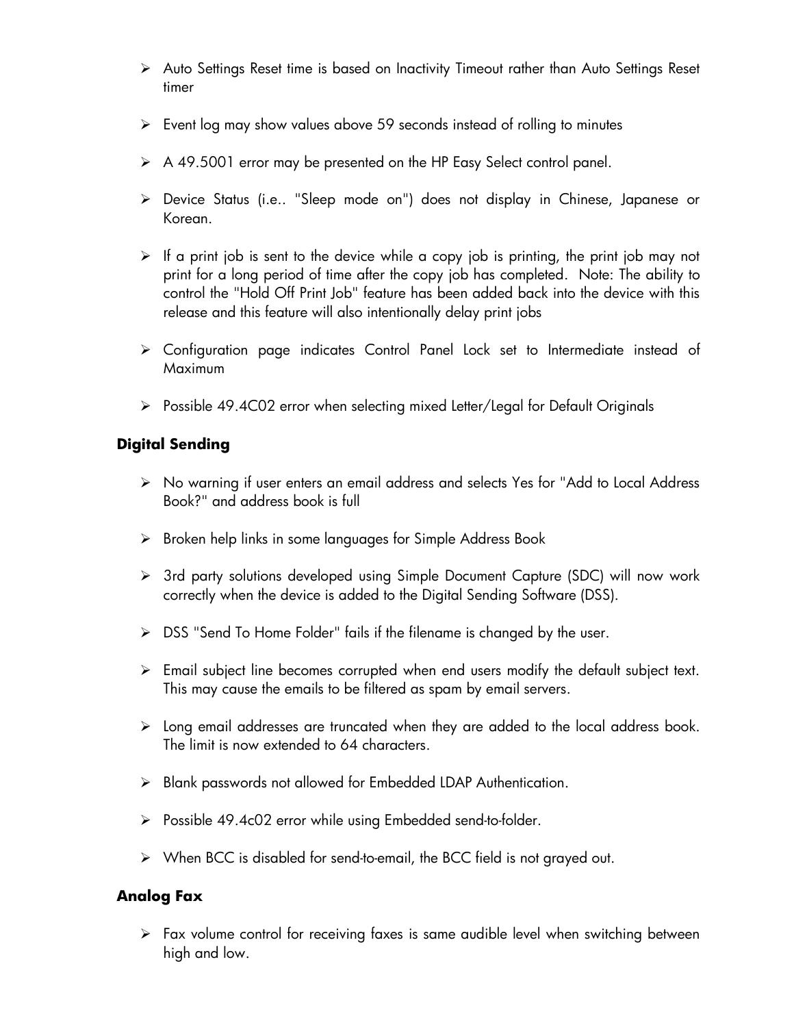- Auto Settings Reset time is based on Inactivity Timeout rather than Auto Settings Reset timer
- Event log may show values above 59 seconds instead of rolling to minutes
- A 49.5001 error may be presented on the HP Easy Select control panel.
- Device Status (i.e.. "Sleep mode on") does not display in Chinese, Japanese or Korean.
- If a print job is sent to the device while a copy job is printing, the print job may not print for a long period of time after the copy job has completed. Note: The ability to control the "Hold Off Print Job" feature has been added back into the device with this release and this feature will also intentionally delay print jobs
- Configuration page indicates Control Panel Lock set to Intermediate instead of Maximum
- Possible 49.4C02 error when selecting mixed Letter/Legal for Default Originals

### Digital Sending

- No warning if user enters an email address and selects Yes for "Add to Local Address Book?" and address book is full
- Broken help links in some languages for Simple Address Book
- 3rd party solutions developed using Simple Document Capture (SDC) will now work correctly when the device is added to the Digital Sending Software (DSS).
- DSS "Send To Home Folder" fails if the filename is changed by the user.
- Email subject line becomes corrupted when end users modify the default subject text. This may cause the emails to be filtered as spam by email servers.
- Long email addresses are truncated when they are added to the local address book. The limit is now extended to 64 characters.
- Blank passwords not allowed for Embedded LDAP Authentication.
- Possible 49.4c02 error while using Embedded send-to-folder.
- When BCC is disabled for send-to-email, the BCC field is not grayed out.

### Analog Fax

- Fax volume control for receiving faxes is same audible level when switching between high and low.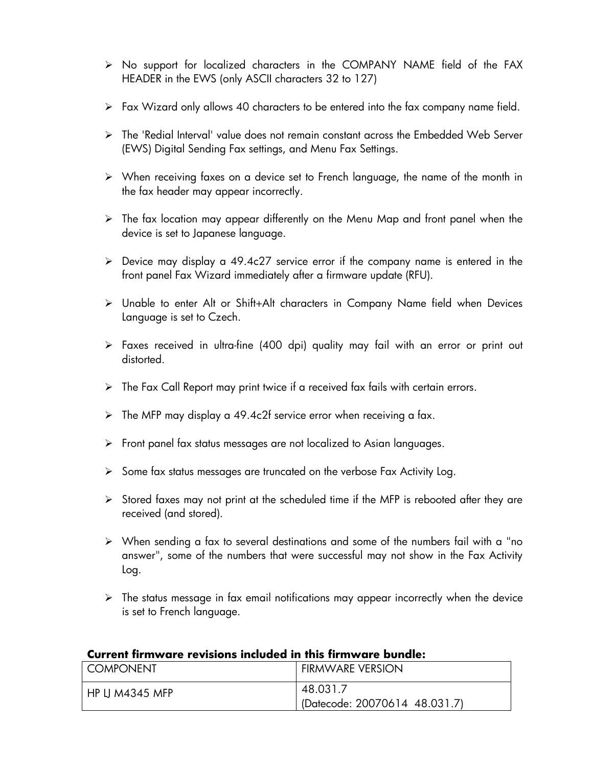- No support for localized characters in the COMPANY NAME field of the FAX HEADER in the EWS (only ASCII characters 32 to 127)
- Fax Wizard only allows 40 characters to be entered into the fax company name field.
- The 'Redial Interval' value does not remain constant across the Embedded Web Server (EWS) Digital Sending Fax settings, and Menu Fax Settings.
- When receiving faxes on a device set to French language, the name of the month in the fax header may appear incorrectly.
- The fax location may appear differently on the Menu Map and front panel when the device is set to Japanese language.
- Device may display a 49.4c27 service error if the company name is entered in the front panel Fax Wizard immediately after a firmware update (RFU).
- Unable to enter Alt or Shift+Alt characters in Company Name field when Devices Language is set to Czech.
- Faxes received in ultra-fine (400 dpi) quality may fail with an error or print out distorted.
- The Fax Call Report may print twice if a received fax fails with certain errors.
- The MFP may display a 49.4c2f service error when receiving a fax.
- Front panel fax status messages are not localized to Asian languages.
- Some fax status messages are truncated on the verbose Fax Activity Log.
- Stored faxes may not print at the scheduled time if the MFP is rebooted after they are received (and stored).
- When sending a fax to several destinations and some of the numbers fail with a "no answer", some of the numbers that were successful may not show in the Fax Activity Log.
- The status message in fax email notifications may appear incorrectly when the device is set to French language.

**Current firmware revisions included in this firmware bundle:**

| COMPONENT | FIRMWARE VERSION |
|---|---|
| HP LJ M4345 MFP | 48.031.7 (Datecode: 20070614 48.031.7) |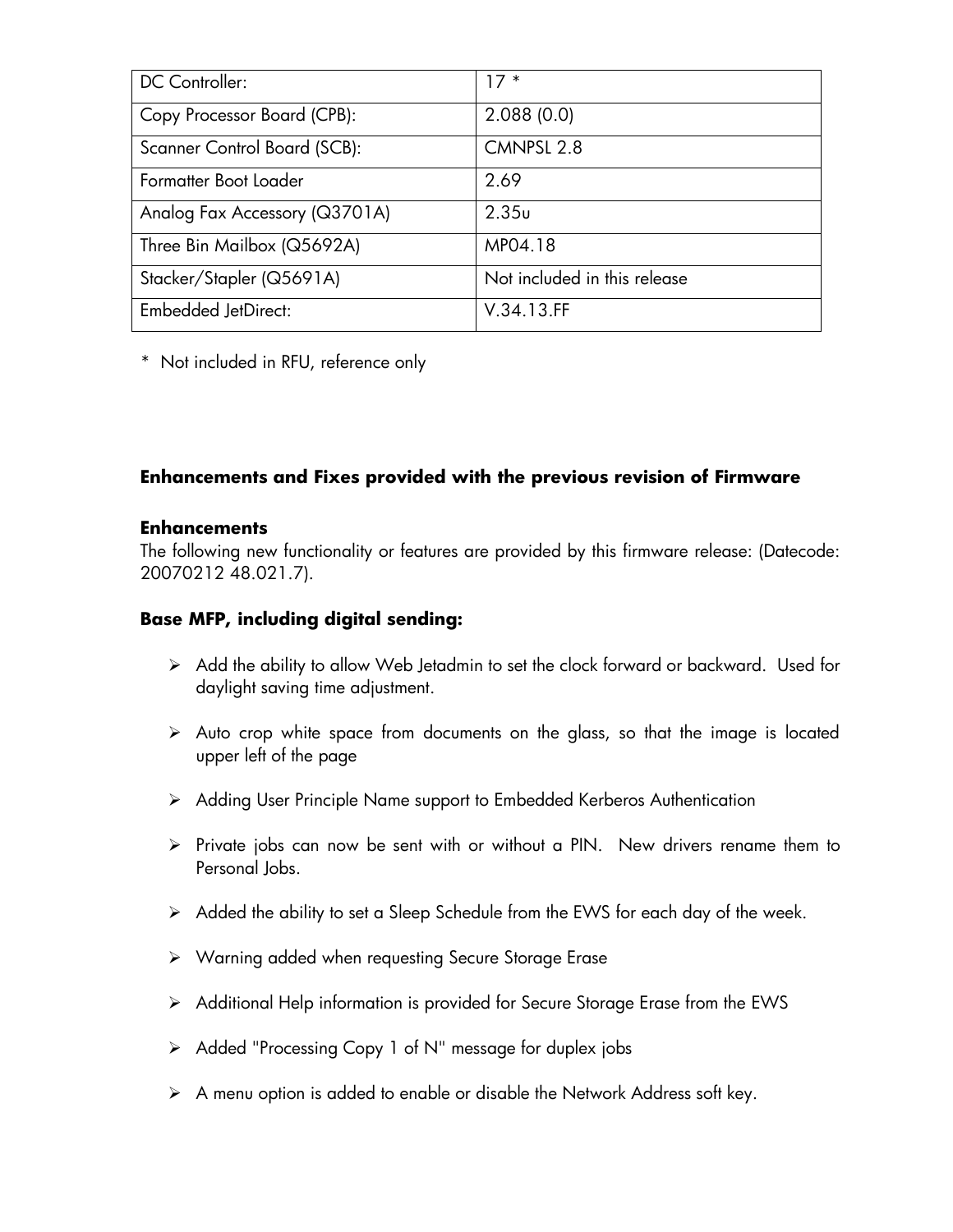| DC Controller: | 17 * |
|---|---|
| Copy Processor Board (CPB): | 2.088 (0.0) |
| Scanner Control Board (SCB): | CMNPSL 2.8 |
| Formatter Boot Loader | 2.69 |
| Analog Fax Accessory (Q3701A) | 2.35u |
| Three Bin Mailbox (Q5692A) | MP04.18 |
| Stacker/Stapler (Q5691A) | Not included in this release |
| Embedded JetDirect: | V.34.13.FF |

* Not included in RFU, reference only

**Enhancements and Fixes provided with the previous revision of Firmware**

**Enhancements**

The following new functionality or features are provided by this firmware release: (Datecode: 20070212 48.021.7).

**Base MFP, including digital sending:**

- Add the ability to allow Web Jetadmin to set the clock forward or backward. Used for daylight saving time adjustment.
- Auto crop white space from documents on the glass, so that the image is located upper left of the page
- Adding User Principle Name support to Embedded Kerberos Authentication
- Private jobs can now be sent with or without a PIN. New drivers rename them to Personal Jobs.
- Added the ability to set a Sleep Schedule from the EWS for each day of the week.
- Warning added when requesting Secure Storage Erase
- Additional Help information is provided for Secure Storage Erase from the EWS
- Added "Processing Copy 1 of N" message for duplex jobs
- A menu option is added to enable or disable the Network Address soft key.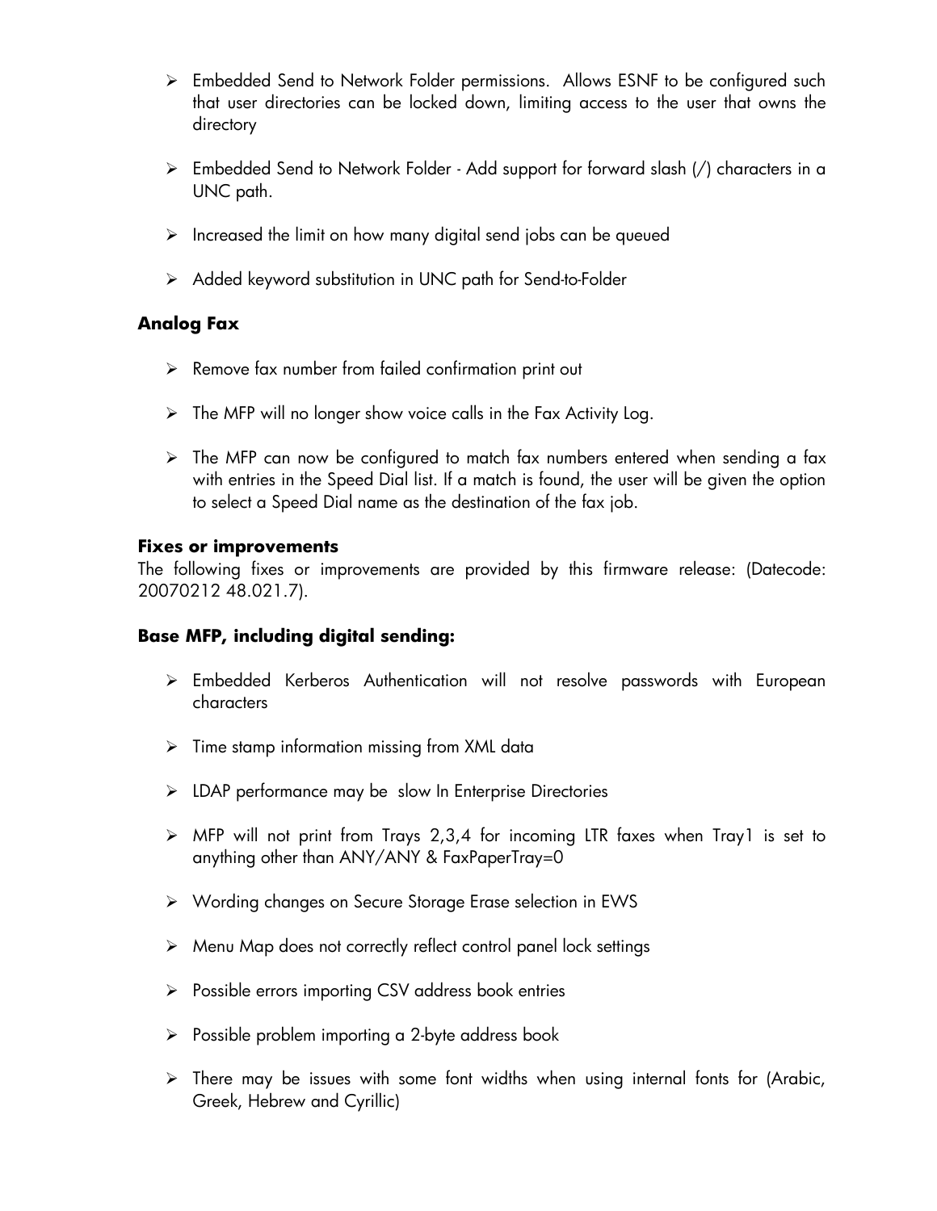- Embedded Send to Network Folder permissions. Allows ESNF to be configured such that user directories can be locked down, limiting access to the user that owns the directory

- Embedded Send to Network Folder - Add support for forward slash (/) characters in a UNC path.

- Increased the limit on how many digital send jobs can be queued

- Added keyword substitution in UNC path for Send-to-Folder

### Analog Fax

- Remove fax number from failed confirmation print out

- The MFP will no longer show voice calls in the Fax Activity Log.

- The MFP can now be configured to match fax numbers entered when sending a fax with entries in the Speed Dial list. If a match is found, the user will be given the option to select a Speed Dial name as the destination of the fax job.

**Fixes or improvements**

The following fixes or improvements are provided by this firmware release: (Datecode: 20070212 48.021.7).

### Base MFP, including digital sending:

- Embedded Kerberos Authentication will not resolve passwords with European characters

- Time stamp information missing from XML data

- LDAP performance may be slow In Enterprise Directories

- MFP will not print from Trays 2,3,4 for incoming LTR faxes when Tray1 is set to anything other than ANY/ANY & FaxPaperTray=0

- Wording changes on Secure Storage Erase selection in EWS

- Menu Map does not correctly reflect control panel lock settings

- Possible errors importing CSV address book entries

- Possible problem importing a 2-byte address book

- There may be issues with some font widths when using internal fonts for (Arabic, Greek, Hebrew and Cyrillic)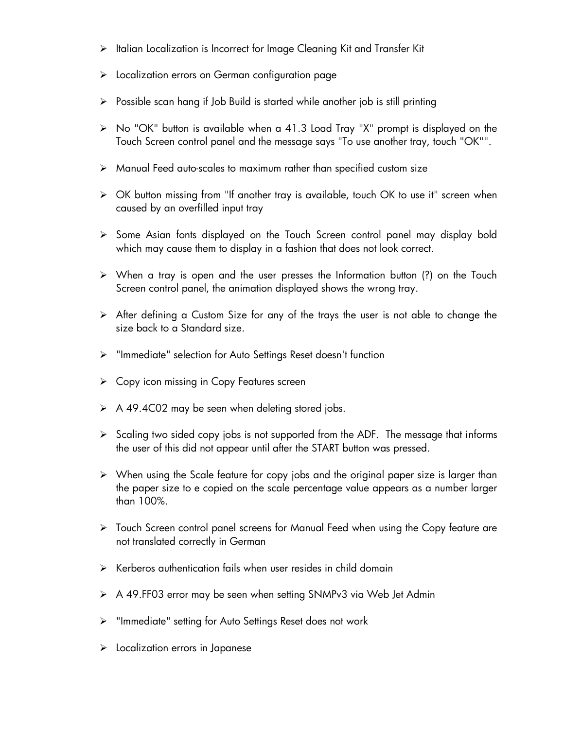- Italian Localization is Incorrect for Image Cleaning Kit and Transfer Kit
- Localization errors on German configuration page
- Possible scan hang if Job Build is started while another job is still printing
- No "OK" button is available when a 41.3 Load Tray "X" prompt is displayed on the Touch Screen control panel and the message says "To use another tray, touch "OK"".
- Manual Feed auto-scales to maximum rather than specified custom size
- OK button missing from "If another tray is available, touch OK to use it" screen when caused by an overfilled input tray
- Some Asian fonts displayed on the Touch Screen control panel may display bold which may cause them to display in a fashion that does not look correct.
- When a tray is open and the user presses the Information button (?) on the Touch Screen control panel, the animation displayed shows the wrong tray.
- After defining a Custom Size for any of the trays the user is not able to change the size back to a Standard size.
- "Immediate" selection for Auto Settings Reset doesn't function
- Copy icon missing in Copy Features screen
- A 49.4C02 may be seen when deleting stored jobs.
- Scaling two sided copy jobs is not supported from the ADF. The message that informs the user of this did not appear until after the START button was pressed.
- When using the Scale feature for copy jobs and the original paper size is larger than the paper size to e copied on the scale percentage value appears as a number larger than 100%.
- Touch Screen control panel screens for Manual Feed when using the Copy feature are not translated correctly in German
- Kerberos authentication fails when user resides in child domain
- A 49.FF03 error may be seen when setting SNMPv3 via Web Jet Admin
- "Immediate" setting for Auto Settings Reset does not work
- Localization errors in Japanese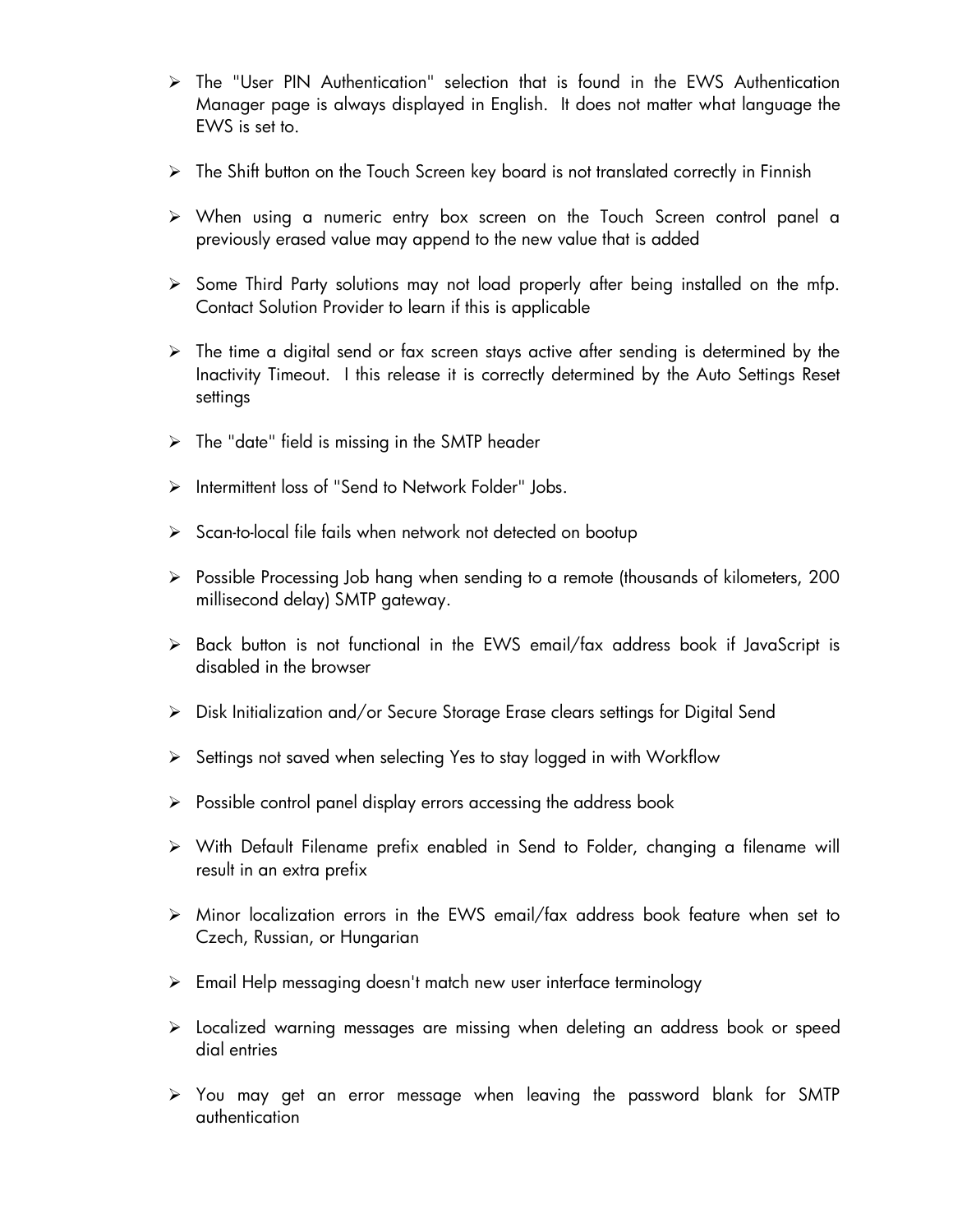- The "User PIN Authentication" selection that is found in the EWS Authentication Manager page is always displayed in English. It does not matter what language the EWS is set to.
- The Shift button on the Touch Screen key board is not translated correctly in Finnish
- When using a numeric entry box screen on the Touch Screen control panel a previously erased value may append to the new value that is added
- Some Third Party solutions may not load properly after being installed on the mfp. Contact Solution Provider to learn if this is applicable
- The time a digital send or fax screen stays active after sending is determined by the Inactivity Timeout. I this release it is correctly determined by the Auto Settings Reset settings
- The "date" field is missing in the SMTP header
- Intermittent loss of "Send to Network Folder" Jobs.
- Scan-to-local file fails when network not detected on bootup
- Possible Processing Job hang when sending to a remote (thousands of kilometers, 200 millisecond delay) SMTP gateway.
- Back button is not functional in the EWS email/fax address book if JavaScript is disabled in the browser
- Disk Initialization and/or Secure Storage Erase clears settings for Digital Send
- Settings not saved when selecting Yes to stay logged in with Workflow
- Possible control panel display errors accessing the address book
- With Default Filename prefix enabled in Send to Folder, changing a filename will result in an extra prefix
- Minor localization errors in the EWS email/fax address book feature when set to Czech, Russian, or Hungarian
- Email Help messaging doesn't match new user interface terminology
- Localized warning messages are missing when deleting an address book or speed dial entries
- You may get an error message when leaving the password blank for SMTP authentication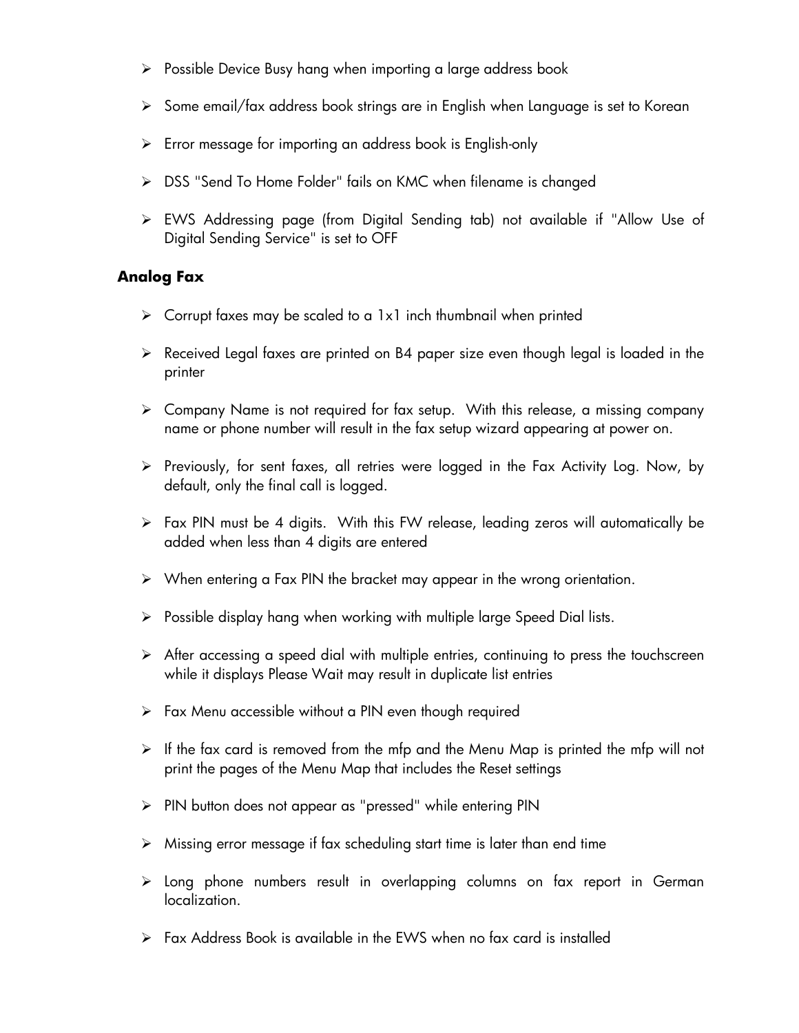- Possible Device Busy hang when importing a large address book
- Some email/fax address book strings are in English when Language is set to Korean
- Error message for importing an address book is English-only
- DSS "Send To Home Folder" fails on KMC when filename is changed
- EWS Addressing page (from Digital Sending tab) not available if "Allow Use of Digital Sending Service" is set to OFF

### Analog Fax

- Corrupt faxes may be scaled to a 1x1 inch thumbnail when printed
- Received Legal faxes are printed on B4 paper size even though legal is loaded in the printer
- Company Name is not required for fax setup. With this release, a missing company name or phone number will result in the fax setup wizard appearing at power on.
- Previously, for sent faxes, all retries were logged in the Fax Activity Log. Now, by default, only the final call is logged.
- Fax PIN must be 4 digits. With this FW release, leading zeros will automatically be added when less than 4 digits are entered
- When entering a Fax PIN the bracket may appear in the wrong orientation.
- Possible display hang when working with multiple large Speed Dial lists.
- After accessing a speed dial with multiple entries, continuing to press the touchscreen while it displays Please Wait may result in duplicate list entries
- Fax Menu accessible without a PIN even though required
- If the fax card is removed from the mfp and the Menu Map is printed the mfp will not print the pages of the Menu Map that includes the Reset settings
- PIN button does not appear as "pressed" while entering PIN
- Missing error message if fax scheduling start time is later than end time
- Long phone numbers result in overlapping columns on fax report in German localization.
- Fax Address Book is available in the EWS when no fax card is installed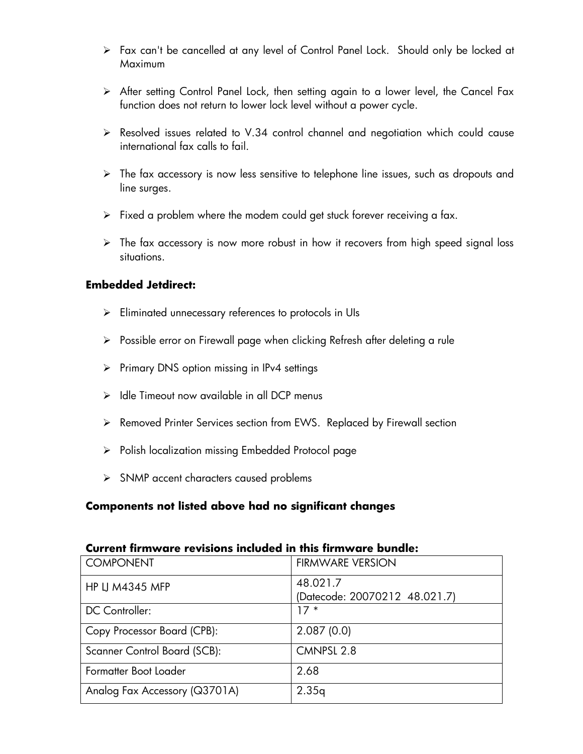- Fax can't be cancelled at any level of Control Panel Lock. Should only be locked at Maximum
- After setting Control Panel Lock, then setting again to a lower level, the Cancel Fax function does not return to lower lock level without a power cycle.
- Resolved issues related to V.34 control channel and negotiation which could cause international fax calls to fail.
- The fax accessory is now less sensitive to telephone line issues, such as dropouts and line surges.
- Fixed a problem where the modem could get stuck forever receiving a fax.
- The fax accessory is now more robust in how it recovers from high speed signal loss situations.

**Embedded Jetdirect:**

- Eliminated unnecessary references to protocols in UIs
- Possible error on Firewall page when clicking Refresh after deleting a rule
- Primary DNS option missing in IPv4 settings
- Idle Timeout now available in all DCP menus
- Removed Printer Services section from EWS. Replaced by Firewall section
- Polish localization missing Embedded Protocol page
- SNMP accent characters caused problems

**Components not listed above had no significant changes**

**Current firmware revisions included in this firmware bundle:**

| COMPONENT | FIRMWARE VERSION |
|---|---|
| HP LJ M4345 MFP | 48.021.7<br>(Datecode: 20070212 48.021.7) |
| DC Controller: | 17 * |
| Copy Processor Board (CPB): | 2.087 (0.0) |
| Scanner Control Board (SCB): | CMNPSL 2.8 |
| Formatter Boot Loader | 2.68 |
| Analog Fax Accessory (Q3701A) | 2.35q |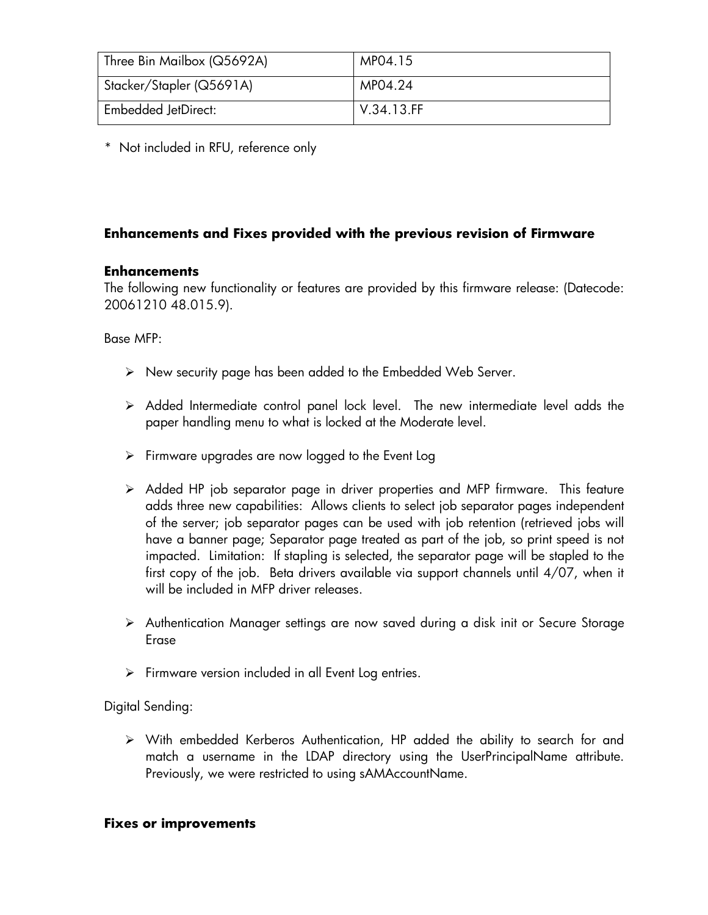| Three Bin Mailbox (Q5692A) | MP04.15 |
|---|---|
| Stacker/Stapler (Q5691A) | MP04.24 |
| Embedded JetDirect: | V.34.13.FF |

* Not included in RFU, reference only

### Enhancements and Fixes provided with the previous revision of Firmware

#### Enhancements

The following new functionality or features are provided by this firmware release: (Datecode: 20061210 48.015.9).

Base MFP:

- New security page has been added to the Embedded Web Server.
- Added Intermediate control panel lock level. The new intermediate level adds the paper handling menu to what is locked at the Moderate level.
- Firmware upgrades are now logged to the Event Log
- Added HP job separator page in driver properties and MFP firmware. This feature adds three new capabilities: Allows clients to select job separator pages independent of the server; job separator pages can be used with job retention (retrieved jobs will have a banner page; Separator page treated as part of the job, so print speed is not impacted. Limitation: If stapling is selected, the separator page will be stapled to the first copy of the job. Beta drivers available via support channels until 4/07, when it will be included in MFP driver releases.
- Authentication Manager settings are now saved during a disk init or Secure Storage Erase
- Firmware version included in all Event Log entries.

Digital Sending:

- With embedded Kerberos Authentication, HP added the ability to search for and match a username in the LDAP directory using the UserPrincipalName attribute. Previously, we were restricted to using sAMAccountName.

#### Fixes or improvements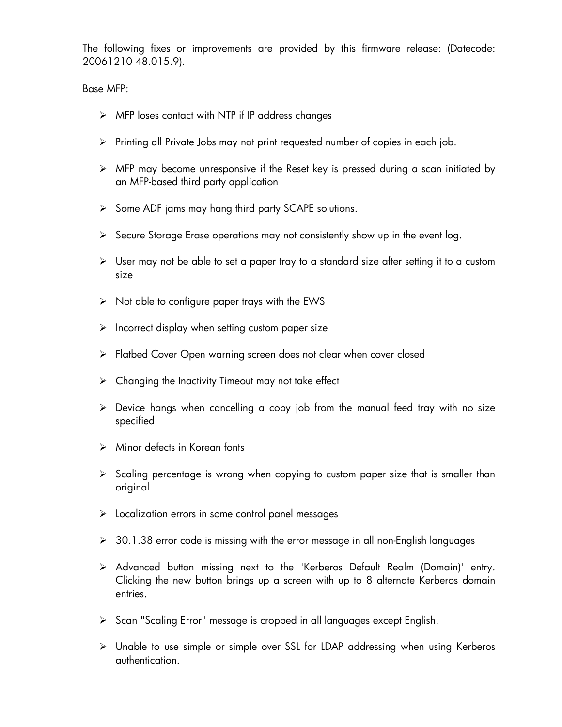The following fixes or improvements are provided by this firmware release: (Datecode: 20061210 48.015.9).

Base MFP:

- MFP loses contact with NTP if IP address changes
- Printing all Private Jobs may not print requested number of copies in each job.
- MFP may become unresponsive if the Reset key is pressed during a scan initiated by an MFP-based third party application
- Some ADF jams may hang third party SCAPE solutions.
- Secure Storage Erase operations may not consistently show up in the event log.
- User may not be able to set a paper tray to a standard size after setting it to a custom size
- Not able to configure paper trays with the EWS
- Incorrect display when setting custom paper size
- Flatbed Cover Open warning screen does not clear when cover closed
- Changing the Inactivity Timeout may not take effect
- Device hangs when cancelling a copy job from the manual feed tray with no size specified
- Minor defects in Korean fonts
- Scaling percentage is wrong when copying to custom paper size that is smaller than original
- Localization errors in some control panel messages
- 30.1.38 error code is missing with the error message in all non-English languages
- Advanced button missing next to the 'Kerberos Default Realm (Domain)' entry. Clicking the new button brings up a screen with up to 8 alternate Kerberos domain entries.
- Scan "Scaling Error" message is cropped in all languages except English.
- Unable to use simple or simple over SSL for LDAP addressing when using Kerberos authentication.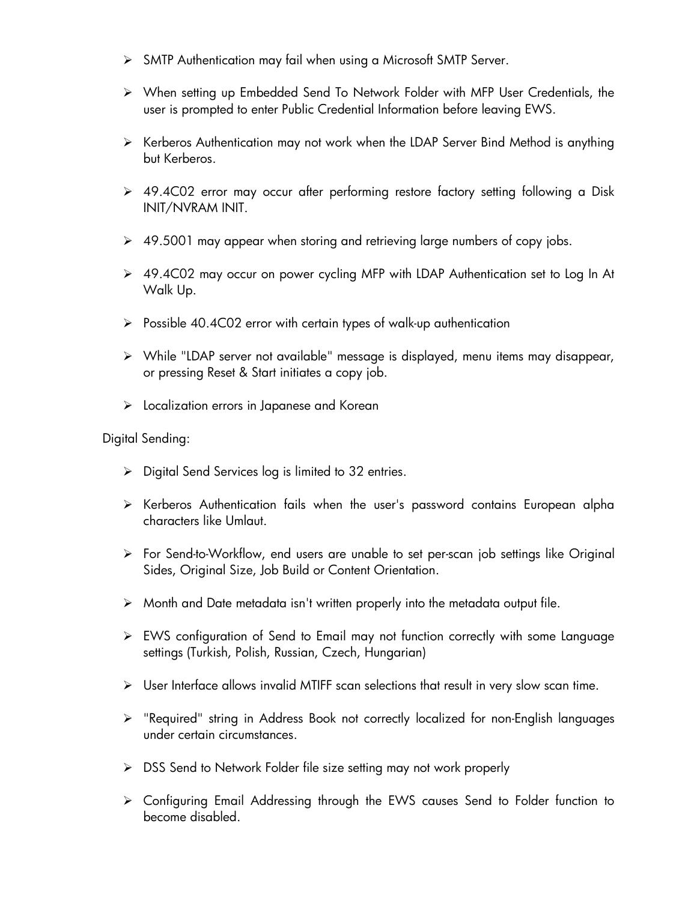- SMTP Authentication may fail when using a Microsoft SMTP Server.

- When setting up Embedded Send To Network Folder with MFP User Credentials, the user is prompted to enter Public Credential Information before leaving EWS.

- Kerberos Authentication may not work when the LDAP Server Bind Method is anything but Kerberos.

- 49.4C02 error may occur after performing restore factory setting following a Disk INIT/NVRAM INIT.

- 49.5001 may appear when storing and retrieving large numbers of copy jobs.

- 49.4C02 may occur on power cycling MFP with LDAP Authentication set to Log In At Walk Up.

- Possible 40.4C02 error with certain types of walk-up authentication

- While "LDAP server not available" message is displayed, menu items may disappear, or pressing Reset & Start initiates a copy job.

- Localization errors in Japanese and Korean

Digital Sending:

- Digital Send Services log is limited to 32 entries.

- Kerberos Authentication fails when the user's password contains European alpha characters like Umlaut.

- For Send-to-Workflow, end users are unable to set per-scan job settings like Original Sides, Original Size, Job Build or Content Orientation.

- Month and Date metadata isn't written properly into the metadata output file.

- EWS configuration of Send to Email may not function correctly with some Language settings (Turkish, Polish, Russian, Czech, Hungarian)

- User Interface allows invalid MTIFF scan selections that result in very slow scan time.

- "Required" string in Address Book not correctly localized for non-English languages under certain circumstances.

- DSS Send to Network Folder file size setting may not work properly

- Configuring Email Addressing through the EWS causes Send to Folder function to become disabled.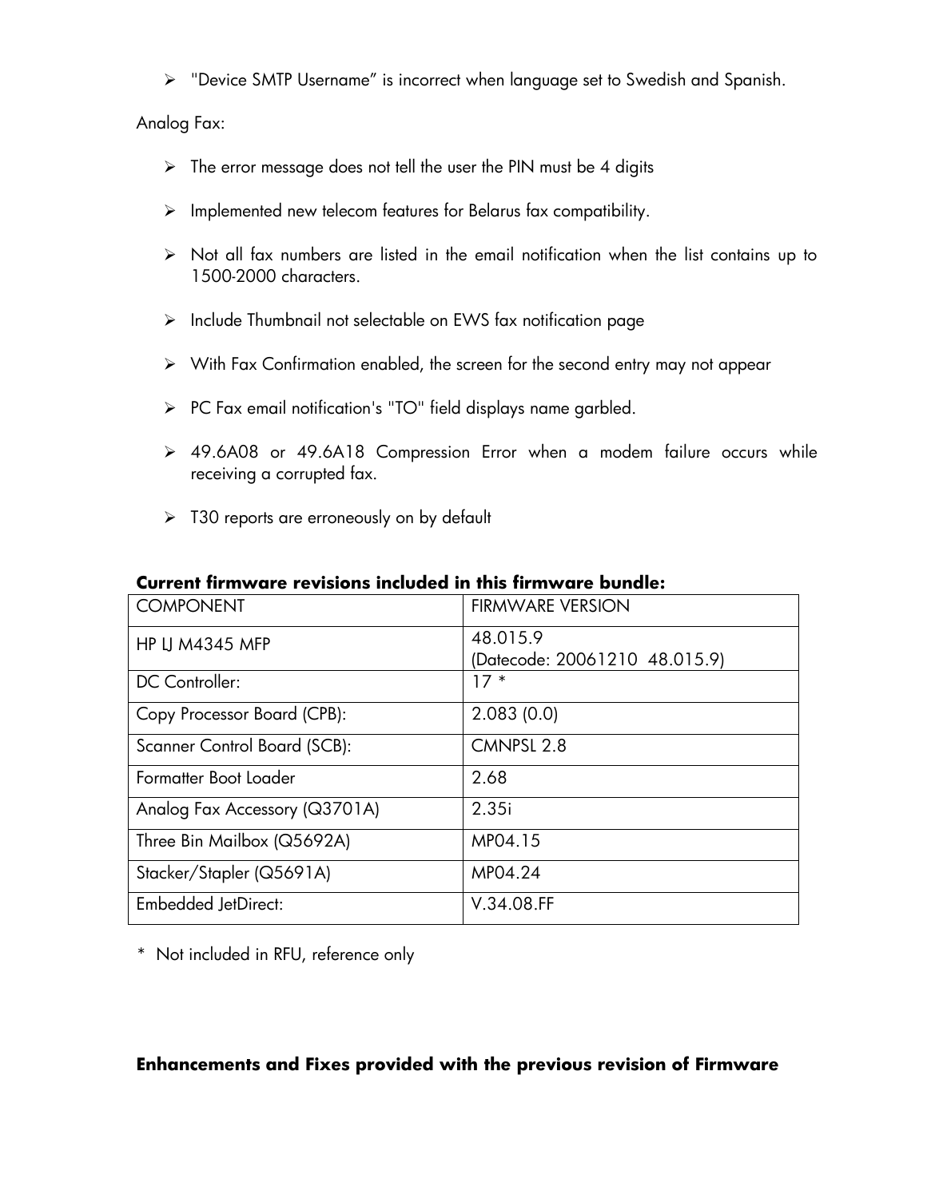- "Device SMTP Username" is incorrect when language set to Swedish and Spanish.

Analog Fax:

- The error message does not tell the user the PIN must be 4 digits
- Implemented new telecom features for Belarus fax compatibility.
- Not all fax numbers are listed in the email notification when the list contains up to 1500-2000 characters.
- Include Thumbnail not selectable on EWS fax notification page
- With Fax Confirmation enabled, the screen for the second entry may not appear
- PC Fax email notification's "TO" field displays name garbled.
- 49.6A08 or 49.6A18 Compression Error when a modem failure occurs while receiving a corrupted fax.
- T30 reports are erroneously on by default

**Current firmware revisions included in this firmware bundle:**

| COMPONENT | FIRMWARE VERSION |
|---|---|
| HP LJ M4345 MFP | 48.015.9<br>(Datecode: 20061210 48.015.9) |
| DC Controller: | 17 * |
| Copy Processor Board (CPB): | 2.083 (0.0) |
| Scanner Control Board (SCB): | CMNPSL 2.8 |
| Formatter Boot Loader | 2.68 |
| Analog Fax Accessory (Q3701A) | 2.35i |
| Three Bin Mailbox (Q5692A) | MP04.15 |
| Stacker/Stapler (Q5691A) | MP04.24 |
| Embedded JetDirect: | V.34.08.FF |

\* Not included in RFU, reference only

**Enhancements and Fixes provided with the previous revision of Firmware**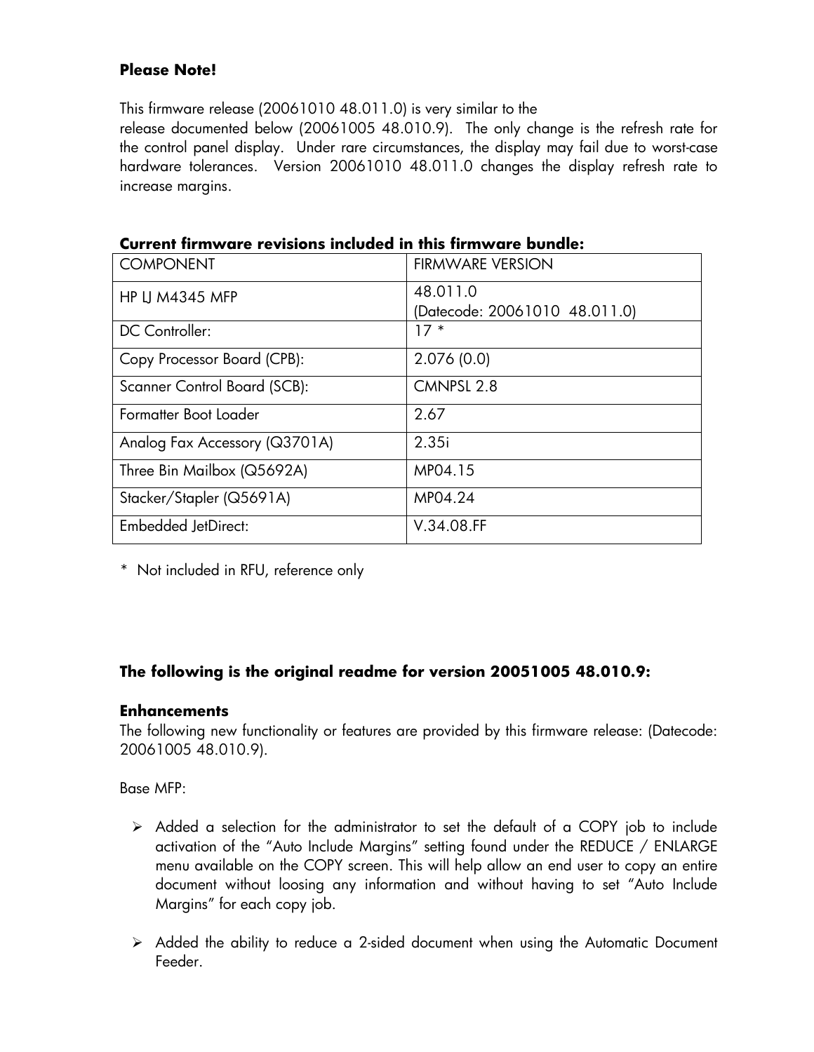**Please Note!**

This firmware release (20061010 48.011.0) is very similar to the release documented below (20061005 48.010.9). The only change is the refresh rate for the control panel display. Under rare circumstances, the display may fail due to worst-case hardware tolerances. Version 20061010 48.011.0 changes the display refresh rate to increase margins.

**Current firmware revisions included in this firmware bundle:**

| COMPONENT | FIRMWARE VERSION |
|---|---|
| HP LJ M4345 MFP | 48.011.0<br>(Datecode: 20061010 48.011.0) |
| DC Controller: | 17 * |
| Copy Processor Board (CPB): | 2.076 (0.0) |
| Scanner Control Board (SCB): | CMNPSL 2.8 |
| Formatter Boot Loader | 2.67 |
| Analog Fax Accessory (Q3701A) | 2.35i |
| Three Bin Mailbox (Q5692A) | MP04.15 |
| Stacker/Stapler (Q5691A) | MP04.24 |
| Embedded JetDirect: | V.34.08.FF |

\* Not included in RFU, reference only

**The following is the original readme for version 20051005 48.010.9:**

**Enhancements**

The following new functionality or features are provided by this firmware release: (Datecode: 20061005 48.010.9).

Base MFP:

- Added a selection for the administrator to set the default of a COPY job to include activation of the "Auto Include Margins" setting found under the REDUCE / ENLARGE menu available on the COPY screen. This will help allow an end user to copy an entire document without loosing any information and without having to set "Auto Include Margins" for each copy job.
- Added the ability to reduce a 2-sided document when using the Automatic Document Feeder.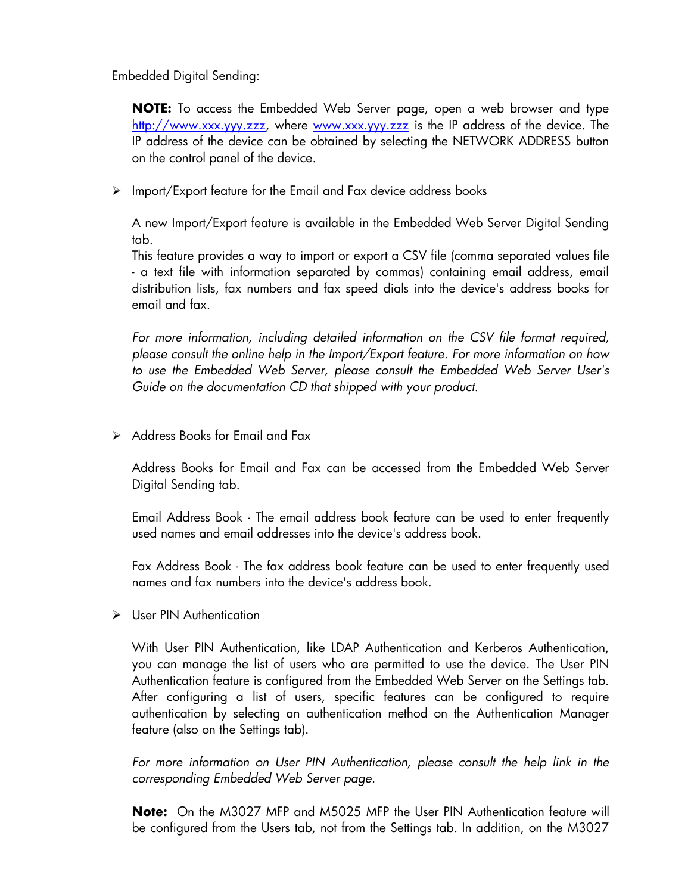Embedded Digital Sending:

**NOTE:** To access the Embedded Web Server page, open a web browser and type http://www.xxx.yyy.zzz, where www.xxx.yyy.zzz is the IP address of the device. The IP address of the device can be obtained by selecting the NETWORK ADDRESS button on the control panel of the device.

- Import/Export feature for the Email and Fax device address books

  A new Import/Export feature is available in the Embedded Web Server Digital Sending tab.
  This feature provides a way to import or export a CSV file (comma separated values file - a text file with information separated by commas) containing email address, email distribution lists, fax numbers and fax speed dials into the device's address books for email and fax.

  *For more information, including detailed information on the CSV file format required, please consult the online help in the Import/Export feature. For more information on how to use the Embedded Web Server, please consult the Embedded Web Server User's Guide on the documentation CD that shipped with your product.*

- Address Books for Email and Fax

  Address Books for Email and Fax can be accessed from the Embedded Web Server Digital Sending tab.

  Email Address Book - The email address book feature can be used to enter frequently used names and email addresses into the device's address book.

  Fax Address Book - The fax address book feature can be used to enter frequently used names and fax numbers into the device's address book.

- User PIN Authentication

  With User PIN Authentication, like LDAP Authentication and Kerberos Authentication, you can manage the list of users who are permitted to use the device. The User PIN Authentication feature is configured from the Embedded Web Server on the Settings tab. After configuring a list of users, specific features can be configured to require authentication by selecting an authentication method on the Authentication Manager feature (also on the Settings tab).

  *For more information on User PIN Authentication, please consult the help link in the corresponding Embedded Web Server page.*

  **Note:** On the M3027 MFP and M5025 MFP the User PIN Authentication feature will be configured from the Users tab, not from the Settings tab. In addition, on the M3027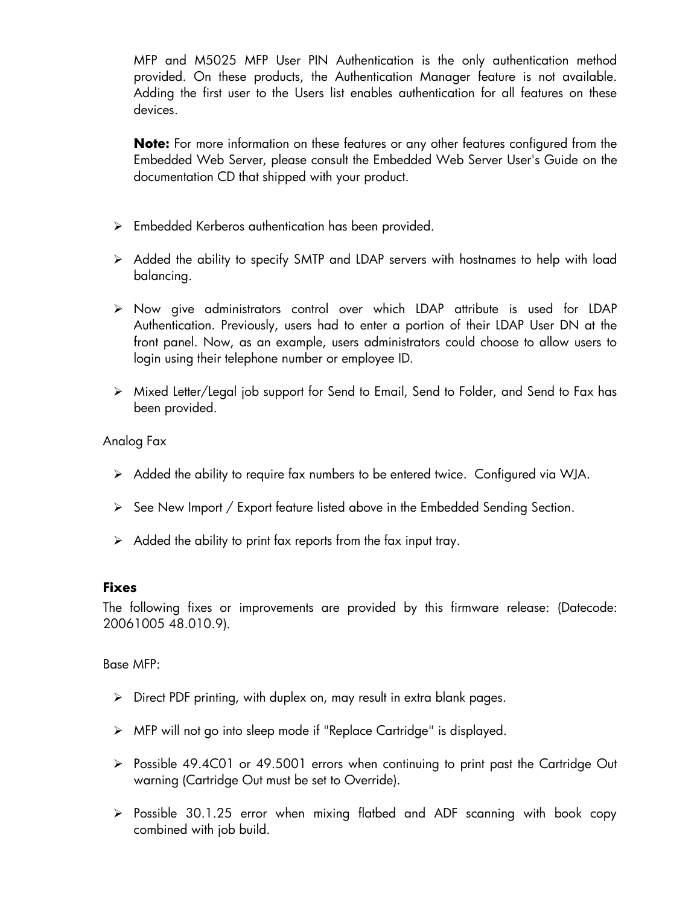MFP and M5025 MFP User PIN Authentication is the only authentication method provided. On these products, the Authentication Manager feature is not available. Adding the first user to the Users list enables authentication for all features on these devices.

**Note:** For more information on these features or any other features configured from the Embedded Web Server, please consult the Embedded Web Server User's Guide on the documentation CD that shipped with your product.

- Embedded Kerberos authentication has been provided.
- Added the ability to specify SMTP and LDAP servers with hostnames to help with load balancing.
- Now give administrators control over which LDAP attribute is used for LDAP Authentication. Previously, users had to enter a portion of their LDAP User DN at the front panel. Now, as an example, users administrators could choose to allow users to login using their telephone number or employee ID.
- Mixed Letter/Legal job support for Send to Email, Send to Folder, and Send to Fax has been provided.

Analog Fax

- Added the ability to require fax numbers to be entered twice. Configured via WJA.
- See New Import / Export feature listed above in the Embedded Sending Section.
- Added the ability to print fax reports from the fax input tray.

### Fixes

The following fixes or improvements are provided by this firmware release: (Datecode: 20061005 48.010.9).

Base MFP:

- Direct PDF printing, with duplex on, may result in extra blank pages.
- MFP will not go into sleep mode if "Replace Cartridge" is displayed.
- Possible 49.4C01 or 49.5001 errors when continuing to print past the Cartridge Out warning (Cartridge Out must be set to Override).
- Possible 30.1.25 error when mixing flatbed and ADF scanning with book copy combined with job build.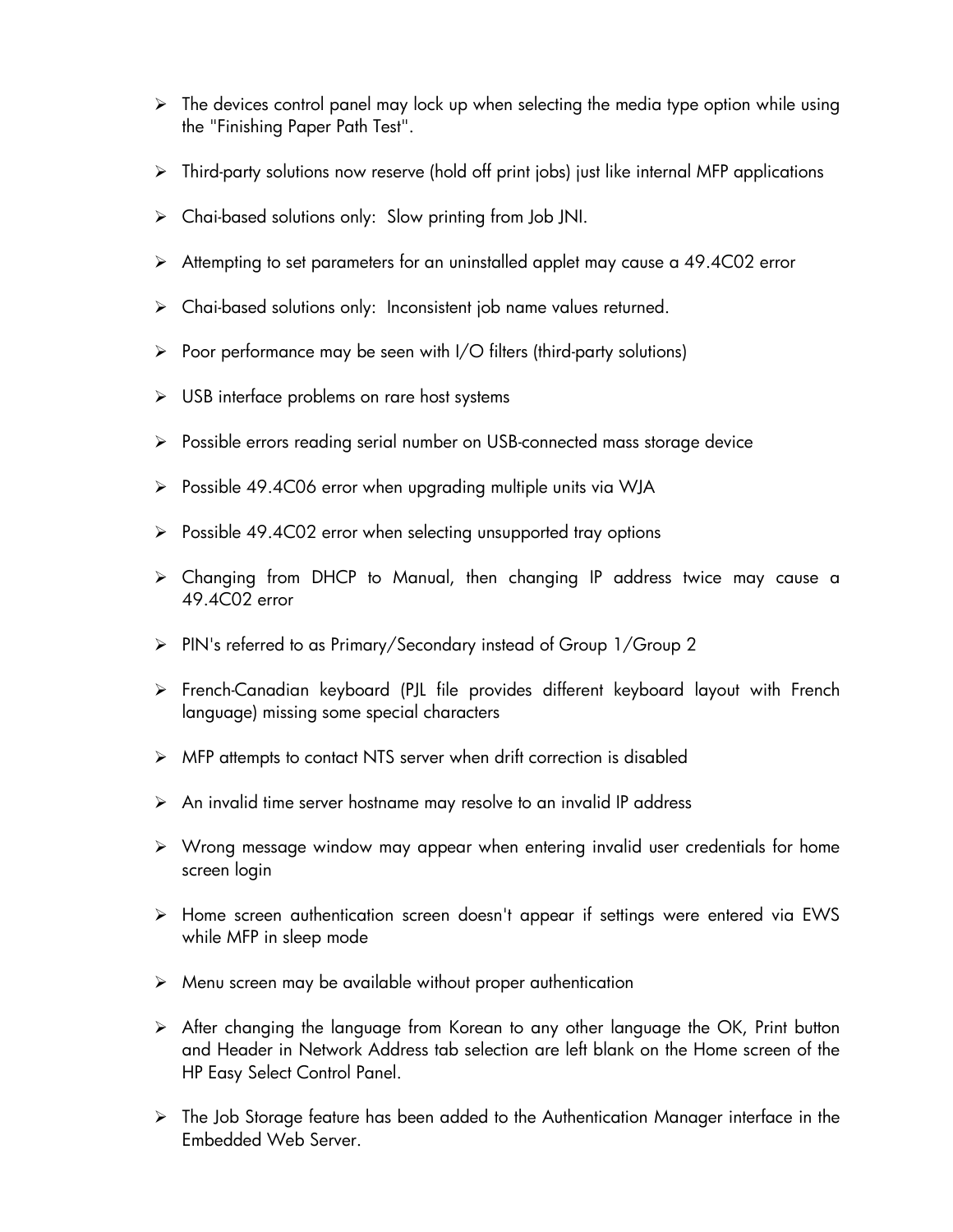- The devices control panel may lock up when selecting the media type option while using the "Finishing Paper Path Test".

- Third-party solutions now reserve (hold off print jobs) just like internal MFP applications

- Chai-based solutions only: Slow printing from Job JNI.

- Attempting to set parameters for an uninstalled applet may cause a 49.4C02 error

- Chai-based solutions only: Inconsistent job name values returned.

- Poor performance may be seen with I/O filters (third-party solutions)

- USB interface problems on rare host systems

- Possible errors reading serial number on USB-connected mass storage device

- Possible 49.4C06 error when upgrading multiple units via WJA

- Possible 49.4C02 error when selecting unsupported tray options

- Changing from DHCP to Manual, then changing IP address twice may cause a 49.4C02 error

- PIN's referred to as Primary/Secondary instead of Group 1/Group 2

- French-Canadian keyboard (PJL file provides different keyboard layout with French language) missing some special characters

- MFP attempts to contact NTS server when drift correction is disabled

- An invalid time server hostname may resolve to an invalid IP address

- Wrong message window may appear when entering invalid user credentials for home screen login

- Home screen authentication screen doesn't appear if settings were entered via EWS while MFP in sleep mode

- Menu screen may be available without proper authentication

- After changing the language from Korean to any other language the OK, Print button and Header in Network Address tab selection are left blank on the Home screen of the HP Easy Select Control Panel.

- The Job Storage feature has been added to the Authentication Manager interface in the Embedded Web Server.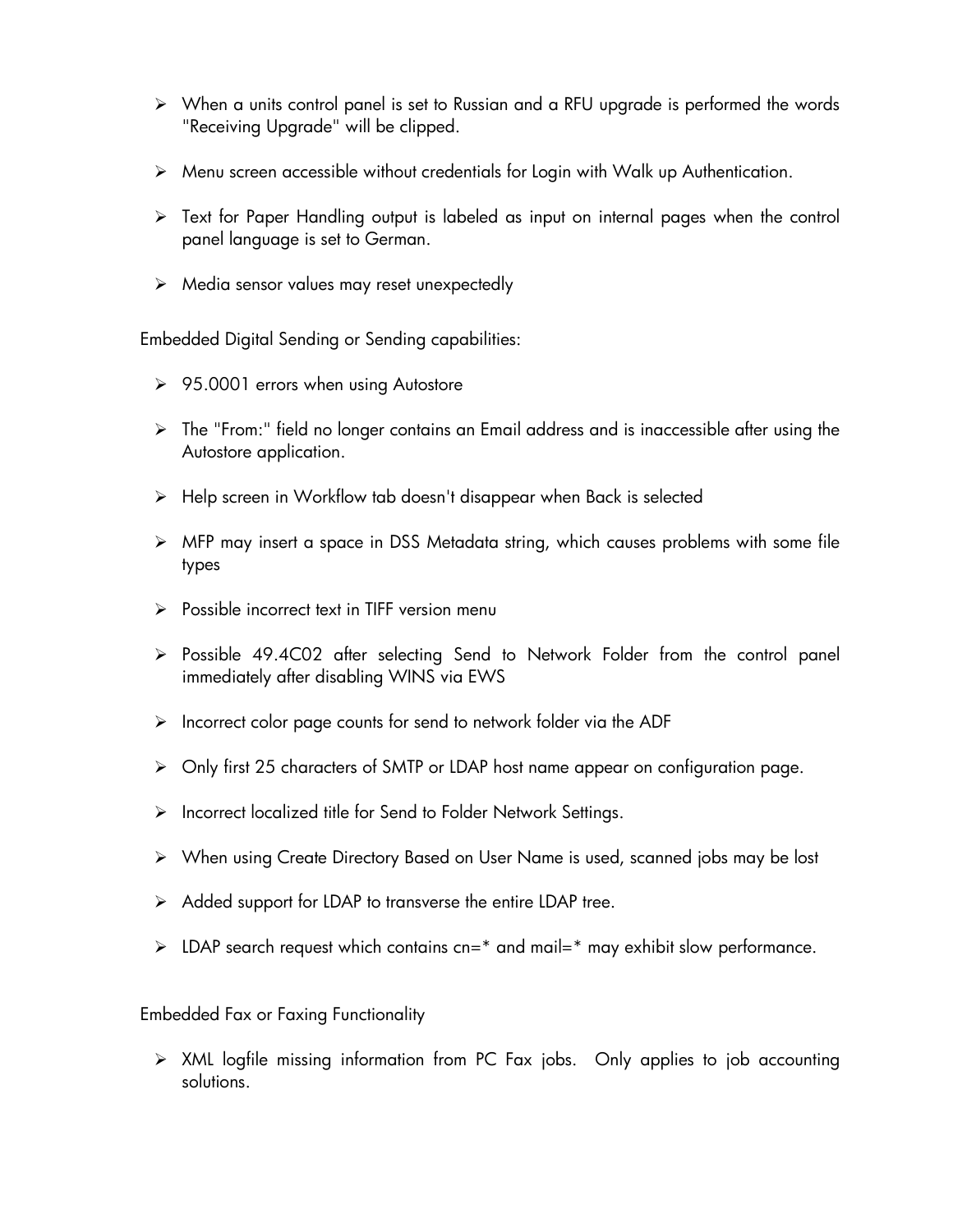- When a units control panel is set to Russian and a RFU upgrade is performed the words "Receiving Upgrade" will be clipped.
- Menu screen accessible without credentials for Login with Walk up Authentication.
- Text for Paper Handling output is labeled as input on internal pages when the control panel language is set to German.
- Media sensor values may reset unexpectedly

Embedded Digital Sending or Sending capabilities:

- 95.0001 errors when using Autostore
- The "From:" field no longer contains an Email address and is inaccessible after using the Autostore application.
- Help screen in Workflow tab doesn't disappear when Back is selected
- MFP may insert a space in DSS Metadata string, which causes problems with some file types
- Possible incorrect text in TIFF version menu
- Possible 49.4C02 after selecting Send to Network Folder from the control panel immediately after disabling WINS via EWS
- Incorrect color page counts for send to network folder via the ADF
- Only first 25 characters of SMTP or LDAP host name appear on configuration page.
- Incorrect localized title for Send to Folder Network Settings.
- When using Create Directory Based on User Name is used, scanned jobs may be lost
- Added support for LDAP to transverse the entire LDAP tree.
- LDAP search request which contains cn=* and mail=* may exhibit slow performance.

Embedded Fax or Faxing Functionality

- XML logfile missing information from PC Fax jobs. Only applies to job accounting solutions.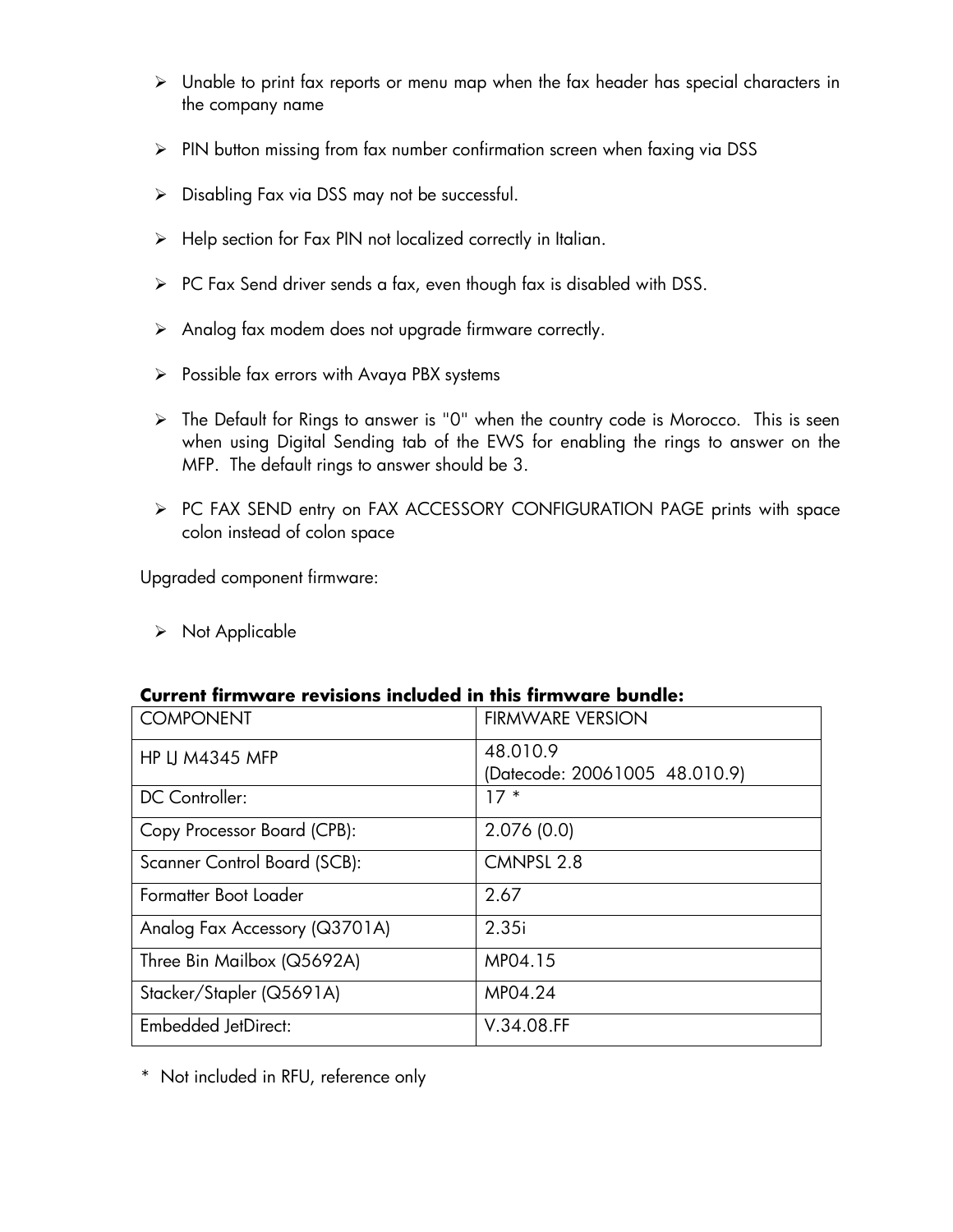- Unable to print fax reports or menu map when the fax header has special characters in the company name
- PIN button missing from fax number confirmation screen when faxing via DSS
- Disabling Fax via DSS may not be successful.
- Help section for Fax PIN not localized correctly in Italian.
- PC Fax Send driver sends a fax, even though fax is disabled with DSS.
- Analog fax modem does not upgrade firmware correctly.
- Possible fax errors with Avaya PBX systems
- The Default for Rings to answer is "0" when the country code is Morocco. This is seen when using Digital Sending tab of the EWS for enabling the rings to answer on the MFP. The default rings to answer should be 3.
- PC FAX SEND entry on FAX ACCESSORY CONFIGURATION PAGE prints with space colon instead of colon space

Upgraded component firmware:

- Not Applicable

**Current firmware revisions included in this firmware bundle:**

| COMPONENT | FIRMWARE VERSION |
|---|---|
| HP LJ M4345 MFP | 48.010.9<br>(Datecode: 20061005 48.010.9) |
| DC Controller: | 17 * |
| Copy Processor Board (CPB): | 2.076 (0.0) |
| Scanner Control Board (SCB): | CMNPSL 2.8 |
| Formatter Boot Loader | 2.67 |
| Analog Fax Accessory (Q3701A) | 2.35i |
| Three Bin Mailbox (Q5692A) | MP04.15 |
| Stacker/Stapler (Q5691A) | MP04.24 |
| Embedded JetDirect: | V.34.08.FF |

\* Not included in RFU, reference only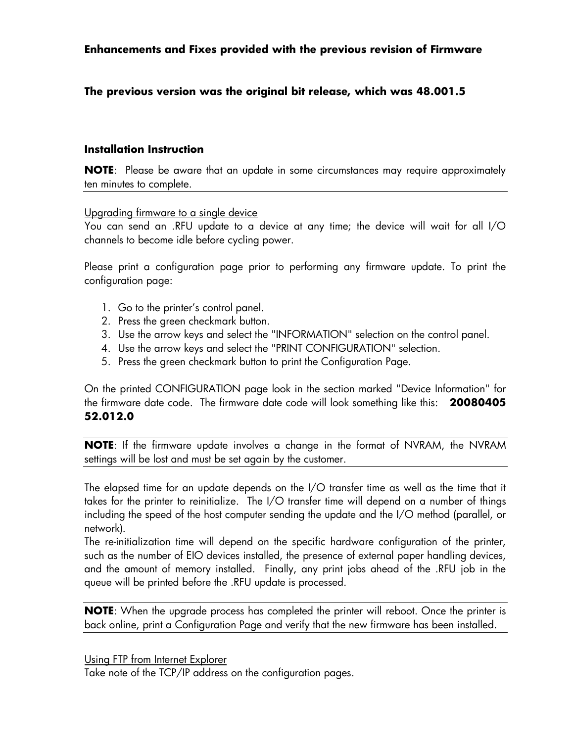**Enhancements and Fixes provided with the previous revision of Firmware**

**The previous version was the original bit release, which was 48.001.5**

**Installation Instruction**

**NOTE**: Please be aware that an update in some circumstances may require approximately ten minutes to complete.

Upgrading firmware to a single device

You can send an .RFU update to a device at any time; the device will wait for all I/O channels to become idle before cycling power.

Please print a configuration page prior to performing any firmware update. To print the configuration page:

1. Go to the printer's control panel.
2. Press the green checkmark button.
3. Use the arrow keys and select the "INFORMATION" selection on the control panel.
4. Use the arrow keys and select the "PRINT CONFIGURATION" selection.
5. Press the green checkmark button to print the Configuration Page.

On the printed CONFIGURATION page look in the section marked "Device Information" for the firmware date code. The firmware date code will look something like this: **20080405 52.012.0**

**NOTE**: If the firmware update involves a change in the format of NVRAM, the NVRAM settings will be lost and must be set again by the customer.

The elapsed time for an update depends on the I/O transfer time as well as the time that it takes for the printer to reinitialize. The I/O transfer time will depend on a number of things including the speed of the host computer sending the update and the I/O method (parallel, or network).

The re-initialization time will depend on the specific hardware configuration of the printer, such as the number of EIO devices installed, the presence of external paper handling devices, and the amount of memory installed. Finally, any print jobs ahead of the .RFU job in the queue will be printed before the .RFU update is processed.

**NOTE**: When the upgrade process has completed the printer will reboot. Once the printer is back online, print a Configuration Page and verify that the new firmware has been installed.

Using FTP from Internet Explorer

Take note of the TCP/IP address on the configuration pages.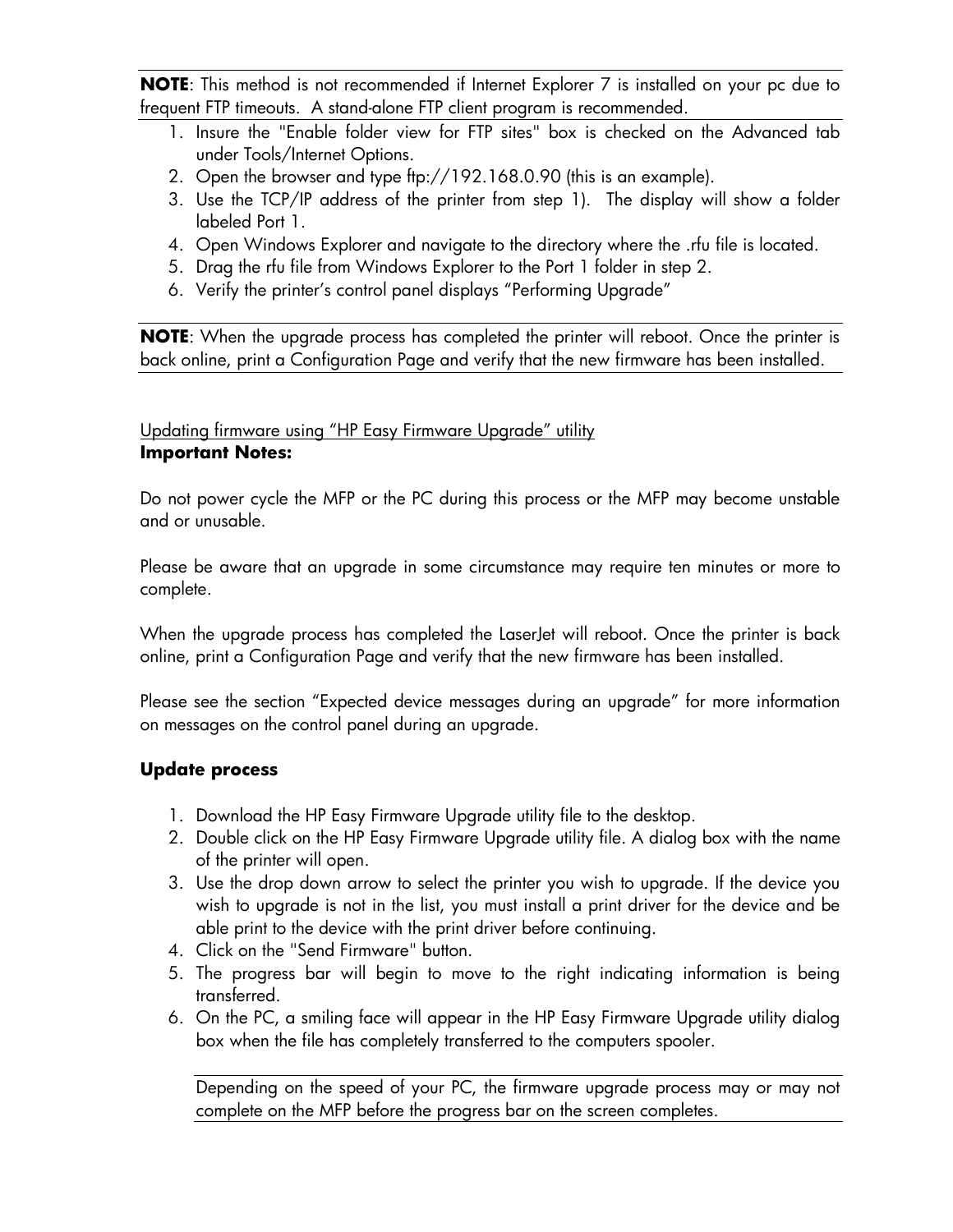**NOTE**: This method is not recommended if Internet Explorer 7 is installed on your pc due to frequent FTP timeouts. A stand-alone FTP client program is recommended.

1. Insure the "Enable folder view for FTP sites" box is checked on the Advanced tab under Tools/Internet Options.
2. Open the browser and type ftp://192.168.0.90 (this is an example).
3. Use the TCP/IP address of the printer from step 1). The display will show a folder labeled Port 1.
4. Open Windows Explorer and navigate to the directory where the .rfu file is located.
5. Drag the rfu file from Windows Explorer to the Port 1 folder in step 2.
6. Verify the printer's control panel displays "Performing Upgrade"

**NOTE**: When the upgrade process has completed the printer will reboot. Once the printer is back online, print a Configuration Page and verify that the new firmware has been installed.

Updating firmware using "HP Easy Firmware Upgrade" utility

**Important Notes:**

Do not power cycle the MFP or the PC during this process or the MFP may become unstable and or unusable.

Please be aware that an upgrade in some circumstance may require ten minutes or more to complete.

When the upgrade process has completed the LaserJet will reboot. Once the printer is back online, print a Configuration Page and verify that the new firmware has been installed.

Please see the section "Expected device messages during an upgrade" for more information on messages on the control panel during an upgrade.

**Update process**

1. Download the HP Easy Firmware Upgrade utility file to the desktop.
2. Double click on the HP Easy Firmware Upgrade utility file. A dialog box with the name of the printer will open.
3. Use the drop down arrow to select the printer you wish to upgrade. If the device you wish to upgrade is not in the list, you must install a print driver for the device and be able print to the device with the print driver before continuing.
4. Click on the "Send Firmware" button.
5. The progress bar will begin to move to the right indicating information is being transferred.
6. On the PC, a smiling face will appear in the HP Easy Firmware Upgrade utility dialog box when the file has completely transferred to the computers spooler.

Depending on the speed of your PC, the firmware upgrade process may or may not complete on the MFP before the progress bar on the screen completes.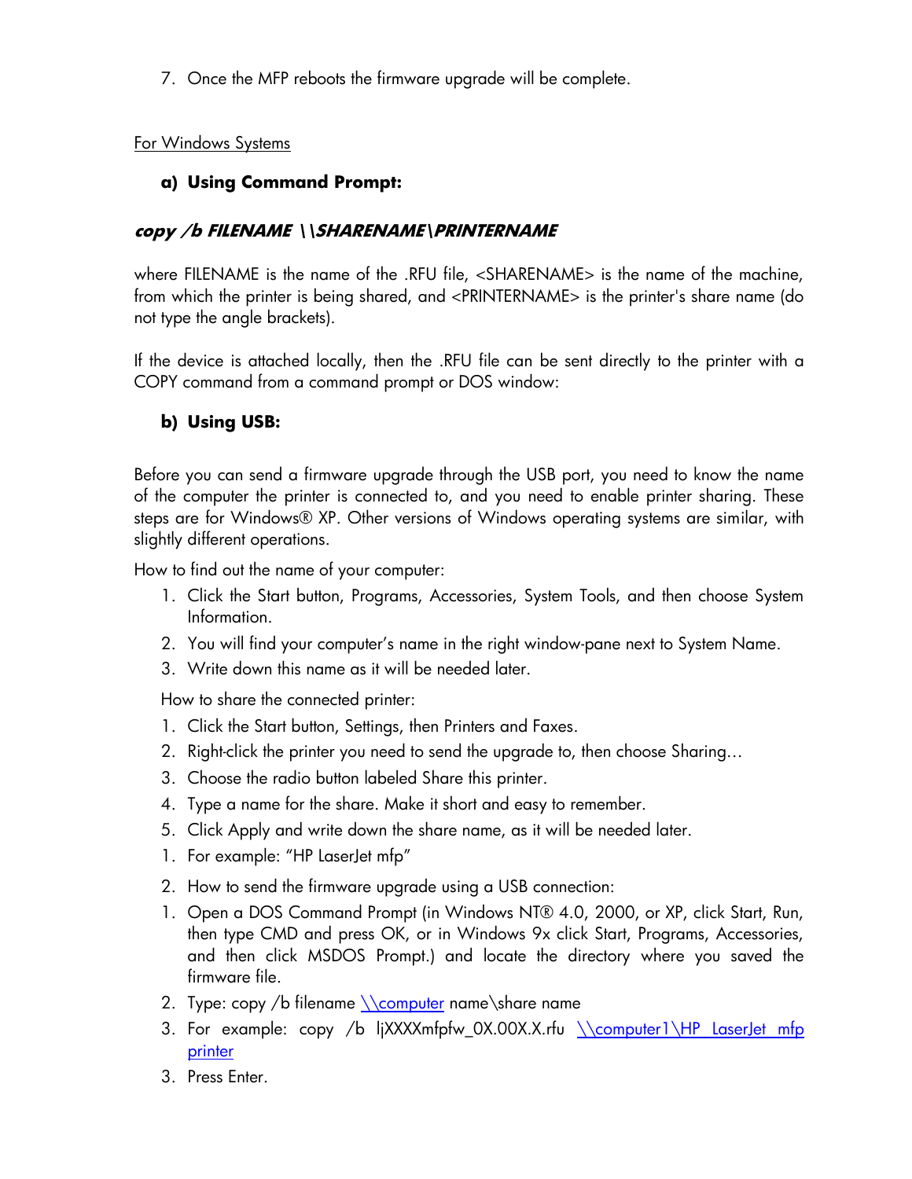7. Once the MFP reboots the firmware upgrade will be complete.

For Windows Systems

**a) Using Command Prompt:**

***copy /b FILENAME \\SHARENAME\PRINTERNAME***

where FILENAME is the name of the .RFU file, <SHARENAME> is the name of the machine, from which the printer is being shared, and <PRINTERNAME> is the printer's share name (do not type the angle brackets).

If the device is attached locally, then the .RFU file can be sent directly to the printer with a COPY command from a command prompt or DOS window:

**b) Using USB:**

Before you can send a firmware upgrade through the USB port, you need to know the name of the computer the printer is connected to, and you need to enable printer sharing. These steps are for Windows® XP. Other versions of Windows operating systems are similar, with slightly different operations.

How to find out the name of your computer:

1. Click the Start button, Programs, Accessories, System Tools, and then choose System Information.
2. You will find your computer's name in the right window-pane next to System Name.
3. Write down this name as it will be needed later.

How to share the connected printer:

1. Click the Start button, Settings, then Printers and Faxes.
2. Right-click the printer you need to send the upgrade to, then choose Sharing…
3. Choose the radio button labeled Share this printer.
4. Type a name for the share. Make it short and easy to remember.
5. Click Apply and write down the share name, as it will be needed later.

1. For example: "HP LaserJet mfp"
2. How to send the firmware upgrade using a USB connection:

1. Open a DOS Command Prompt (in Windows NT® 4.0, 2000, or XP, click Start, Run, then type CMD and press OK, or in Windows 9x click Start, Programs, Accessories, and then click MSDOS Prompt.) and locate the directory where you saved the firmware file.
2. Type: copy /b filename \\computer name\share name
3. For example: copy /b ljXXXXmfpfw_0X.00X.X.rfu \\computer1\HP LaserJet mfp printer
3. Press Enter.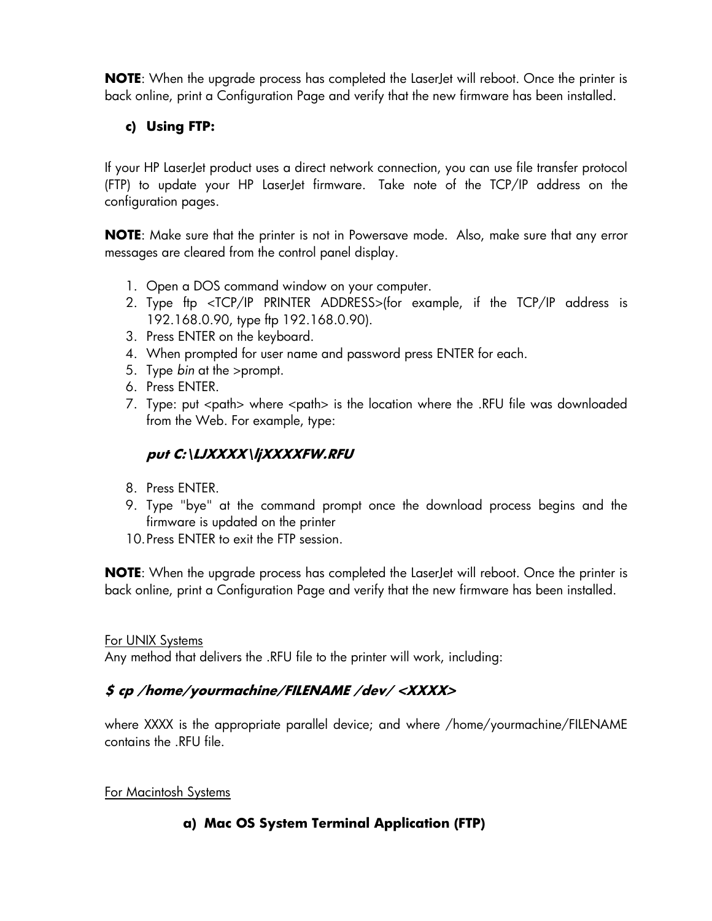**NOTE**: When the upgrade process has completed the LaserJet will reboot. Once the printer is back online, print a Configuration Page and verify that the new firmware has been installed.

### c) Using FTP:

If your HP LaserJet product uses a direct network connection, you can use file transfer protocol (FTP) to update your HP LaserJet firmware. Take note of the TCP/IP address on the configuration pages.

**NOTE**: Make sure that the printer is not in Powersave mode. Also, make sure that any error messages are cleared from the control panel display.

1. Open a DOS command window on your computer.
2. Type ftp <TCP/IP PRINTER ADDRESS>(for example, if the TCP/IP address is 192.168.0.90, type ftp 192.168.0.90).
3. Press ENTER on the keyboard.
4. When prompted for user name and password press ENTER for each.
5. Type *bin* at the >prompt.
6. Press ENTER.
7. Type: put <path> where <path> is the location where the .RFU file was downloaded from the Web. For example, type:

   ***put C:\LJXXXX\ljXXXXFW.RFU***

8. Press ENTER.
9. Type "bye" at the command prompt once the download process begins and the firmware is updated on the printer
10. Press ENTER to exit the FTP session.

**NOTE**: When the upgrade process has completed the LaserJet will reboot. Once the printer is back online, print a Configuration Page and verify that the new firmware has been installed.

<u>For UNIX Systems</u>

Any method that delivers the .RFU file to the printer will work, including:

***$ cp /home/yourmachine/FILENAME /dev/ <XXXX>***

where XXXX is the appropriate parallel device; and where /home/yourmachine/FILENAME contains the .RFU file.

<u>For Macintosh Systems</u>

### a) Mac OS System Terminal Application (FTP)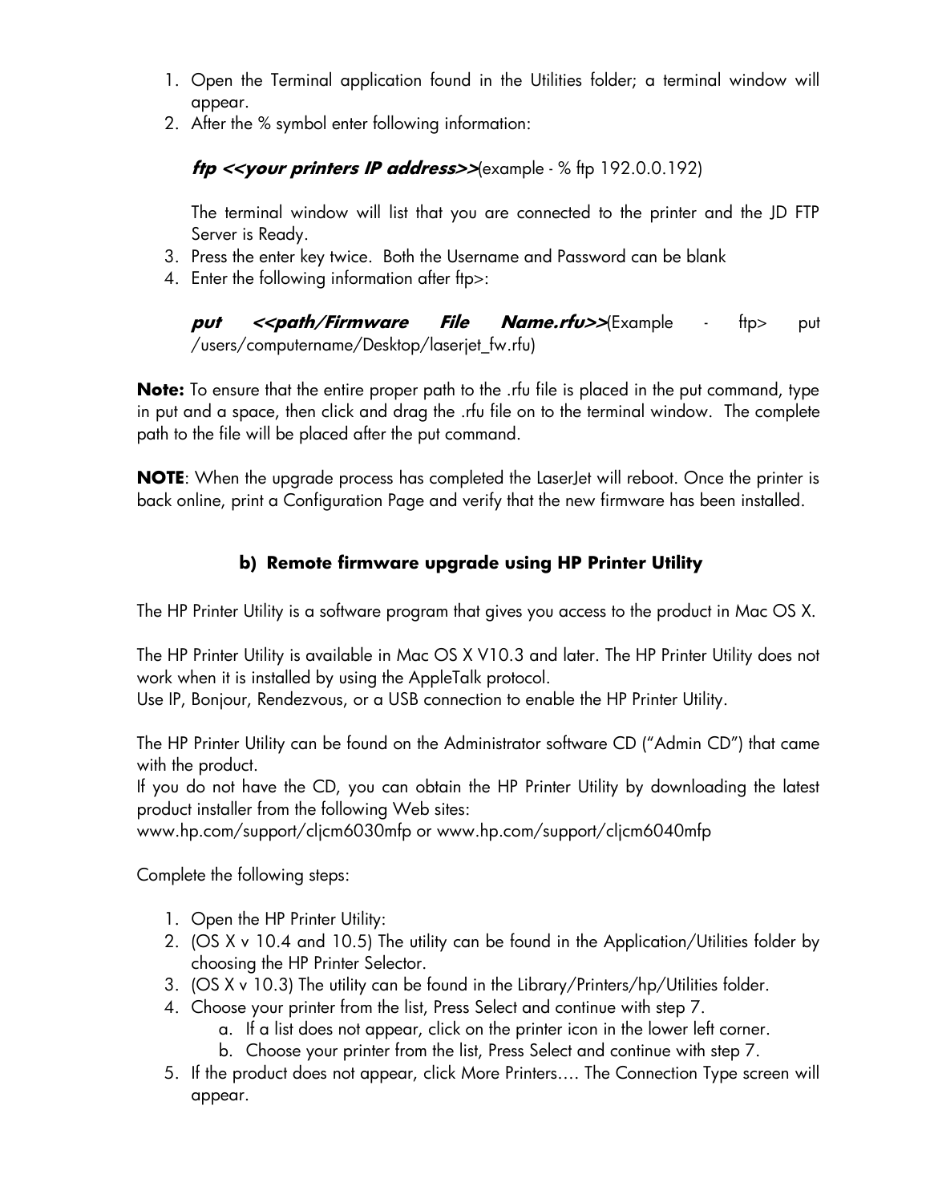1. Open the Terminal application found in the Utilities folder; a terminal window will appear.
2. After the % symbol enter following information:

   ***ftp <<your printers IP address>>***(example - % ftp 192.0.0.192)

   The terminal window will list that you are connected to the printer and the JD FTP Server is Ready.
3. Press the enter key twice. Both the Username and Password can be blank
4. Enter the following information after ftp>:

   ***put <<path/Firmware File Name.rfu>>***(Example - ftp> put /users/computername/Desktop/laserjet_fw.rfu)

**Note:** To ensure that the entire proper path to the .rfu file is placed in the put command, type in put and a space, then click and drag the .rfu file on to the terminal window. The complete path to the file will be placed after the put command.

**NOTE**: When the upgrade process has completed the LaserJet will reboot. Once the printer is back online, print a Configuration Page and verify that the new firmware has been installed.

### b) Remote firmware upgrade using HP Printer Utility

The HP Printer Utility is a software program that gives you access to the product in Mac OS X.

The HP Printer Utility is available in Mac OS X V10.3 and later. The HP Printer Utility does not work when it is installed by using the AppleTalk protocol.
Use IP, Bonjour, Rendezvous, or a USB connection to enable the HP Printer Utility.

The HP Printer Utility can be found on the Administrator software CD ("Admin CD") that came with the product.
If you do not have the CD, you can obtain the HP Printer Utility by downloading the latest product installer from the following Web sites:
www.hp.com/support/cljcm6030mfp or www.hp.com/support/cljcm6040mfp

Complete the following steps:

1. Open the HP Printer Utility:
2. (OS X v 10.4 and 10.5) The utility can be found in the Application/Utilities folder by choosing the HP Printer Selector.
3. (OS X v 10.3) The utility can be found in the Library/Printers/hp/Utilities folder.
4. Choose your printer from the list, Press Select and continue with step 7.
   a. If a list does not appear, click on the printer icon in the lower left corner.
   b. Choose your printer from the list, Press Select and continue with step 7.
5. If the product does not appear, click More Printers…. The Connection Type screen will appear.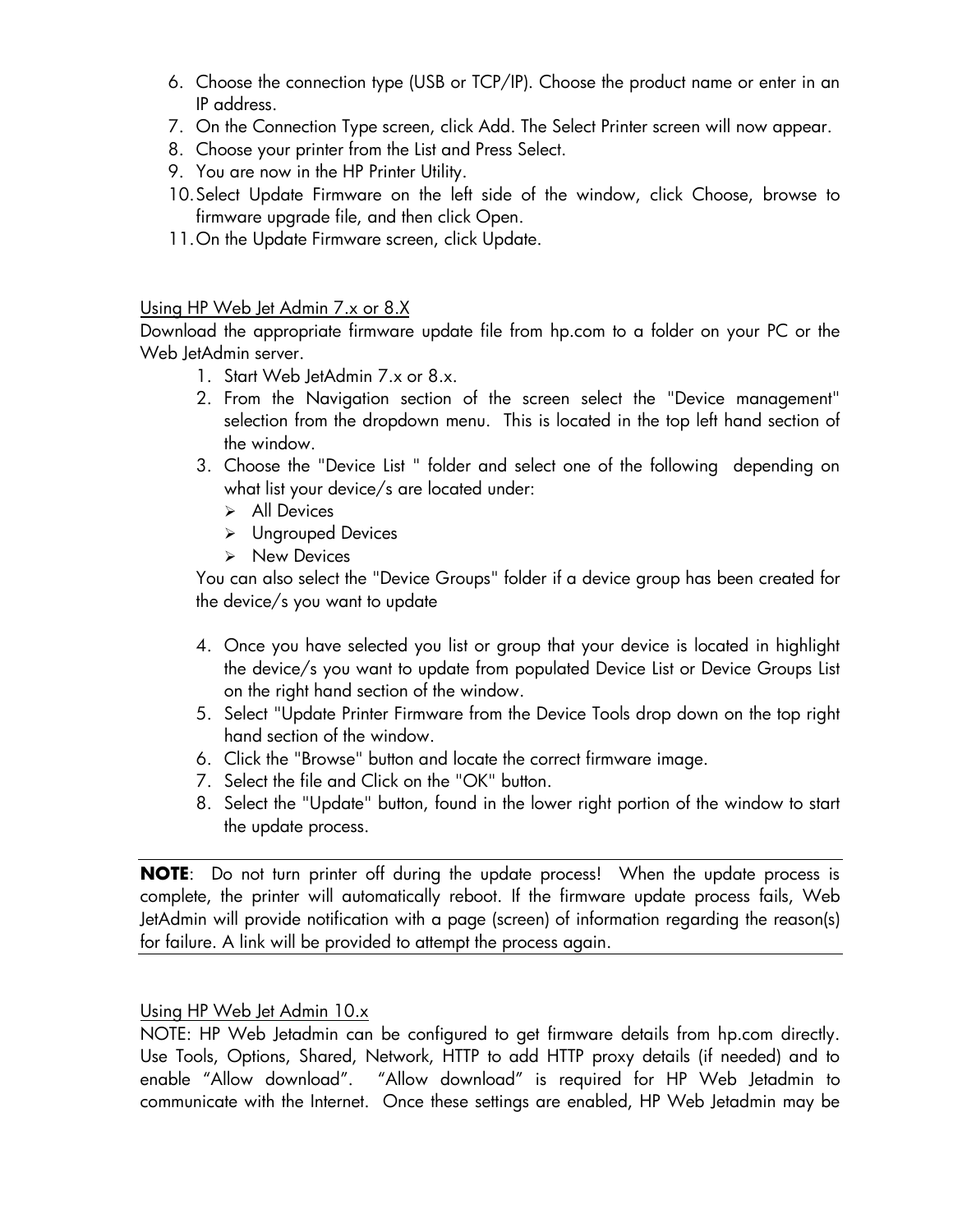6. Choose the connection type (USB or TCP/IP). Choose the product name or enter in an IP address.
7. On the Connection Type screen, click Add. The Select Printer screen will now appear.
8. Choose your printer from the List and Press Select.
9. You are now in the HP Printer Utility.
10. Select Update Firmware on the left side of the window, click Choose, browse to firmware upgrade file, and then click Open.
11. On the Update Firmware screen, click Update.

Using HP Web Jet Admin 7.x or 8.X

Download the appropriate firmware update file from hp.com to a folder on your PC or the Web JetAdmin server.

1. Start Web JetAdmin 7.x or 8.x.
2. From the Navigation section of the screen select the "Device management" selection from the dropdown menu. This is located in the top left hand section of the window.
3. Choose the "Device List " folder and select one of the following depending on what list your device/s are located under:
   - All Devices
   - Ungrouped Devices
   - New Devices

   You can also select the "Device Groups" folder if a device group has been created for the device/s you want to update

4. Once you have selected you list or group that your device is located in highlight the device/s you want to update from populated Device List or Device Groups List on the right hand section of the window.
5. Select "Update Printer Firmware from the Device Tools drop down on the top right hand section of the window.
6. Click the "Browse" button and locate the correct firmware image.
7. Select the file and Click on the "OK" button.
8. Select the "Update" button, found in the lower right portion of the window to start the update process.

**NOTE**: Do not turn printer off during the update process! When the update process is complete, the printer will automatically reboot. If the firmware update process fails, Web JetAdmin will provide notification with a page (screen) of information regarding the reason(s) for failure. A link will be provided to attempt the process again.

Using HP Web Jet Admin 10.x

NOTE: HP Web Jetadmin can be configured to get firmware details from hp.com directly. Use Tools, Options, Shared, Network, HTTP to add HTTP proxy details (if needed) and to enable "Allow download". "Allow download" is required for HP Web Jetadmin to communicate with the Internet. Once these settings are enabled, HP Web Jetadmin may be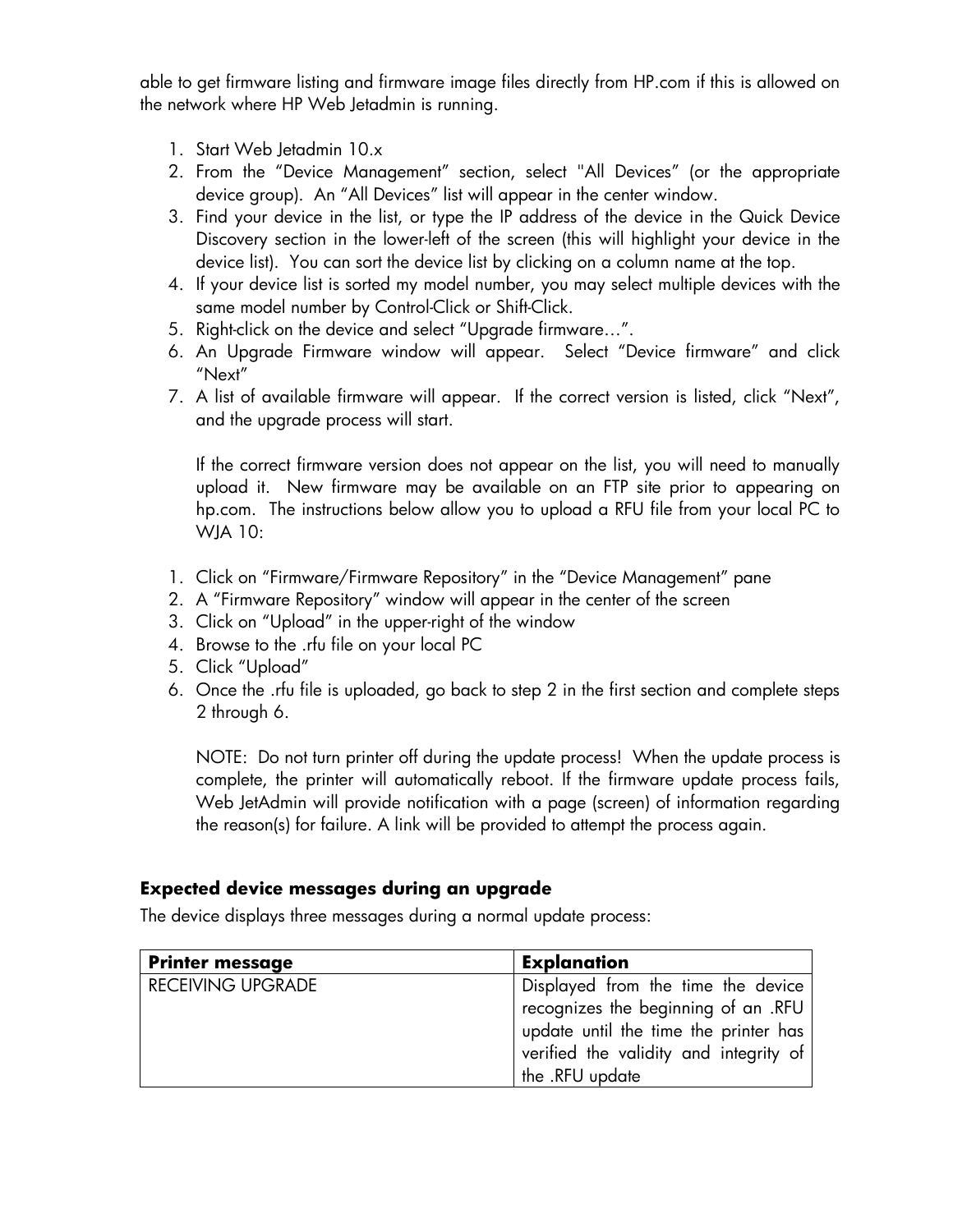able to get firmware listing and firmware image files directly from HP.com if this is allowed on the network where HP Web Jetadmin is running.

1. Start Web Jetadmin 10.x
2. From the "Device Management" section, select "All Devices" (or the appropriate device group). An "All Devices" list will appear in the center window.
3. Find your device in the list, or type the IP address of the device in the Quick Device Discovery section in the lower-left of the screen (this will highlight your device in the device list). You can sort the device list by clicking on a column name at the top.
4. If your device list is sorted my model number, you may select multiple devices with the same model number by Control-Click or Shift-Click.
5. Right-click on the device and select "Upgrade firmware…".
6. An Upgrade Firmware window will appear. Select "Device firmware" and click "Next"
7. A list of available firmware will appear. If the correct version is listed, click "Next", and the upgrade process will start.

   If the correct firmware version does not appear on the list, you will need to manually upload it. New firmware may be available on an FTP site prior to appearing on hp.com. The instructions below allow you to upload a RFU file from your local PC to WJA 10:

1. Click on "Firmware/Firmware Repository" in the "Device Management" pane
2. A "Firmware Repository" window will appear in the center of the screen
3. Click on "Upload" in the upper-right of the window
4. Browse to the .rfu file on your local PC
5. Click "Upload"
6. Once the .rfu file is uploaded, go back to step 2 in the first section and complete steps 2 through 6.

   NOTE: Do not turn printer off during the update process! When the update process is complete, the printer will automatically reboot. If the firmware update process fails, Web JetAdmin will provide notification with a page (screen) of information regarding the reason(s) for failure. A link will be provided to attempt the process again.

### Expected device messages during an upgrade

The device displays three messages during a normal update process:

| **Printer message** | **Explanation** |
|---|---|
| RECEIVING UPGRADE | Displayed from the time the device recognizes the beginning of an .RFU update until the time the printer has verified the validity and integrity of the .RFU update |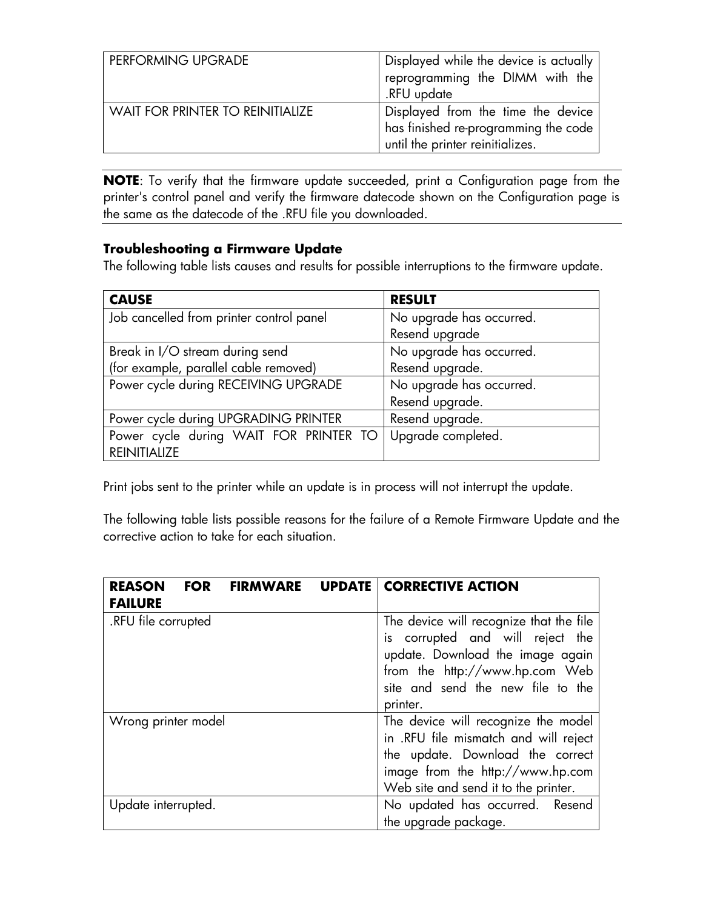| PERFORMING UPGRADE | Displayed while the device is actually reprogramming the DIMM with the .RFU update |
|---|---|
| WAIT FOR PRINTER TO REINITIALIZE | Displayed from the time the device has finished re-programming the code until the printer reinitializes. |

**NOTE**: To verify that the firmware update succeeded, print a Configuration page from the printer's control panel and verify the firmware datecode shown on the Configuration page is the same as the datecode of the .RFU file you downloaded.

### Troubleshooting a Firmware Update

The following table lists causes and results for possible interruptions to the firmware update.

| CAUSE | RESULT |
|---|---|
| Job cancelled from printer control panel | No upgrade has occurred. Resend upgrade |
| Break in I/O stream during send (for example, parallel cable removed) | No upgrade has occurred. Resend upgrade. |
| Power cycle during RECEIVING UPGRADE | No upgrade has occurred. Resend upgrade. |
| Power cycle during UPGRADING PRINTER | Resend upgrade. |
| Power cycle during WAIT FOR PRINTER TO REINITIALIZE | Upgrade completed. |

Print jobs sent to the printer while an update is in process will not interrupt the update.

The following table lists possible reasons for the failure of a Remote Firmware Update and the corrective action to take for each situation.

| REASON FOR FIRMWARE UPDATE FAILURE | CORRECTIVE ACTION |
|---|---|
| .RFU file corrupted | The device will recognize that the file is corrupted and will reject the update. Download the image again from the http://www.hp.com Web site and send the new file to the printer. |
| Wrong printer model | The device will recognize the model in .RFU file mismatch and will reject the update. Download the correct image from the http://www.hp.com Web site and send it to the printer. |
| Update interrupted. | No updated has occurred. Resend the upgrade package. |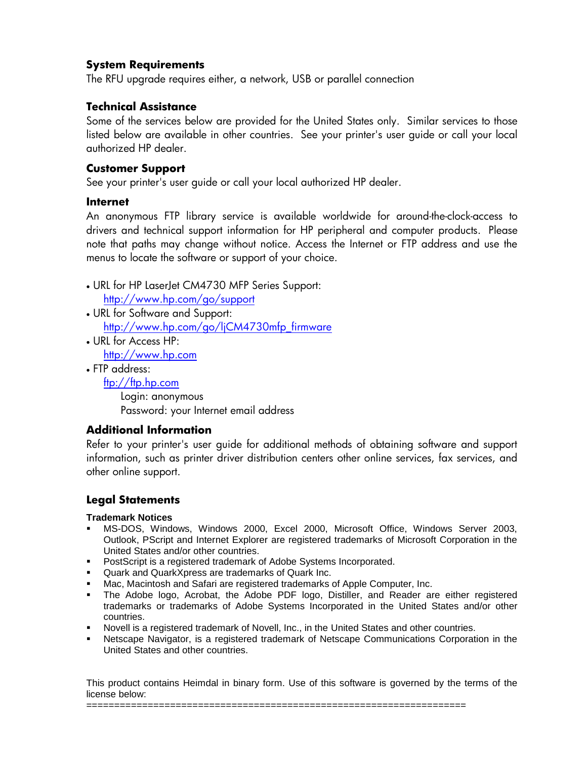## System Requirements

The RFU upgrade requires either, a network, USB or parallel connection

## Technical Assistance

Some of the services below are provided for the United States only. Similar services to those listed below are available in other countries. See your printer's user guide or call your local authorized HP dealer.

### Customer Support

See your printer's user guide or call your local authorized HP dealer.

### Internet

An anonymous FTP library service is available worldwide for around-the-clock-access to drivers and technical support information for HP peripheral and computer products. Please note that paths may change without notice. Access the Internet or FTP address and use the menus to locate the software or support of your choice.

- URL for HP LaserJet CM4730 MFP Series Support:
  http://www.hp.com/go/support
- URL for Software and Support:
  http://www.hp.com/go/ljCM4730mfp_firmware
- URL for Access HP:
  http://www.hp.com
- FTP address:
  ftp://ftp.hp.com
  - Login: anonymous
  - Password: your Internet email address

## Additional Information

Refer to your printer's user guide for additional methods of obtaining software and support information, such as printer driver distribution centers other online services, fax services, and other online support.

## Legal Statements

### Trademark Notices

- MS-DOS, Windows, Windows 2000, Excel 2000, Microsoft Office, Windows Server 2003, Outlook, PScript and Internet Explorer are registered trademarks of Microsoft Corporation in the United States and/or other countries.
- PostScript is a registered trademark of Adobe Systems Incorporated.
- Quark and QuarkXpress are trademarks of Quark Inc.
- Mac, Macintosh and Safari are registered trademarks of Apple Computer, Inc.
- The Adobe logo, Acrobat, the Adobe PDF logo, Distiller, and Reader are either registered trademarks or trademarks of Adobe Systems Incorporated in the United States and/or other countries.
- Novell is a registered trademark of Novell, Inc., in the United States and other countries.
- Netscape Navigator, is a registered trademark of Netscape Communications Corporation in the United States and other countries.

This product contains Heimdal in binary form. Use of this software is governed by the terms of the license below:

==================================================================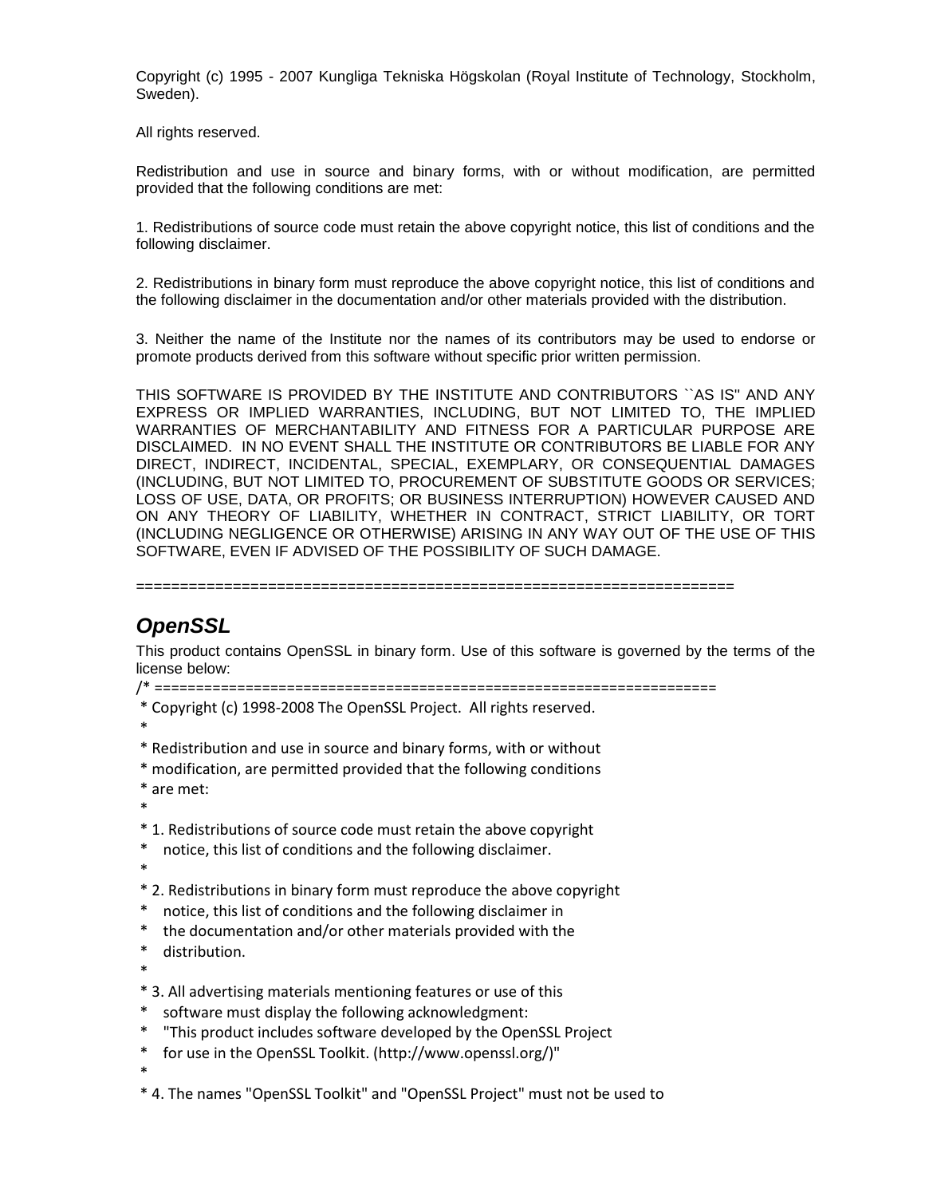Copyright (c) 1995 - 2007 Kungliga Tekniska Högskolan (Royal Institute of Technology, Stockholm, Sweden).

All rights reserved.

Redistribution and use in source and binary forms, with or without modification, are permitted provided that the following conditions are met:

1. Redistributions of source code must retain the above copyright notice, this list of conditions and the following disclaimer.

2. Redistributions in binary form must reproduce the above copyright notice, this list of conditions and the following disclaimer in the documentation and/or other materials provided with the distribution.

3. Neither the name of the Institute nor the names of its contributors may be used to endorse or promote products derived from this software without specific prior written permission.

THIS SOFTWARE IS PROVIDED BY THE INSTITUTE AND CONTRIBUTORS ``AS IS'' AND ANY EXPRESS OR IMPLIED WARRANTIES, INCLUDING, BUT NOT LIMITED TO, THE IMPLIED WARRANTIES OF MERCHANTABILITY AND FITNESS FOR A PARTICULAR PURPOSE ARE DISCLAIMED. IN NO EVENT SHALL THE INSTITUTE OR CONTRIBUTORS BE LIABLE FOR ANY DIRECT, INDIRECT, INCIDENTAL, SPECIAL, EXEMPLARY, OR CONSEQUENTIAL DAMAGES (INCLUDING, BUT NOT LIMITED TO, PROCUREMENT OF SUBSTITUTE GOODS OR SERVICES; LOSS OF USE, DATA, OR PROFITS; OR BUSINESS INTERRUPTION) HOWEVER CAUSED AND ON ANY THEORY OF LIABILITY, WHETHER IN CONTRACT, STRICT LIABILITY, OR TORT (INCLUDING NEGLIGENCE OR OTHERWISE) ARISING IN ANY WAY OUT OF THE USE OF THIS SOFTWARE, EVEN IF ADVISED OF THE POSSIBILITY OF SUCH DAMAGE.

====================================================================

## *OpenSSL*

This product contains OpenSSL in binary form. Use of this software is governed by the terms of the license below:

```
/* ====================================================================
 * Copyright (c) 1998-2008 The OpenSSL Project.  All rights reserved.
 *
 * Redistribution and use in source and binary forms, with or without
 * modification, are permitted provided that the following conditions
 * are met:
 *
 * 1. Redistributions of source code must retain the above copyright
 *    notice, this list of conditions and the following disclaimer.
 *
 * 2. Redistributions in binary form must reproduce the above copyright
 *    notice, this list of conditions and the following disclaimer in
 *    the documentation and/or other materials provided with the
 *    distribution.
 *
 * 3. All advertising materials mentioning features or use of this
 *    software must display the following acknowledgment:
 *    "This product includes software developed by the OpenSSL Project
 *    for use in the OpenSSL Toolkit. (http://www.openssl.org/)"
 *
 * 4. The names "OpenSSL Toolkit" and "OpenSSL Project" must not be used to
```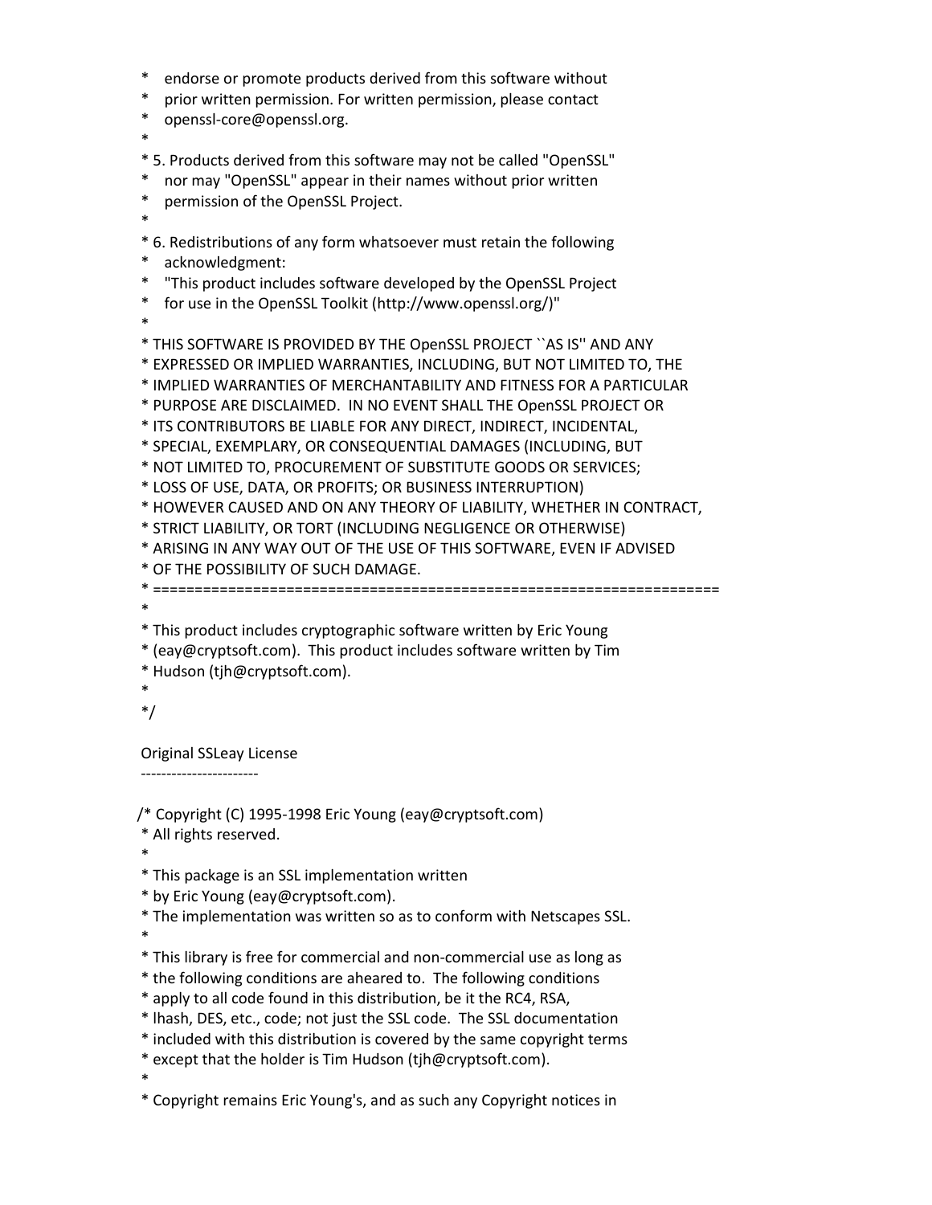```
 *    endorse or promote products derived from this software without
 *    prior written permission. For written permission, please contact
 *    openssl-core@openssl.org.
 *
 * 5. Products derived from this software may not be called "OpenSSL"
 *    nor may "OpenSSL" appear in their names without prior written
 *    permission of the OpenSSL Project.
 *
 * 6. Redistributions of any form whatsoever must retain the following
 *    acknowledgment:
 *    "This product includes software developed by the OpenSSL Project
 *    for use in the OpenSSL Toolkit (http://www.openssl.org/)"
 *
 * THIS SOFTWARE IS PROVIDED BY THE OpenSSL PROJECT ``AS IS'' AND ANY
 * EXPRESSED OR IMPLIED WARRANTIES, INCLUDING, BUT NOT LIMITED TO, THE
 * IMPLIED WARRANTIES OF MERCHANTABILITY AND FITNESS FOR A PARTICULAR
 * PURPOSE ARE DISCLAIMED.  IN NO EVENT SHALL THE OpenSSL PROJECT OR
 * ITS CONTRIBUTORS BE LIABLE FOR ANY DIRECT, INDIRECT, INCIDENTAL,
 * SPECIAL, EXEMPLARY, OR CONSEQUENTIAL DAMAGES (INCLUDING, BUT
 * NOT LIMITED TO, PROCUREMENT OF SUBSTITUTE GOODS OR SERVICES;
 * LOSS OF USE, DATA, OR PROFITS; OR BUSINESS INTERRUPTION)
 * HOWEVER CAUSED AND ON ANY THEORY OF LIABILITY, WHETHER IN CONTRACT,
 * STRICT LIABILITY, OR TORT (INCLUDING NEGLIGENCE OR OTHERWISE)
 * ARISING IN ANY WAY OUT OF THE USE OF THIS SOFTWARE, EVEN IF ADVISED
 * OF THE POSSIBILITY OF SUCH DAMAGE.
 * ====================================================================
 *
 * This product includes cryptographic software written by Eric Young
 * (eay@cryptsoft.com).  This product includes software written by Tim
 * Hudson (tjh@cryptsoft.com).
 *
 */
```

Original SSLeay License

-----------------------

```
/* Copyright (C) 1995-1998 Eric Young (eay@cryptsoft.com)
 * All rights reserved.
 *
 * This package is an SSL implementation written
 * by Eric Young (eay@cryptsoft.com).
 * The implementation was written so as to conform with Netscapes SSL.
 *
 * This library is free for commercial and non-commercial use as long as
 * the following conditions are aheared to.  The following conditions
 * apply to all code found in this distribution, be it the RC4, RSA,
 * lhash, DES, etc., code; not just the SSL code.  The SSL documentation
 * included with this distribution is covered by the same copyright terms
 * except that the holder is Tim Hudson (tjh@cryptsoft.com).
 *
 * Copyright remains Eric Young's, and as such any Copyright notices in
```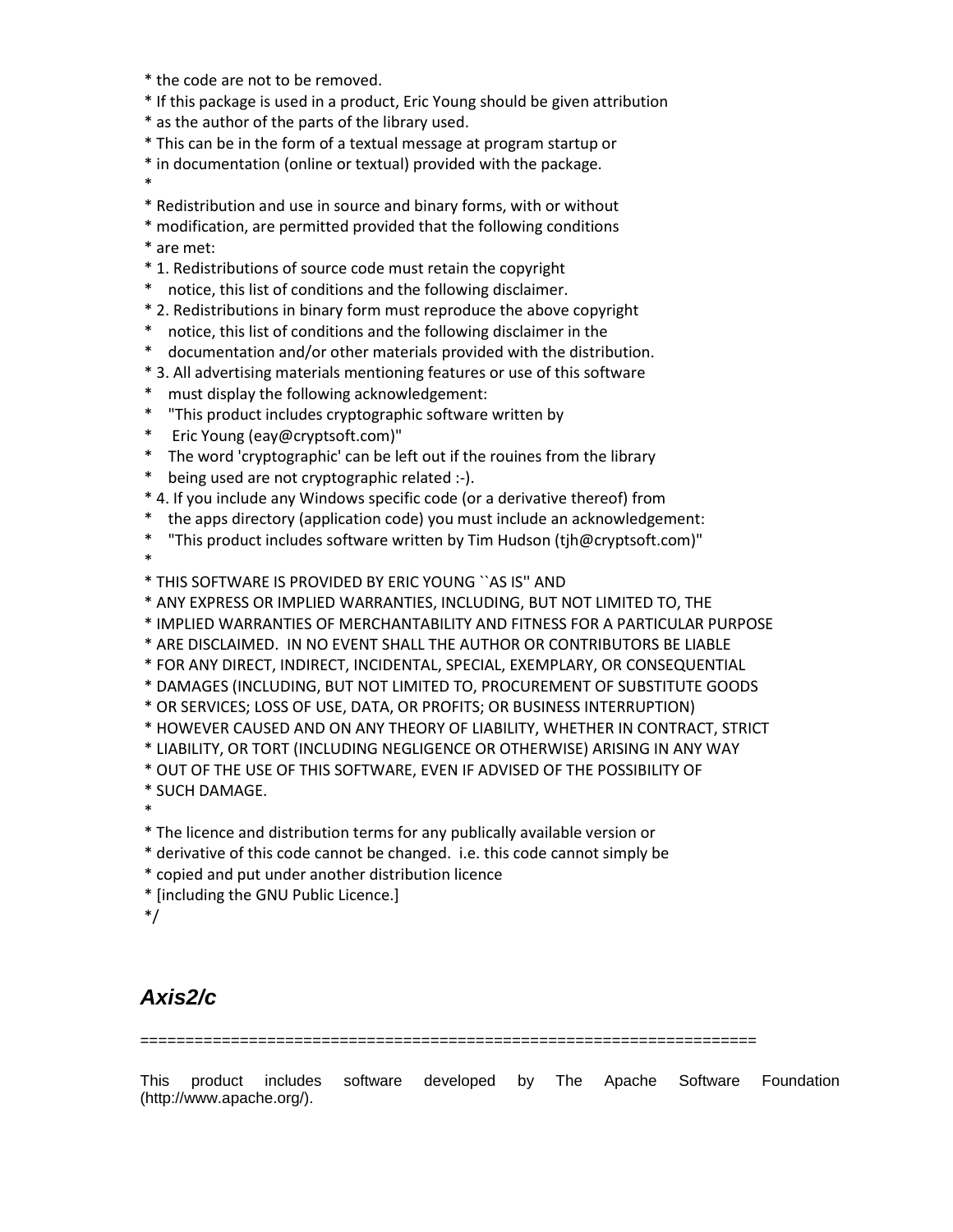```
 * the code are not to be removed.
 * If this package is used in a product, Eric Young should be given attribution
 * as the author of the parts of the library used.
 * This can be in the form of a textual message at program startup or
 * in documentation (online or textual) provided with the package.
 *
 * Redistribution and use in source and binary forms, with or without
 * modification, are permitted provided that the following conditions
 * are met:
 * 1. Redistributions of source code must retain the copyright
 *    notice, this list of conditions and the following disclaimer.
 * 2. Redistributions in binary form must reproduce the above copyright
 *    notice, this list of conditions and the following disclaimer in the
 *    documentation and/or other materials provided with the distribution.
 * 3. All advertising materials mentioning features or use of this software
 *    must display the following acknowledgement:
 *    "This product includes cryptographic software written by
 *     Eric Young (eay@cryptsoft.com)"
 *    The word 'cryptographic' can be left out if the rouines from the library
 *    being used are not cryptographic related :-).
 * 4. If you include any Windows specific code (or a derivative thereof) from
 *    the apps directory (application code) you must include an acknowledgement:
 *    "This product includes software written by Tim Hudson (tjh@cryptsoft.com)"
 *
 * THIS SOFTWARE IS PROVIDED BY ERIC YOUNG ``AS IS'' AND
 * ANY EXPRESS OR IMPLIED WARRANTIES, INCLUDING, BUT NOT LIMITED TO, THE
 * IMPLIED WARRANTIES OF MERCHANTABILITY AND FITNESS FOR A PARTICULAR PURPOSE
 * ARE DISCLAIMED.  IN NO EVENT SHALL THE AUTHOR OR CONTRIBUTORS BE LIABLE
 * FOR ANY DIRECT, INDIRECT, INCIDENTAL, SPECIAL, EXEMPLARY, OR CONSEQUENTIAL
 * DAMAGES (INCLUDING, BUT NOT LIMITED TO, PROCUREMENT OF SUBSTITUTE GOODS
 * OR SERVICES; LOSS OF USE, DATA, OR PROFITS; OR BUSINESS INTERRUPTION)
 * HOWEVER CAUSED AND ON ANY THEORY OF LIABILITY, WHETHER IN CONTRACT, STRICT
 * LIABILITY, OR TORT (INCLUDING NEGLIGENCE OR OTHERWISE) ARISING IN ANY WAY
 * OUT OF THE USE OF THIS SOFTWARE, EVEN IF ADVISED OF THE POSSIBILITY OF
 * SUCH DAMAGE.
 *
 * The licence and distribution terms for any publically available version or
 * derivative of this code cannot be changed.  i.e. this code cannot simply be
 * copied and put under another distribution licence
 * [including the GNU Public Licence.]
 */
```

## *Axis2/c*

==================================================================

This product includes software developed by The Apache Software Foundation (http://www.apache.org/).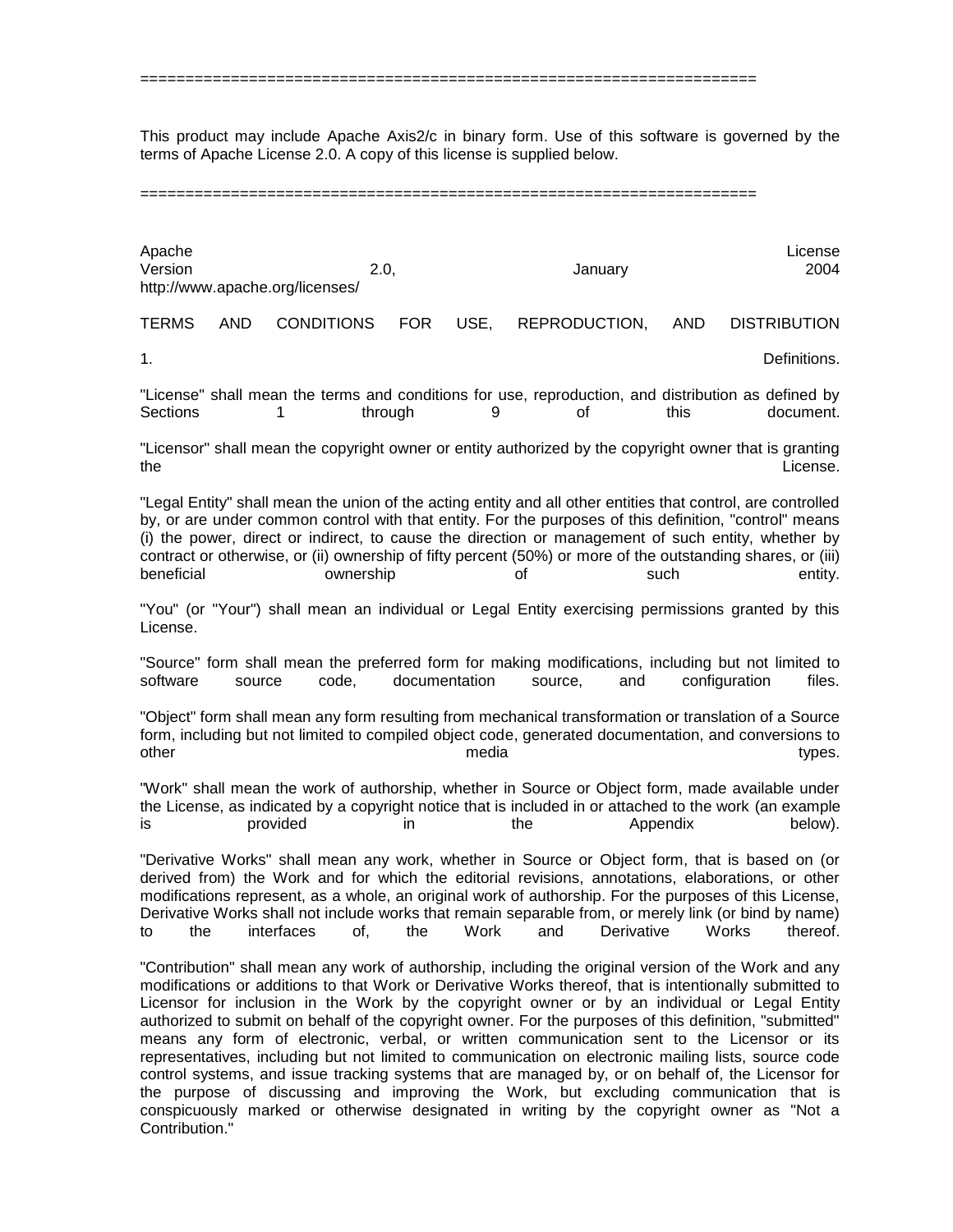====================================================================

This product may include Apache Axis2/c in binary form. Use of this software is governed by the terms of Apache License 2.0. A copy of this license is supplied below.

====================================================================

Apache License
Version 2.0, January 2004
http://www.apache.org/licenses/

TERMS AND CONDITIONS FOR USE, REPRODUCTION, AND DISTRIBUTION

1. Definitions.

"License" shall mean the terms and conditions for use, reproduction, and distribution as defined by Sections 1 through 9 of this document.

"Licensor" shall mean the copyright owner or entity authorized by the copyright owner that is granting the License.

"Legal Entity" shall mean the union of the acting entity and all other entities that control, are controlled by, or are under common control with that entity. For the purposes of this definition, "control" means (i) the power, direct or indirect, to cause the direction or management of such entity, whether by contract or otherwise, or (ii) ownership of fifty percent (50%) or more of the outstanding shares, or (iii) beneficial ownership of such entity.

"You" (or "Your") shall mean an individual or Legal Entity exercising permissions granted by this License.

"Source" form shall mean the preferred form for making modifications, including but not limited to software source code, documentation source, and configuration files.

"Object" form shall mean any form resulting from mechanical transformation or translation of a Source form, including but not limited to compiled object code, generated documentation, and conversions to other media types.

"Work" shall mean the work of authorship, whether in Source or Object form, made available under the License, as indicated by a copyright notice that is included in or attached to the work (an example is provided in the Appendix below).

"Derivative Works" shall mean any work, whether in Source or Object form, that is based on (or derived from) the Work and for which the editorial revisions, annotations, elaborations, or other modifications represent, as a whole, an original work of authorship. For the purposes of this License, Derivative Works shall not include works that remain separable from, or merely link (or bind by name) to the interfaces of, the Work and Derivative Works thereof.

"Contribution" shall mean any work of authorship, including the original version of the Work and any modifications or additions to that Work or Derivative Works thereof, that is intentionally submitted to Licensor for inclusion in the Work by the copyright owner or by an individual or Legal Entity authorized to submit on behalf of the copyright owner. For the purposes of this definition, "submitted" means any form of electronic, verbal, or written communication sent to the Licensor or its representatives, including but not limited to communication on electronic mailing lists, source code control systems, and issue tracking systems that are managed by, or on behalf of, the Licensor for the purpose of discussing and improving the Work, but excluding communication that is conspicuously marked or otherwise designated in writing by the copyright owner as "Not a Contribution."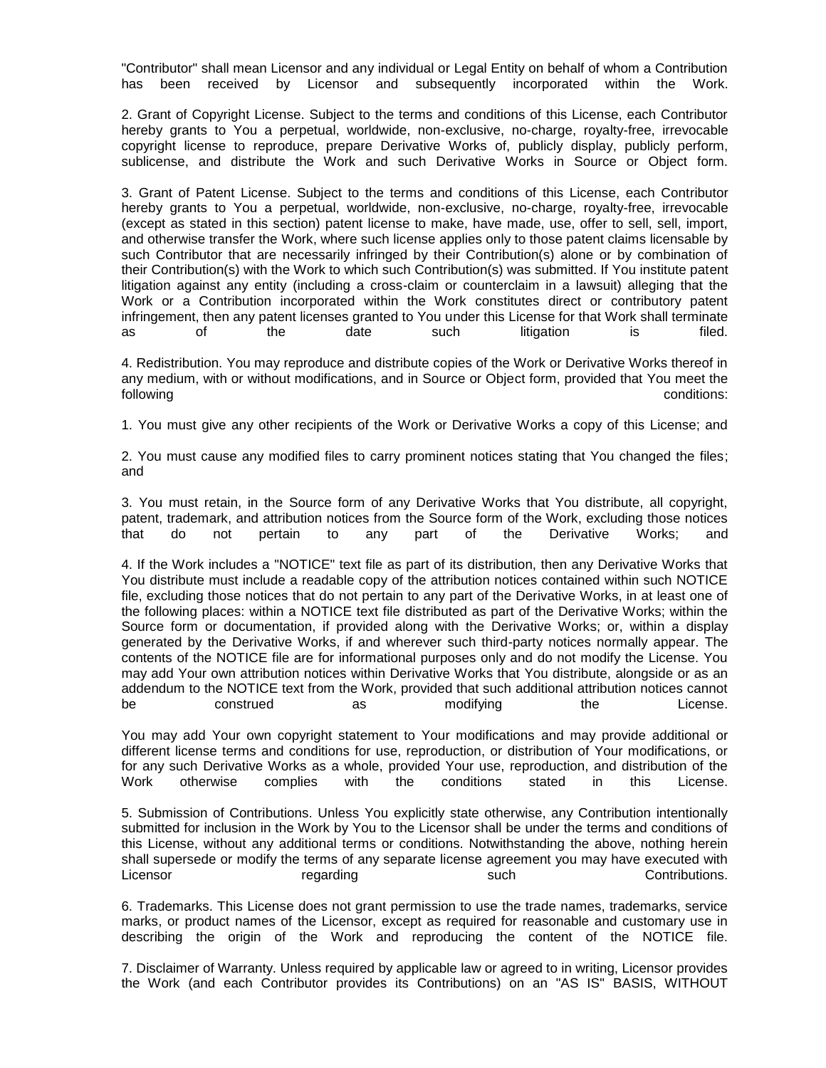"Contributor" shall mean Licensor and any individual or Legal Entity on behalf of whom a Contribution has been received by Licensor and subsequently incorporated within the Work.

2. Grant of Copyright License. Subject to the terms and conditions of this License, each Contributor hereby grants to You a perpetual, worldwide, non-exclusive, no-charge, royalty-free, irrevocable copyright license to reproduce, prepare Derivative Works of, publicly display, publicly perform, sublicense, and distribute the Work and such Derivative Works in Source or Object form.

3. Grant of Patent License. Subject to the terms and conditions of this License, each Contributor hereby grants to You a perpetual, worldwide, non-exclusive, no-charge, royalty-free, irrevocable (except as stated in this section) patent license to make, have made, use, offer to sell, sell, import, and otherwise transfer the Work, where such license applies only to those patent claims licensable by such Contributor that are necessarily infringed by their Contribution(s) alone or by combination of their Contribution(s) with the Work to which such Contribution(s) was submitted. If You institute patent litigation against any entity (including a cross-claim or counterclaim in a lawsuit) alleging that the Work or a Contribution incorporated within the Work constitutes direct or contributory patent infringement, then any patent licenses granted to You under this License for that Work shall terminate as of the date such litigation is filed.

4. Redistribution. You may reproduce and distribute copies of the Work or Derivative Works thereof in any medium, with or without modifications, and in Source or Object form, provided that You meet the following conditions:

1. You must give any other recipients of the Work or Derivative Works a copy of this License; and

2. You must cause any modified files to carry prominent notices stating that You changed the files; and

3. You must retain, in the Source form of any Derivative Works that You distribute, all copyright, patent, trademark, and attribution notices from the Source form of the Work, excluding those notices that do not pertain to any part of the Derivative Works; and

4. If the Work includes a "NOTICE" text file as part of its distribution, then any Derivative Works that You distribute must include a readable copy of the attribution notices contained within such NOTICE file, excluding those notices that do not pertain to any part of the Derivative Works, in at least one of the following places: within a NOTICE text file distributed as part of the Derivative Works; within the Source form or documentation, if provided along with the Derivative Works; or, within a display generated by the Derivative Works, if and wherever such third-party notices normally appear. The contents of the NOTICE file are for informational purposes only and do not modify the License. You may add Your own attribution notices within Derivative Works that You distribute, alongside or as an addendum to the NOTICE text from the Work, provided that such additional attribution notices cannot be construed as modifying the License.

You may add Your own copyright statement to Your modifications and may provide additional or different license terms and conditions for use, reproduction, or distribution of Your modifications, or for any such Derivative Works as a whole, provided Your use, reproduction, and distribution of the Work otherwise complies with the conditions stated in this License.

5. Submission of Contributions. Unless You explicitly state otherwise, any Contribution intentionally submitted for inclusion in the Work by You to the Licensor shall be under the terms and conditions of this License, without any additional terms or conditions. Notwithstanding the above, nothing herein shall supersede or modify the terms of any separate license agreement you may have executed with Licensor regarding such Contributions.

6. Trademarks. This License does not grant permission to use the trade names, trademarks, service marks, or product names of the Licensor, except as required for reasonable and customary use in describing the origin of the Work and reproducing the content of the NOTICE file.

7. Disclaimer of Warranty. Unless required by applicable law or agreed to in writing, Licensor provides the Work (and each Contributor provides its Contributions) on an "AS IS" BASIS, WITHOUT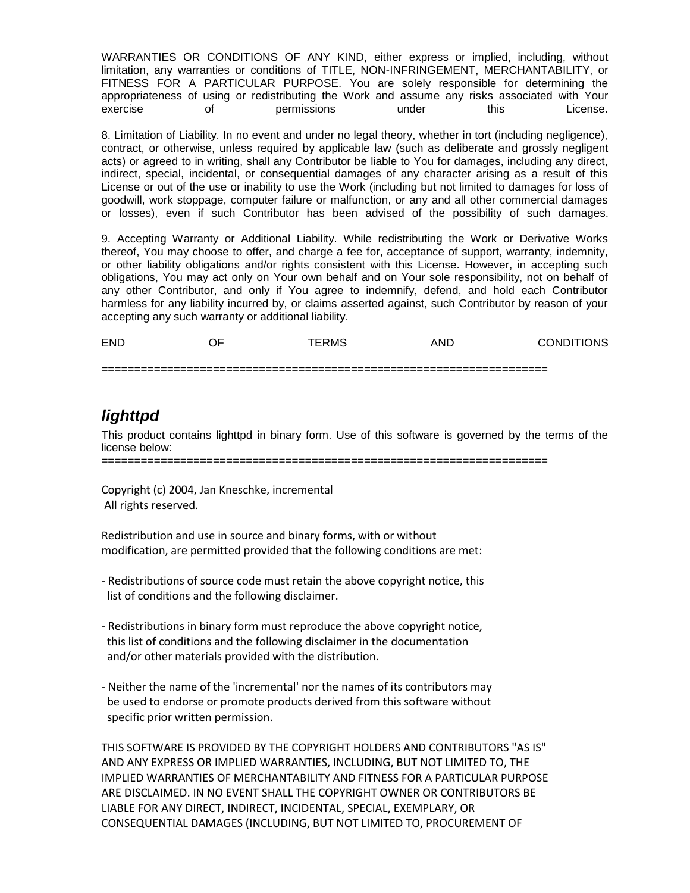WARRANTIES OR CONDITIONS OF ANY KIND, either express or implied, including, without limitation, any warranties or conditions of TITLE, NON-INFRINGEMENT, MERCHANTABILITY, or FITNESS FOR A PARTICULAR PURPOSE. You are solely responsible for determining the appropriateness of using or redistributing the Work and assume any risks associated with Your exercise of permissions under this License.

8. Limitation of Liability. In no event and under no legal theory, whether in tort (including negligence), contract, or otherwise, unless required by applicable law (such as deliberate and grossly negligent acts) or agreed to in writing, shall any Contributor be liable to You for damages, including any direct, indirect, special, incidental, or consequential damages of any character arising as a result of this License or out of the use or inability to use the Work (including but not limited to damages for loss of goodwill, work stoppage, computer failure or malfunction, or any and all other commercial damages or losses), even if such Contributor has been advised of the possibility of such damages.

9. Accepting Warranty or Additional Liability. While redistributing the Work or Derivative Works thereof, You may choose to offer, and charge a fee for, acceptance of support, warranty, indemnity, or other liability obligations and/or rights consistent with this License. However, in accepting such obligations, You may act only on Your own behalf and on Your sole responsibility, not on behalf of any other Contributor, and only if You agree to indemnify, defend, and hold each Contributor harmless for any liability incurred by, or claims asserted against, such Contributor by reason of your accepting any such warranty or additional liability.

END OF TERMS AND CONDITIONS

===================================================================

## ***lighttpd***

This product contains lighttpd in binary form. Use of this software is governed by the terms of the license below:

===================================================================

Copyright (c) 2004, Jan Kneschke, incremental
All rights reserved.

Redistribution and use in source and binary forms, with or without modification, are permitted provided that the following conditions are met:

- Redistributions of source code must retain the above copyright notice, this list of conditions and the following disclaimer.

- Redistributions in binary form must reproduce the above copyright notice, this list of conditions and the following disclaimer in the documentation and/or other materials provided with the distribution.

- Neither the name of the 'incremental' nor the names of its contributors may be used to endorse or promote products derived from this software without specific prior written permission.

THIS SOFTWARE IS PROVIDED BY THE COPYRIGHT HOLDERS AND CONTRIBUTORS "AS IS" AND ANY EXPRESS OR IMPLIED WARRANTIES, INCLUDING, BUT NOT LIMITED TO, THE IMPLIED WARRANTIES OF MERCHANTABILITY AND FITNESS FOR A PARTICULAR PURPOSE ARE DISCLAIMED. IN NO EVENT SHALL THE COPYRIGHT OWNER OR CONTRIBUTORS BE LIABLE FOR ANY DIRECT, INDIRECT, INCIDENTAL, SPECIAL, EXEMPLARY, OR CONSEQUENTIAL DAMAGES (INCLUDING, BUT NOT LIMITED TO, PROCUREMENT OF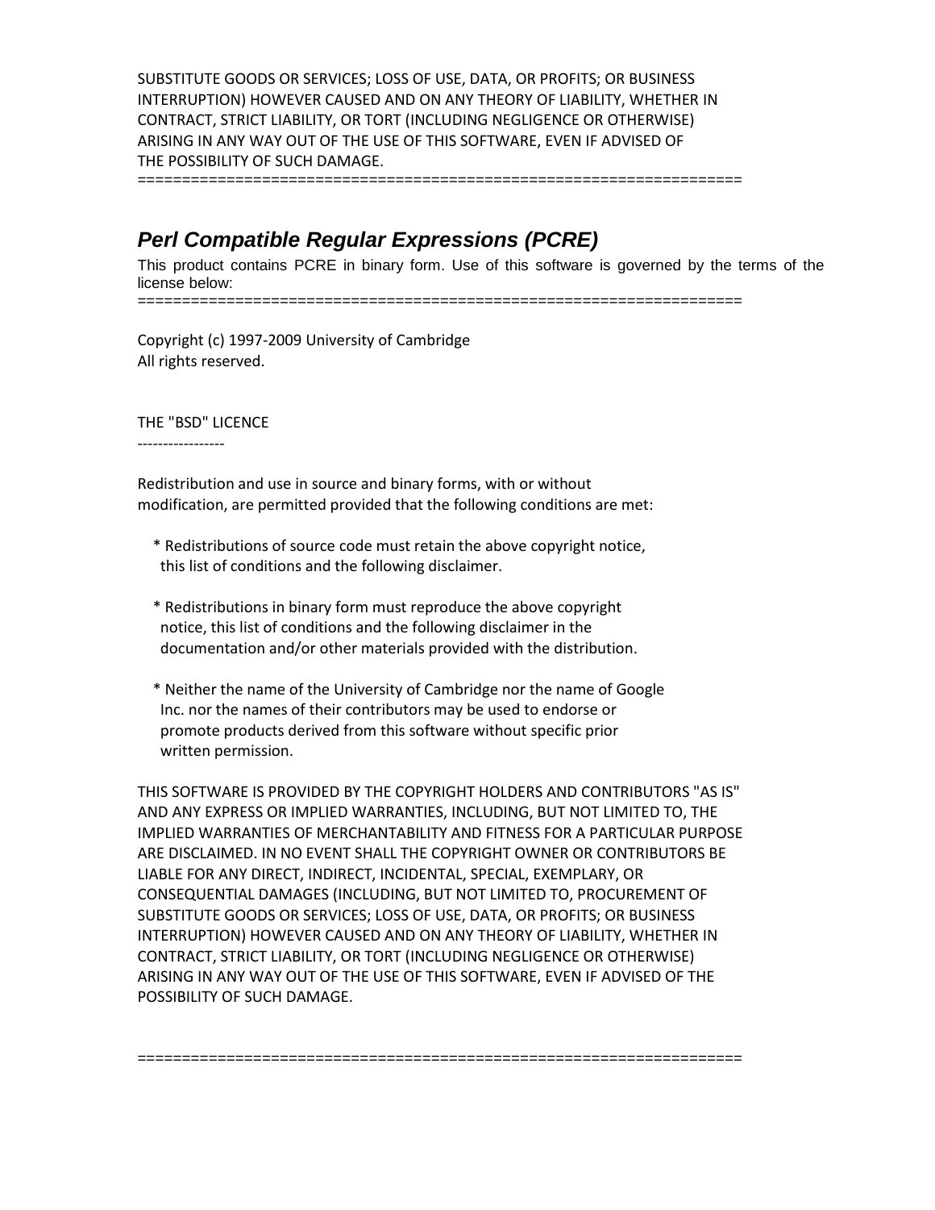SUBSTITUTE GOODS OR SERVICES; LOSS OF USE, DATA, OR PROFITS; OR BUSINESS INTERRUPTION) HOWEVER CAUSED AND ON ANY THEORY OF LIABILITY, WHETHER IN CONTRACT, STRICT LIABILITY, OR TORT (INCLUDING NEGLIGENCE OR OTHERWISE) ARISING IN ANY WAY OUT OF THE USE OF THIS SOFTWARE, EVEN IF ADVISED OF THE POSSIBILITY OF SUCH DAMAGE.

====================================================================

## *Perl Compatible Regular Expressions (PCRE)*

This product contains PCRE in binary form. Use of this software is governed by the terms of the license below:

====================================================================

Copyright (c) 1997-2009 University of Cambridge
All rights reserved.

THE "BSD" LICENCE
-----------------

Redistribution and use in source and binary forms, with or without modification, are permitted provided that the following conditions are met:

* Redistributions of source code must retain the above copyright notice, this list of conditions and the following disclaimer.

* Redistributions in binary form must reproduce the above copyright notice, this list of conditions and the following disclaimer in the documentation and/or other materials provided with the distribution.

* Neither the name of the University of Cambridge nor the name of Google Inc. nor the names of their contributors may be used to endorse or promote products derived from this software without specific prior written permission.

THIS SOFTWARE IS PROVIDED BY THE COPYRIGHT HOLDERS AND CONTRIBUTORS "AS IS" AND ANY EXPRESS OR IMPLIED WARRANTIES, INCLUDING, BUT NOT LIMITED TO, THE IMPLIED WARRANTIES OF MERCHANTABILITY AND FITNESS FOR A PARTICULAR PURPOSE ARE DISCLAIMED. IN NO EVENT SHALL THE COPYRIGHT OWNER OR CONTRIBUTORS BE LIABLE FOR ANY DIRECT, INDIRECT, INCIDENTAL, SPECIAL, EXEMPLARY, OR CONSEQUENTIAL DAMAGES (INCLUDING, BUT NOT LIMITED TO, PROCUREMENT OF SUBSTITUTE GOODS OR SERVICES; LOSS OF USE, DATA, OR PROFITS; OR BUSINESS INTERRUPTION) HOWEVER CAUSED AND ON ANY THEORY OF LIABILITY, WHETHER IN CONTRACT, STRICT LIABILITY, OR TORT (INCLUDING NEGLIGENCE OR OTHERWISE) ARISING IN ANY WAY OUT OF THE USE OF THIS SOFTWARE, EVEN IF ADVISED OF THE POSSIBILITY OF SUCH DAMAGE.

====================================================================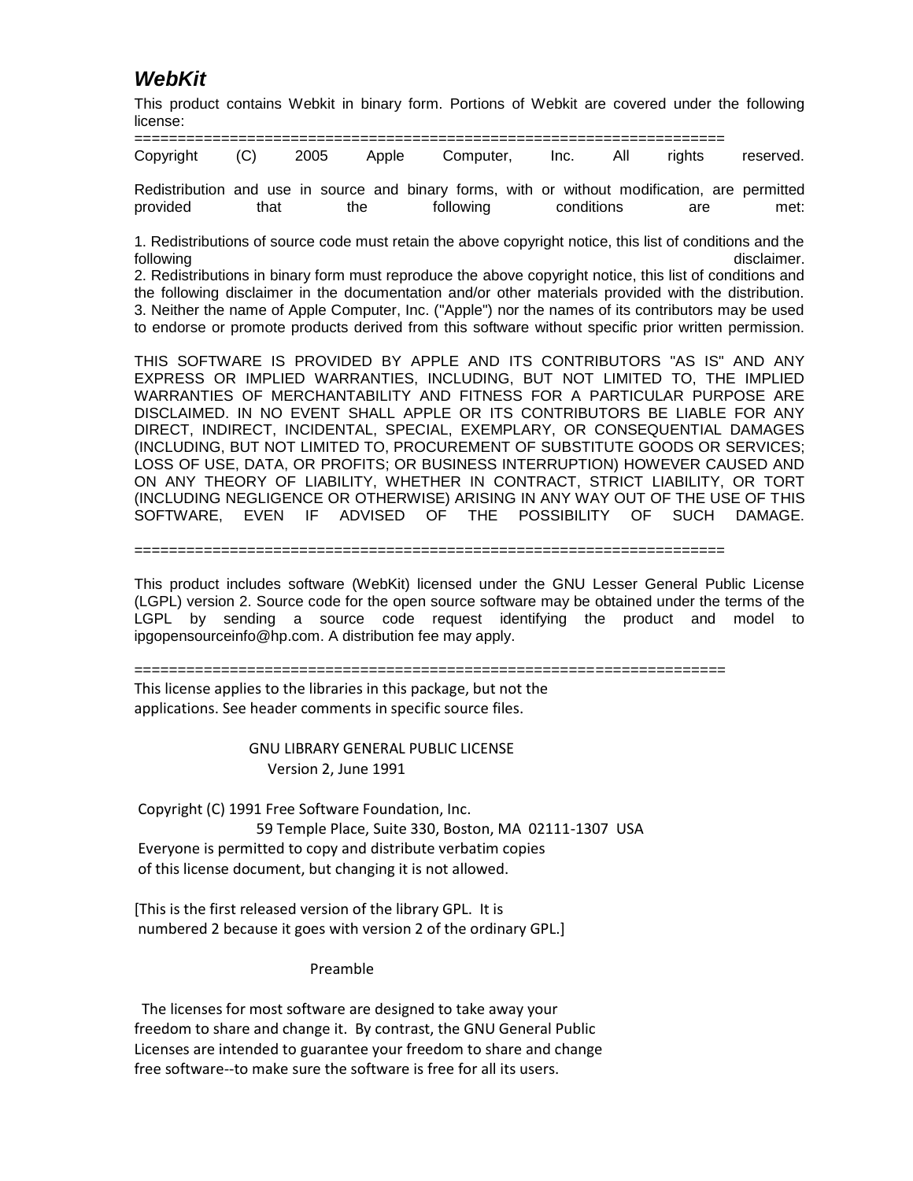## *WebKit*

This product contains Webkit in binary form. Portions of Webkit are covered under the following license:

====================================================================

Copyright (C) 2005 Apple Computer, Inc. All rights reserved.

Redistribution and use in source and binary forms, with or without modification, are permitted provided that the following conditions are met:

1. Redistributions of source code must retain the above copyright notice, this list of conditions and the following disclaimer.
2. Redistributions in binary form must reproduce the above copyright notice, this list of conditions and the following disclaimer in the documentation and/or other materials provided with the distribution.
3. Neither the name of Apple Computer, Inc. ("Apple") nor the names of its contributors may be used to endorse or promote products derived from this software without specific prior written permission.

THIS SOFTWARE IS PROVIDED BY APPLE AND ITS CONTRIBUTORS "AS IS" AND ANY EXPRESS OR IMPLIED WARRANTIES, INCLUDING, BUT NOT LIMITED TO, THE IMPLIED WARRANTIES OF MERCHANTABILITY AND FITNESS FOR A PARTICULAR PURPOSE ARE DISCLAIMED. IN NO EVENT SHALL APPLE OR ITS CONTRIBUTORS BE LIABLE FOR ANY DIRECT, INDIRECT, INCIDENTAL, SPECIAL, EXEMPLARY, OR CONSEQUENTIAL DAMAGES (INCLUDING, BUT NOT LIMITED TO, PROCUREMENT OF SUBSTITUTE GOODS OR SERVICES; LOSS OF USE, DATA, OR PROFITS; OR BUSINESS INTERRUPTION) HOWEVER CAUSED AND ON ANY THEORY OF LIABILITY, WHETHER IN CONTRACT, STRICT LIABILITY, OR TORT (INCLUDING NEGLIGENCE OR OTHERWISE) ARISING IN ANY WAY OUT OF THE USE OF THIS SOFTWARE, EVEN IF ADVISED OF THE POSSIBILITY OF SUCH DAMAGE.

====================================================================

This product includes software (WebKit) licensed under the GNU Lesser General Public License (LGPL) version 2. Source code for the open source software may be obtained under the terms of the LGPL by sending a source code request identifying the product and model to ipgopensourceinfo@hp.com. A distribution fee may apply.

====================================================================

This license applies to the libraries in this package, but not the applications. See header comments in specific source files.

GNU LIBRARY GENERAL PUBLIC LICENSE
Version 2, June 1991

Copyright (C) 1991 Free Software Foundation, Inc.
59 Temple Place, Suite 330, Boston, MA 02111-1307 USA
Everyone is permitted to copy and distribute verbatim copies of this license document, but changing it is not allowed.

[This is the first released version of the library GPL. It is numbered 2 because it goes with version 2 of the ordinary GPL.]

Preamble

The licenses for most software are designed to take away your freedom to share and change it. By contrast, the GNU General Public Licenses are intended to guarantee your freedom to share and change free software--to make sure the software is free for all its users.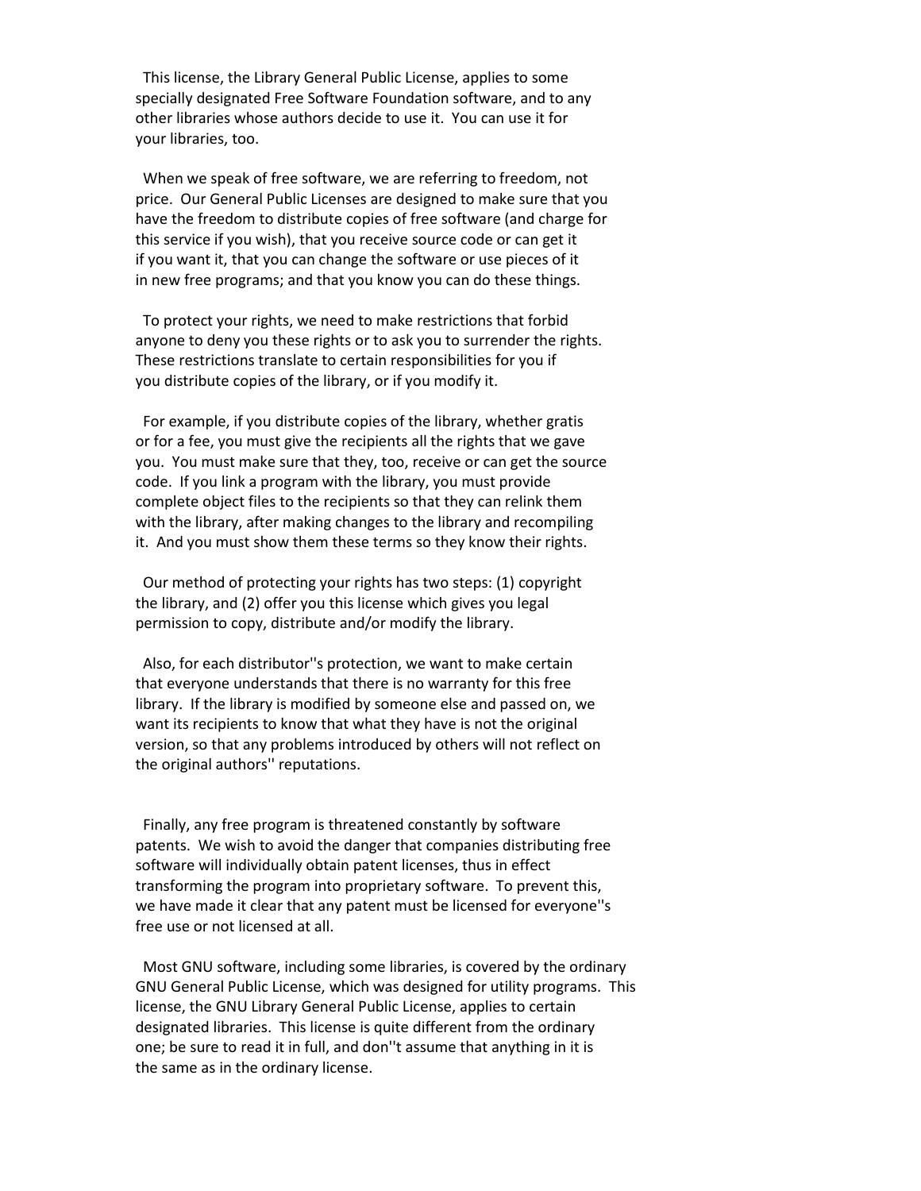This license, the Library General Public License, applies to some specially designated Free Software Foundation software, and to any other libraries whose authors decide to use it. You can use it for your libraries, too.

When we speak of free software, we are referring to freedom, not price. Our General Public Licenses are designed to make sure that you have the freedom to distribute copies of free software (and charge for this service if you wish), that you receive source code or can get it if you want it, that you can change the software or use pieces of it in new free programs; and that you know you can do these things.

To protect your rights, we need to make restrictions that forbid anyone to deny you these rights or to ask you to surrender the rights. These restrictions translate to certain responsibilities for you if you distribute copies of the library, or if you modify it.

For example, if you distribute copies of the library, whether gratis or for a fee, you must give the recipients all the rights that we gave you. You must make sure that they, too, receive or can get the source code. If you link a program with the library, you must provide complete object files to the recipients so that they can relink them with the library, after making changes to the library and recompiling it. And you must show them these terms so they know their rights.

Our method of protecting your rights has two steps: (1) copyright the library, and (2) offer you this license which gives you legal permission to copy, distribute and/or modify the library.

Also, for each distributor''s protection, we want to make certain that everyone understands that there is no warranty for this free library. If the library is modified by someone else and passed on, we want its recipients to know that what they have is not the original version, so that any problems introduced by others will not reflect on the original authors'' reputations.

Finally, any free program is threatened constantly by software patents. We wish to avoid the danger that companies distributing free software will individually obtain patent licenses, thus in effect transforming the program into proprietary software. To prevent this, we have made it clear that any patent must be licensed for everyone''s free use or not licensed at all.

Most GNU software, including some libraries, is covered by the ordinary GNU General Public License, which was designed for utility programs. This license, the GNU Library General Public License, applies to certain designated libraries. This license is quite different from the ordinary one; be sure to read it in full, and don''t assume that anything in it is the same as in the ordinary license.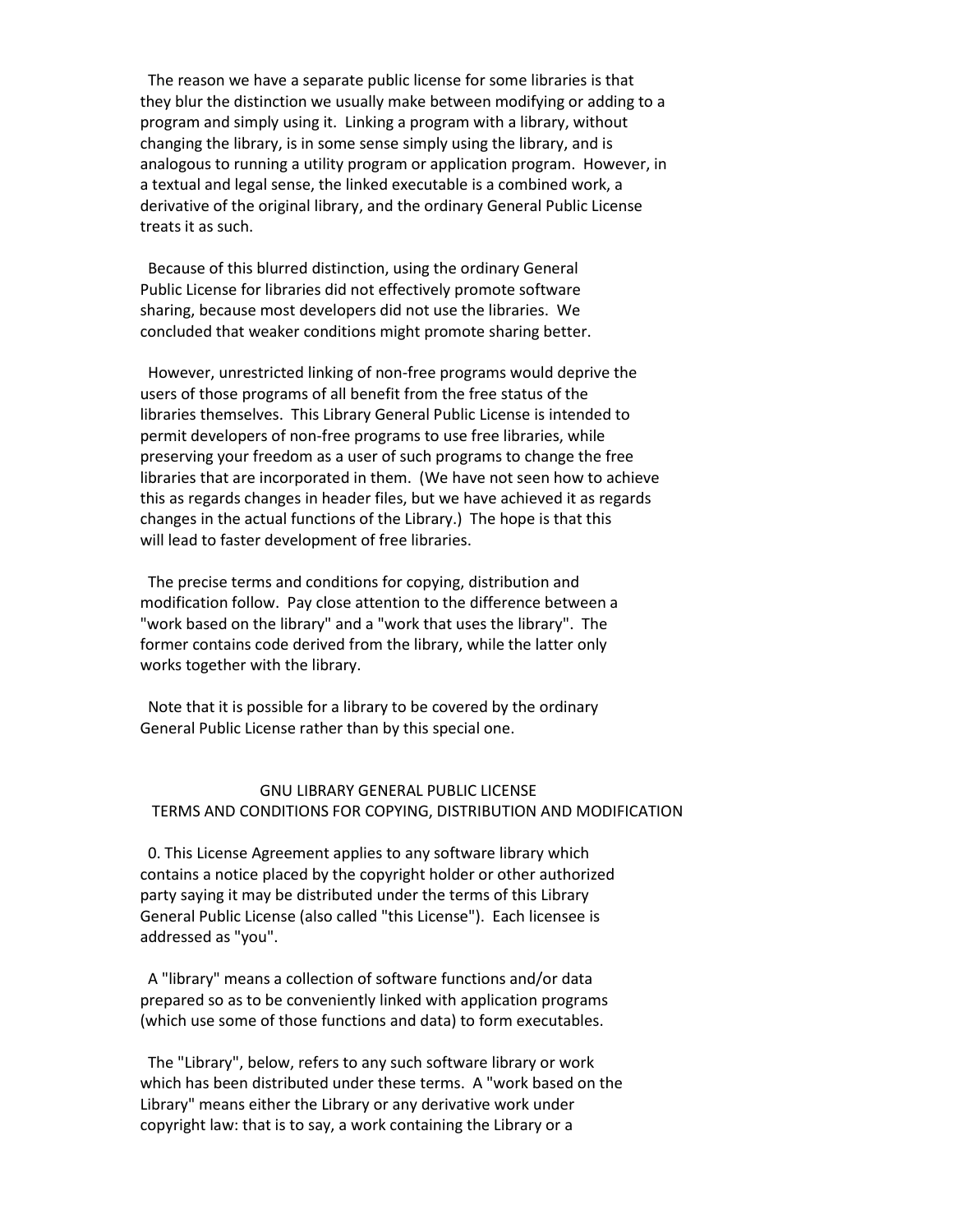The reason we have a separate public license for some libraries is that they blur the distinction we usually make between modifying or adding to a program and simply using it. Linking a program with a library, without changing the library, is in some sense simply using the library, and is analogous to running a utility program or application program. However, in a textual and legal sense, the linked executable is a combined work, a derivative of the original library, and the ordinary General Public License treats it as such.

Because of this blurred distinction, using the ordinary General Public License for libraries did not effectively promote software sharing, because most developers did not use the libraries. We concluded that weaker conditions might promote sharing better.

However, unrestricted linking of non-free programs would deprive the users of those programs of all benefit from the free status of the libraries themselves. This Library General Public License is intended to permit developers of non-free programs to use free libraries, while preserving your freedom as a user of such programs to change the free libraries that are incorporated in them. (We have not seen how to achieve this as regards changes in header files, but we have achieved it as regards changes in the actual functions of the Library.) The hope is that this will lead to faster development of free libraries.

The precise terms and conditions for copying, distribution and modification follow. Pay close attention to the difference between a "work based on the library" and a "work that uses the library". The former contains code derived from the library, while the latter only works together with the library.

Note that it is possible for a library to be covered by the ordinary General Public License rather than by this special one.

## GNU LIBRARY GENERAL PUBLIC LICENSE
## TERMS AND CONDITIONS FOR COPYING, DISTRIBUTION AND MODIFICATION

0. This License Agreement applies to any software library which contains a notice placed by the copyright holder or other authorized party saying it may be distributed under the terms of this Library General Public License (also called "this License"). Each licensee is addressed as "you".

A "library" means a collection of software functions and/or data prepared so as to be conveniently linked with application programs (which use some of those functions and data) to form executables.

The "Library", below, refers to any such software library or work which has been distributed under these terms. A "work based on the Library" means either the Library or any derivative work under copyright law: that is to say, a work containing the Library or a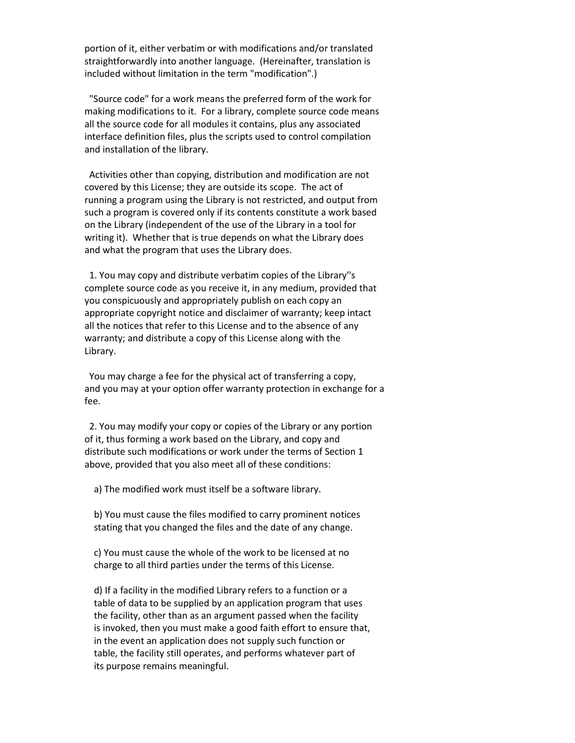portion of it, either verbatim or with modifications and/or translated straightforwardly into another language. (Hereinafter, translation is included without limitation in the term "modification".)

"Source code" for a work means the preferred form of the work for making modifications to it. For a library, complete source code means all the source code for all modules it contains, plus any associated interface definition files, plus the scripts used to control compilation and installation of the library.

Activities other than copying, distribution and modification are not covered by this License; they are outside its scope. The act of running a program using the Library is not restricted, and output from such a program is covered only if its contents constitute a work based on the Library (independent of the use of the Library in a tool for writing it). Whether that is true depends on what the Library does and what the program that uses the Library does.

1. You may copy and distribute verbatim copies of the Library''s complete source code as you receive it, in any medium, provided that you conspicuously and appropriately publish on each copy an appropriate copyright notice and disclaimer of warranty; keep intact all the notices that refer to this License and to the absence of any warranty; and distribute a copy of this License along with the Library.

You may charge a fee for the physical act of transferring a copy, and you may at your option offer warranty protection in exchange for a fee.

2. You may modify your copy or copies of the Library or any portion of it, thus forming a work based on the Library, and copy and distribute such modifications or work under the terms of Section 1 above, provided that you also meet all of these conditions:

a) The modified work must itself be a software library.

b) You must cause the files modified to carry prominent notices stating that you changed the files and the date of any change.

c) You must cause the whole of the work to be licensed at no charge to all third parties under the terms of this License.

d) If a facility in the modified Library refers to a function or a table of data to be supplied by an application program that uses the facility, other than as an argument passed when the facility is invoked, then you must make a good faith effort to ensure that, in the event an application does not supply such function or table, the facility still operates, and performs whatever part of its purpose remains meaningful.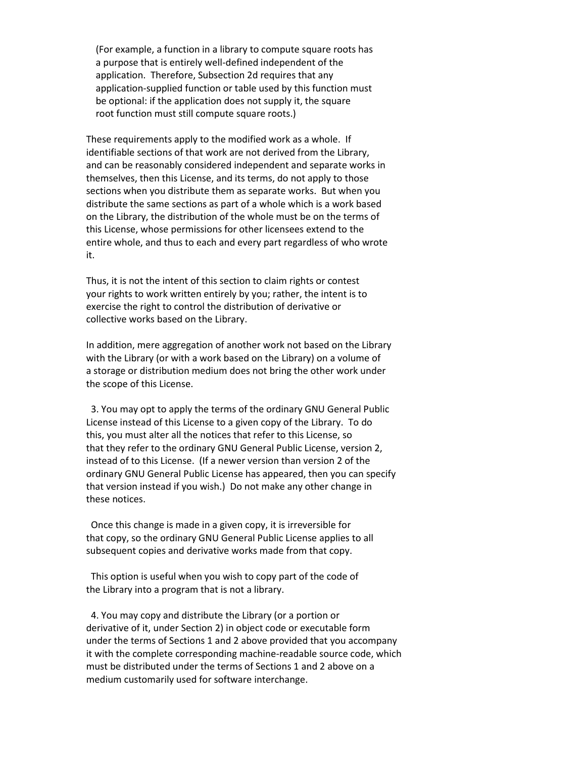(For example, a function in a library to compute square roots has a purpose that is entirely well-defined independent of the application. Therefore, Subsection 2d requires that any application-supplied function or table used by this function must be optional: if the application does not supply it, the square root function must still compute square roots.)

These requirements apply to the modified work as a whole. If identifiable sections of that work are not derived from the Library, and can be reasonably considered independent and separate works in themselves, then this License, and its terms, do not apply to those sections when you distribute them as separate works. But when you distribute the same sections as part of a whole which is a work based on the Library, the distribution of the whole must be on the terms of this License, whose permissions for other licensees extend to the entire whole, and thus to each and every part regardless of who wrote it.

Thus, it is not the intent of this section to claim rights or contest your rights to work written entirely by you; rather, the intent is to exercise the right to control the distribution of derivative or collective works based on the Library.

In addition, mere aggregation of another work not based on the Library with the Library (or with a work based on the Library) on a volume of a storage or distribution medium does not bring the other work under the scope of this License.

3. You may opt to apply the terms of the ordinary GNU General Public License instead of this License to a given copy of the Library. To do this, you must alter all the notices that refer to this License, so that they refer to the ordinary GNU General Public License, version 2, instead of to this License. (If a newer version than version 2 of the ordinary GNU General Public License has appeared, then you can specify that version instead if you wish.) Do not make any other change in these notices.

Once this change is made in a given copy, it is irreversible for that copy, so the ordinary GNU General Public License applies to all subsequent copies and derivative works made from that copy.

This option is useful when you wish to copy part of the code of the Library into a program that is not a library.

4. You may copy and distribute the Library (or a portion or derivative of it, under Section 2) in object code or executable form under the terms of Sections 1 and 2 above provided that you accompany it with the complete corresponding machine-readable source code, which must be distributed under the terms of Sections 1 and 2 above on a medium customarily used for software interchange.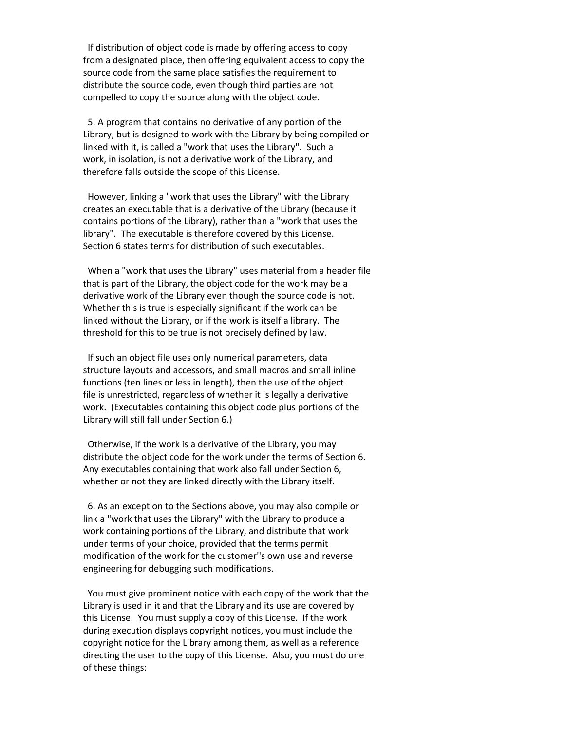If distribution of object code is made by offering access to copy from a designated place, then offering equivalent access to copy the source code from the same place satisfies the requirement to distribute the source code, even though third parties are not compelled to copy the source along with the object code.

5. A program that contains no derivative of any portion of the Library, but is designed to work with the Library by being compiled or linked with it, is called a "work that uses the Library". Such a work, in isolation, is not a derivative work of the Library, and therefore falls outside the scope of this License.

However, linking a "work that uses the Library" with the Library creates an executable that is a derivative of the Library (because it contains portions of the Library), rather than a "work that uses the library". The executable is therefore covered by this License. Section 6 states terms for distribution of such executables.

When a "work that uses the Library" uses material from a header file that is part of the Library, the object code for the work may be a derivative work of the Library even though the source code is not. Whether this is true is especially significant if the work can be linked without the Library, or if the work is itself a library. The threshold for this to be true is not precisely defined by law.

If such an object file uses only numerical parameters, data structure layouts and accessors, and small macros and small inline functions (ten lines or less in length), then the use of the object file is unrestricted, regardless of whether it is legally a derivative work. (Executables containing this object code plus portions of the Library will still fall under Section 6.)

Otherwise, if the work is a derivative of the Library, you may distribute the object code for the work under the terms of Section 6. Any executables containing that work also fall under Section 6, whether or not they are linked directly with the Library itself.

6. As an exception to the Sections above, you may also compile or link a "work that uses the Library" with the Library to produce a work containing portions of the Library, and distribute that work under terms of your choice, provided that the terms permit modification of the work for the customer''s own use and reverse engineering for debugging such modifications.

You must give prominent notice with each copy of the work that the Library is used in it and that the Library and its use are covered by this License. You must supply a copy of this License. If the work during execution displays copyright notices, you must include the copyright notice for the Library among them, as well as a reference directing the user to the copy of this License. Also, you must do one of these things: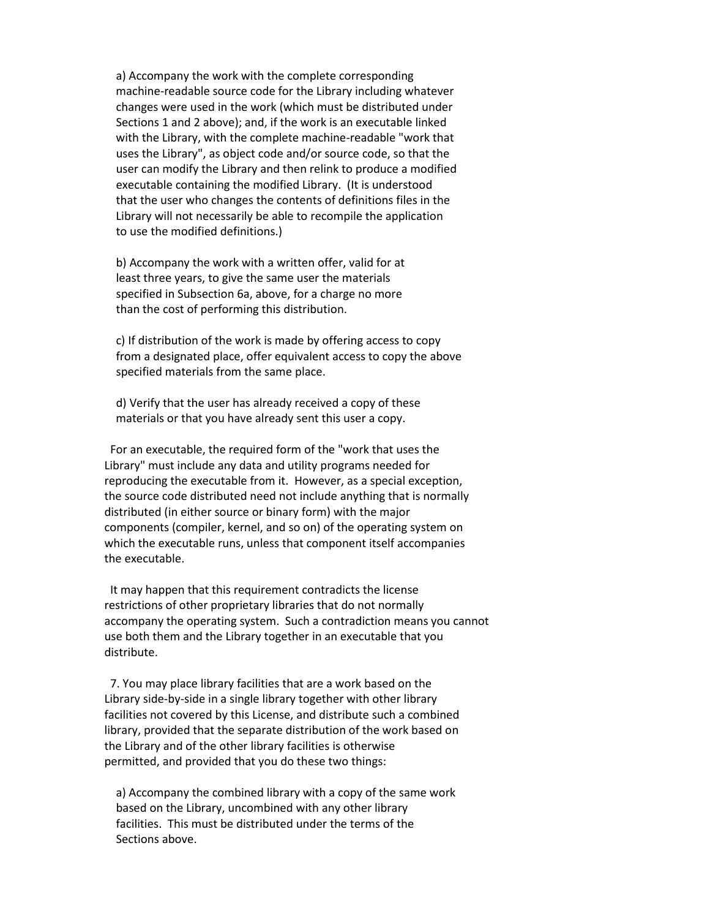a) Accompany the work with the complete corresponding machine-readable source code for the Library including whatever changes were used in the work (which must be distributed under Sections 1 and 2 above); and, if the work is an executable linked with the Library, with the complete machine-readable "work that uses the Library", as object code and/or source code, so that the user can modify the Library and then relink to produce a modified executable containing the modified Library. (It is understood that the user who changes the contents of definitions files in the Library will not necessarily be able to recompile the application to use the modified definitions.)

b) Accompany the work with a written offer, valid for at least three years, to give the same user the materials specified in Subsection 6a, above, for a charge no more than the cost of performing this distribution.

c) If distribution of the work is made by offering access to copy from a designated place, offer equivalent access to copy the above specified materials from the same place.

d) Verify that the user has already received a copy of these materials or that you have already sent this user a copy.

For an executable, the required form of the "work that uses the Library" must include any data and utility programs needed for reproducing the executable from it. However, as a special exception, the source code distributed need not include anything that is normally distributed (in either source or binary form) with the major components (compiler, kernel, and so on) of the operating system on which the executable runs, unless that component itself accompanies the executable.

It may happen that this requirement contradicts the license restrictions of other proprietary libraries that do not normally accompany the operating system. Such a contradiction means you cannot use both them and the Library together in an executable that you distribute.

7. You may place library facilities that are a work based on the Library side-by-side in a single library together with other library facilities not covered by this License, and distribute such a combined library, provided that the separate distribution of the work based on the Library and of the other library facilities is otherwise permitted, and provided that you do these two things:

a) Accompany the combined library with a copy of the same work based on the Library, uncombined with any other library facilities. This must be distributed under the terms of the Sections above.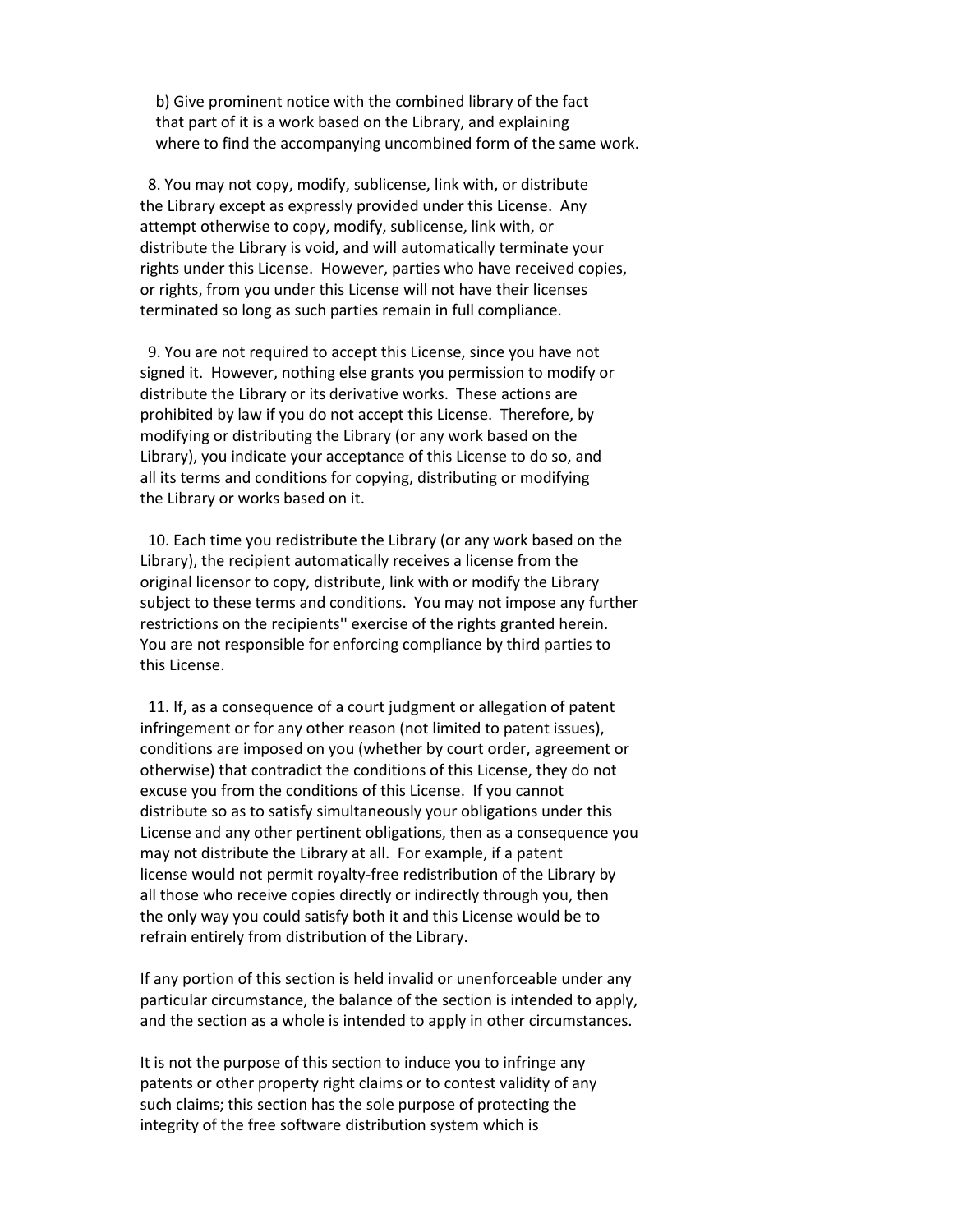b) Give prominent notice with the combined library of the fact that part of it is a work based on the Library, and explaining where to find the accompanying uncombined form of the same work.

8. You may not copy, modify, sublicense, link with, or distribute the Library except as expressly provided under this License. Any attempt otherwise to copy, modify, sublicense, link with, or distribute the Library is void, and will automatically terminate your rights under this License. However, parties who have received copies, or rights, from you under this License will not have their licenses terminated so long as such parties remain in full compliance.

9. You are not required to accept this License, since you have not signed it. However, nothing else grants you permission to modify or distribute the Library or its derivative works. These actions are prohibited by law if you do not accept this License. Therefore, by modifying or distributing the Library (or any work based on the Library), you indicate your acceptance of this License to do so, and all its terms and conditions for copying, distributing or modifying the Library or works based on it.

10. Each time you redistribute the Library (or any work based on the Library), the recipient automatically receives a license from the original licensor to copy, distribute, link with or modify the Library subject to these terms and conditions. You may not impose any further restrictions on the recipients'' exercise of the rights granted herein. You are not responsible for enforcing compliance by third parties to this License.

11. If, as a consequence of a court judgment or allegation of patent infringement or for any other reason (not limited to patent issues), conditions are imposed on you (whether by court order, agreement or otherwise) that contradict the conditions of this License, they do not excuse you from the conditions of this License. If you cannot distribute so as to satisfy simultaneously your obligations under this License and any other pertinent obligations, then as a consequence you may not distribute the Library at all. For example, if a patent license would not permit royalty-free redistribution of the Library by all those who receive copies directly or indirectly through you, then the only way you could satisfy both it and this License would be to refrain entirely from distribution of the Library.

If any portion of this section is held invalid or unenforceable under any particular circumstance, the balance of the section is intended to apply, and the section as a whole is intended to apply in other circumstances.

It is not the purpose of this section to induce you to infringe any patents or other property right claims or to contest validity of any such claims; this section has the sole purpose of protecting the integrity of the free software distribution system which is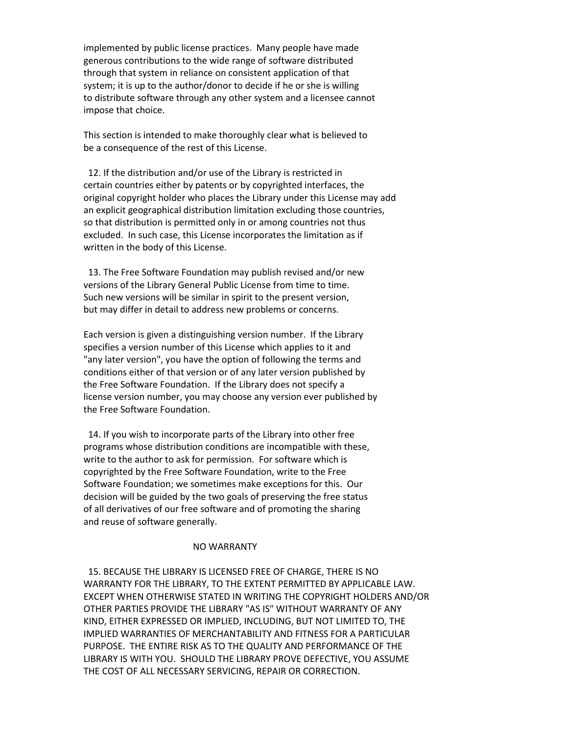implemented by public license practices. Many people have made generous contributions to the wide range of software distributed through that system in reliance on consistent application of that system; it is up to the author/donor to decide if he or she is willing to distribute software through any other system and a licensee cannot impose that choice.

This section is intended to make thoroughly clear what is believed to be a consequence of the rest of this License.

12. If the distribution and/or use of the Library is restricted in certain countries either by patents or by copyrighted interfaces, the original copyright holder who places the Library under this License may add an explicit geographical distribution limitation excluding those countries, so that distribution is permitted only in or among countries not thus excluded. In such case, this License incorporates the limitation as if written in the body of this License.

13. The Free Software Foundation may publish revised and/or new versions of the Library General Public License from time to time. Such new versions will be similar in spirit to the present version, but may differ in detail to address new problems or concerns.

Each version is given a distinguishing version number. If the Library specifies a version number of this License which applies to it and "any later version", you have the option of following the terms and conditions either of that version or of any later version published by the Free Software Foundation. If the Library does not specify a license version number, you may choose any version ever published by the Free Software Foundation.

14. If you wish to incorporate parts of the Library into other free programs whose distribution conditions are incompatible with these, write to the author to ask for permission. For software which is copyrighted by the Free Software Foundation, write to the Free Software Foundation; we sometimes make exceptions for this. Our decision will be guided by the two goals of preserving the free status of all derivatives of our free software and of promoting the sharing and reuse of software generally.

NO WARRANTY

15. BECAUSE THE LIBRARY IS LICENSED FREE OF CHARGE, THERE IS NO WARRANTY FOR THE LIBRARY, TO THE EXTENT PERMITTED BY APPLICABLE LAW. EXCEPT WHEN OTHERWISE STATED IN WRITING THE COPYRIGHT HOLDERS AND/OR OTHER PARTIES PROVIDE THE LIBRARY "AS IS" WITHOUT WARRANTY OF ANY KIND, EITHER EXPRESSED OR IMPLIED, INCLUDING, BUT NOT LIMITED TO, THE IMPLIED WARRANTIES OF MERCHANTABILITY AND FITNESS FOR A PARTICULAR PURPOSE. THE ENTIRE RISK AS TO THE QUALITY AND PERFORMANCE OF THE LIBRARY IS WITH YOU. SHOULD THE LIBRARY PROVE DEFECTIVE, YOU ASSUME THE COST OF ALL NECESSARY SERVICING, REPAIR OR CORRECTION.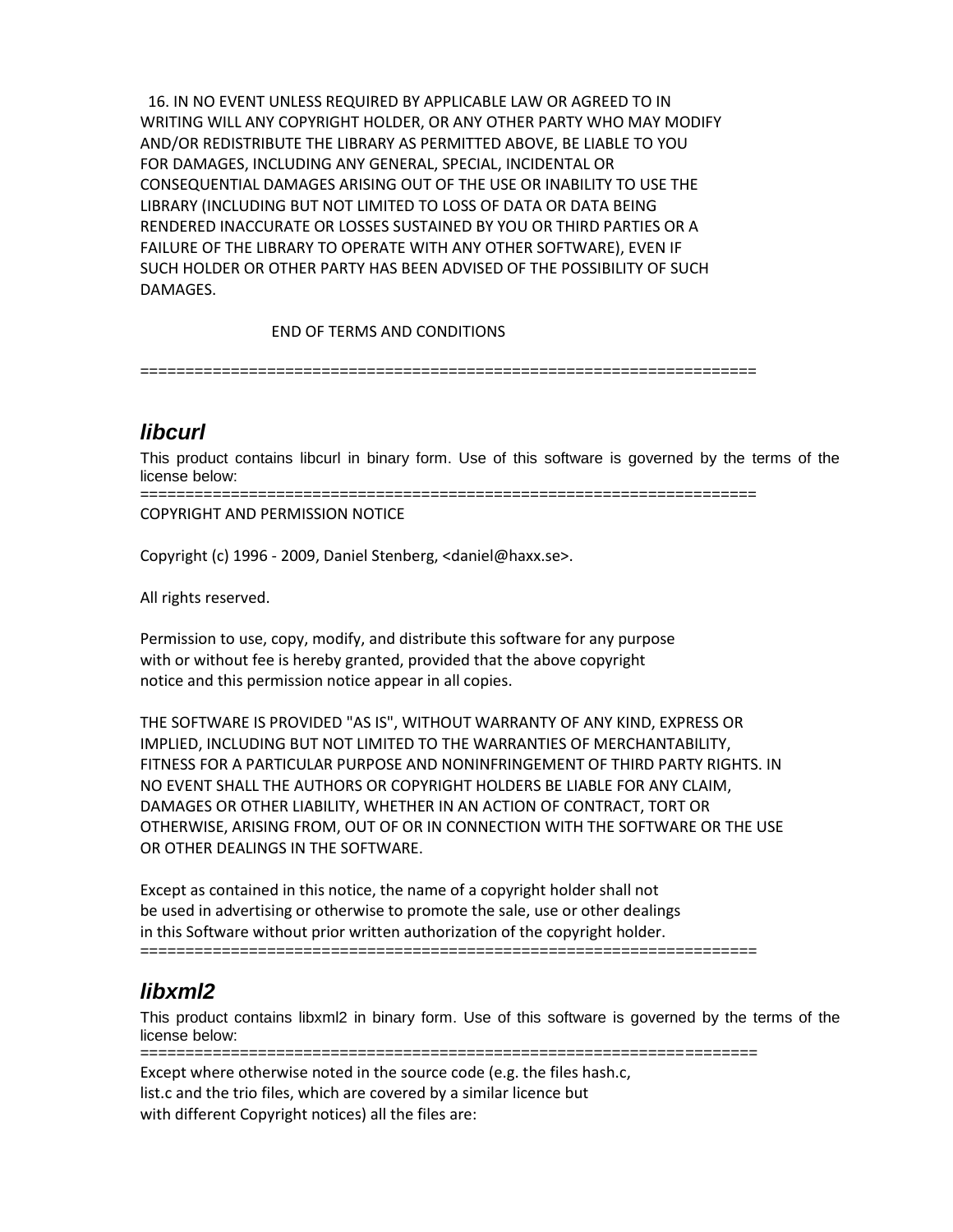16. IN NO EVENT UNLESS REQUIRED BY APPLICABLE LAW OR AGREED TO IN WRITING WILL ANY COPYRIGHT HOLDER, OR ANY OTHER PARTY WHO MAY MODIFY AND/OR REDISTRIBUTE THE LIBRARY AS PERMITTED ABOVE, BE LIABLE TO YOU FOR DAMAGES, INCLUDING ANY GENERAL, SPECIAL, INCIDENTAL OR CONSEQUENTIAL DAMAGES ARISING OUT OF THE USE OR INABILITY TO USE THE LIBRARY (INCLUDING BUT NOT LIMITED TO LOSS OF DATA OR DATA BEING RENDERED INACCURATE OR LOSSES SUSTAINED BY YOU OR THIRD PARTIES OR A FAILURE OF THE LIBRARY TO OPERATE WITH ANY OTHER SOFTWARE), EVEN IF SUCH HOLDER OR OTHER PARTY HAS BEEN ADVISED OF THE POSSIBILITY OF SUCH DAMAGES.

END OF TERMS AND CONDITIONS

=====================================================================

## *libcurl*

This product contains libcurl in binary form. Use of this software is governed by the terms of the license below:

=====================================================================

COPYRIGHT AND PERMISSION NOTICE

Copyright (c) 1996 - 2009, Daniel Stenberg, <daniel@haxx.se>.

All rights reserved.

Permission to use, copy, modify, and distribute this software for any purpose with or without fee is hereby granted, provided that the above copyright notice and this permission notice appear in all copies.

THE SOFTWARE IS PROVIDED "AS IS", WITHOUT WARRANTY OF ANY KIND, EXPRESS OR IMPLIED, INCLUDING BUT NOT LIMITED TO THE WARRANTIES OF MERCHANTABILITY, FITNESS FOR A PARTICULAR PURPOSE AND NONINFRINGEMENT OF THIRD PARTY RIGHTS. IN NO EVENT SHALL THE AUTHORS OR COPYRIGHT HOLDERS BE LIABLE FOR ANY CLAIM, DAMAGES OR OTHER LIABILITY, WHETHER IN AN ACTION OF CONTRACT, TORT OR OTHERWISE, ARISING FROM, OUT OF OR IN CONNECTION WITH THE SOFTWARE OR THE USE OR OTHER DEALINGS IN THE SOFTWARE.

Except as contained in this notice, the name of a copyright holder shall not be used in advertising or otherwise to promote the sale, use or other dealings in this Software without prior written authorization of the copyright holder.

=====================================================================

## *libxml2*

This product contains libxml2 in binary form. Use of this software is governed by the terms of the license below:

=====================================================================

Except where otherwise noted in the source code (e.g. the files hash.c, list.c and the trio files, which are covered by a similar licence but with different Copyright notices) all the files are: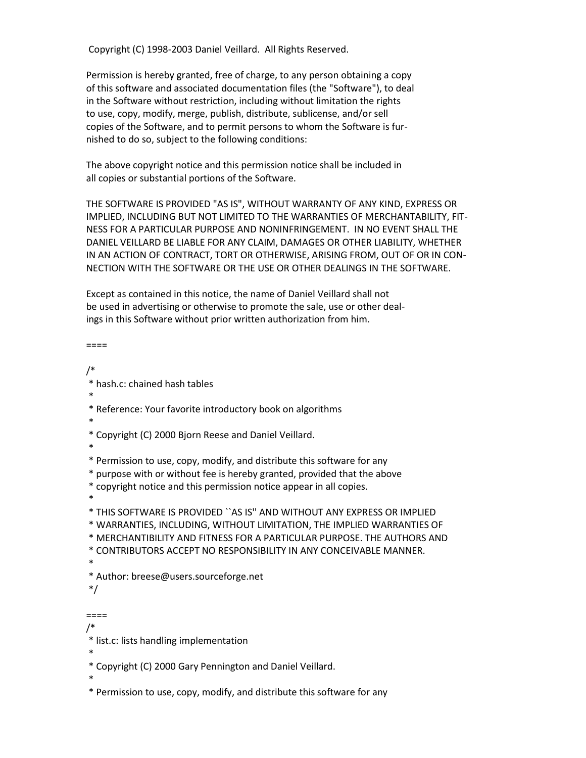Copyright (C) 1998-2003 Daniel Veillard.  All Rights Reserved.

Permission is hereby granted, free of charge, to any person obtaining a copy of this software and associated documentation files (the "Software"), to deal in the Software without restriction, including without limitation the rights to use, copy, modify, merge, publish, distribute, sublicense, and/or sell copies of the Software, and to permit persons to whom the Software is furnished to do so, subject to the following conditions:

The above copyright notice and this permission notice shall be included in all copies or substantial portions of the Software.

THE SOFTWARE IS PROVIDED "AS IS", WITHOUT WARRANTY OF ANY KIND, EXPRESS OR IMPLIED, INCLUDING BUT NOT LIMITED TO THE WARRANTIES OF MERCHANTABILITY, FITNESS FOR A PARTICULAR PURPOSE AND NONINFRINGEMENT.  IN NO EVENT SHALL THE DANIEL VEILLARD BE LIABLE FOR ANY CLAIM, DAMAGES OR OTHER LIABILITY, WHETHER IN AN ACTION OF CONTRACT, TORT OR OTHERWISE, ARISING FROM, OUT OF OR IN CONNECTION WITH THE SOFTWARE OR THE USE OR OTHER DEALINGS IN THE SOFTWARE.

Except as contained in this notice, the name of Daniel Veillard shall not be used in advertising or otherwise to promote the sale, use or other dealings in this Software without prior written authorization from him.

====

```
/*
 * hash.c: chained hash tables
 *
 * Reference: Your favorite introductory book on algorithms
 *
 * Copyright (C) 2000 Bjorn Reese and Daniel Veillard.
 *
 * Permission to use, copy, modify, and distribute this software for any
 * purpose with or without fee is hereby granted, provided that the above
 * copyright notice and this permission notice appear in all copies.
 *
 * THIS SOFTWARE IS PROVIDED ``AS IS'' AND WITHOUT ANY EXPRESS OR IMPLIED
 * WARRANTIES, INCLUDING, WITHOUT LIMITATION, THE IMPLIED WARRANTIES OF
 * MERCHANTIBILITY AND FITNESS FOR A PARTICULAR PURPOSE. THE AUTHORS AND
 * CONTRIBUTORS ACCEPT NO RESPONSIBILITY IN ANY CONCEIVABLE MANNER.
 *
 * Author: breese@users.sourceforge.net
 */
```

====

```
/*
 * list.c: lists handling implementation
 *
 * Copyright (C) 2000 Gary Pennington and Daniel Veillard.
 *
 * Permission to use, copy, modify, and distribute this software for any
```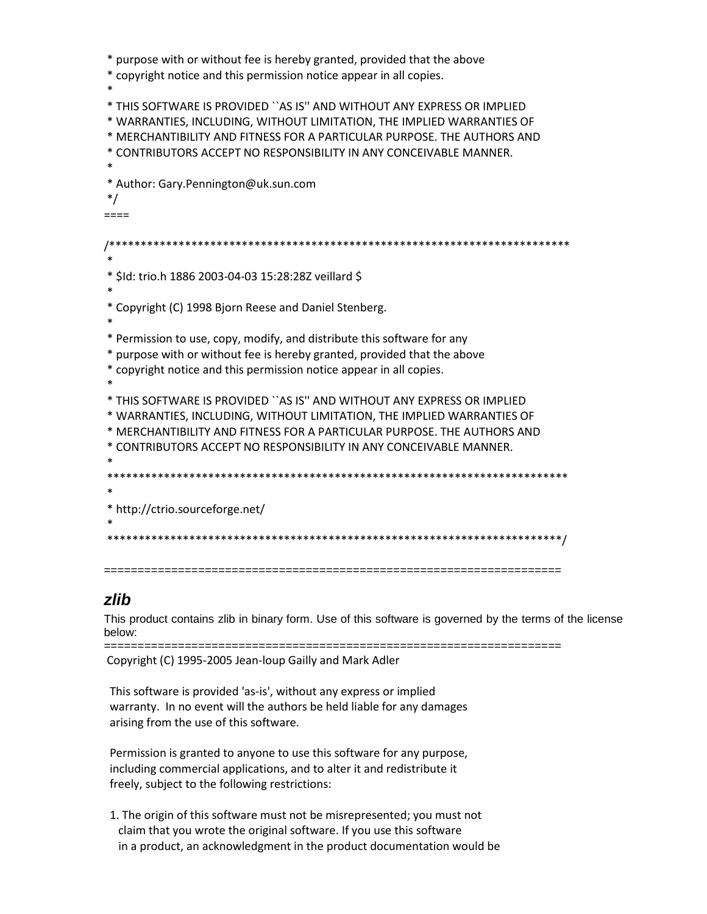```
 * purpose with or without fee is hereby granted, provided that the above
 * copyright notice and this permission notice appear in all copies.
 *
 * THIS SOFTWARE IS PROVIDED ``AS IS'' AND WITHOUT ANY EXPRESS OR IMPLIED
 * WARRANTIES, INCLUDING, WITHOUT LIMITATION, THE IMPLIED WARRANTIES OF
 * MERCHANTIBILITY AND FITNESS FOR A PARTICULAR PURPOSE. THE AUTHORS AND
 * CONTRIBUTORS ACCEPT NO RESPONSIBILITY IN ANY CONCEIVABLE MANNER.
 *
 * Author: Gary.Pennington@uk.sun.com
 */
====

/*************************************************************************
 *
 * $Id: trio.h 1886 2003-04-03 15:28:28Z veillard $
 *
 * Copyright (C) 1998 Bjorn Reese and Daniel Stenberg.
 *
 * Permission to use, copy, modify, and distribute this software for any
 * purpose with or without fee is hereby granted, provided that the above
 * copyright notice and this permission notice appear in all copies.
 *
 * THIS SOFTWARE IS PROVIDED ``AS IS'' AND WITHOUT ANY EXPRESS OR IMPLIED
 * WARRANTIES, INCLUDING, WITHOUT LIMITATION, THE IMPLIED WARRANTIES OF
 * MERCHANTIBILITY AND FITNESS FOR A PARTICULAR PURPOSE. THE AUTHORS AND
 * CONTRIBUTORS ACCEPT NO RESPONSIBILITY IN ANY CONCEIVABLE MANNER.
 *
 *************************************************************************
 *
 * http://ctrio.sourceforge.net/
 *
 ************************************************************************/

====================================================================
```

## *zlib*

This product contains zlib in binary form. Use of this software is governed by the terms of the license below:

```
====================================================================
 Copyright (C) 1995-2005 Jean-loup Gailly and Mark Adler

  This software is provided 'as-is', without any express or implied
  warranty.  In no event will the authors be held liable for any damages
  arising from the use of this software.

  Permission is granted to anyone to use this software for any purpose,
  including commercial applications, and to alter it and redistribute it
  freely, subject to the following restrictions:

  1. The origin of this software must not be misrepresented; you must not
     claim that you wrote the original software. If you use this software
     in a product, an acknowledgment in the product documentation would be
```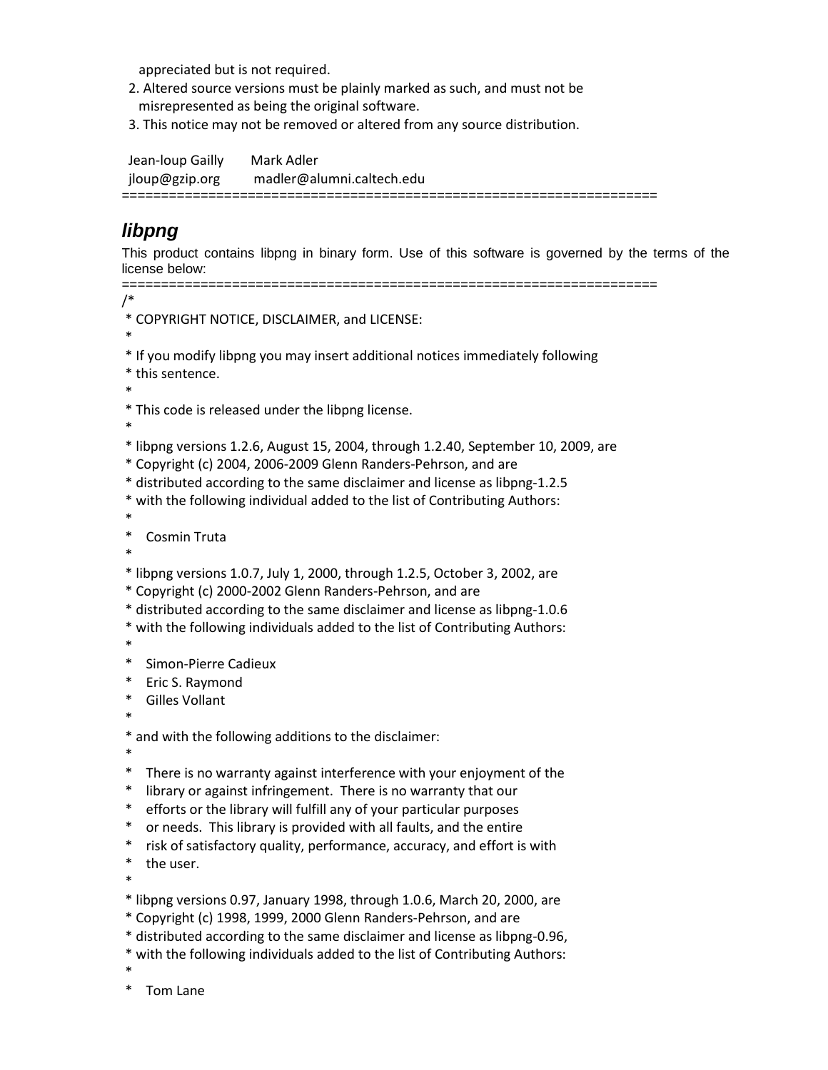appreciated but is not required.

2. Altered source versions must be plainly marked as such, and must not be misrepresented as being the original software.
3. This notice may not be removed or altered from any source distribution.

Jean-loup Gailly        Mark Adler
jloup@gzip.org          madler@alumni.caltech.edu

=================================================================

## *libpng*

This product contains libpng in binary form. Use of this software is governed by the terms of the license below:

=================================================================

```
/*
 * COPYRIGHT NOTICE, DISCLAIMER, and LICENSE:
 *
 * If you modify libpng you may insert additional notices immediately following
 * this sentence.
 *
 * This code is released under the libpng license.
 *
 * libpng versions 1.2.6, August 15, 2004, through 1.2.40, September 10, 2009, are
 * Copyright (c) 2004, 2006-2009 Glenn Randers-Pehrson, and are
 * distributed according to the same disclaimer and license as libpng-1.2.5
 * with the following individual added to the list of Contributing Authors:
 *
 *    Cosmin Truta
 *
 * libpng versions 1.0.7, July 1, 2000, through 1.2.5, October 3, 2002, are
 * Copyright (c) 2000-2002 Glenn Randers-Pehrson, and are
 * distributed according to the same disclaimer and license as libpng-1.0.6
 * with the following individuals added to the list of Contributing Authors:
 *
 *    Simon-Pierre Cadieux
 *    Eric S. Raymond
 *    Gilles Vollant
 *
 * and with the following additions to the disclaimer:
 *
 *    There is no warranty against interference with your enjoyment of the
 *    library or against infringement.  There is no warranty that our
 *    efforts or the library will fulfill any of your particular purposes
 *    or needs.  This library is provided with all faults, and the entire
 *    risk of satisfactory quality, performance, accuracy, and effort is with
 *    the user.
 *
 * libpng versions 0.97, January 1998, through 1.0.6, March 20, 2000, are
 * Copyright (c) 1998, 1999, 2000 Glenn Randers-Pehrson, and are
 * distributed according to the same disclaimer and license as libpng-0.96,
 * with the following individuals added to the list of Contributing Authors:
 *
 *    Tom Lane
```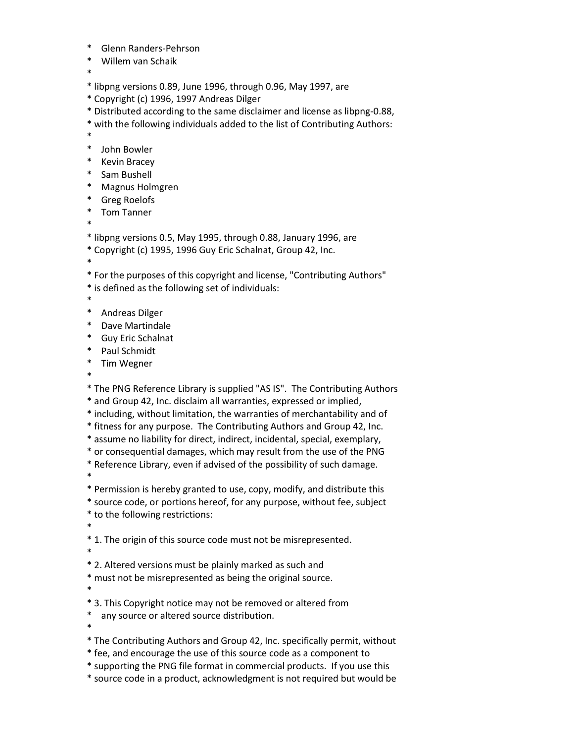```
*    Glenn Randers-Pehrson
*    Willem van Schaik
*
* libpng versions 0.89, June 1996, through 0.96, May 1997, are
* Copyright (c) 1996, 1997 Andreas Dilger
* Distributed according to the same disclaimer and license as libpng-0.88,
* with the following individuals added to the list of Contributing Authors:
*
*    John Bowler
*    Kevin Bracey
*    Sam Bushell
*    Magnus Holmgren
*    Greg Roelofs
*    Tom Tanner
*
* libpng versions 0.5, May 1995, through 0.88, January 1996, are
* Copyright (c) 1995, 1996 Guy Eric Schalnat, Group 42, Inc.
*
* For the purposes of this copyright and license, "Contributing Authors"
* is defined as the following set of individuals:
*
*    Andreas Dilger
*    Dave Martindale
*    Guy Eric Schalnat
*    Paul Schmidt
*    Tim Wegner
*
* The PNG Reference Library is supplied "AS IS".  The Contributing Authors
* and Group 42, Inc. disclaim all warranties, expressed or implied,
* including, without limitation, the warranties of merchantability and of
* fitness for any purpose.  The Contributing Authors and Group 42, Inc.
* assume no liability for direct, indirect, incidental, special, exemplary,
* or consequential damages, which may result from the use of the PNG
* Reference Library, even if advised of the possibility of such damage.
*
* Permission is hereby granted to use, copy, modify, and distribute this
* source code, or portions hereof, for any purpose, without fee, subject
* to the following restrictions:
*
* 1. The origin of this source code must not be misrepresented.
*
* 2. Altered versions must be plainly marked as such and
* must not be misrepresented as being the original source.
*
* 3. This Copyright notice may not be removed or altered from
*    any source or altered source distribution.
*
* The Contributing Authors and Group 42, Inc. specifically permit, without
* fee, and encourage the use of this source code as a component to
* supporting the PNG file format in commercial products.  If you use this
* source code in a product, acknowledgment is not required but would be
```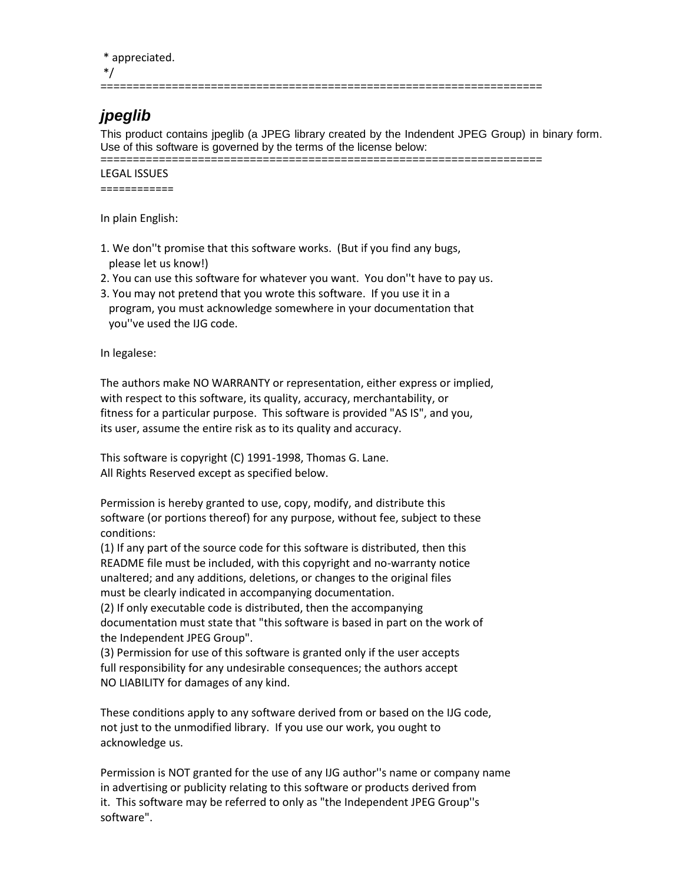* appreciated.
*/
====================================================================

## *jpeglib*

This product contains jpeglib (a JPEG library created by the Indendent JPEG Group) in binary form. Use of this software is governed by the terms of the license below:
====================================================================
LEGAL ISSUES
============

In plain English:

1. We don''t promise that this software works. (But if you find any bugs, please let us know!)
2. You can use this software for whatever you want. You don''t have to pay us.
3. You may not pretend that you wrote this software. If you use it in a program, you must acknowledge somewhere in your documentation that you''ve used the IJG code.

In legalese:

The authors make NO WARRANTY or representation, either express or implied, with respect to this software, its quality, accuracy, merchantability, or fitness for a particular purpose. This software is provided "AS IS", and you, its user, assume the entire risk as to its quality and accuracy.

This software is copyright (C) 1991-1998, Thomas G. Lane.
All Rights Reserved except as specified below.

Permission is hereby granted to use, copy, modify, and distribute this software (or portions thereof) for any purpose, without fee, subject to these conditions:
(1) If any part of the source code for this software is distributed, then this README file must be included, with this copyright and no-warranty notice unaltered; and any additions, deletions, or changes to the original files must be clearly indicated in accompanying documentation.
(2) If only executable code is distributed, then the accompanying documentation must state that "this software is based in part on the work of the Independent JPEG Group".
(3) Permission for use of this software is granted only if the user accepts full responsibility for any undesirable consequences; the authors accept NO LIABILITY for damages of any kind.

These conditions apply to any software derived from or based on the IJG code, not just to the unmodified library. If you use our work, you ought to acknowledge us.

Permission is NOT granted for the use of any IJG author''s name or company name in advertising or publicity relating to this software or products derived from it. This software may be referred to only as "the Independent JPEG Group''s software".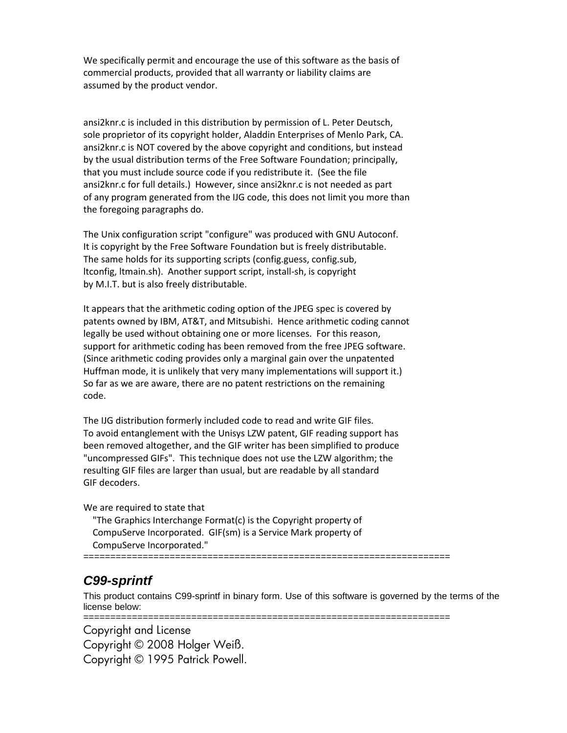We specifically permit and encourage the use of this software as the basis of
commercial products, provided that all warranty or liability claims are
assumed by the product vendor.

ansi2knr.c is included in this distribution by permission of L. Peter Deutsch,
sole proprietor of its copyright holder, Aladdin Enterprises of Menlo Park, CA.
ansi2knr.c is NOT covered by the above copyright and conditions, but instead
by the usual distribution terms of the Free Software Foundation; principally,
that you must include source code if you redistribute it. (See the file
ansi2knr.c for full details.) However, since ansi2knr.c is not needed as part
of any program generated from the IJG code, this does not limit you more than
the foregoing paragraphs do.

The Unix configuration script "configure" was produced with GNU Autoconf.
It is copyright by the Free Software Foundation but is freely distributable.
The same holds for its supporting scripts (config.guess, config.sub,
ltconfig, ltmain.sh). Another support script, install-sh, is copyright
by M.I.T. but is also freely distributable.

It appears that the arithmetic coding option of the JPEG spec is covered by
patents owned by IBM, AT&T, and Mitsubishi. Hence arithmetic coding cannot
legally be used without obtaining one or more licenses. For this reason,
support for arithmetic coding has been removed from the free JPEG software.
(Since arithmetic coding provides only a marginal gain over the unpatented
Huffman mode, it is unlikely that very many implementations will support it.)
So far as we are aware, there are no patent restrictions on the remaining
code.

The IJG distribution formerly included code to read and write GIF files.
To avoid entanglement with the Unisys LZW patent, GIF reading support has
been removed altogether, and the GIF writer has been simplified to produce
"uncompressed GIFs". This technique does not use the LZW algorithm; the
resulting GIF files are larger than usual, but are readable by all standard
GIF decoders.

We are required to state that
"The Graphics Interchange Format(c) is the Copyright property of
CompuServe Incorporated. GIF(sm) is a Service Mark property of
CompuServe Incorporated."

=====================================================================

## *C99-sprintf*

This product contains C99-sprintf in binary form. Use of this software is governed by the terms of the license below:

=====================================================================

Copyright and License

Copyright © 2008 Holger Weiß.

Copyright © 1995 Patrick Powell.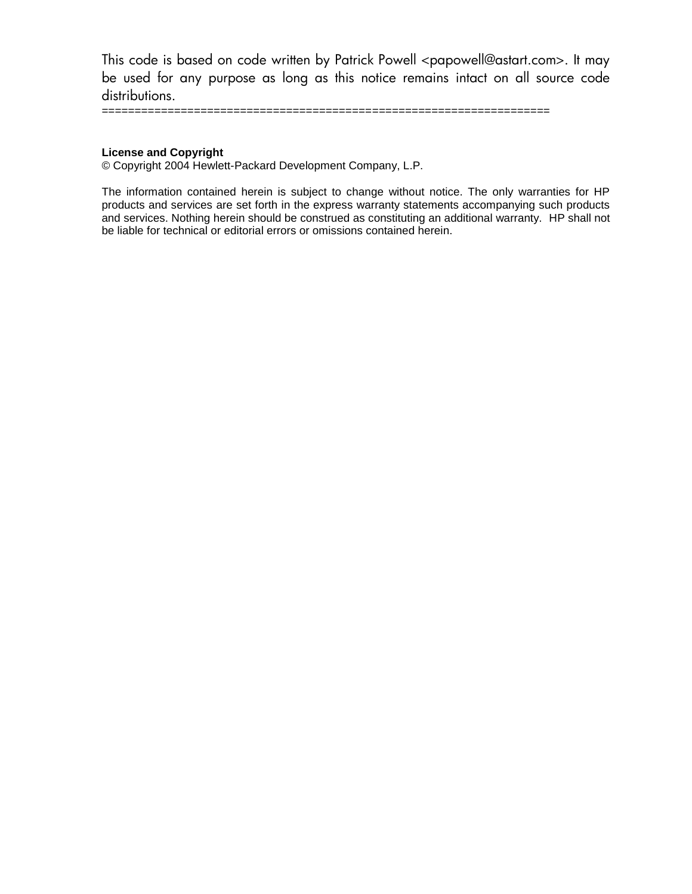This code is based on code written by Patrick Powell <papowell@astart.com>. It may be used for any purpose as long as this notice remains intact on all source code distributions.

==================================================================

**License and Copyright**

© Copyright 2004 Hewlett-Packard Development Company, L.P.

The information contained herein is subject to change without notice. The only warranties for HP products and services are set forth in the express warranty statements accompanying such products and services. Nothing herein should be construed as constituting an additional warranty. HP shall not be liable for technical or editorial errors or omissions contained herein.